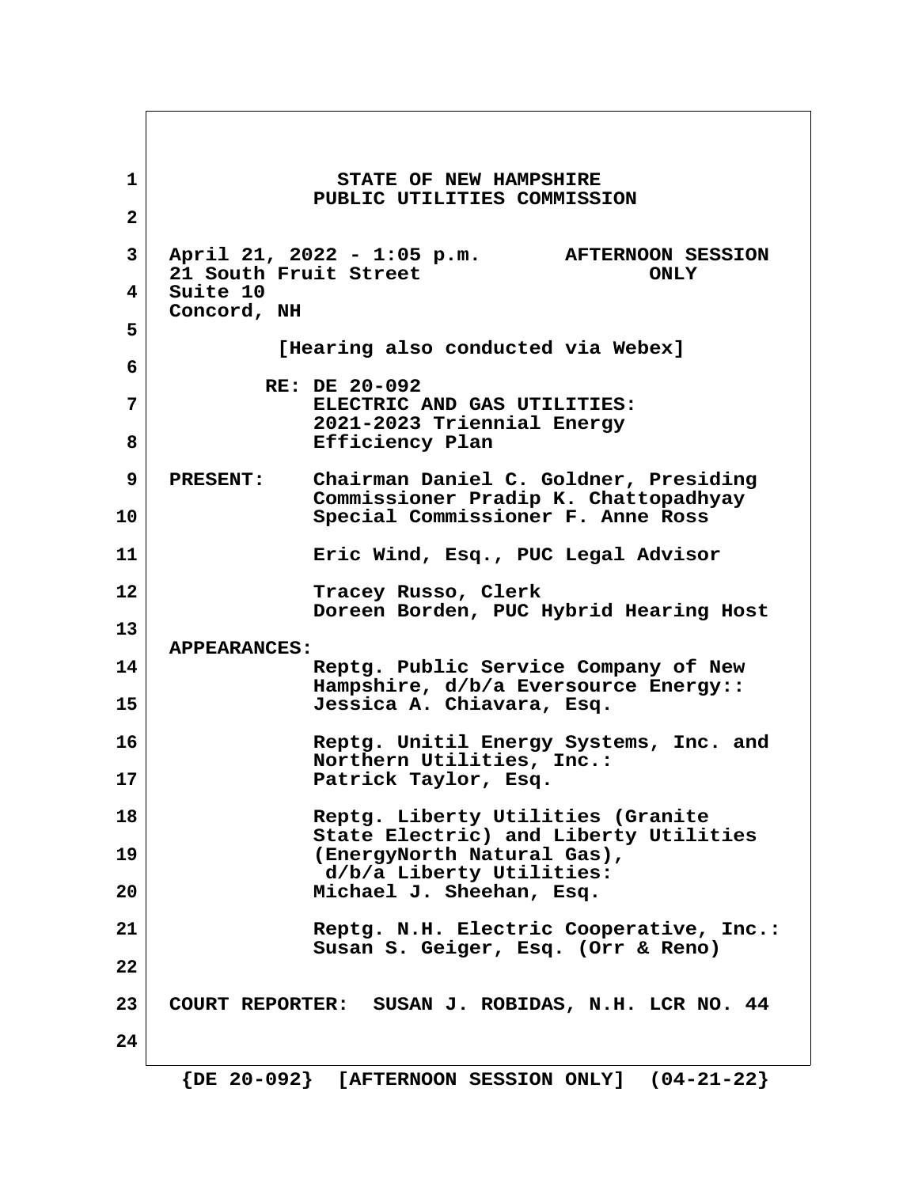STATE OF NEW HAMPSHIRE
PUBLIC UTILITIES COMMISSION

April 21, 2022 - 1:05 p.m. AFTERNOON SESSION ONLY
21 South Fruit Street
Suite 10
Concord, NH

[Hearing also conducted via Webex]

RE: DE 20-092
ELECTRIC AND GAS UTILITIES:
2021-2023 Triennial Energy Efficiency Plan

**PRESENT:** Chairman Daniel C. Goldner, Presiding
Commissioner Pradip K. Chattopadhyay
Special Commissioner F. Anne Ross

Eric Wind, Esq., PUC Legal Advisor

Tracey Russo, Clerk
Doreen Borden, PUC Hybrid Hearing Host

**APPEARANCES:**

Reptg. Public Service Company of New Hampshire, d/b/a Eversource Energy::
Jessica A. Chiavara, Esq.

Reptg. Unitil Energy Systems, Inc. and Northern Utilities, Inc.:
Patrick Taylor, Esq.

Reptg. Liberty Utilities (Granite State Electric) and Liberty Utilities (EnergyNorth Natural Gas), d/b/a Liberty Utilities:
Michael J. Sheehan, Esq.

Reptg. N.H. Electric Cooperative, Inc.:
Susan S. Geiger, Esq. (Orr & Reno)

**COURT REPORTER:** SUSAN J. ROBIDAS, N.H. LCR NO. 44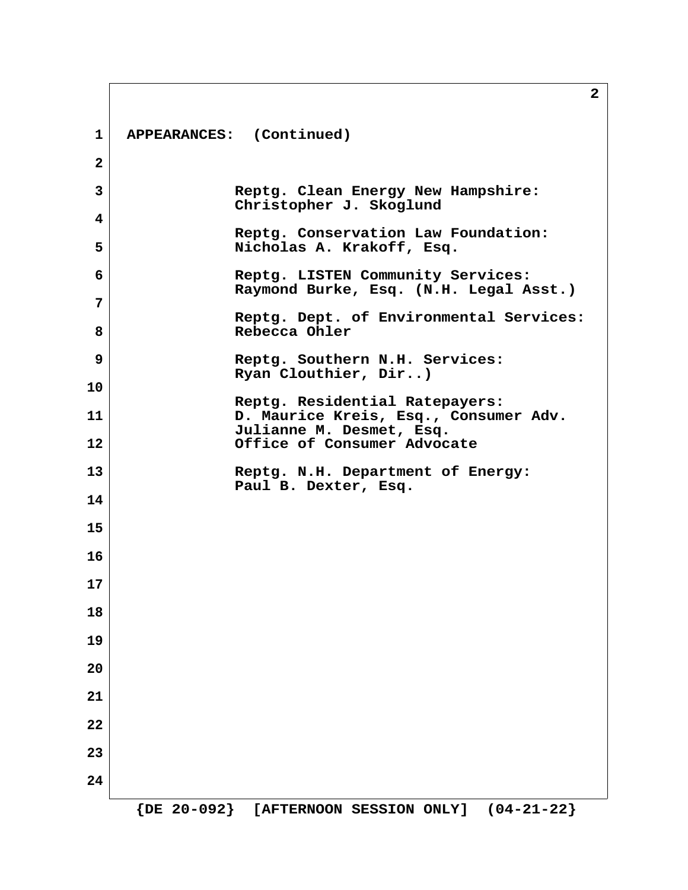APPEARANCES: (Continued)

Reptg. Clean Energy New Hampshire:
Christopher J. Skoglund

Reptg. Conservation Law Foundation:
Nicholas A. Krakoff, Esq.

Reptg. LISTEN Community Services:
Raymond Burke, Esq. (N.H. Legal Asst.)

Reptg. Dept. of Environmental Services:
Rebecca Ohler

Reptg. Southern N.H. Services:
Ryan Clouthier, Dir..)

Reptg. Residential Ratepayers:
D. Maurice Kreis, Esq., Consumer Adv.
Julianne M. Desmet, Esq.
Office of Consumer Advocate

Reptg. N.H. Department of Energy:
Paul B. Dexter, Esq.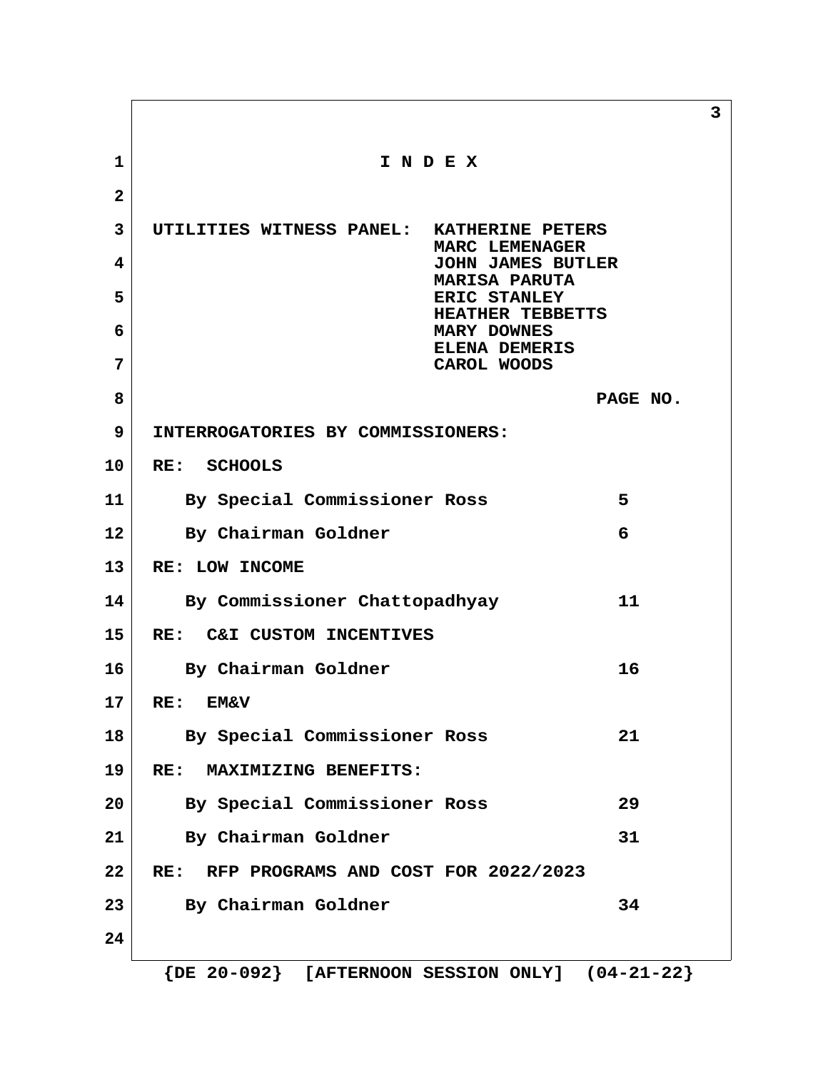# I N D E X

UTILITIES WITNESS PANEL: KATHERINE PETERS
MARC LEMENAGER
JOHN JAMES BUTLER
MARISA PARUTA
ERIC STANLEY
HEATHER TEBBETTS
MARY DOWNES
ELENA DEMERIS
CAROL WOODS

| | PAGE NO. |
|---|---|
| **INTERROGATORIES BY COMMISSIONERS:** | |
| **RE: SCHOOLS** | |
| By Special Commissioner Ross | 5 |
| By Chairman Goldner | 6 |
| **RE: LOW INCOME** | |
| By Commissioner Chattopadhyay | 11 |
| **RE: C&I CUSTOM INCENTIVES** | |
| By Chairman Goldner | 16 |
| **RE: EM&V** | |
| By Special Commissioner Ross | 21 |
| **RE: MAXIMIZING BENEFITS:** | |
| By Special Commissioner Ross | 29 |
| By Chairman Goldner | 31 |
| **RE: RFP PROGRAMS AND COST FOR 2022/2023** | |
| By Chairman Goldner | 34 |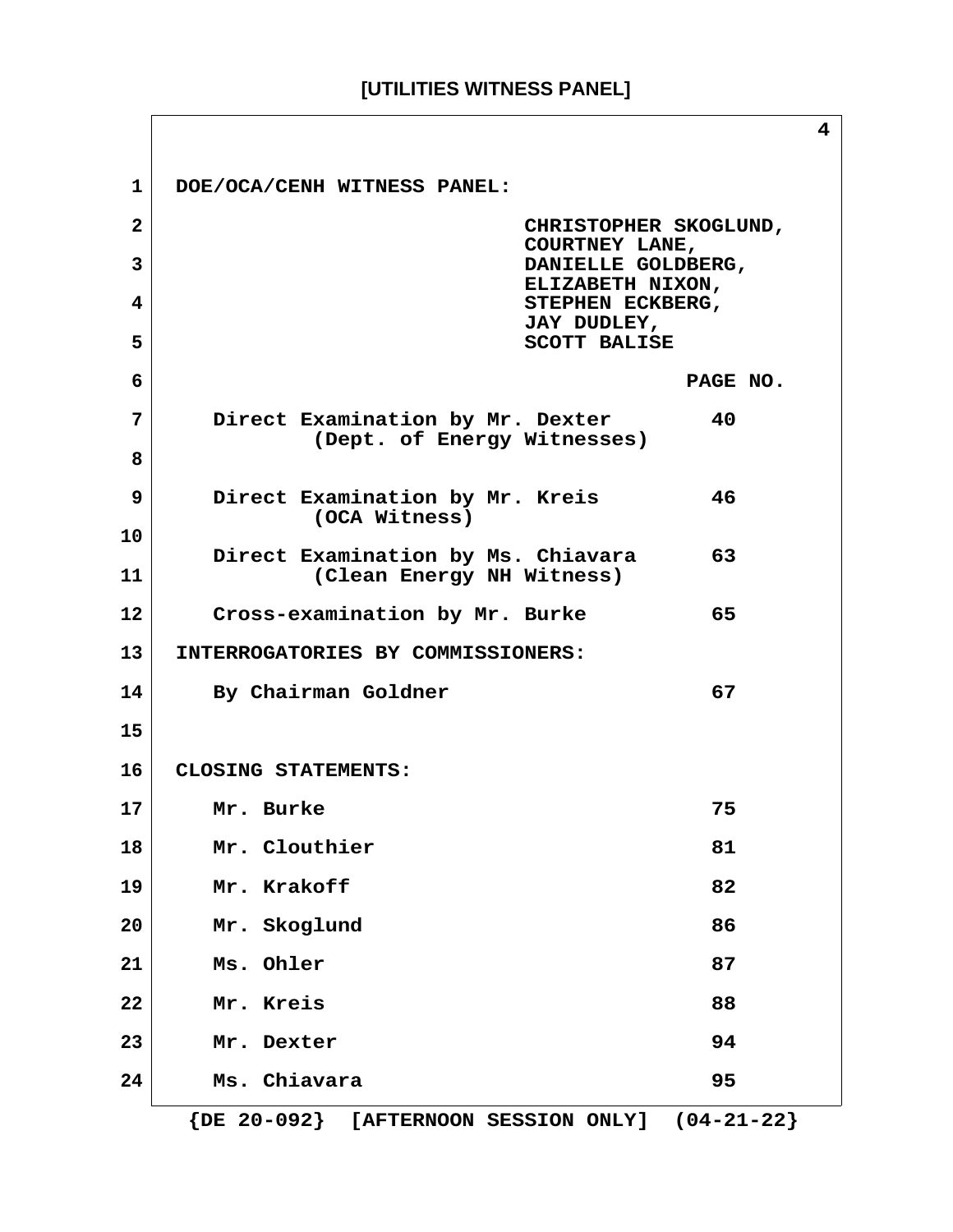DOE/OCA/CENH WITNESS PANEL:

CHRISTOPHER SKOGLUND,
COURTNEY LANE,
DANIELLE GOLDBERG,
ELIZABETH NIXON,
STEPHEN ECKBERG,
JAY DUDLEY,
SCOTT BALISE

| | PAGE NO. |
|---|---|
| Direct Examination by Mr. Dexter (Dept. of Energy Witnesses) | 40 |
| Direct Examination by Mr. Kreis (OCA Witness) | 46 |
| Direct Examination by Ms. Chiavara (Clean Energy NH Witness) | 63 |
| Cross-examination by Mr. Burke | 65 |

INTERROGATORIES BY COMMISSIONERS:

| | |
|---|---|
| By Chairman Goldner | 67 |

CLOSING STATEMENTS:

| | |
|---|---|
| Mr. Burke | 75 |
| Mr. Clouthier | 81 |
| Mr. Krakoff | 82 |
| Mr. Skoglund | 86 |
| Ms. Ohler | 87 |
| Mr. Kreis | 88 |
| Mr. Dexter | 94 |
| Ms. Chiavara | 95 |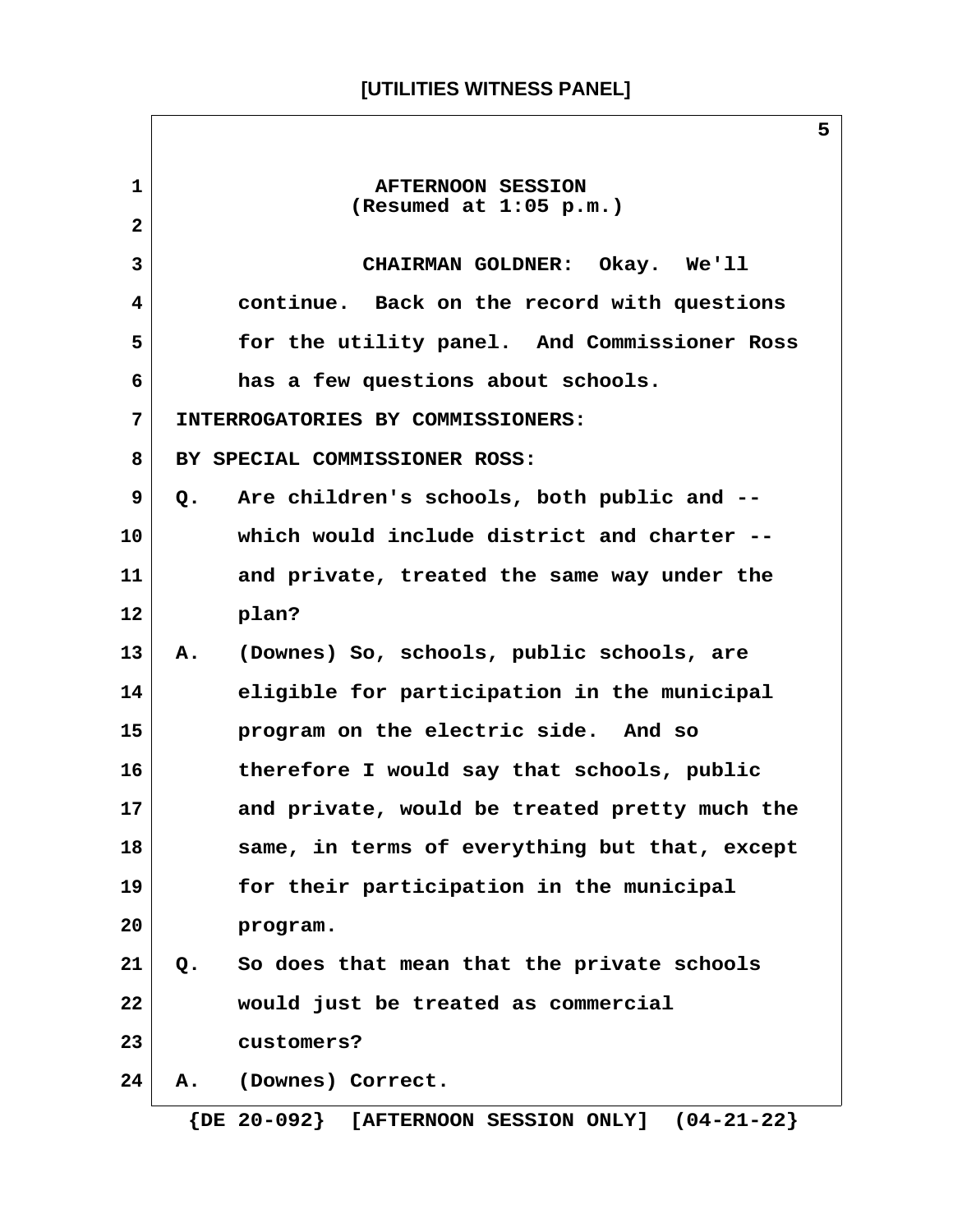AFTERNOON SESSION
(Resumed at 1:05 p.m.)

CHAIRMAN GOLDNER: Okay. We'll continue. Back on the record with questions for the utility panel. And Commissioner Ross has a few questions about schools.

INTERROGATORIES BY COMMISSIONERS:

BY SPECIAL COMMISSIONER ROSS:

Q. Are children's schools, both public and -- which would include district and charter -- and private, treated the same way under the plan?

A. (Downes) So, schools, public schools, are eligible for participation in the municipal program on the electric side. And so therefore I would say that schools, public and private, would be treated pretty much the same, in terms of everything but that, except for their participation in the municipal program.

Q. So does that mean that the private schools would just be treated as commercial customers?

A. (Downes) Correct.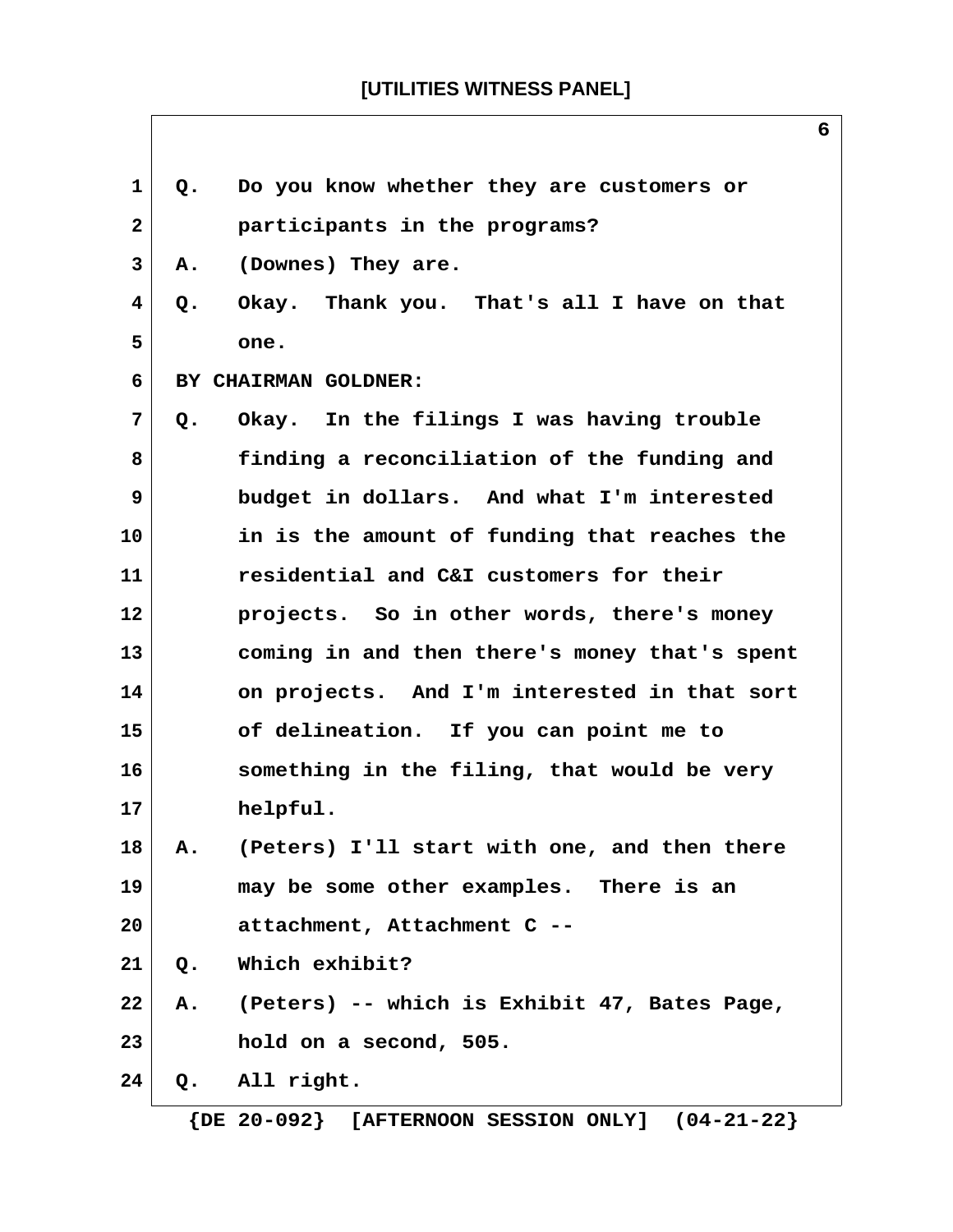Q. Do you know whether they are customers or participants in the programs?

A. (Downes) They are.

Q. Okay. Thank you. That's all I have on that one.

BY CHAIRMAN GOLDNER:

Q. Okay. In the filings I was having trouble finding a reconciliation of the funding and budget in dollars. And what I'm interested in is the amount of funding that reaches the residential and C&I customers for their projects. So in other words, there's money coming in and then there's money that's spent on projects. And I'm interested in that sort of delineation. If you can point me to something in the filing, that would be very helpful.

A. (Peters) I'll start with one, and then there may be some other examples. There is an attachment, Attachment C --

Q. Which exhibit?

A. (Peters) -- which is Exhibit 47, Bates Page, hold on a second, 505.

Q. All right.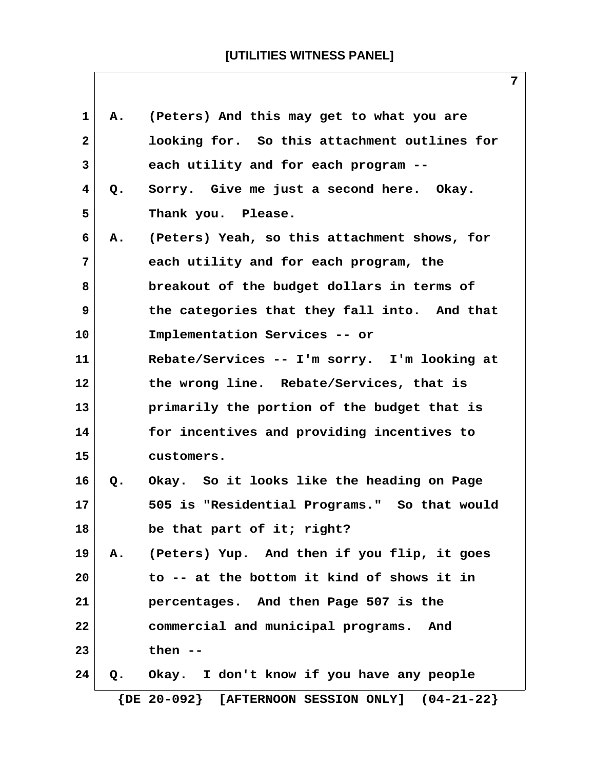A. (Peters) And this may get to what you are looking for. So this attachment outlines for each utility and for each program --

Q. Sorry. Give me just a second here. Okay. Thank you. Please.

A. (Peters) Yeah, so this attachment shows, for each utility and for each program, the breakout of the budget dollars in terms of the categories that they fall into. And that Implementation Services -- or Rebate/Services -- I'm sorry. I'm looking at the wrong line. Rebate/Services, that is primarily the portion of the budget that is for incentives and providing incentives to customers.

Q. Okay. So it looks like the heading on Page 505 is "Residential Programs." So that would be that part of it; right?

A. (Peters) Yup. And then if you flip, it goes to -- at the bottom it kind of shows it in percentages. And then Page 507 is the commercial and municipal programs. And then --

Q. Okay. I don't know if you have any people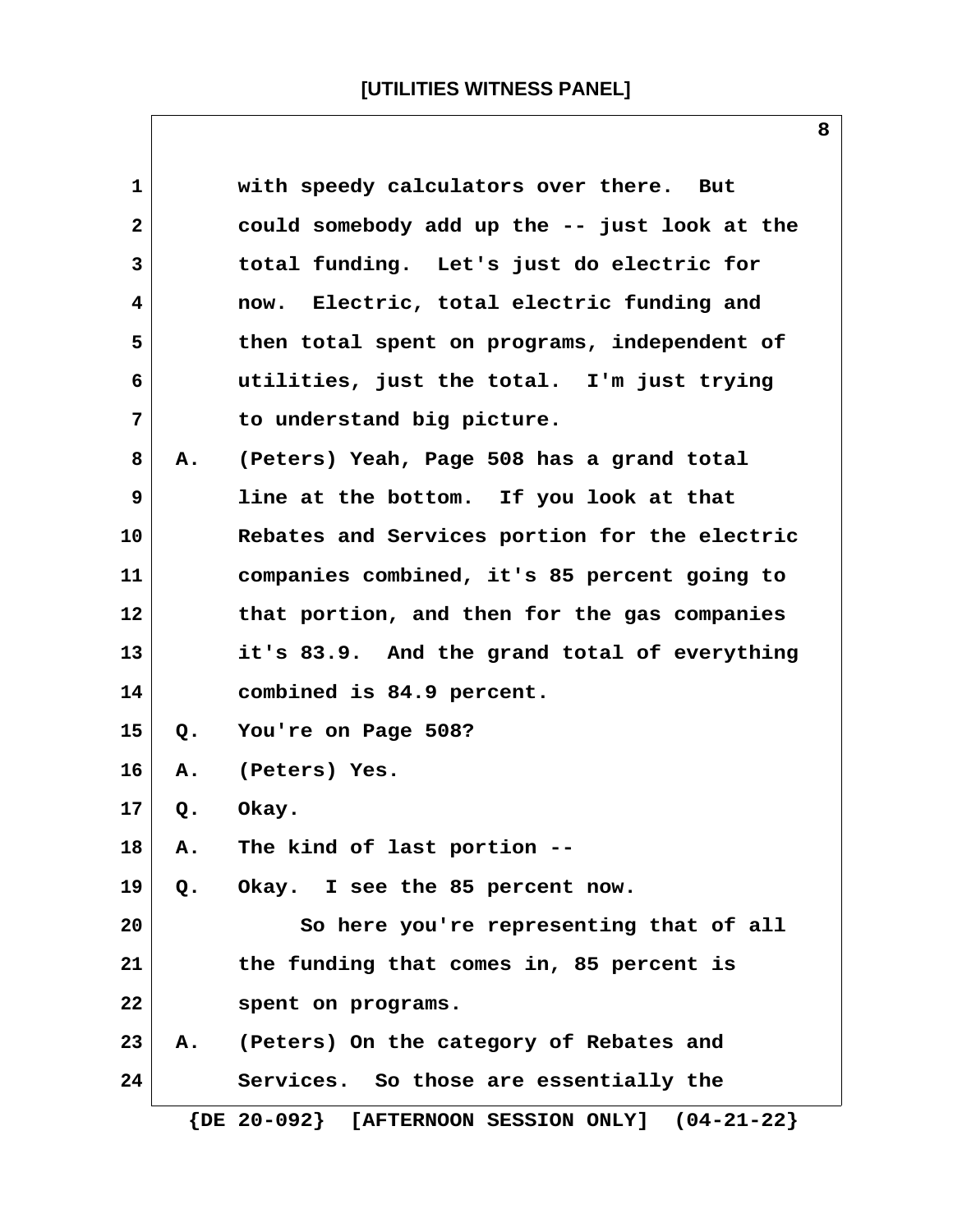with speedy calculators over there. But could somebody add up the -- just look at the total funding. Let's just do electric for now. Electric, total electric funding and then total spent on programs, independent of utilities, just the total. I'm just trying to understand big picture.

A. (Peters) Yeah, Page 508 has a grand total line at the bottom. If you look at that Rebates and Services portion for the electric companies combined, it's 85 percent going to that portion, and then for the gas companies it's 83.9. And the grand total of everything combined is 84.9 percent.

Q. You're on Page 508?

A. (Peters) Yes.

Q. Okay.

A. The kind of last portion --

Q. Okay. I see the 85 percent now.

So here you're representing that of all the funding that comes in, 85 percent is spent on programs.

A. (Peters) On the category of Rebates and Services. So those are essentially the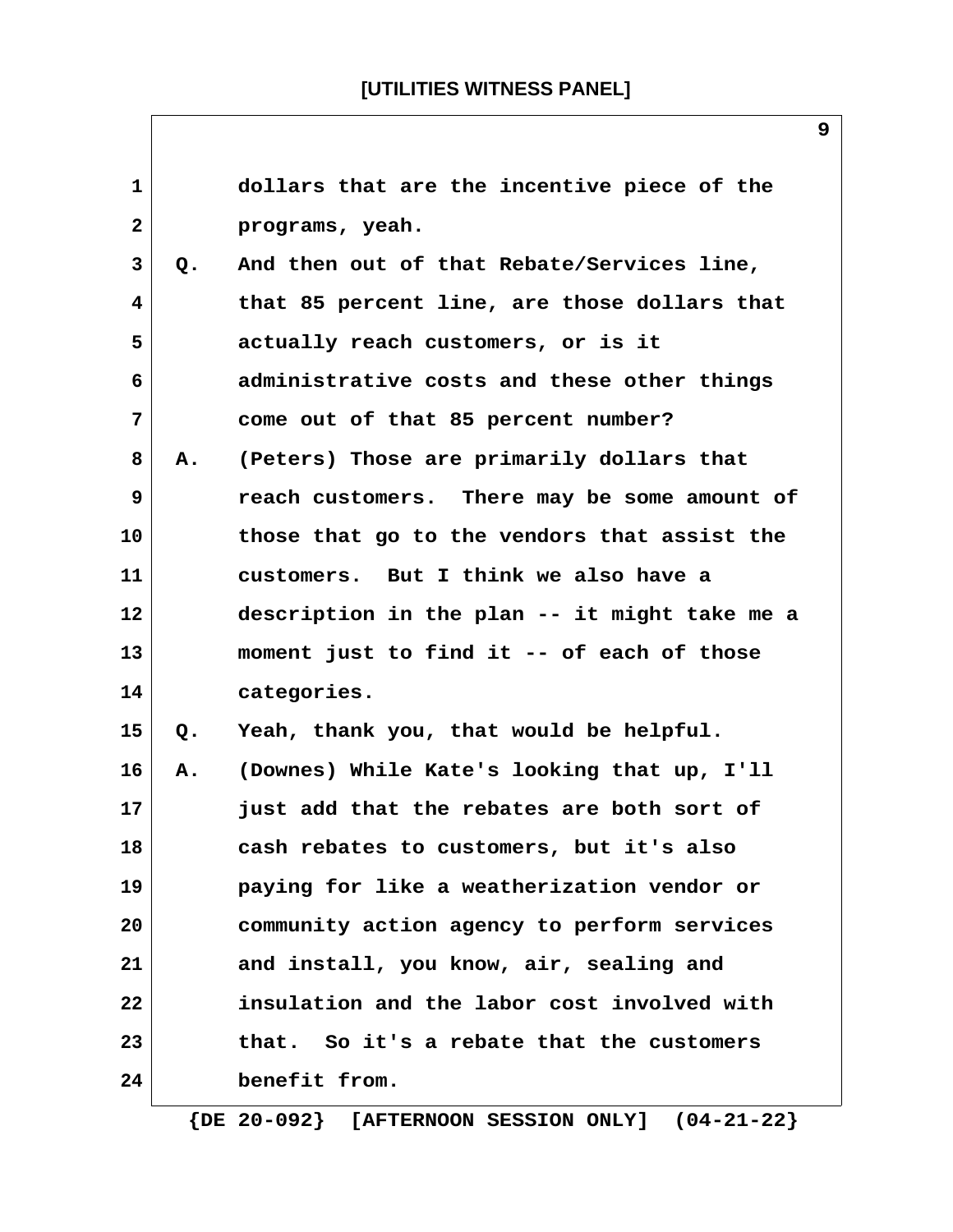dollars that are the incentive piece of the programs, yeah.

Q. And then out of that Rebate/Services line, that 85 percent line, are those dollars that actually reach customers, or is it administrative costs and these other things come out of that 85 percent number?

A. (Peters) Those are primarily dollars that reach customers. There may be some amount of those that go to the vendors that assist the customers. But I think we also have a description in the plan -- it might take me a moment just to find it -- of each of those categories.

Q. Yeah, thank you, that would be helpful.

A. (Downes) While Kate's looking that up, I'll just add that the rebates are both sort of cash rebates to customers, but it's also paying for like a weatherization vendor or community action agency to perform services and install, you know, air, sealing and insulation and the labor cost involved with that. So it's a rebate that the customers benefit from.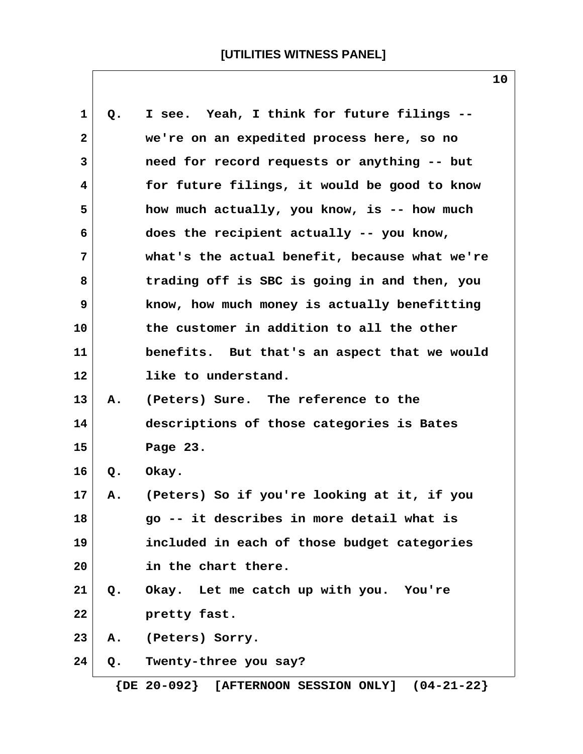Q. I see. Yeah, I think for future filings -- we're on an expedited process here, so no need for record requests or anything -- but for future filings, it would be good to know how much actually, you know, is -- how much does the recipient actually -- you know, what's the actual benefit, because what we're trading off is SBC is going in and then, you know, how much money is actually benefitting the customer in addition to all the other benefits. But that's an aspect that we would like to understand.

A. (Peters) Sure. The reference to the descriptions of those categories is Bates Page 23.

Q. Okay.

A. (Peters) So if you're looking at it, if you go -- it describes in more detail what is included in each of those budget categories in the chart there.

Q. Okay. Let me catch up with you. You're pretty fast.

A. (Peters) Sorry.

Q. Twenty-three you say?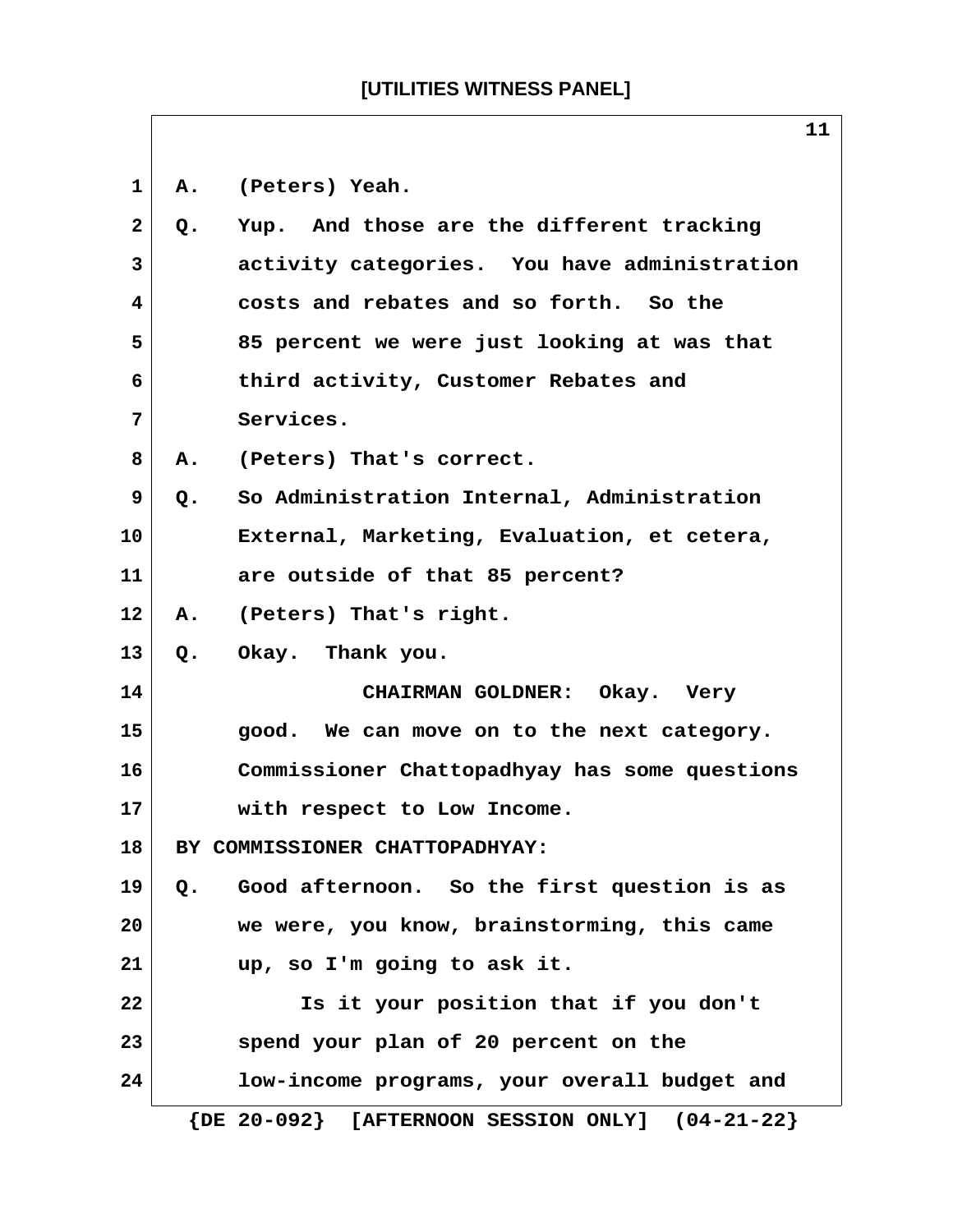A. (Peters) Yeah.

Q. Yup. And those are the different tracking activity categories. You have administration costs and rebates and so forth. So the 85 percent we were just looking at was that third activity, Customer Rebates and Services.

A. (Peters) That's correct.

Q. So Administration Internal, Administration External, Marketing, Evaluation, et cetera, are outside of that 85 percent?

A. (Peters) That's right.

Q. Okay. Thank you.

CHAIRMAN GOLDNER: Okay. Very good. We can move on to the next category. Commissioner Chattopadhyay has some questions with respect to Low Income.

BY COMMISSIONER CHATTOPADHYAY:

Q. Good afternoon. So the first question is as we were, you know, brainstorming, this came up, so I'm going to ask it.

Is it your position that if you don't spend your plan of 20 percent on the low-income programs, your overall budget and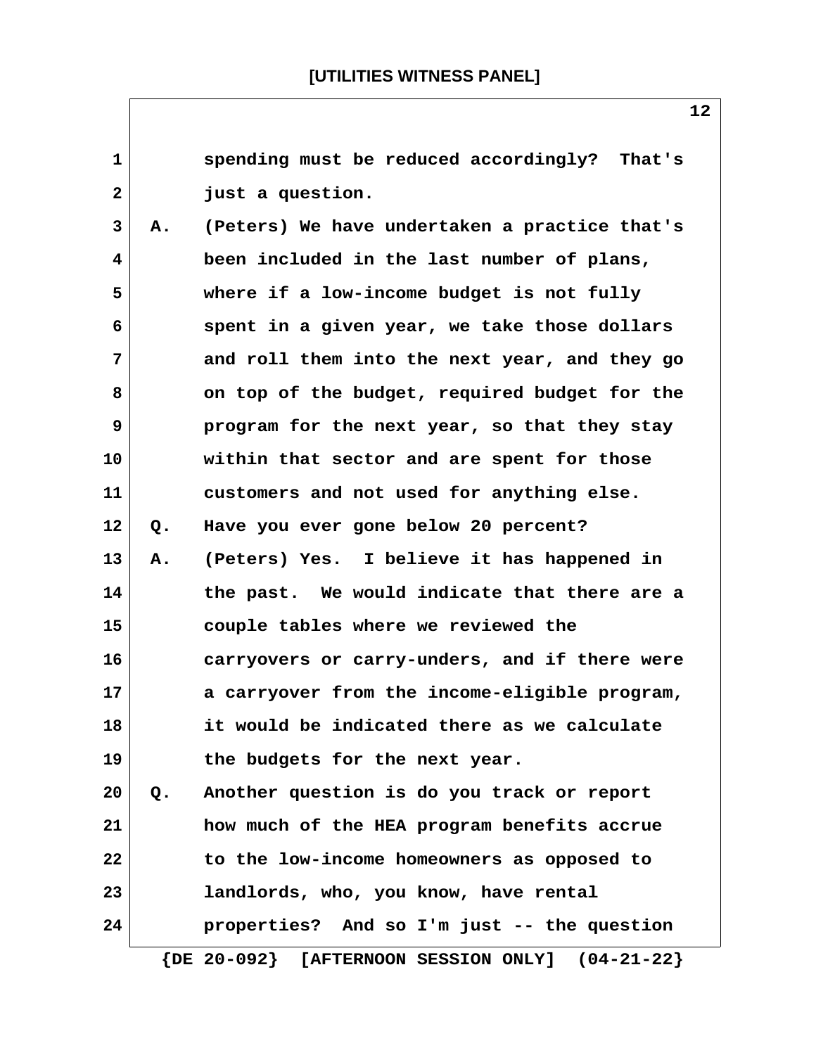spending must be reduced accordingly? That's just a question.

A. (Peters) We have undertaken a practice that's been included in the last number of plans, where if a low-income budget is not fully spent in a given year, we take those dollars and roll them into the next year, and they go on top of the budget, required budget for the program for the next year, so that they stay within that sector and are spent for those customers and not used for anything else.

Q. Have you ever gone below 20 percent?

A. (Peters) Yes. I believe it has happened in the past. We would indicate that there are a couple tables where we reviewed the carryovers or carry-unders, and if there were a carryover from the income-eligible program, it would be indicated there as we calculate the budgets for the next year.

Q. Another question is do you track or report how much of the HEA program benefits accrue to the low-income homeowners as opposed to landlords, who, you know, have rental properties? And so I'm just -- the question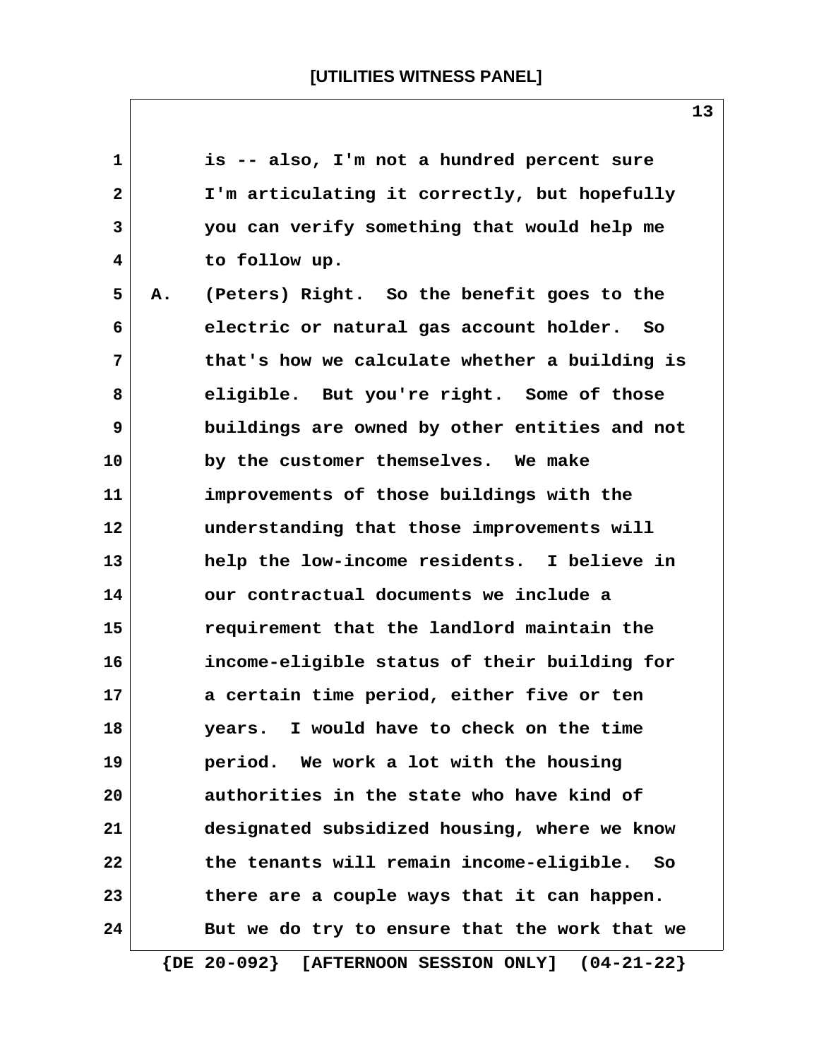is -- also, I'm not a hundred percent sure I'm articulating it correctly, but hopefully you can verify something that would help me to follow up.

A. (Peters) Right. So the benefit goes to the electric or natural gas account holder. So that's how we calculate whether a building is eligible. But you're right. Some of those buildings are owned by other entities and not by the customer themselves. We make improvements of those buildings with the understanding that those improvements will help the low-income residents. I believe in our contractual documents we include a requirement that the landlord maintain the income-eligible status of their building for a certain time period, either five or ten years. I would have to check on the time period. We work a lot with the housing authorities in the state who have kind of designated subsidized housing, where we know the tenants will remain income-eligible. So there are a couple ways that it can happen. But we do try to ensure that the work that we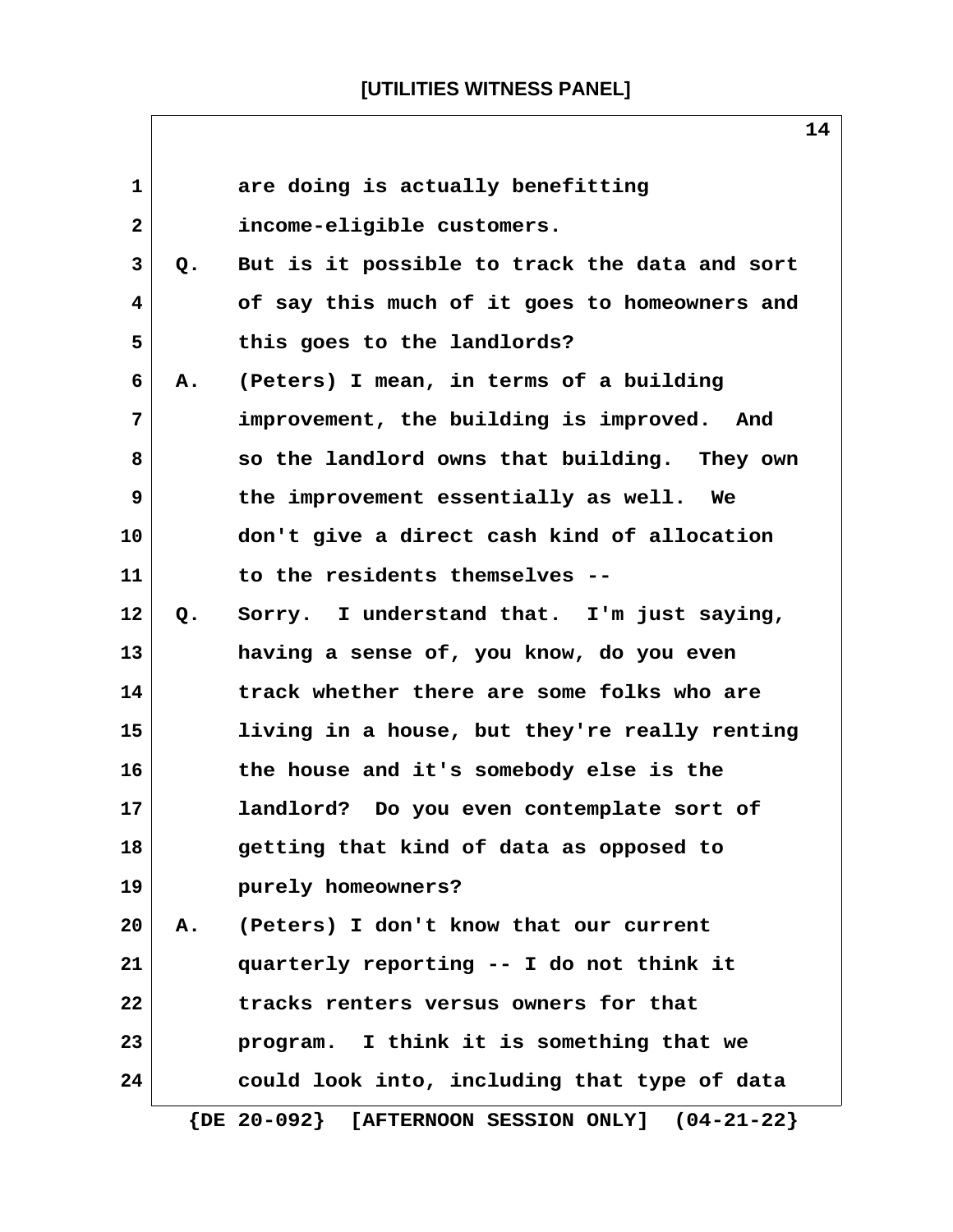are doing is actually benefitting income-eligible customers.

Q. But is it possible to track the data and sort of say this much of it goes to homeowners and this goes to the landlords?

A. (Peters) I mean, in terms of a building improvement, the building is improved. And so the landlord owns that building. They own the improvement essentially as well. We don't give a direct cash kind of allocation to the residents themselves --

Q. Sorry. I understand that. I'm just saying, having a sense of, you know, do you even track whether there are some folks who are living in a house, but they're really renting the house and it's somebody else is the landlord? Do you even contemplate sort of getting that kind of data as opposed to purely homeowners?

A. (Peters) I don't know that our current quarterly reporting -- I do not think it tracks renters versus owners for that program. I think it is something that we could look into, including that type of data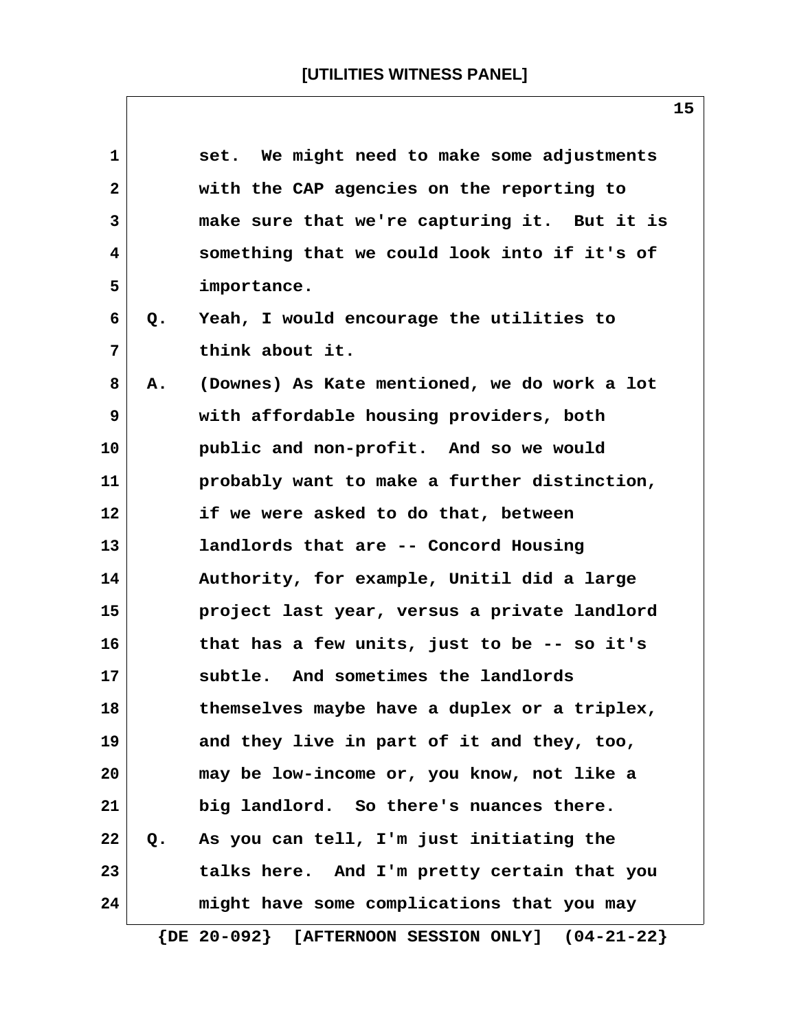set. We might need to make some adjustments with the CAP agencies on the reporting to make sure that we're capturing it. But it is something that we could look into if it's of importance.

Q. Yeah, I would encourage the utilities to think about it.

A. (Downes) As Kate mentioned, we do work a lot with affordable housing providers, both public and non-profit. And so we would probably want to make a further distinction, if we were asked to do that, between landlords that are -- Concord Housing Authority, for example, Unitil did a large project last year, versus a private landlord that has a few units, just to be -- so it's subtle. And sometimes the landlords themselves maybe have a duplex or a triplex, and they live in part of it and they, too, may be low-income or, you know, not like a big landlord. So there's nuances there.

Q. As you can tell, I'm just initiating the talks here. And I'm pretty certain that you might have some complications that you may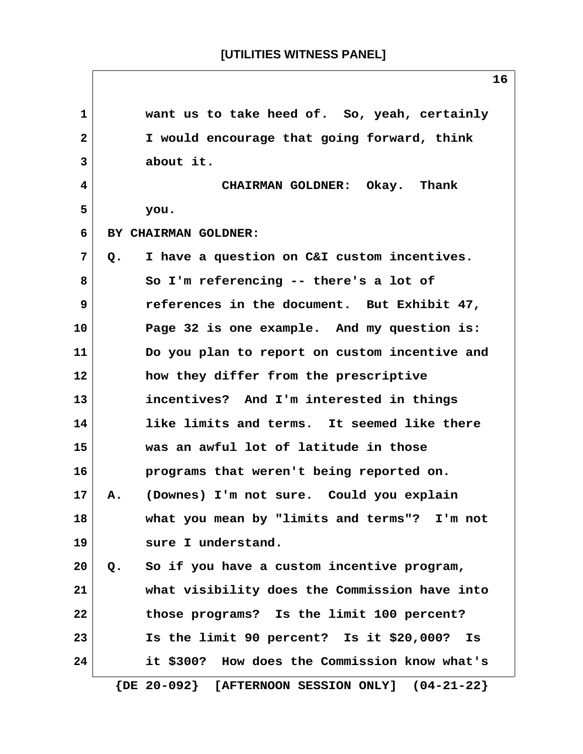want us to take heed of. So, yeah, certainly I would encourage that going forward, think about it.

CHAIRMAN GOLDNER: Okay. Thank you.

BY CHAIRMAN GOLDNER:

Q. I have a question on C&I custom incentives. So I'm referencing -- there's a lot of references in the document. But Exhibit 47, Page 32 is one example. And my question is: Do you plan to report on custom incentive and how they differ from the prescriptive incentives? And I'm interested in things like limits and terms. It seemed like there was an awful lot of latitude in those programs that weren't being reported on.

A. (Downes) I'm not sure. Could you explain what you mean by "limits and terms"? I'm not sure I understand.

Q. So if you have a custom incentive program, what visibility does the Commission have into those programs? Is the limit 100 percent? Is the limit 90 percent? Is it $20,000? Is it $300? How does the Commission know what's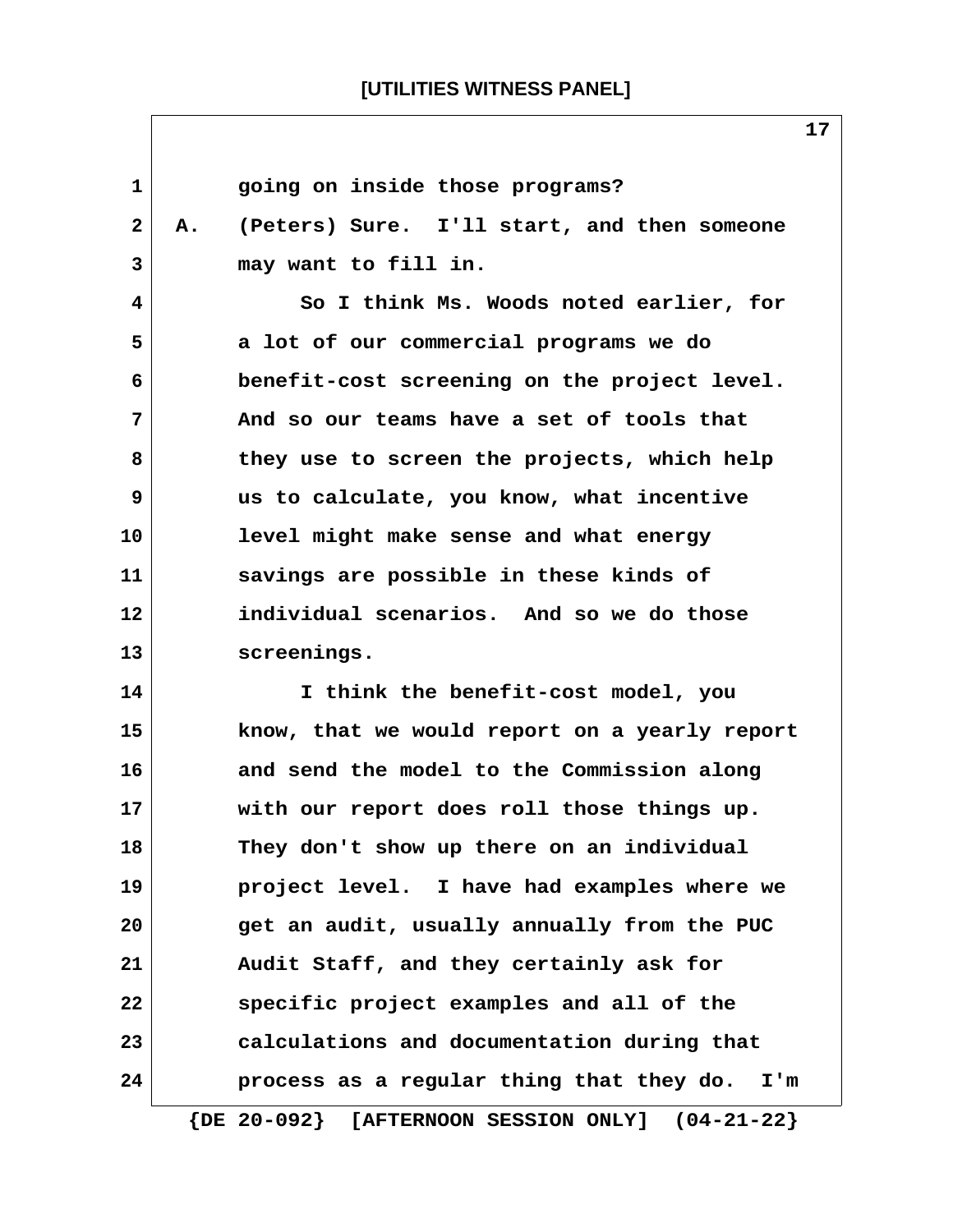going on inside those programs?

A. (Peters) Sure. I'll start, and then someone may want to fill in.

So I think Ms. Woods noted earlier, for a lot of our commercial programs we do benefit-cost screening on the project level. And so our teams have a set of tools that they use to screen the projects, which help us to calculate, you know, what incentive level might make sense and what energy savings are possible in these kinds of individual scenarios. And so we do those screenings.

I think the benefit-cost model, you know, that we would report on a yearly report and send the model to the Commission along with our report does roll those things up. They don't show up there on an individual project level. I have had examples where we get an audit, usually annually from the PUC Audit Staff, and they certainly ask for specific project examples and all of the calculations and documentation during that process as a regular thing that they do. I'm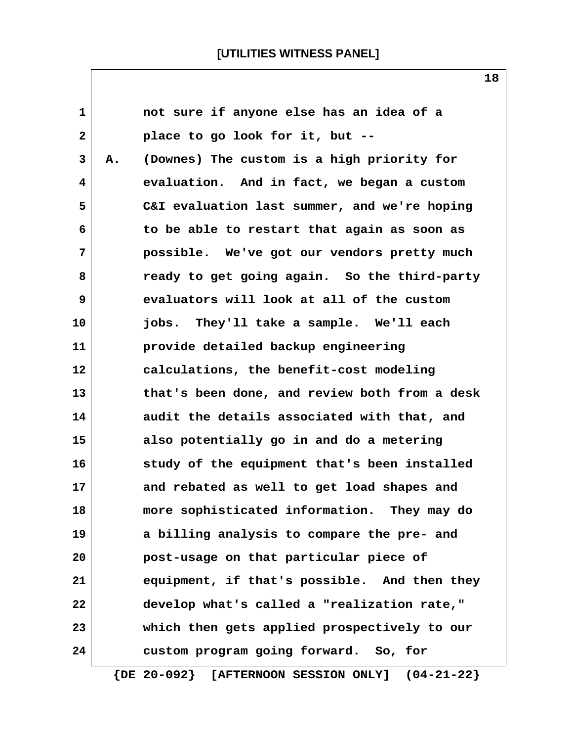not sure if anyone else has an idea of a place to go look for it, but --

A. (Downes) The custom is a high priority for evaluation. And in fact, we began a custom C&I evaluation last summer, and we're hoping to be able to restart that again as soon as possible. We've got our vendors pretty much ready to get going again. So the third-party evaluators will look at all of the custom jobs. They'll take a sample. We'll each provide detailed backup engineering calculations, the benefit-cost modeling that's been done, and review both from a desk audit the details associated with that, and also potentially go in and do a metering study of the equipment that's been installed and rebated as well to get load shapes and more sophisticated information. They may do a billing analysis to compare the pre- and post-usage on that particular piece of equipment, if that's possible. And then they develop what's called a "realization rate," which then gets applied prospectively to our custom program going forward. So, for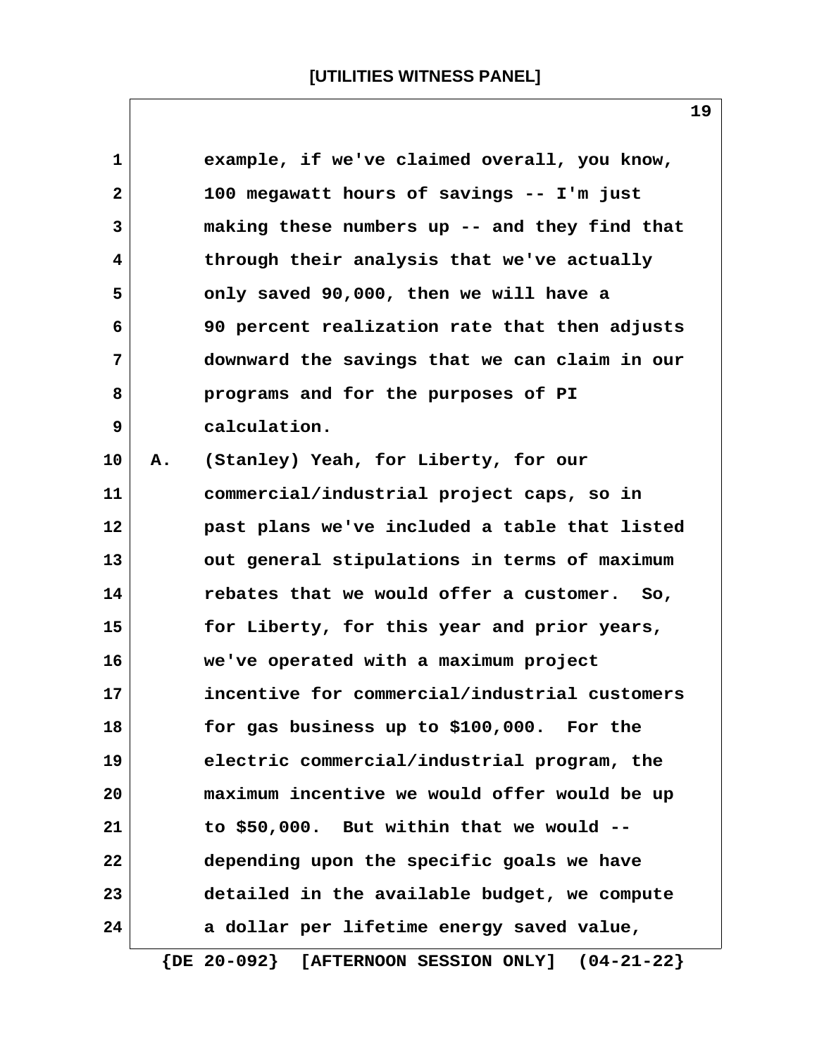example, if we've claimed overall, you know, 100 megawatt hours of savings -- I'm just making these numbers up -- and they find that through their analysis that we've actually only saved 90,000, then we will have a 90 percent realization rate that then adjusts downward the savings that we can claim in our programs and for the purposes of PI calculation.

A. (Stanley) Yeah, for Liberty, for our commercial/industrial project caps, so in past plans we've included a table that listed out general stipulations in terms of maximum rebates that we would offer a customer. So, for Liberty, for this year and prior years, we've operated with a maximum project incentive for commercial/industrial customers for gas business up to $100,000. For the electric commercial/industrial program, the maximum incentive we would offer would be up to $50,000. But within that we would -- depending upon the specific goals we have detailed in the available budget, we compute a dollar per lifetime energy saved value,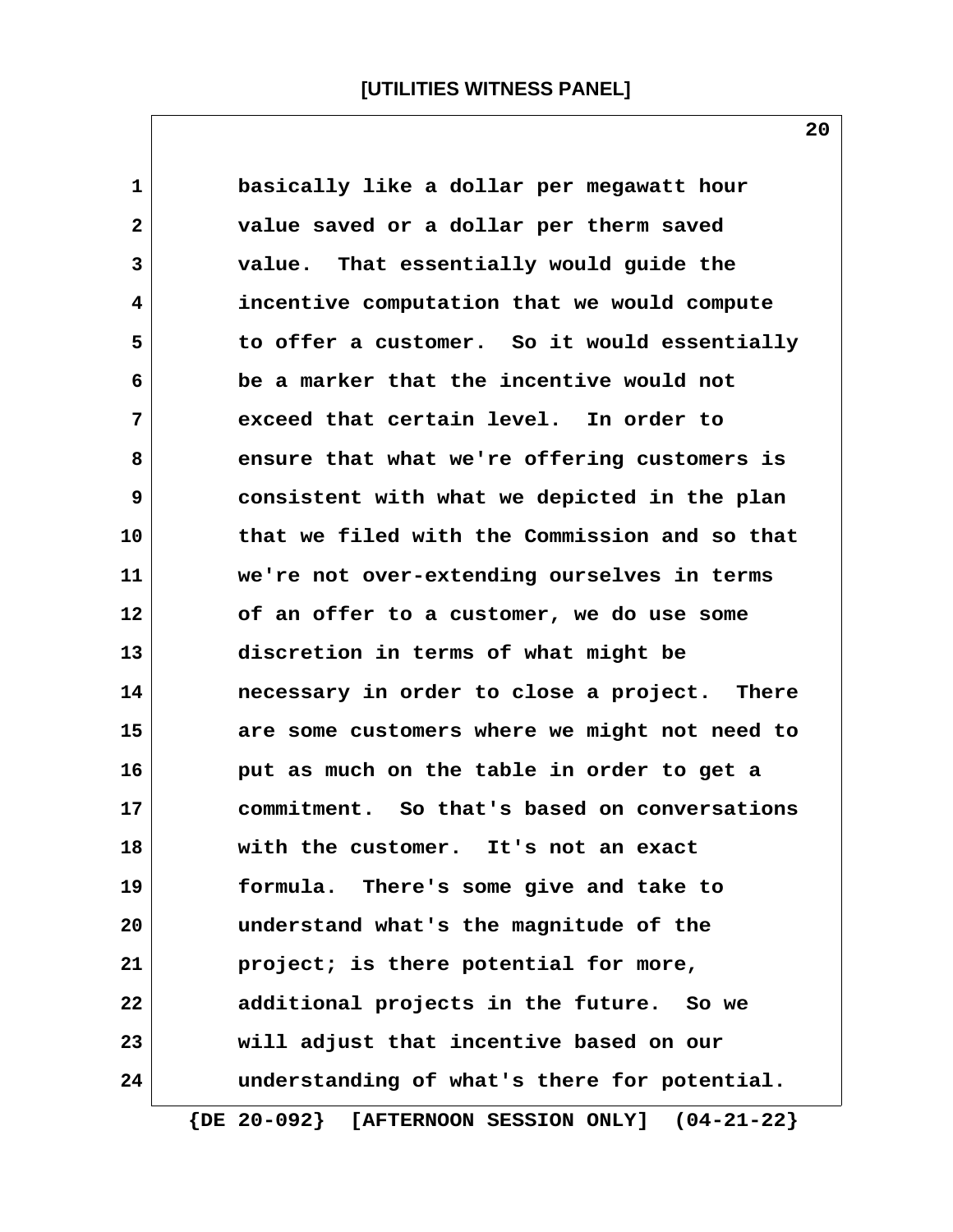basically like a dollar per megawatt hour value saved or a dollar per therm saved value. That essentially would guide the incentive computation that we would compute to offer a customer. So it would essentially be a marker that the incentive would not exceed that certain level. In order to ensure that what we're offering customers is consistent with what we depicted in the plan that we filed with the Commission and so that we're not over-extending ourselves in terms of an offer to a customer, we do use some discretion in terms of what might be necessary in order to close a project. There are some customers where we might not need to put as much on the table in order to get a commitment. So that's based on conversations with the customer. It's not an exact formula. There's some give and take to understand what's the magnitude of the project; is there potential for more, additional projects in the future. So we will adjust that incentive based on our understanding of what's there for potential.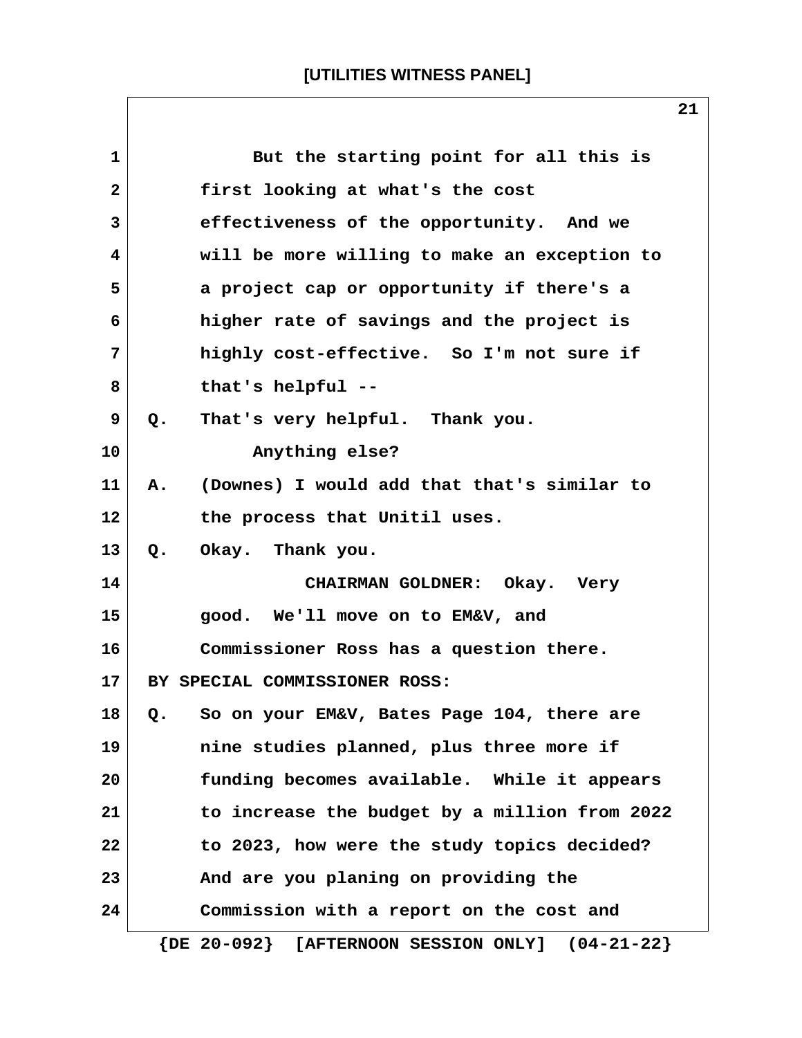But the starting point for all this is first looking at what's the cost effectiveness of the opportunity. And we will be more willing to make an exception to a project cap or opportunity if there's a higher rate of savings and the project is highly cost-effective. So I'm not sure if that's helpful --

Q. That's very helpful. Thank you.

Anything else?

A. (Downes) I would add that that's similar to the process that Unitil uses.

Q. Okay. Thank you.

CHAIRMAN GOLDNER: Okay. Very good. We'll move on to EM&V, and Commissioner Ross has a question there.

BY SPECIAL COMMISSIONER ROSS:

Q. So on your EM&V, Bates Page 104, there are nine studies planned, plus three more if funding becomes available. While it appears to increase the budget by a million from 2022 to 2023, how were the study topics decided? And are you planing on providing the Commission with a report on the cost and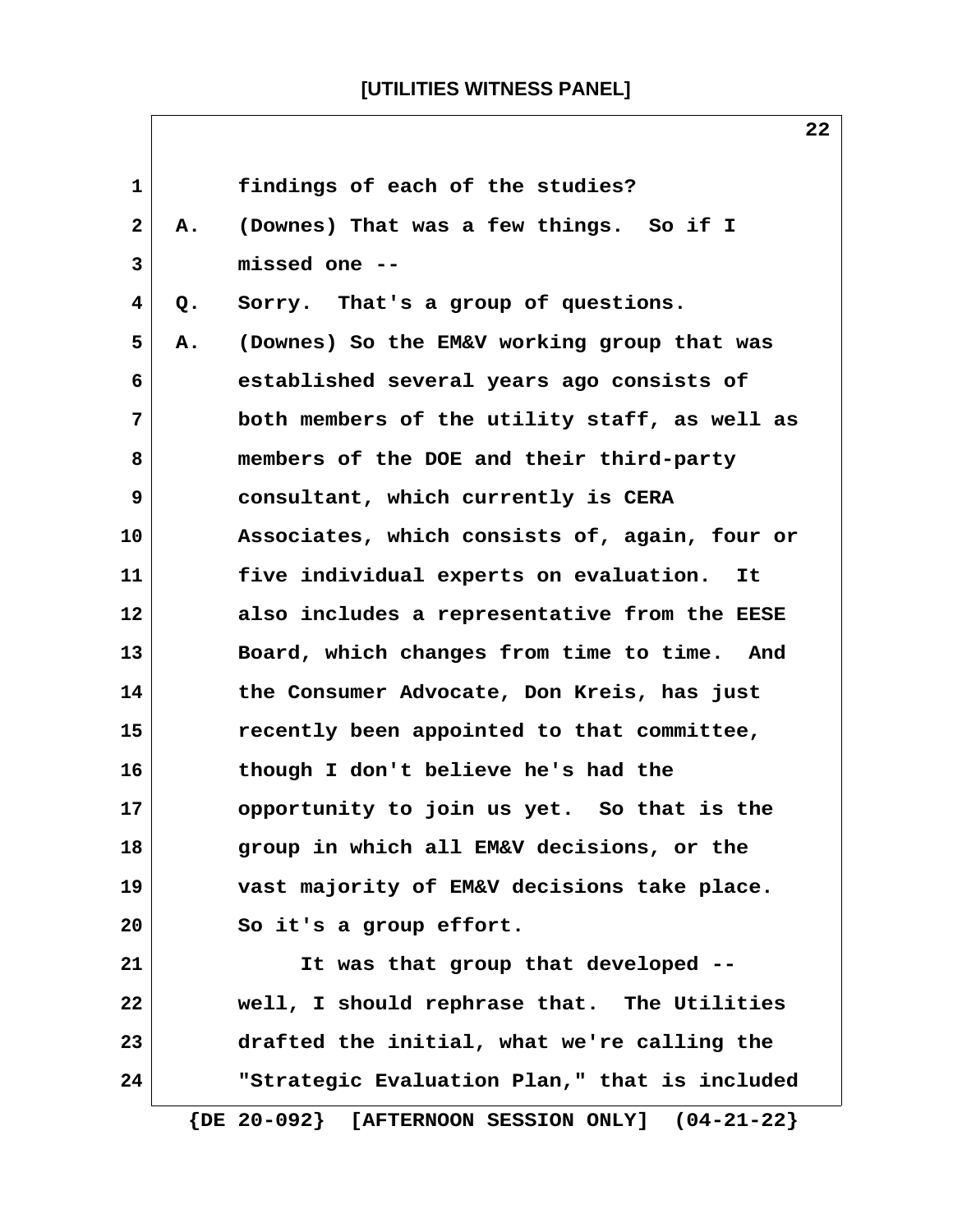findings of each of the studies?

A. (Downes) That was a few things. So if I missed one --

Q. Sorry. That's a group of questions.

A. (Downes) So the EM&V working group that was established several years ago consists of both members of the utility staff, as well as members of the DOE and their third-party consultant, which currently is CERA Associates, which consists of, again, four or five individual experts on evaluation. It also includes a representative from the EESE Board, which changes from time to time. And the Consumer Advocate, Don Kreis, has just recently been appointed to that committee, though I don't believe he's had the opportunity to join us yet. So that is the group in which all EM&V decisions, or the vast majority of EM&V decisions take place. So it's a group effort.

It was that group that developed -- well, I should rephrase that. The Utilities drafted the initial, what we're calling the "Strategic Evaluation Plan," that is included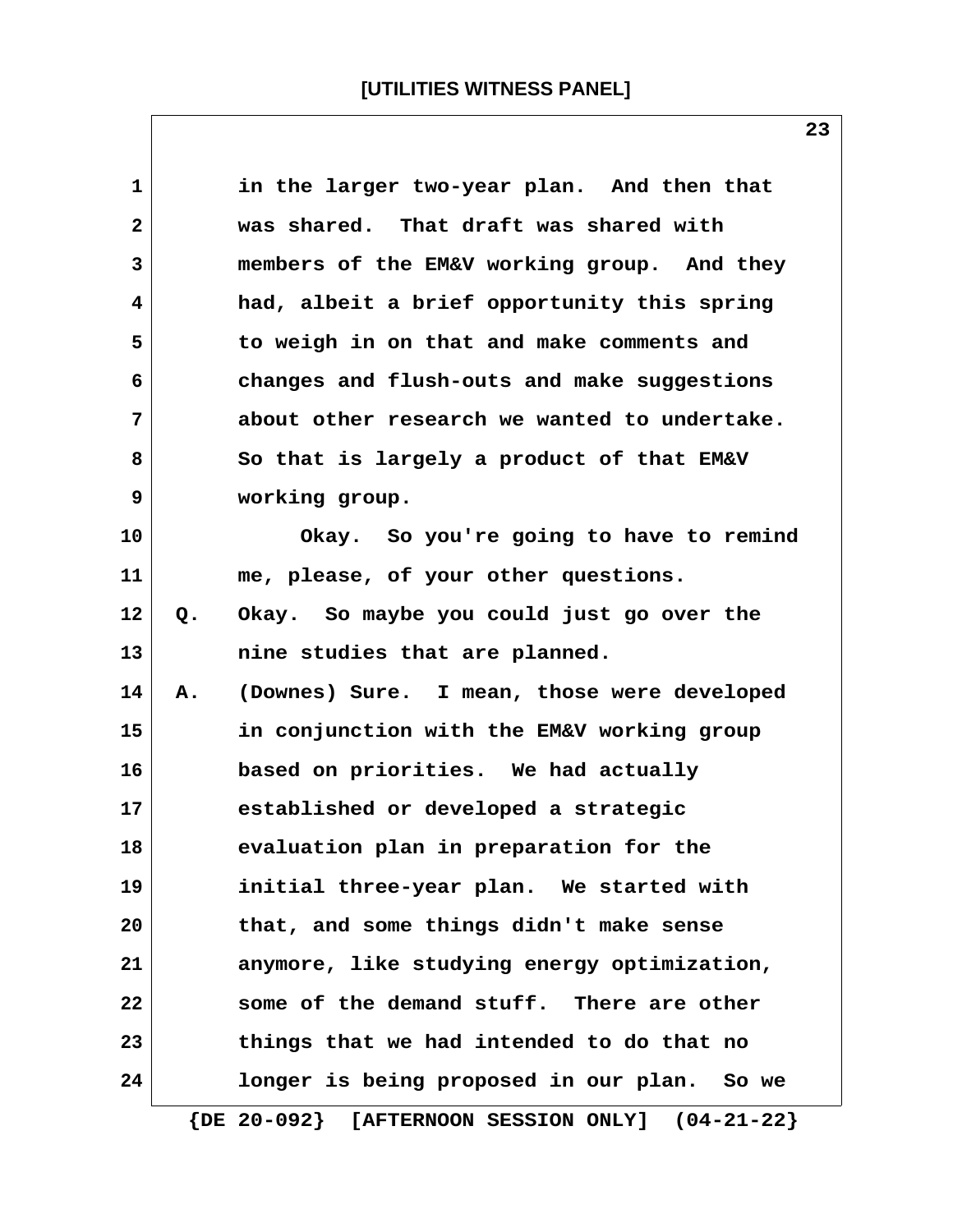in the larger two-year plan. And then that was shared. That draft was shared with members of the EM&V working group. And they had, albeit a brief opportunity this spring to weigh in on that and make comments and changes and flush-outs and make suggestions about other research we wanted to undertake. So that is largely a product of that EM&V working group.

Okay. So you're going to have to remind me, please, of your other questions.

Q. Okay. So maybe you could just go over the nine studies that are planned.

A. (Downes) Sure. I mean, those were developed in conjunction with the EM&V working group based on priorities. We had actually established or developed a strategic evaluation plan in preparation for the initial three-year plan. We started with that, and some things didn't make sense anymore, like studying energy optimization, some of the demand stuff. There are other things that we had intended to do that no longer is being proposed in our plan. So we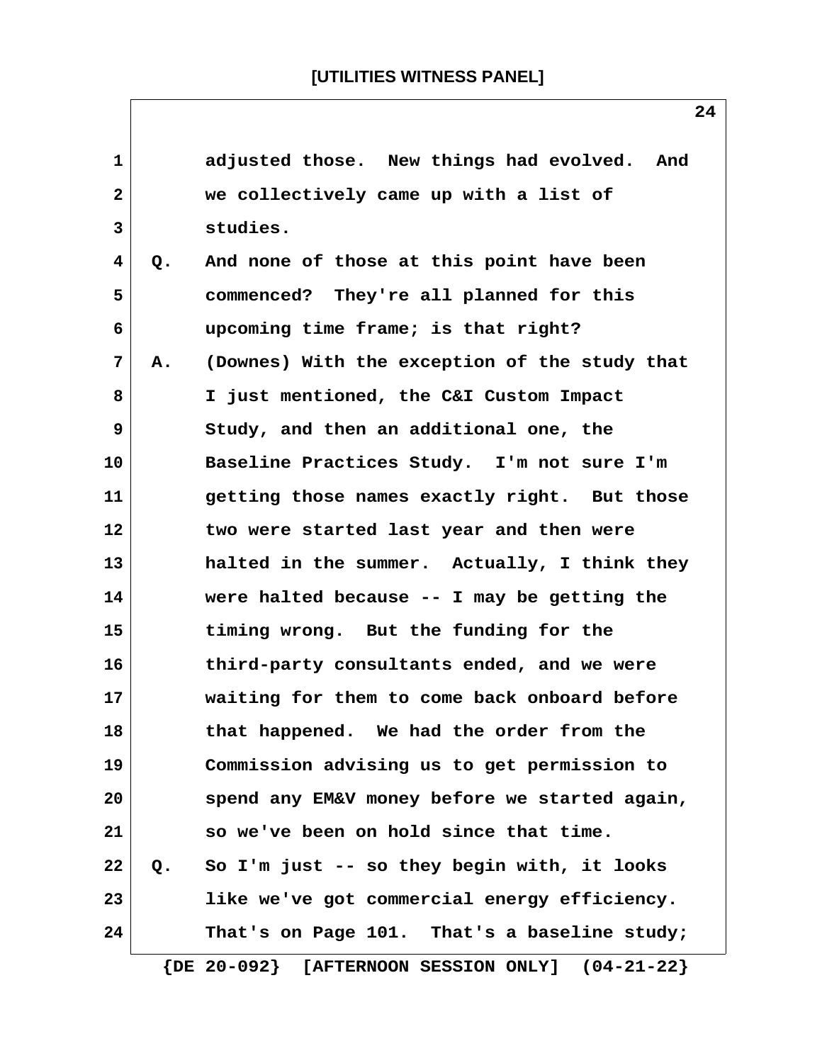adjusted those. New things had evolved. And we collectively came up with a list of studies.

Q. And none of those at this point have been commenced? They're all planned for this upcoming time frame; is that right?

A. (Downes) With the exception of the study that I just mentioned, the C&I Custom Impact Study, and then an additional one, the Baseline Practices Study. I'm not sure I'm getting those names exactly right. But those two were started last year and then were halted in the summer. Actually, I think they were halted because -- I may be getting the timing wrong. But the funding for the third-party consultants ended, and we were waiting for them to come back onboard before that happened. We had the order from the Commission advising us to get permission to spend any EM&V money before we started again, so we've been on hold since that time.

Q. So I'm just -- so they begin with, it looks like we've got commercial energy efficiency. That's on Page 101. That's a baseline study;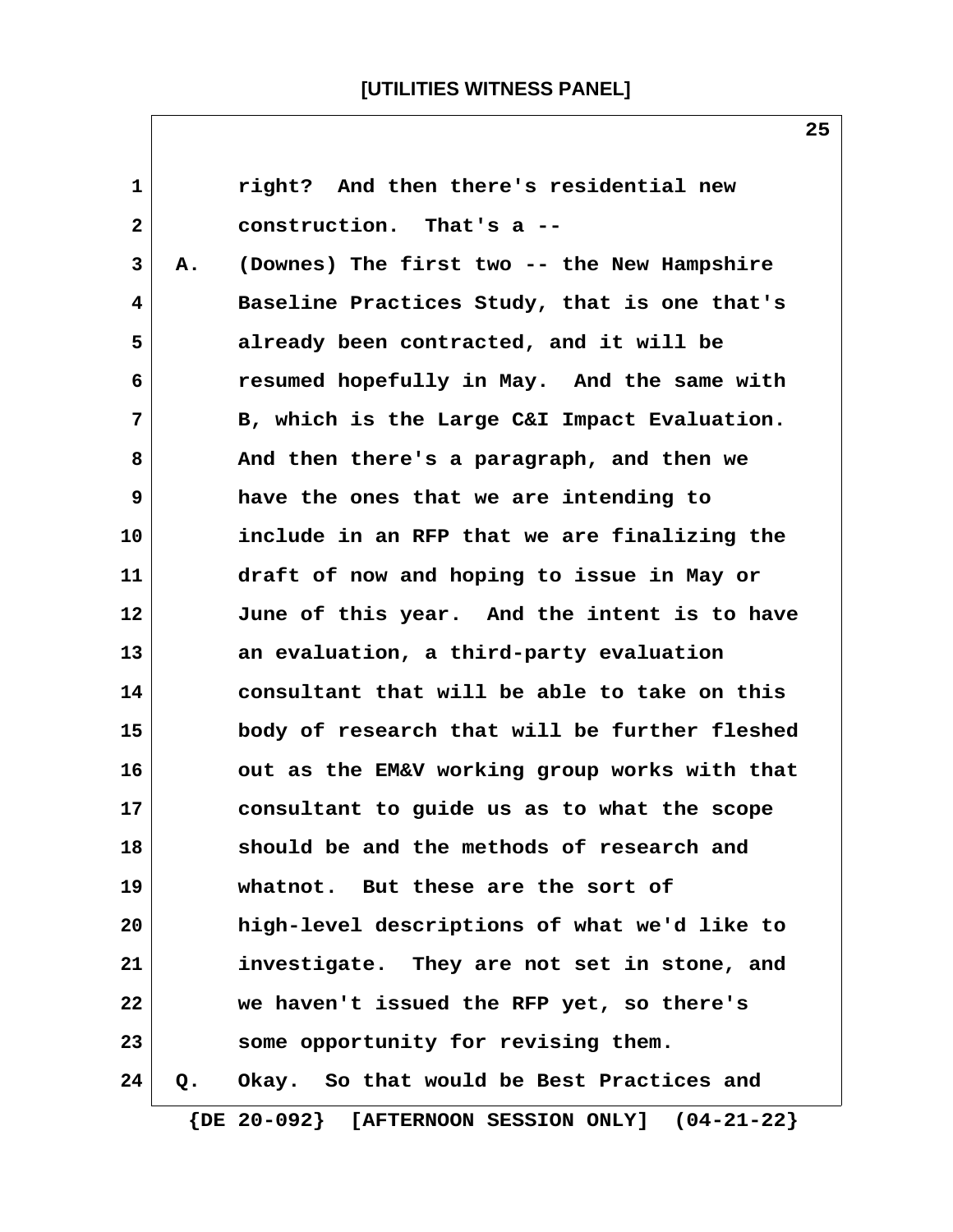right? And then there's residential new construction. That's a --

A. (Downes) The first two -- the New Hampshire Baseline Practices Study, that is one that's already been contracted, and it will be resumed hopefully in May. And the same with B, which is the Large C&I Impact Evaluation. And then there's a paragraph, and then we have the ones that we are intending to include in an RFP that we are finalizing the draft of now and hoping to issue in May or June of this year. And the intent is to have an evaluation, a third-party evaluation consultant that will be able to take on this body of research that will be further fleshed out as the EM&V working group works with that consultant to guide us as to what the scope should be and the methods of research and whatnot. But these are the sort of high-level descriptions of what we'd like to investigate. They are not set in stone, and we haven't issued the RFP yet, so there's some opportunity for revising them.

Q. Okay. So that would be Best Practices and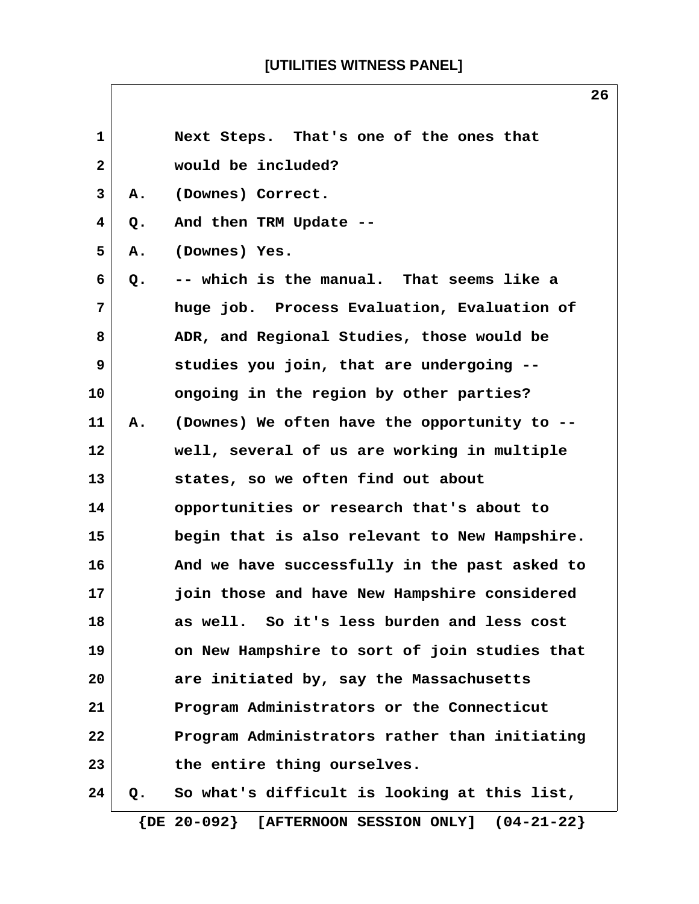Next Steps. That's one of the ones that would be included?

A. (Downes) Correct.

Q. And then TRM Update --

A. (Downes) Yes.

Q. -- which is the manual. That seems like a huge job. Process Evaluation, Evaluation of ADR, and Regional Studies, those would be studies you join, that are undergoing -- ongoing in the region by other parties?

A. (Downes) We often have the opportunity to -- well, several of us are working in multiple states, so we often find out about opportunities or research that's about to begin that is also relevant to New Hampshire. And we have successfully in the past asked to join those and have New Hampshire considered as well. So it's less burden and less cost on New Hampshire to sort of join studies that are initiated by, say the Massachusetts Program Administrators or the Connecticut Program Administrators rather than initiating the entire thing ourselves.

Q. So what's difficult is looking at this list,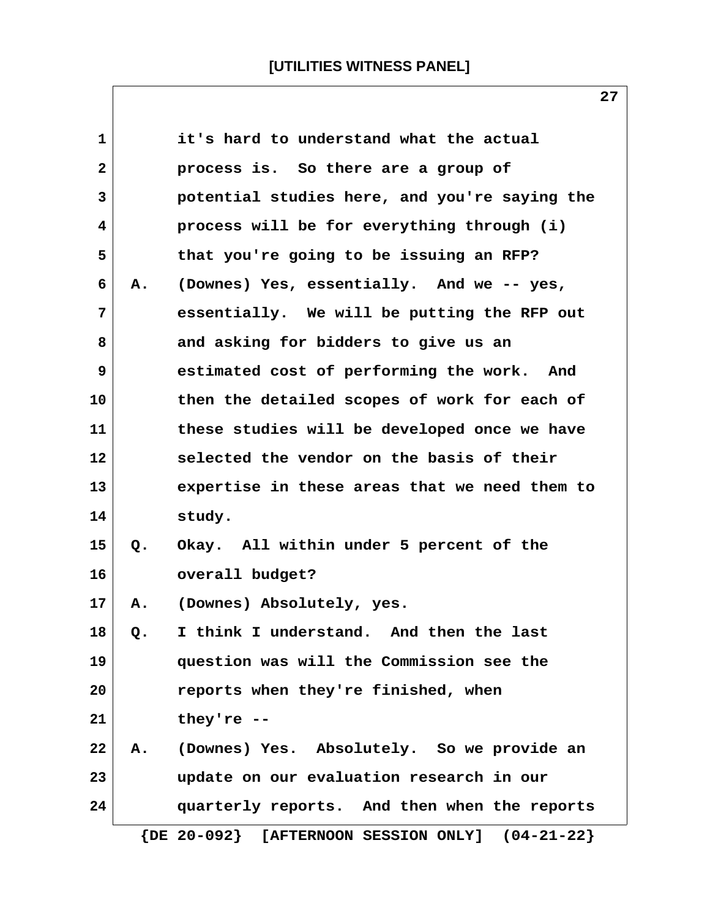it's hard to understand what the actual process is. So there are a group of potential studies here, and you're saying the process will be for everything through (i) that you're going to be issuing an RFP?

A. (Downes) Yes, essentially. And we -- yes, essentially. We will be putting the RFP out and asking for bidders to give us an estimated cost of performing the work. And then the detailed scopes of work for each of these studies will be developed once we have selected the vendor on the basis of their expertise in these areas that we need them to study.

Q. Okay. All within under 5 percent of the overall budget?

A. (Downes) Absolutely, yes.

Q. I think I understand. And then the last question was will the Commission see the reports when they're finished, when they're --

A. (Downes) Yes. Absolutely. So we provide an update on our evaluation research in our quarterly reports. And then when the reports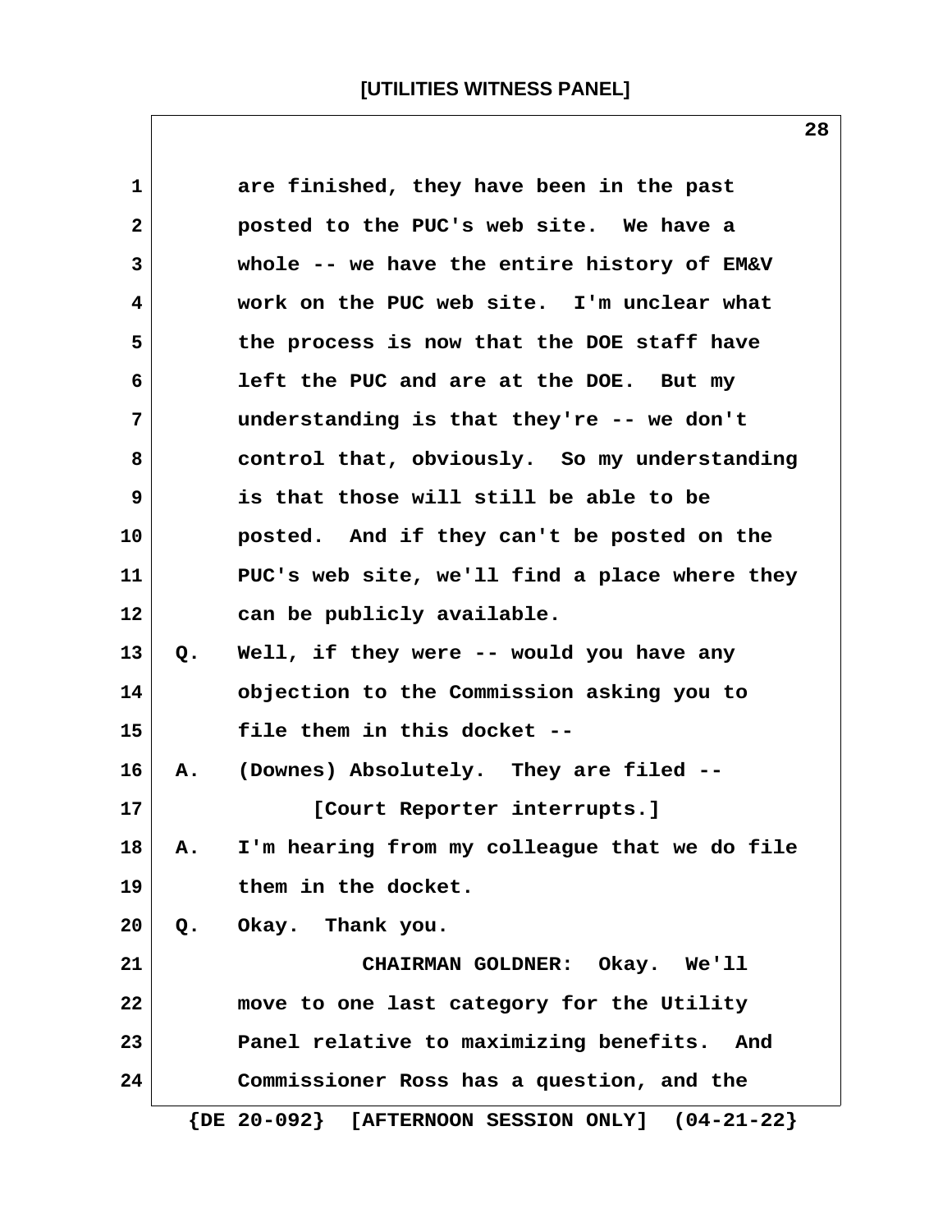are finished, they have been in the past posted to the PUC's web site. We have a whole -- we have the entire history of EM&V work on the PUC web site. I'm unclear what the process is now that the DOE staff have left the PUC and are at the DOE. But my understanding is that they're -- we don't control that, obviously. So my understanding is that those will still be able to be posted. And if they can't be posted on the PUC's web site, we'll find a place where they can be publicly available.

Q. Well, if they were -- would you have any objection to the Commission asking you to file them in this docket --

A. (Downes) Absolutely. They are filed --

[Court Reporter interrupts.]

A. I'm hearing from my colleague that we do file them in the docket.

Q. Okay. Thank you.

CHAIRMAN GOLDNER: Okay. We'll move to one last category for the Utility Panel relative to maximizing benefits. And Commissioner Ross has a question, and the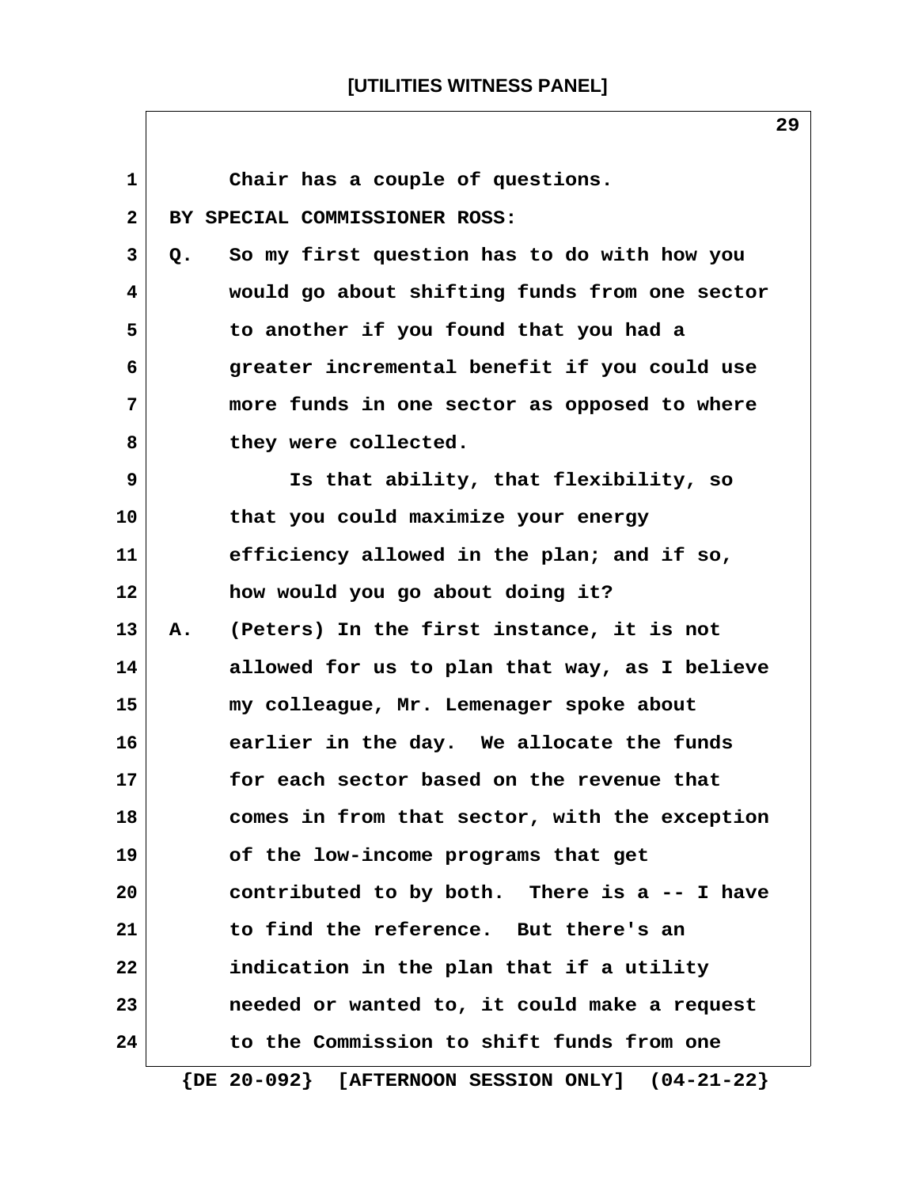Chair has a couple of questions.

BY SPECIAL COMMISSIONER ROSS:

Q. So my first question has to do with how you would go about shifting funds from one sector to another if you found that you had a greater incremental benefit if you could use more funds in one sector as opposed to where they were collected.

Is that ability, that flexibility, so that you could maximize your energy efficiency allowed in the plan; and if so, how would you go about doing it?

A. (Peters) In the first instance, it is not allowed for us to plan that way, as I believe my colleague, Mr. Lemenager spoke about earlier in the day. We allocate the funds for each sector based on the revenue that comes in from that sector, with the exception of the low-income programs that get contributed to by both. There is a -- I have to find the reference. But there's an indication in the plan that if a utility needed or wanted to, it could make a request to the Commission to shift funds from one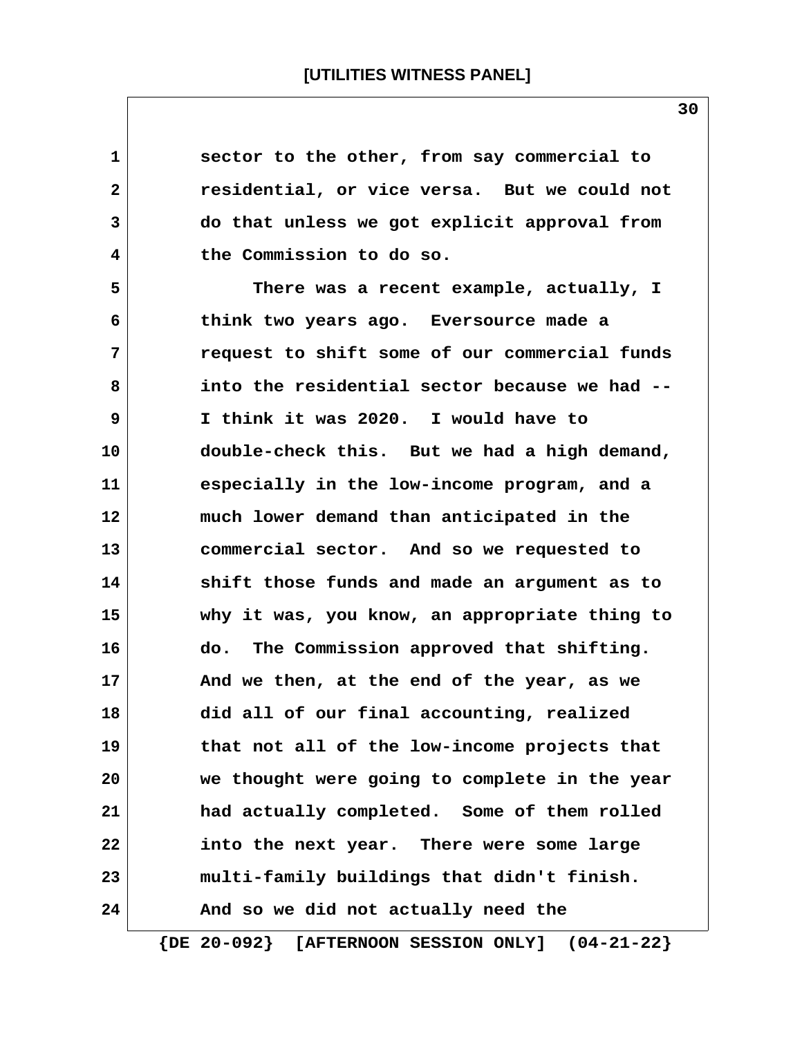sector to the other, from say commercial to residential, or vice versa. But we could not do that unless we got explicit approval from the Commission to do so.

There was a recent example, actually, I think two years ago. Eversource made a request to shift some of our commercial funds into the residential sector because we had -- I think it was 2020. I would have to double-check this. But we had a high demand, especially in the low-income program, and a much lower demand than anticipated in the commercial sector. And so we requested to shift those funds and made an argument as to why it was, you know, an appropriate thing to do. The Commission approved that shifting. And we then, at the end of the year, as we did all of our final accounting, realized that not all of the low-income projects that we thought were going to complete in the year had actually completed. Some of them rolled into the next year. There were some large multi-family buildings that didn't finish. And so we did not actually need the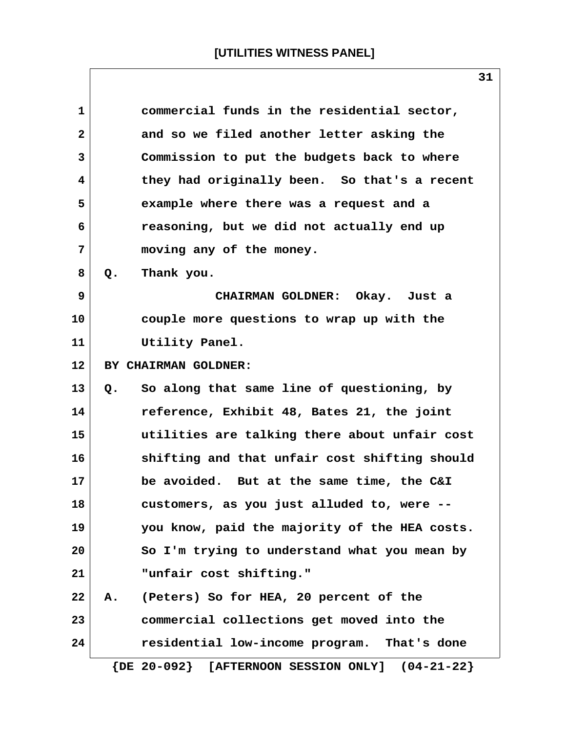commercial funds in the residential sector, and so we filed another letter asking the Commission to put the budgets back to where they had originally been. So that's a recent example where there was a request and a reasoning, but we did not actually end up moving any of the money.

Q. Thank you.

CHAIRMAN GOLDNER: Okay. Just a couple more questions to wrap up with the Utility Panel.

BY CHAIRMAN GOLDNER:

Q. So along that same line of questioning, by reference, Exhibit 48, Bates 21, the joint utilities are talking there about unfair cost shifting and that unfair cost shifting should be avoided. But at the same time, the C&I customers, as you just alluded to, were -- you know, paid the majority of the HEA costs. So I'm trying to understand what you mean by "unfair cost shifting."

A. (Peters) So for HEA, 20 percent of the commercial collections get moved into the residential low-income program. That's done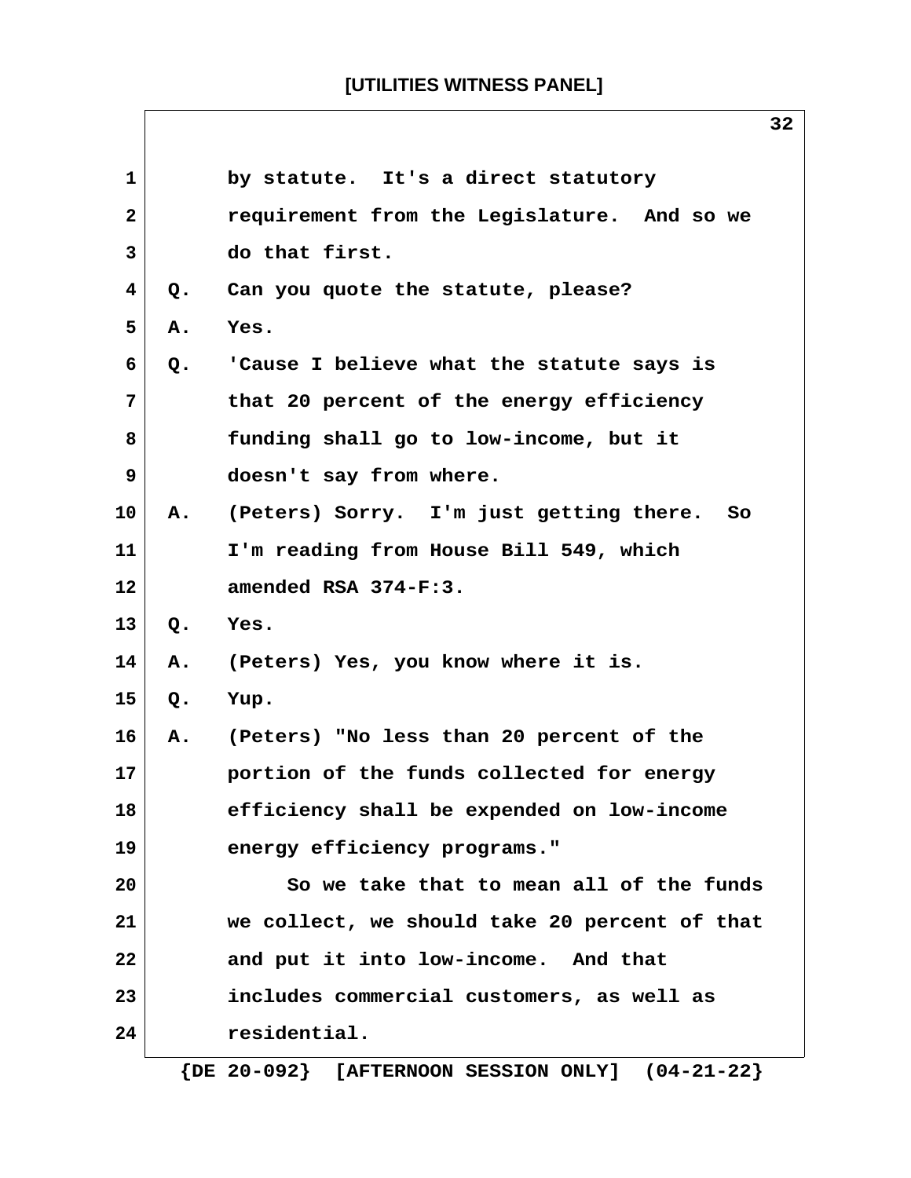by statute. It's a direct statutory requirement from the Legislature. And so we do that first.

Q. Can you quote the statute, please?

A. Yes.

Q. 'Cause I believe what the statute says is that 20 percent of the energy efficiency funding shall go to low-income, but it doesn't say from where.

A. (Peters) Sorry. I'm just getting there. So I'm reading from House Bill 549, which amended RSA 374-F:3.

Q. Yes.

A. (Peters) Yes, you know where it is.

Q. Yup.

A. (Peters) "No less than 20 percent of the portion of the funds collected for energy efficiency shall be expended on low-income energy efficiency programs."

So we take that to mean all of the funds we collect, we should take 20 percent of that and put it into low-income. And that includes commercial customers, as well as residential.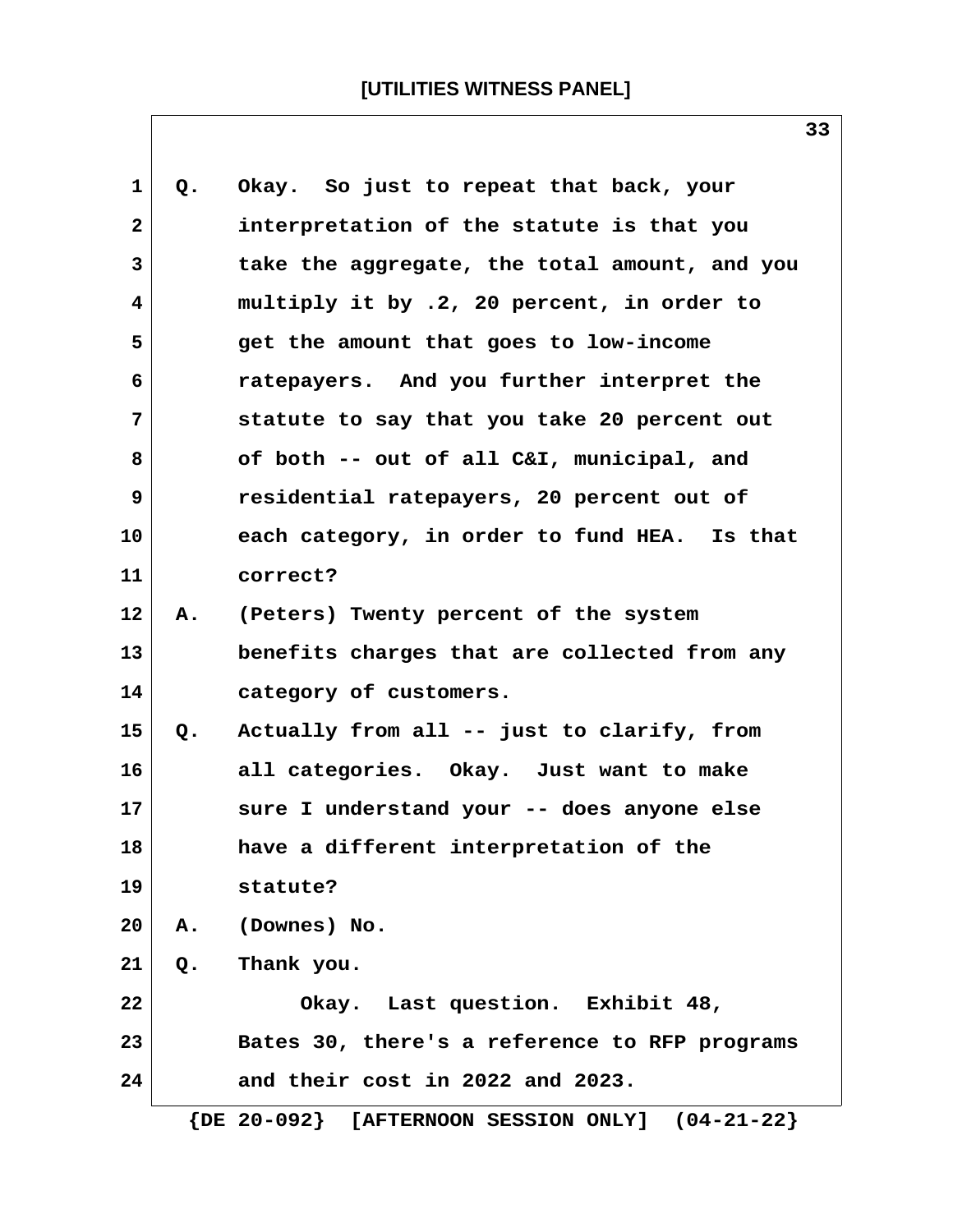Q. Okay. So just to repeat that back, your interpretation of the statute is that you take the aggregate, the total amount, and you multiply it by .2, 20 percent, in order to get the amount that goes to low-income ratepayers. And you further interpret the statute to say that you take 20 percent out of both -- out of all C&I, municipal, and residential ratepayers, 20 percent out of each category, in order to fund HEA. Is that correct?

A. (Peters) Twenty percent of the system benefits charges that are collected from any category of customers.

Q. Actually from all -- just to clarify, from all categories. Okay. Just want to make sure I understand your -- does anyone else have a different interpretation of the statute?

A. (Downes) No.

Q. Thank you.

Okay. Last question. Exhibit 48, Bates 30, there's a reference to RFP programs and their cost in 2022 and 2023.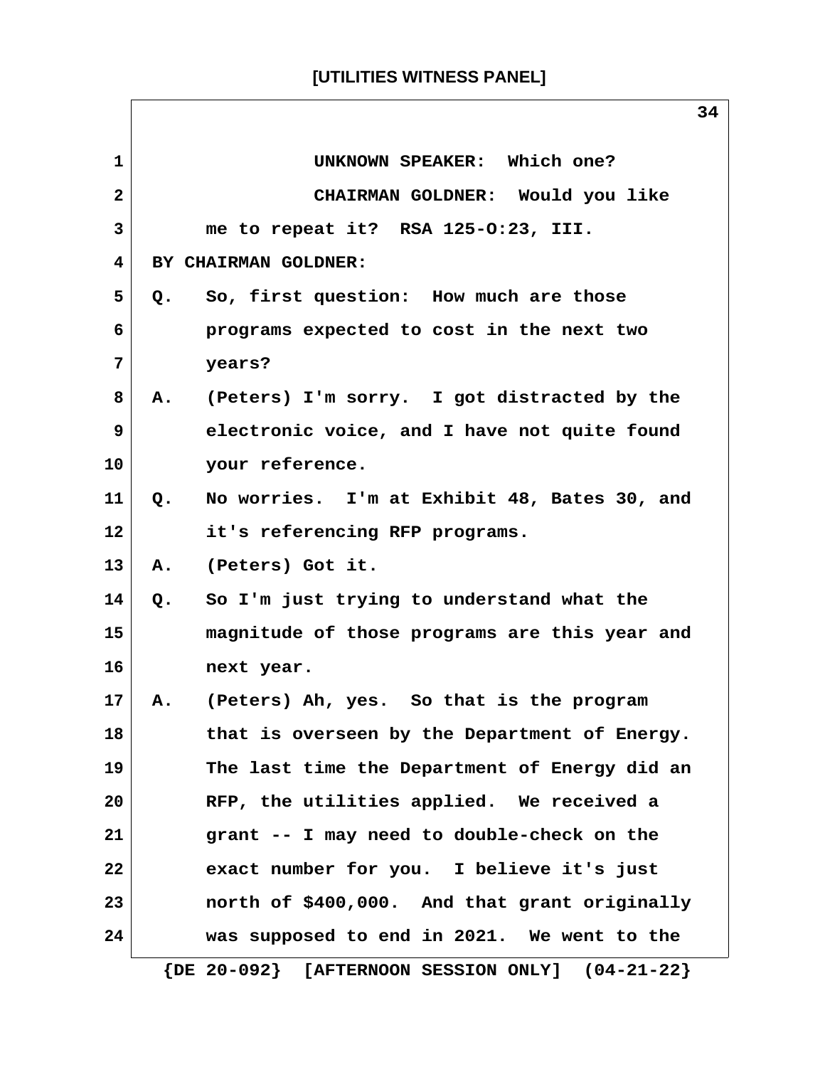UNKNOWN SPEAKER: Which one?

CHAIRMAN GOLDNER: Would you like me to repeat it? RSA 125-O:23, III.

BY CHAIRMAN GOLDNER:

Q. So, first question: How much are those programs expected to cost in the next two years?

A. (Peters) I'm sorry. I got distracted by the electronic voice, and I have not quite found your reference.

Q. No worries. I'm at Exhibit 48, Bates 30, and it's referencing RFP programs.

A. (Peters) Got it.

Q. So I'm just trying to understand what the magnitude of those programs are this year and next year.

A. (Peters) Ah, yes. So that is the program that is overseen by the Department of Energy. The last time the Department of Energy did an RFP, the utilities applied. We received a grant -- I may need to double-check on the exact number for you. I believe it's just north of $400,000. And that grant originally was supposed to end in 2021. We went to the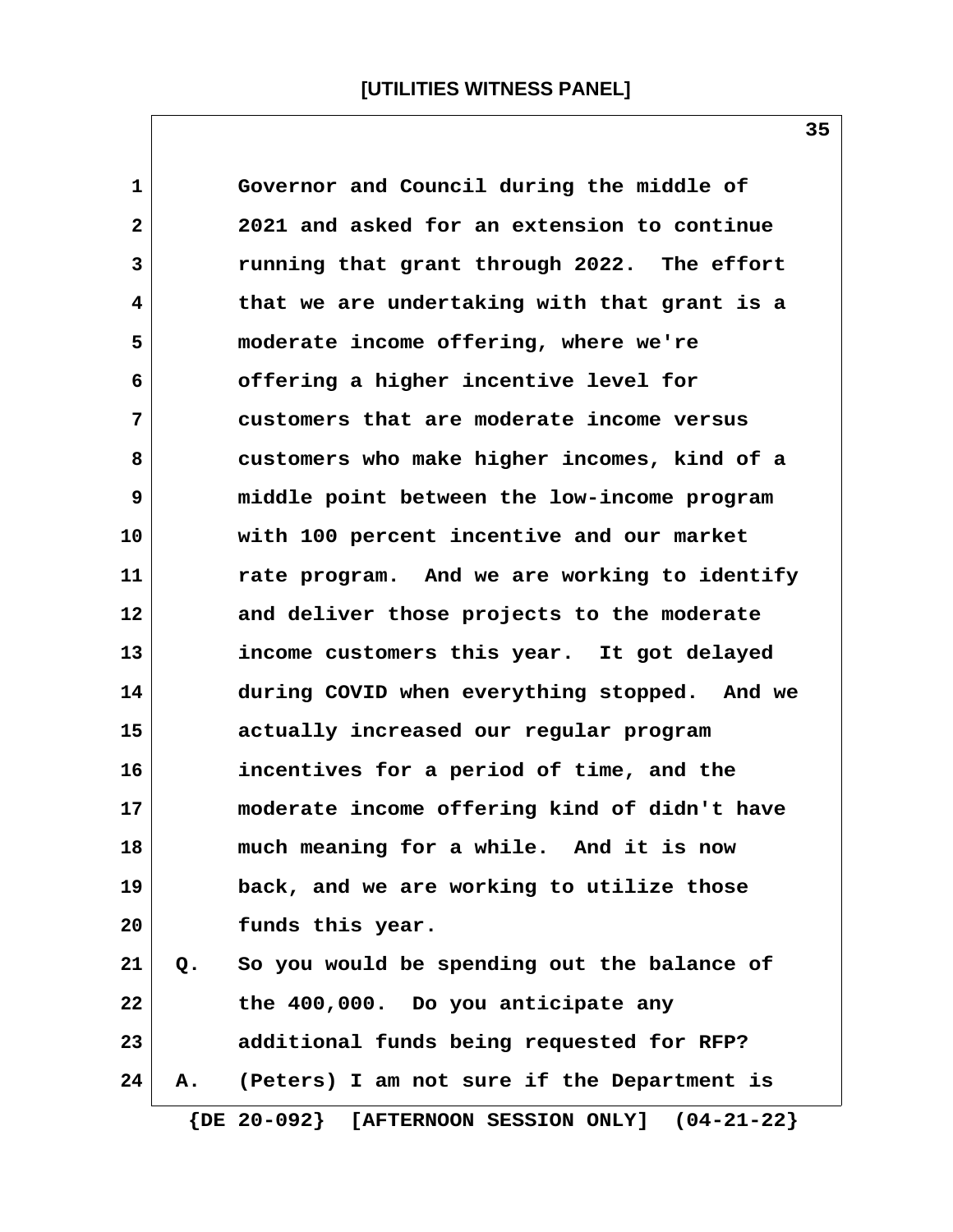Governor and Council during the middle of 2021 and asked for an extension to continue running that grant through 2022. The effort that we are undertaking with that grant is a moderate income offering, where we're offering a higher incentive level for customers that are moderate income versus customers who make higher incomes, kind of a middle point between the low-income program with 100 percent incentive and our market rate program. And we are working to identify and deliver those projects to the moderate income customers this year. It got delayed during COVID when everything stopped. And we actually increased our regular program incentives for a period of time, and the moderate income offering kind of didn't have much meaning for a while. And it is now back, and we are working to utilize those funds this year.

Q. So you would be spending out the balance of the 400,000. Do you anticipate any additional funds being requested for RFP?

A. (Peters) I am not sure if the Department is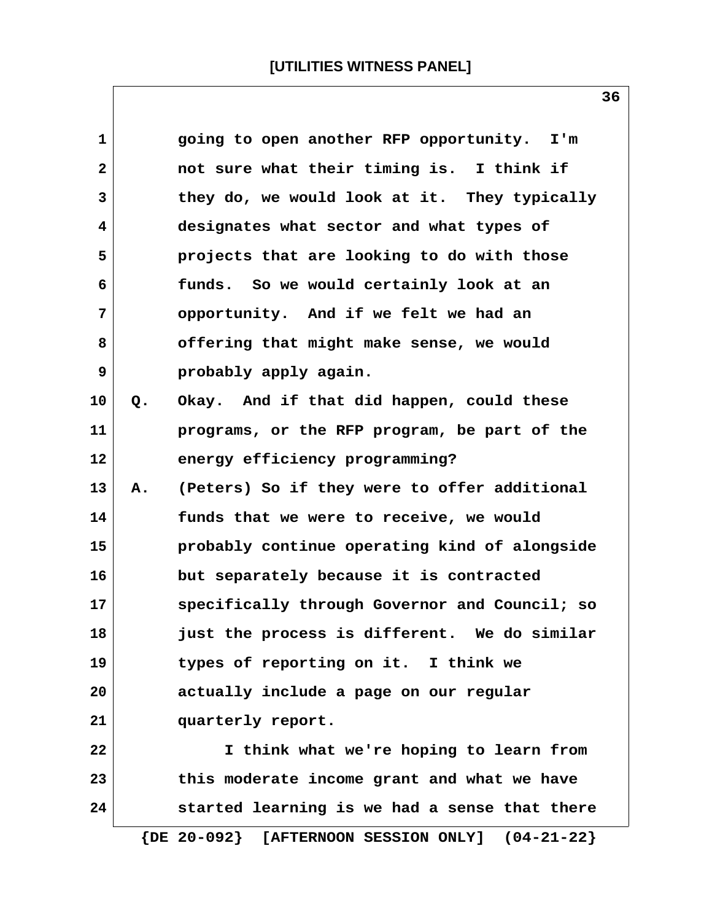going to open another RFP opportunity. I'm not sure what their timing is. I think if they do, we would look at it. They typically designates what sector and what types of projects that are looking to do with those funds. So we would certainly look at an opportunity. And if we felt we had an offering that might make sense, we would probably apply again.

Q. Okay. And if that did happen, could these programs, or the RFP program, be part of the energy efficiency programming?

A. (Peters) So if they were to offer additional funds that we were to receive, we would probably continue operating kind of alongside but separately because it is contracted specifically through Governor and Council; so just the process is different. We do similar types of reporting on it. I think we actually include a page on our regular quarterly report.

I think what we're hoping to learn from this moderate income grant and what we have started learning is we had a sense that there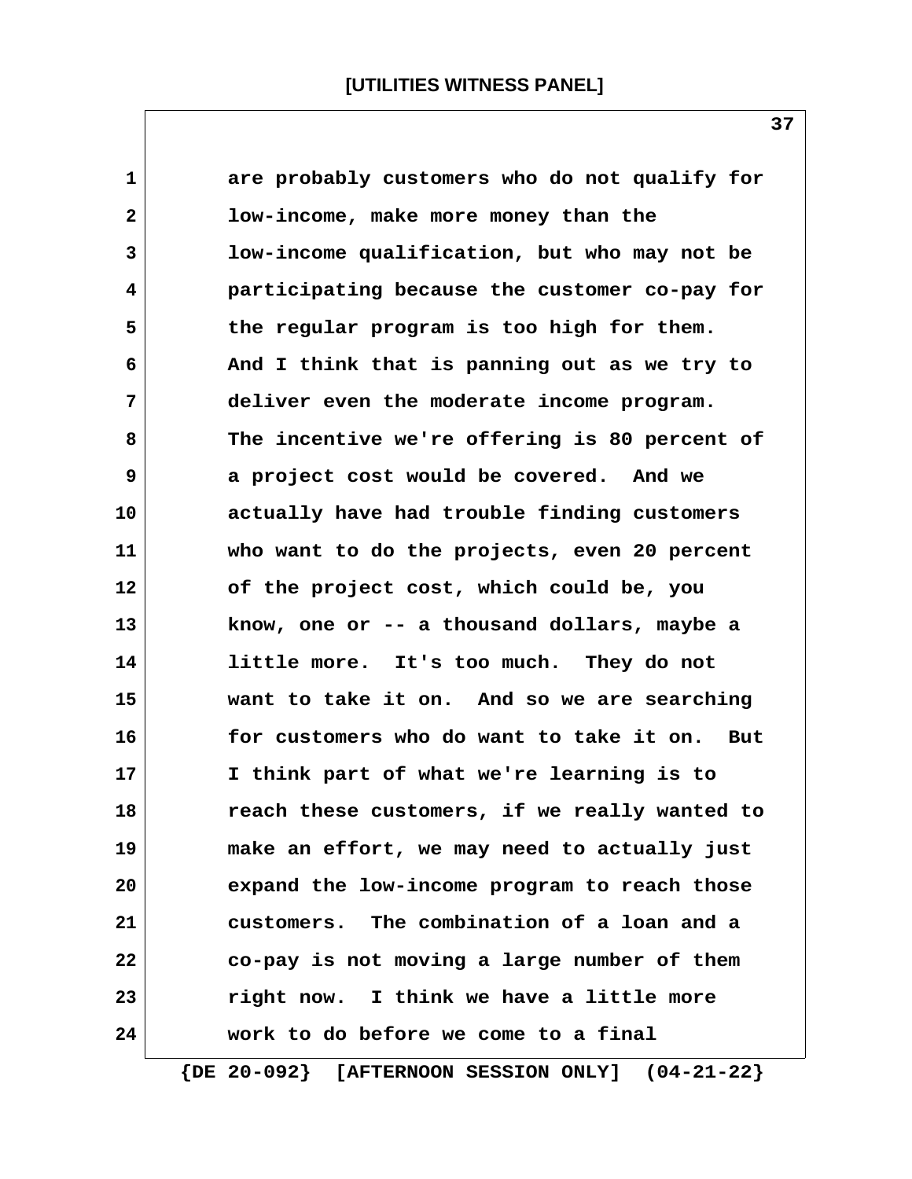are probably customers who do not qualify for low-income, make more money than the low-income qualification, but who may not be participating because the customer co-pay for the regular program is too high for them. And I think that is panning out as we try to deliver even the moderate income program. The incentive we're offering is 80 percent of a project cost would be covered. And we actually have had trouble finding customers who want to do the projects, even 20 percent of the project cost, which could be, you know, one or -- a thousand dollars, maybe a little more. It's too much. They do not want to take it on. And so we are searching for customers who do want to take it on. But I think part of what we're learning is to reach these customers, if we really wanted to make an effort, we may need to actually just expand the low-income program to reach those customers. The combination of a loan and a co-pay is not moving a large number of them right now. I think we have a little more work to do before we come to a final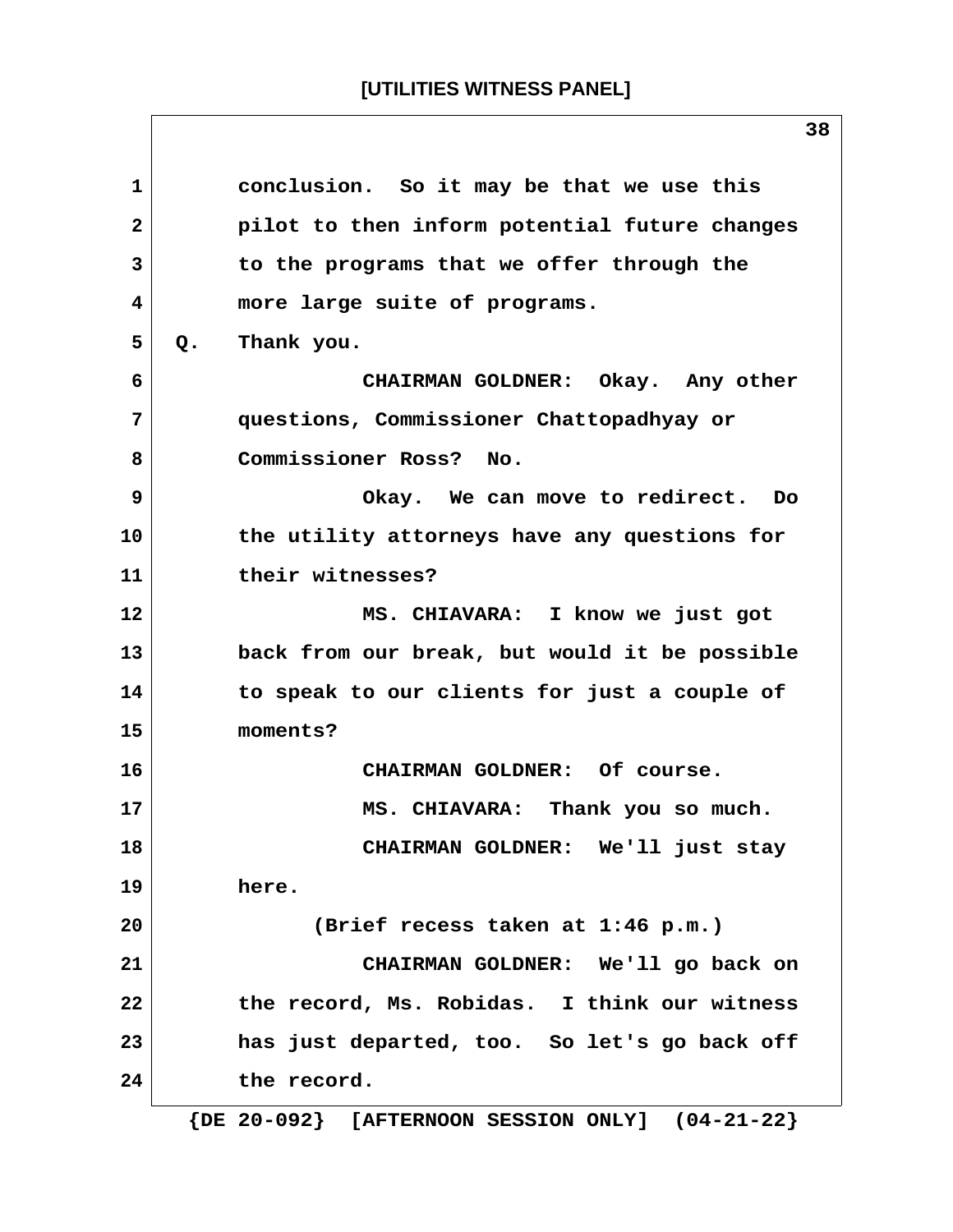1 conclusion. So it may be that we use this
2 pilot to then inform potential future changes
3 to the programs that we offer through the
4 more large suite of programs.

5 Q. Thank you.

6 CHAIRMAN GOLDNER: Okay. Any other
7 questions, Commissioner Chattopadhyay or
8 Commissioner Ross? No.

9 Okay. We can move to redirect. Do
10 the utility attorneys have any questions for
11 their witnesses?

12 MS. CHIAVARA: I know we just got
13 back from our break, but would it be possible
14 to speak to our clients for just a couple of
15 moments?

16 CHAIRMAN GOLDNER: Of course.

17 MS. CHIAVARA: Thank you so much.

18 CHAIRMAN GOLDNER: We'll just stay
19 here.

20 (Brief recess taken at 1:46 p.m.)

21 CHAIRMAN GOLDNER: We'll go back on
22 the record, Ms. Robidas. I think our witness
23 has just departed, too. So let's go back off
24 the record.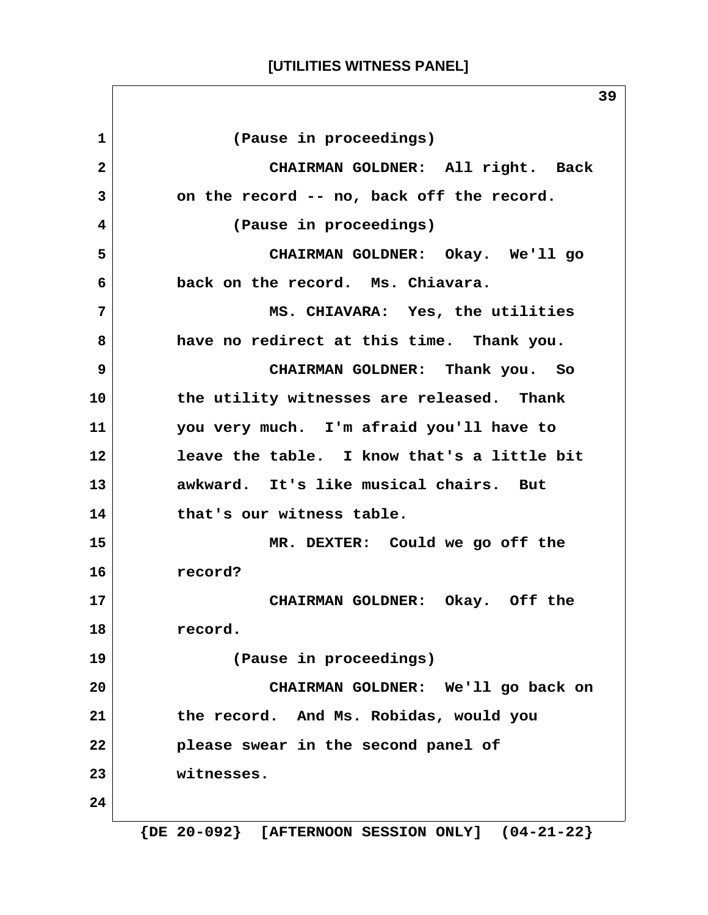(Pause in proceedings)

CHAIRMAN GOLDNER: All right. Back on the record -- no, back off the record.

(Pause in proceedings)

CHAIRMAN GOLDNER: Okay. We'll go back on the record. Ms. Chiavara.

MS. CHIAVARA: Yes, the utilities have no redirect at this time. Thank you.

CHAIRMAN GOLDNER: Thank you. So the utility witnesses are released. Thank you very much. I'm afraid you'll have to leave the table. I know that's a little bit awkward. It's like musical chairs. But that's our witness table.

MR. DEXTER: Could we go off the record?

CHAIRMAN GOLDNER: Okay. Off the record.

(Pause in proceedings)

CHAIRMAN GOLDNER: We'll go back on the record. And Ms. Robidas, would you please swear in the second panel of witnesses.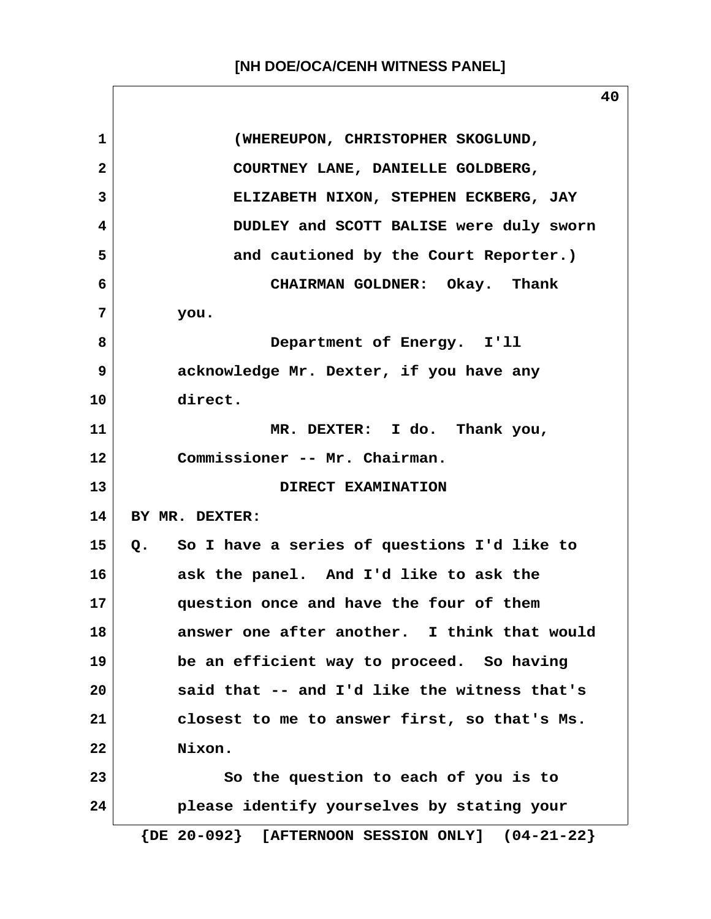(WHEREUPON, CHRISTOPHER SKOGLUND, COURTNEY LANE, DANIELLE GOLDBERG, ELIZABETH NIXON, STEPHEN ECKBERG, JAY DUDLEY and SCOTT BALISE were duly sworn and cautioned by the Court Reporter.)

CHAIRMAN GOLDNER: Okay. Thank you.

Department of Energy. I'll acknowledge Mr. Dexter, if you have any direct.

MR. DEXTER: I do. Thank you, Commissioner -- Mr. Chairman.

DIRECT EXAMINATION

BY MR. DEXTER:

Q. So I have a series of questions I'd like to ask the panel. And I'd like to ask the question once and have the four of them answer one after another. I think that would be an efficient way to proceed. So having said that -- and I'd like the witness that's closest to me to answer first, so that's Ms. Nixon.

So the question to each of you is to please identify yourselves by stating your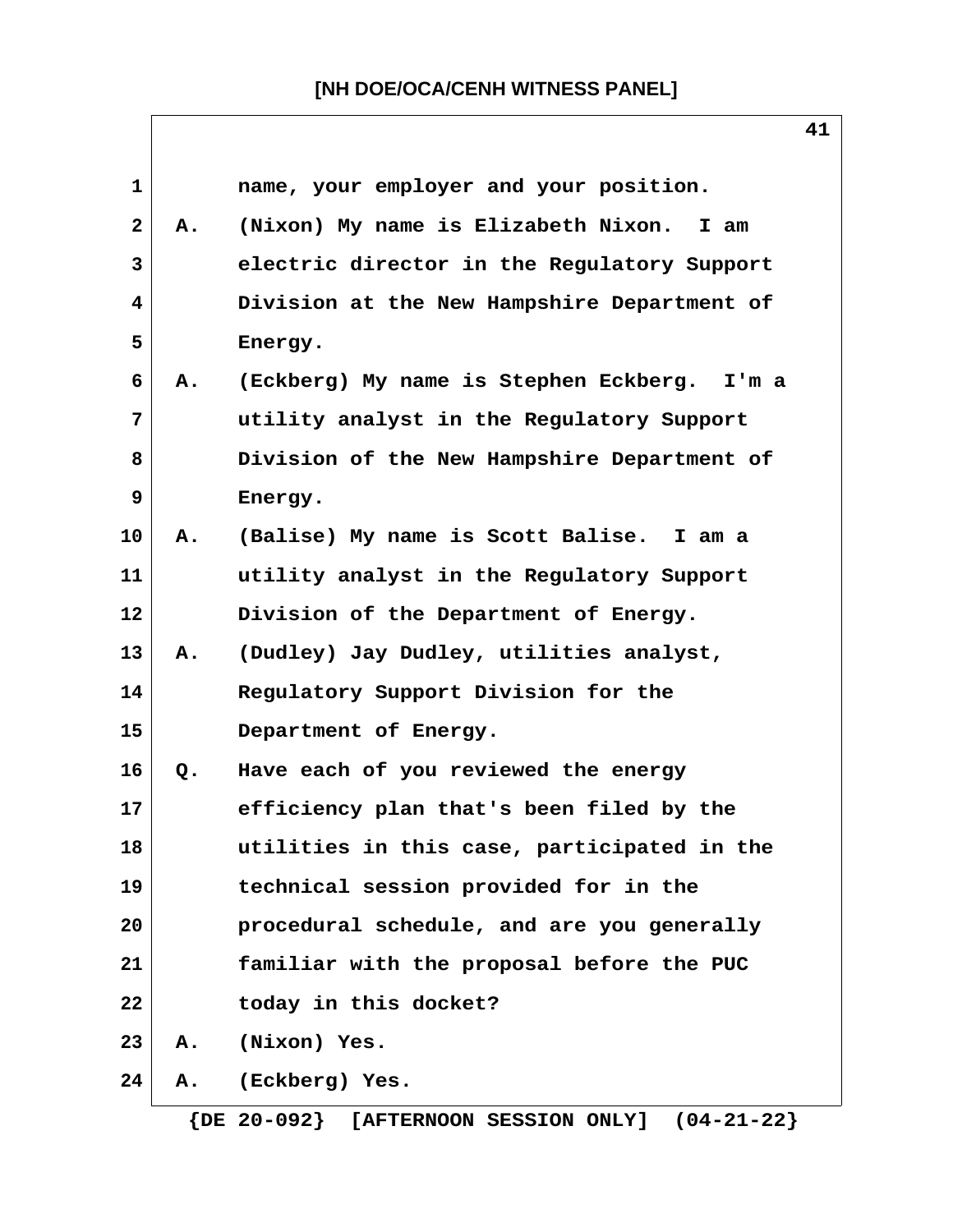name, your employer and your position.

A. (Nixon) My name is Elizabeth Nixon. I am electric director in the Regulatory Support Division at the New Hampshire Department of Energy.

A. (Eckberg) My name is Stephen Eckberg. I'm a utility analyst in the Regulatory Support Division of the New Hampshire Department of Energy.

A. (Balise) My name is Scott Balise. I am a utility analyst in the Regulatory Support Division of the Department of Energy.

A. (Dudley) Jay Dudley, utilities analyst, Regulatory Support Division for the Department of Energy.

Q. Have each of you reviewed the energy efficiency plan that's been filed by the utilities in this case, participated in the technical session provided for in the procedural schedule, and are you generally familiar with the proposal before the PUC today in this docket?

A. (Nixon) Yes.

A. (Eckberg) Yes.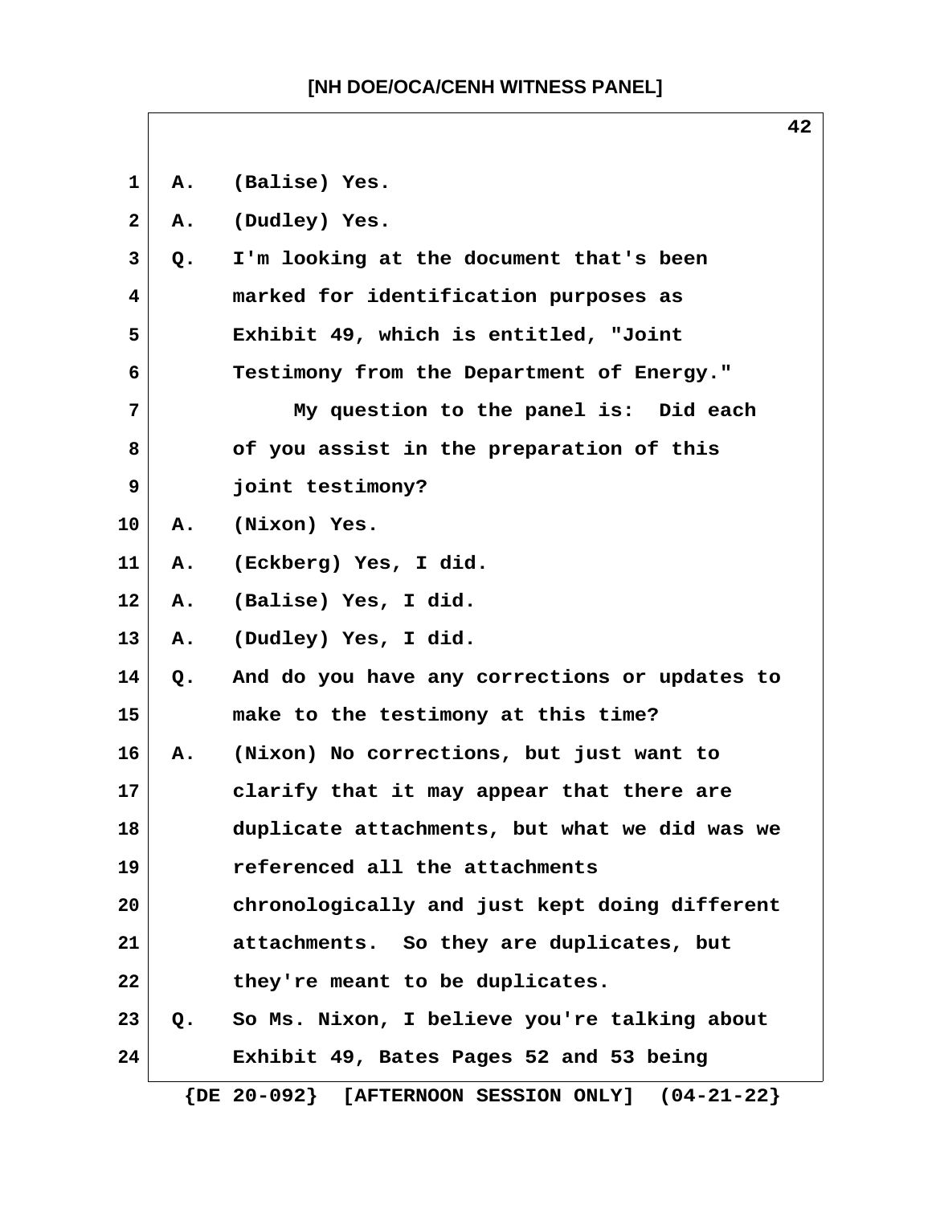A. (Balise) Yes.

A. (Dudley) Yes.

Q. I'm looking at the document that's been marked for identification purposes as Exhibit 49, which is entitled, "Joint Testimony from the Department of Energy."

My question to the panel is: Did each of you assist in the preparation of this joint testimony?

A. (Nixon) Yes.

A. (Eckberg) Yes, I did.

A. (Balise) Yes, I did.

A. (Dudley) Yes, I did.

Q. And do you have any corrections or updates to make to the testimony at this time?

A. (Nixon) No corrections, but just want to clarify that it may appear that there are duplicate attachments, but what we did was we referenced all the attachments chronologically and just kept doing different attachments. So they are duplicates, but they're meant to be duplicates.

Q. So Ms. Nixon, I believe you're talking about Exhibit 49, Bates Pages 52 and 53 being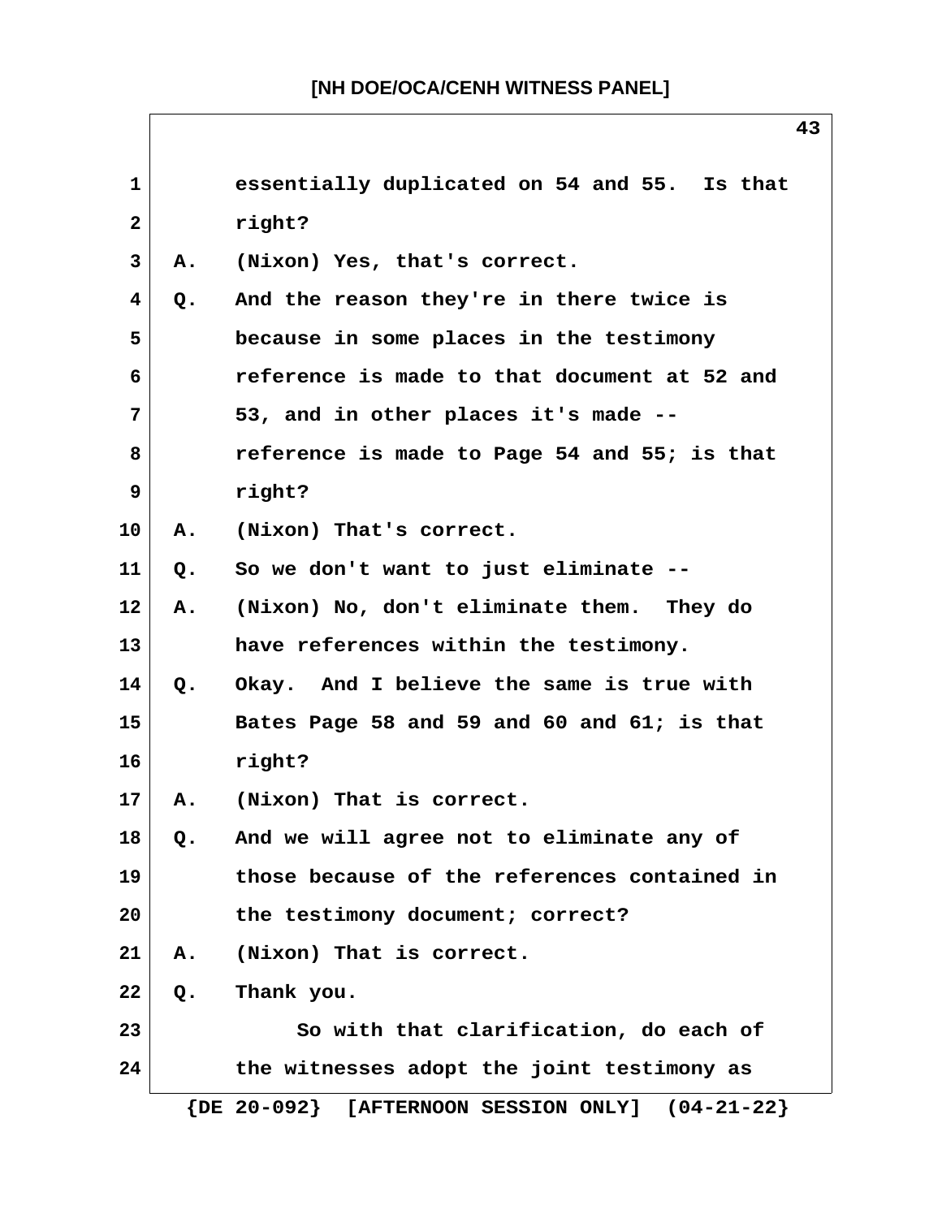1 essentially duplicated on 54 and 55. Is that
2 right?
3 A. (Nixon) Yes, that's correct.
4 Q. And the reason they're in there twice is
5 because in some places in the testimony
6 reference is made to that document at 52 and
7 53, and in other places it's made --
8 reference is made to Page 54 and 55; is that
9 right?
10 A. (Nixon) That's correct.
11 Q. So we don't want to just eliminate --
12 A. (Nixon) No, don't eliminate them. They do
13 have references within the testimony.
14 Q. Okay. And I believe the same is true with
15 Bates Page 58 and 59 and 60 and 61; is that
16 right?
17 A. (Nixon) That is correct.
18 Q. And we will agree not to eliminate any of
19 those because of the references contained in
20 the testimony document; correct?
21 A. (Nixon) That is correct.
22 Q. Thank you.
23 So with that clarification, do each of
24 the witnesses adopt the joint testimony as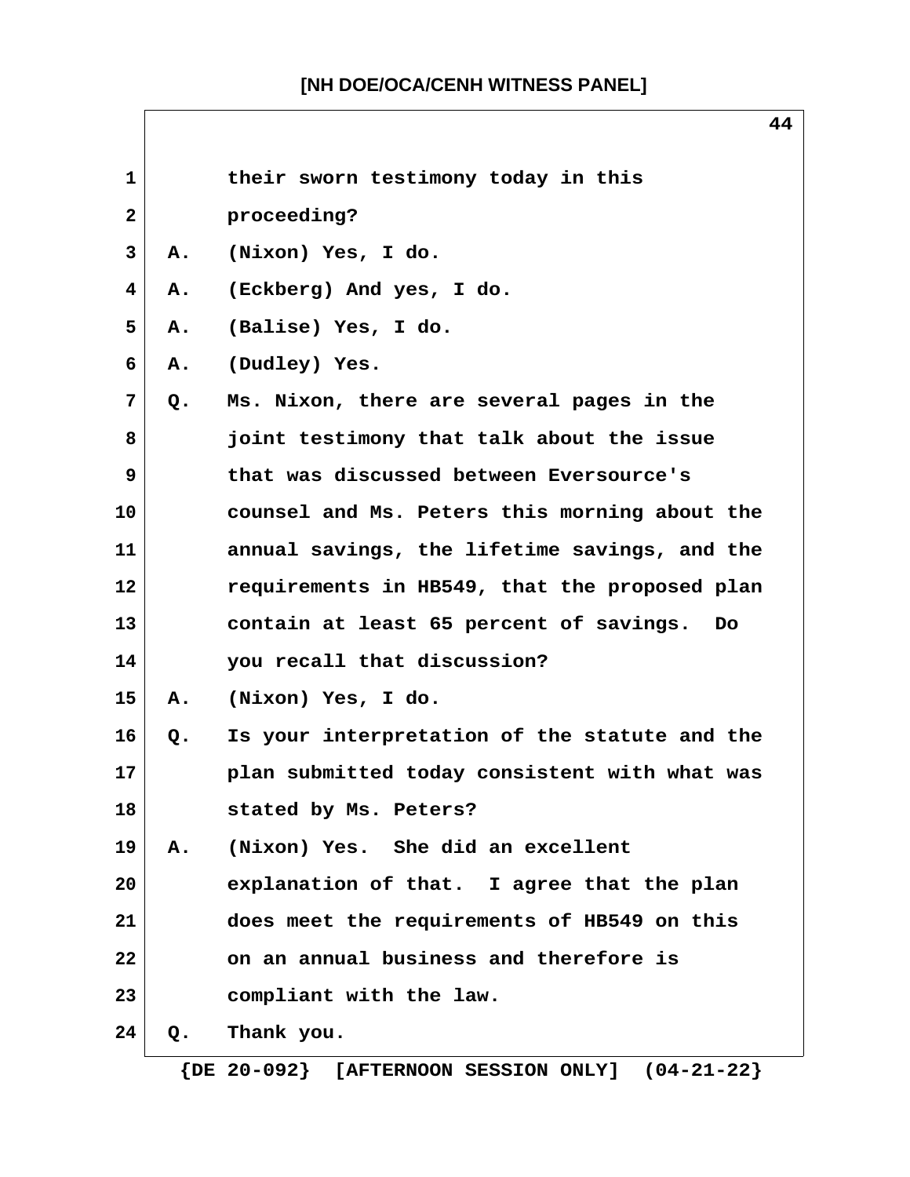their sworn testimony today in this proceeding?

A. (Nixon) Yes, I do.

A. (Eckberg) And yes, I do.

A. (Balise) Yes, I do.

A. (Dudley) Yes.

Q. Ms. Nixon, there are several pages in the joint testimony that talk about the issue that was discussed between Eversource's counsel and Ms. Peters this morning about the annual savings, the lifetime savings, and the requirements in HB549, that the proposed plan contain at least 65 percent of savings. Do you recall that discussion?

A. (Nixon) Yes, I do.

Q. Is your interpretation of the statute and the plan submitted today consistent with what was stated by Ms. Peters?

A. (Nixon) Yes. She did an excellent explanation of that. I agree that the plan does meet the requirements of HB549 on this on an annual business and therefore is compliant with the law.

Q. Thank you.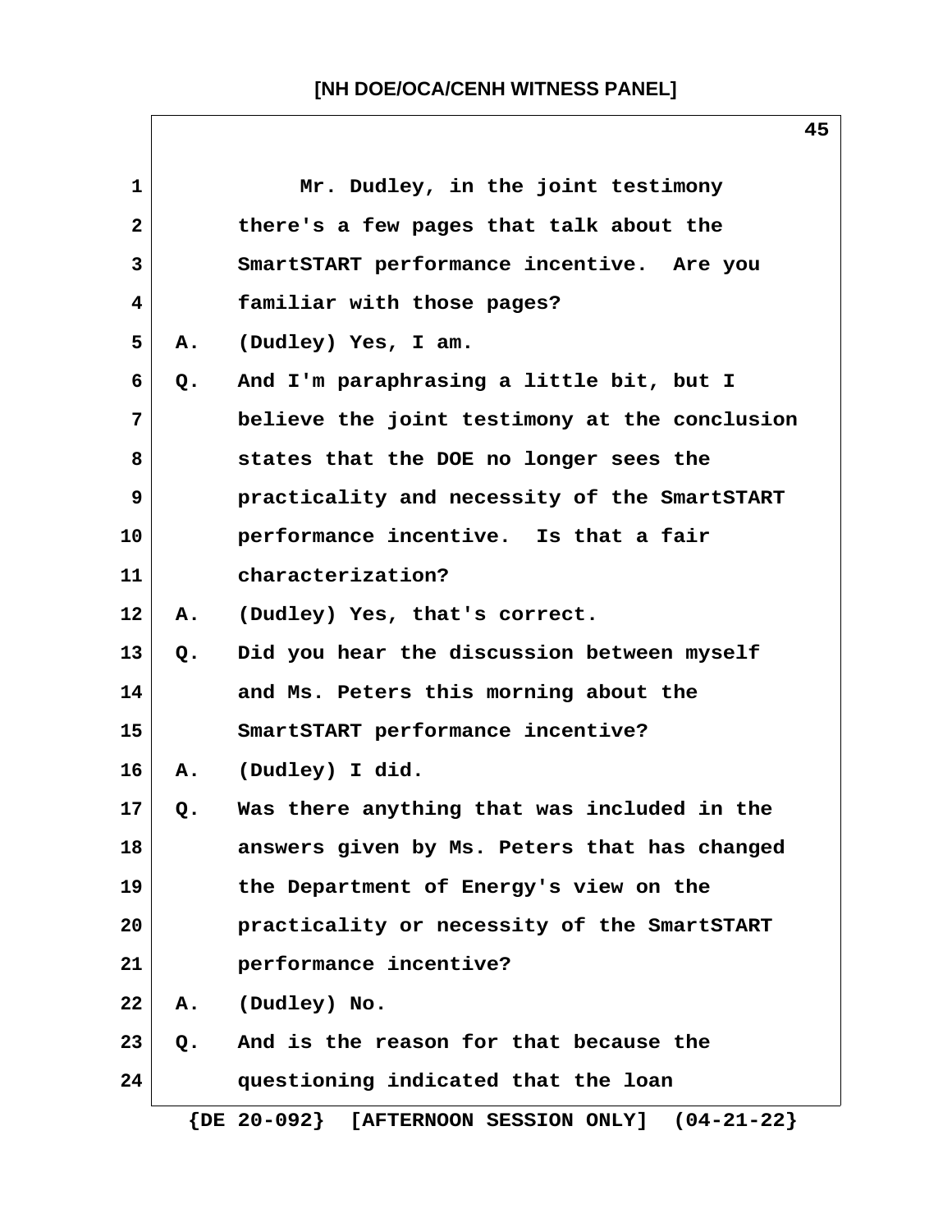Mr. Dudley, in the joint testimony there's a few pages that talk about the SmartSTART performance incentive. Are you familiar with those pages?

A. (Dudley) Yes, I am.

Q. And I'm paraphrasing a little bit, but I believe the joint testimony at the conclusion states that the DOE no longer sees the practicality and necessity of the SmartSTART performance incentive. Is that a fair characterization?

A. (Dudley) Yes, that's correct.

Q. Did you hear the discussion between myself and Ms. Peters this morning about the SmartSTART performance incentive?

A. (Dudley) I did.

Q. Was there anything that was included in the answers given by Ms. Peters that has changed the Department of Energy's view on the practicality or necessity of the SmartSTART performance incentive?

A. (Dudley) No.

Q. And is the reason for that because the questioning indicated that the loan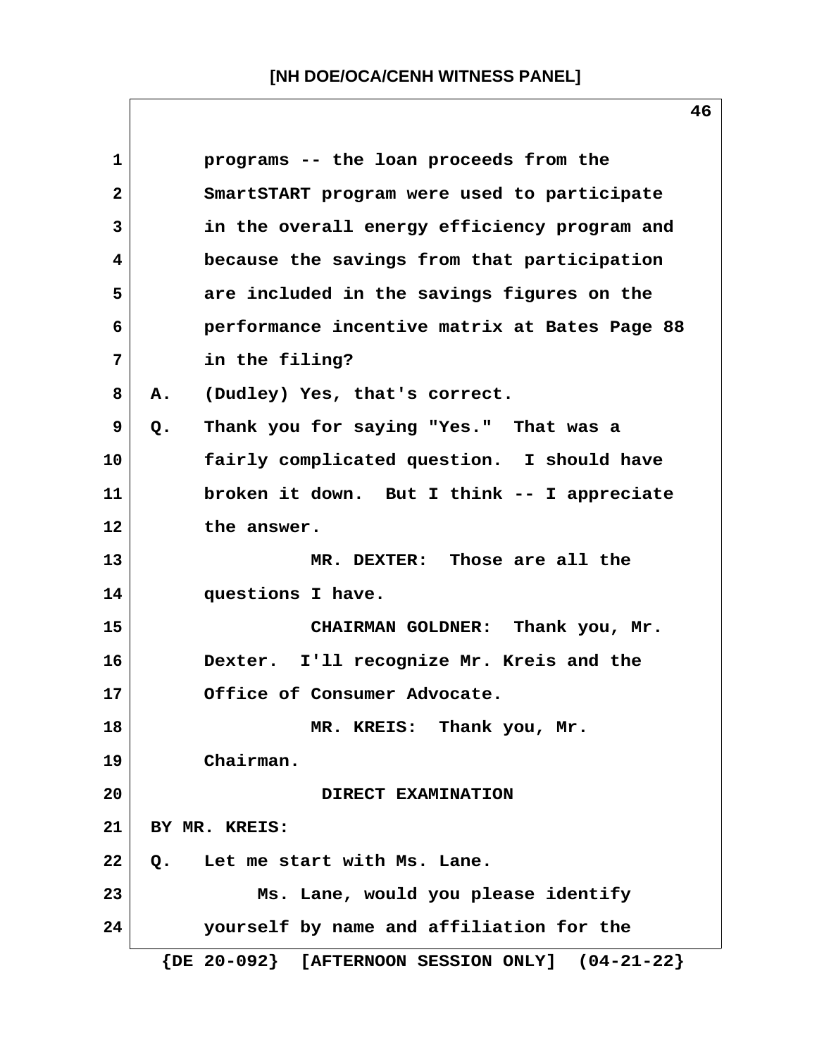programs -- the loan proceeds from the SmartSTART program were used to participate in the overall energy efficiency program and because the savings from that participation are included in the savings figures on the performance incentive matrix at Bates Page 88 in the filing?

A. (Dudley) Yes, that's correct.

Q. Thank you for saying "Yes." That was a fairly complicated question. I should have broken it down. But I think -- I appreciate the answer.

MR. DEXTER: Those are all the questions I have.

CHAIRMAN GOLDNER: Thank you, Mr. Dexter. I'll recognize Mr. Kreis and the Office of Consumer Advocate.

MR. KREIS: Thank you, Mr. Chairman.

DIRECT EXAMINATION

BY MR. KREIS:

Q. Let me start with Ms. Lane.

Ms. Lane, would you please identify yourself by name and affiliation for the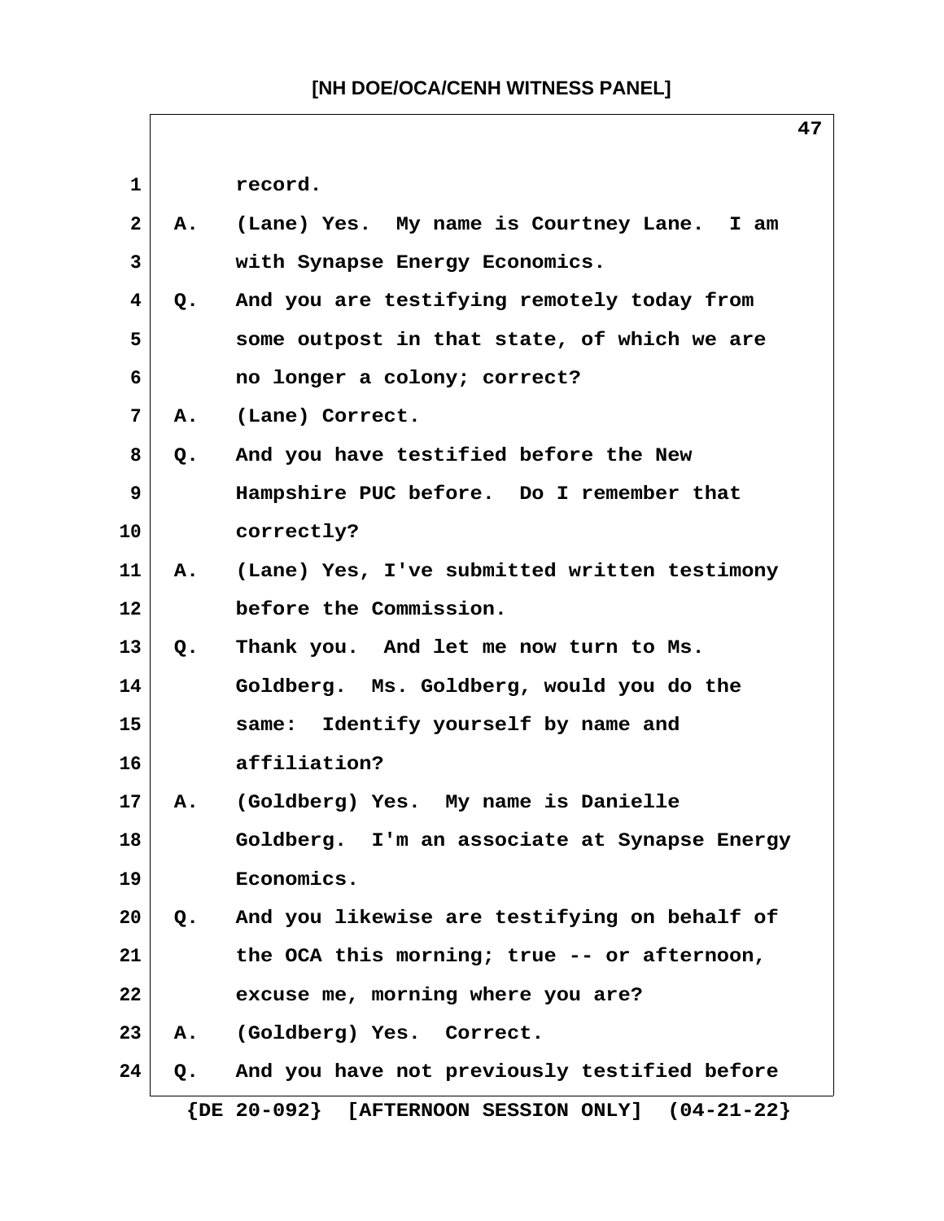record.

A. (Lane) Yes. My name is Courtney Lane. I am with Synapse Energy Economics.

Q. And you are testifying remotely today from some outpost in that state, of which we are no longer a colony; correct?

A. (Lane) Correct.

Q. And you have testified before the New Hampshire PUC before. Do I remember that correctly?

A. (Lane) Yes, I've submitted written testimony before the Commission.

Q. Thank you. And let me now turn to Ms. Goldberg. Ms. Goldberg, would you do the same: Identify yourself by name and affiliation?

A. (Goldberg) Yes. My name is Danielle Goldberg. I'm an associate at Synapse Energy Economics.

Q. And you likewise are testifying on behalf of the OCA this morning; true -- or afternoon, excuse me, morning where you are?

A. (Goldberg) Yes. Correct.

Q. And you have not previously testified before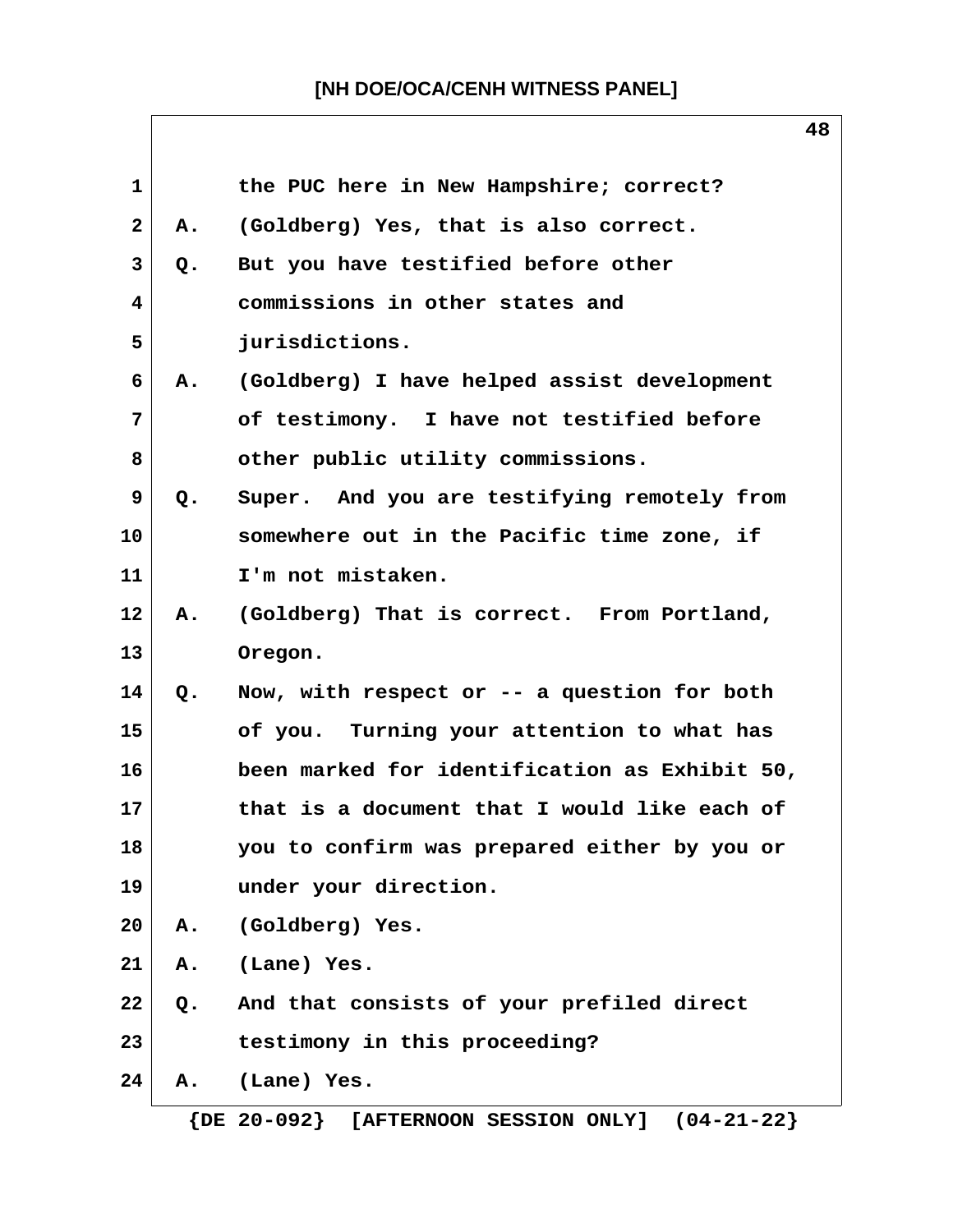1 the PUC here in New Hampshire; correct?

2 A. (Goldberg) Yes, that is also correct.

3 Q. But you have testified before other

4 commissions in other states and

5 jurisdictions.

6 A. (Goldberg) I have helped assist development

7 of testimony. I have not testified before

8 other public utility commissions.

9 Q. Super. And you are testifying remotely from

10 somewhere out in the Pacific time zone, if

11 I'm not mistaken.

12 A. (Goldberg) That is correct. From Portland,

13 Oregon.

14 Q. Now, with respect or -- a question for both

15 of you. Turning your attention to what has

16 been marked for identification as Exhibit 50,

17 that is a document that I would like each of

18 you to confirm was prepared either by you or

19 under your direction.

20 A. (Goldberg) Yes.

21 A. (Lane) Yes.

22 Q. And that consists of your prefiled direct

23 testimony in this proceeding?

24 A. (Lane) Yes.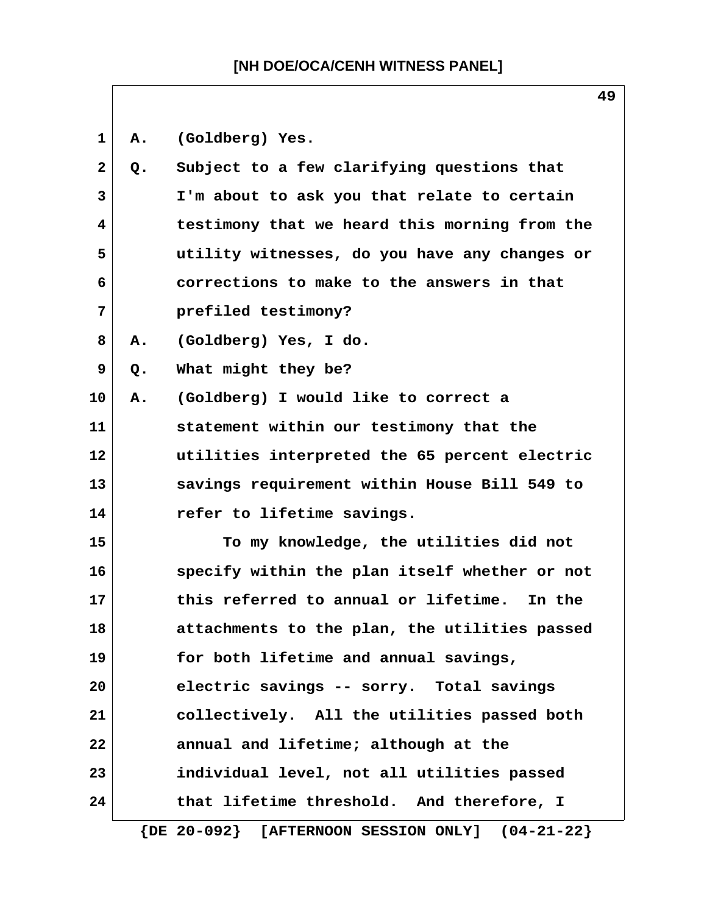A. (Goldberg) Yes.

Q. Subject to a few clarifying questions that I'm about to ask you that relate to certain testimony that we heard this morning from the utility witnesses, do you have any changes or corrections to make to the answers in that prefiled testimony?

A. (Goldberg) Yes, I do.

Q. What might they be?

A. (Goldberg) I would like to correct a statement within our testimony that the utilities interpreted the 65 percent electric savings requirement within House Bill 549 to refer to lifetime savings.

To my knowledge, the utilities did not specify within the plan itself whether or not this referred to annual or lifetime. In the attachments to the plan, the utilities passed for both lifetime and annual savings, electric savings -- sorry. Total savings collectively. All the utilities passed both annual and lifetime; although at the individual level, not all utilities passed that lifetime threshold. And therefore, I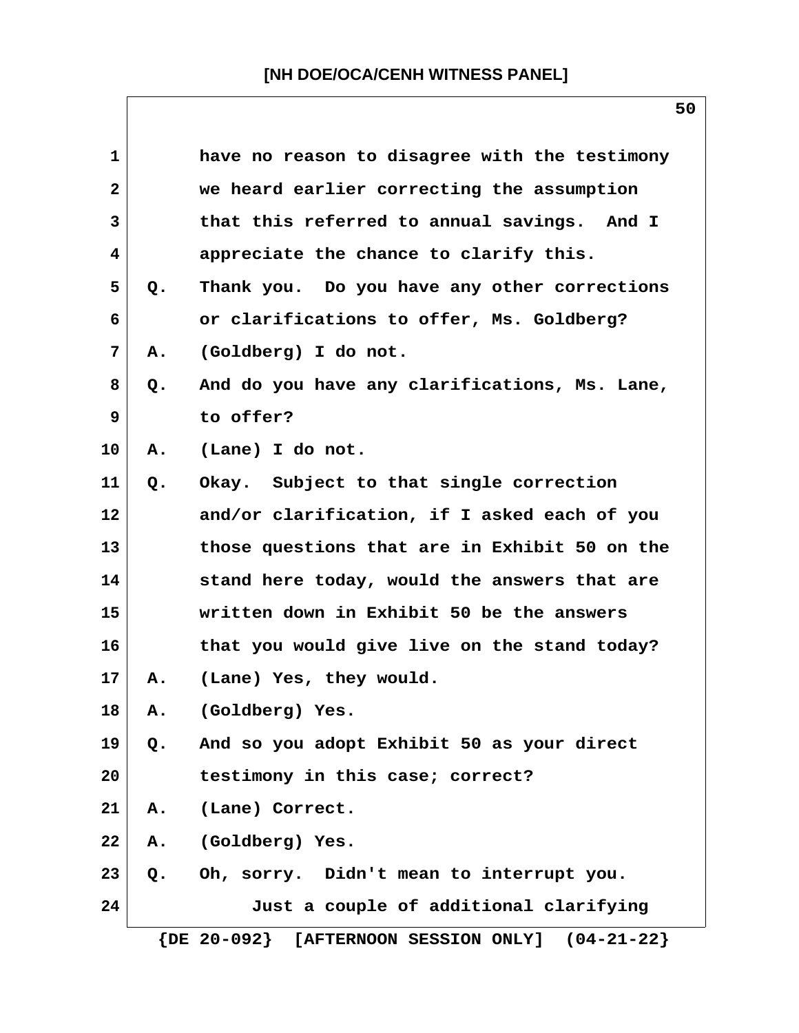have no reason to disagree with the testimony we heard earlier correcting the assumption that this referred to annual savings. And I appreciate the chance to clarify this.

Q. Thank you. Do you have any other corrections or clarifications to offer, Ms. Goldberg?

A. (Goldberg) I do not.

Q. And do you have any clarifications, Ms. Lane, to offer?

A. (Lane) I do not.

Q. Okay. Subject to that single correction and/or clarification, if I asked each of you those questions that are in Exhibit 50 on the stand here today, would the answers that are written down in Exhibit 50 be the answers that you would give live on the stand today?

A. (Lane) Yes, they would.

A. (Goldberg) Yes.

Q. And so you adopt Exhibit 50 as your direct testimony in this case; correct?

A. (Lane) Correct.

A. (Goldberg) Yes.

Q. Oh, sorry. Didn't mean to interrupt you.

Just a couple of additional clarifying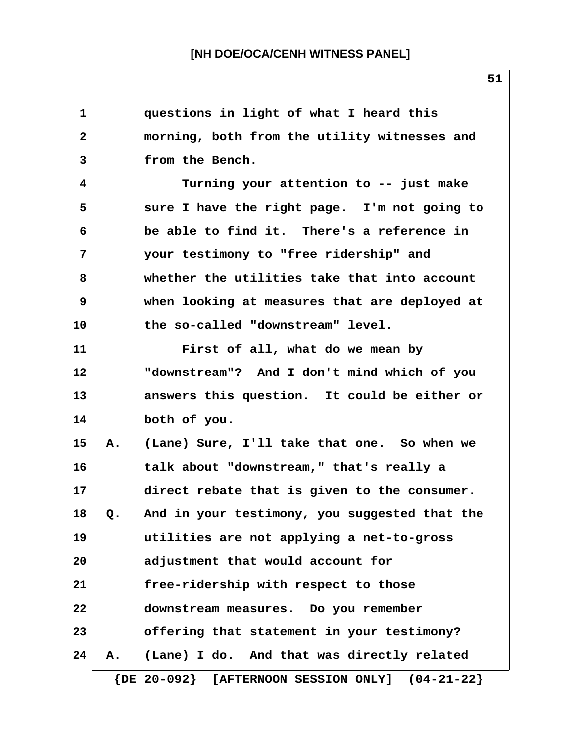questions in light of what I heard this morning, both from the utility witnesses and from the Bench.

Turning your attention to -- just make sure I have the right page. I'm not going to be able to find it. There's a reference in your testimony to "free ridership" and whether the utilities take that into account when looking at measures that are deployed at the so-called "downstream" level.

First of all, what do we mean by "downstream"? And I don't mind which of you answers this question. It could be either or both of you.

A. (Lane) Sure, I'll take that one. So when we talk about "downstream," that's really a direct rebate that is given to the consumer.

Q. And in your testimony, you suggested that the utilities are not applying a net-to-gross adjustment that would account for free-ridership with respect to those downstream measures. Do you remember offering that statement in your testimony?

A. (Lane) I do. And that was directly related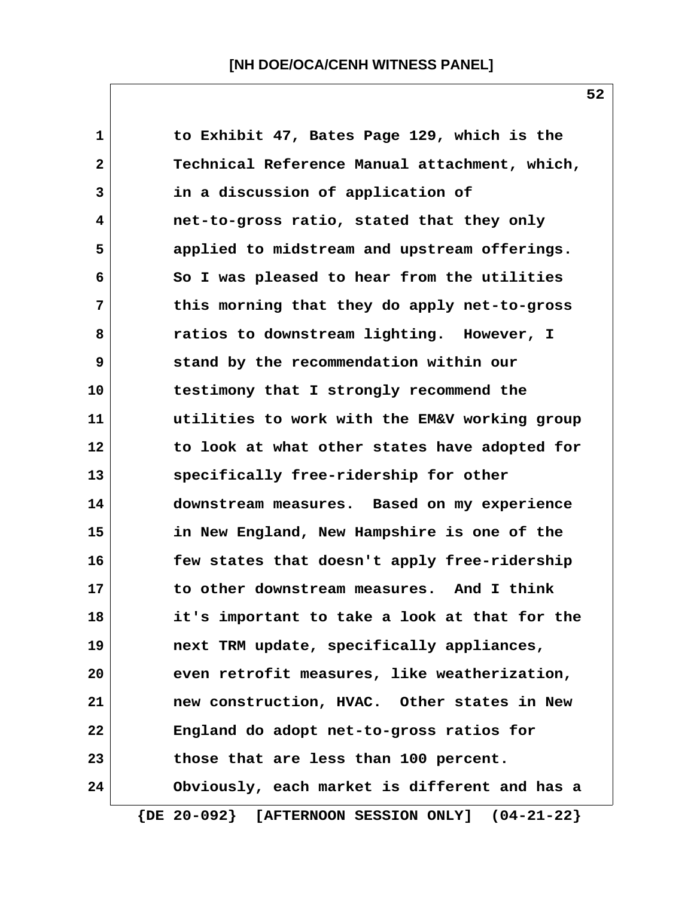to Exhibit 47, Bates Page 129, which is the Technical Reference Manual attachment, which, in a discussion of application of net-to-gross ratio, stated that they only applied to midstream and upstream offerings. So I was pleased to hear from the utilities this morning that they do apply net-to-gross ratios to downstream lighting. However, I stand by the recommendation within our testimony that I strongly recommend the utilities to work with the EM&V working group to look at what other states have adopted for specifically free-ridership for other downstream measures. Based on my experience in New England, New Hampshire is one of the few states that doesn't apply free-ridership to other downstream measures. And I think it's important to take a look at that for the next TRM update, specifically appliances, even retrofit measures, like weatherization, new construction, HVAC. Other states in New England do adopt net-to-gross ratios for those that are less than 100 percent. Obviously, each market is different and has a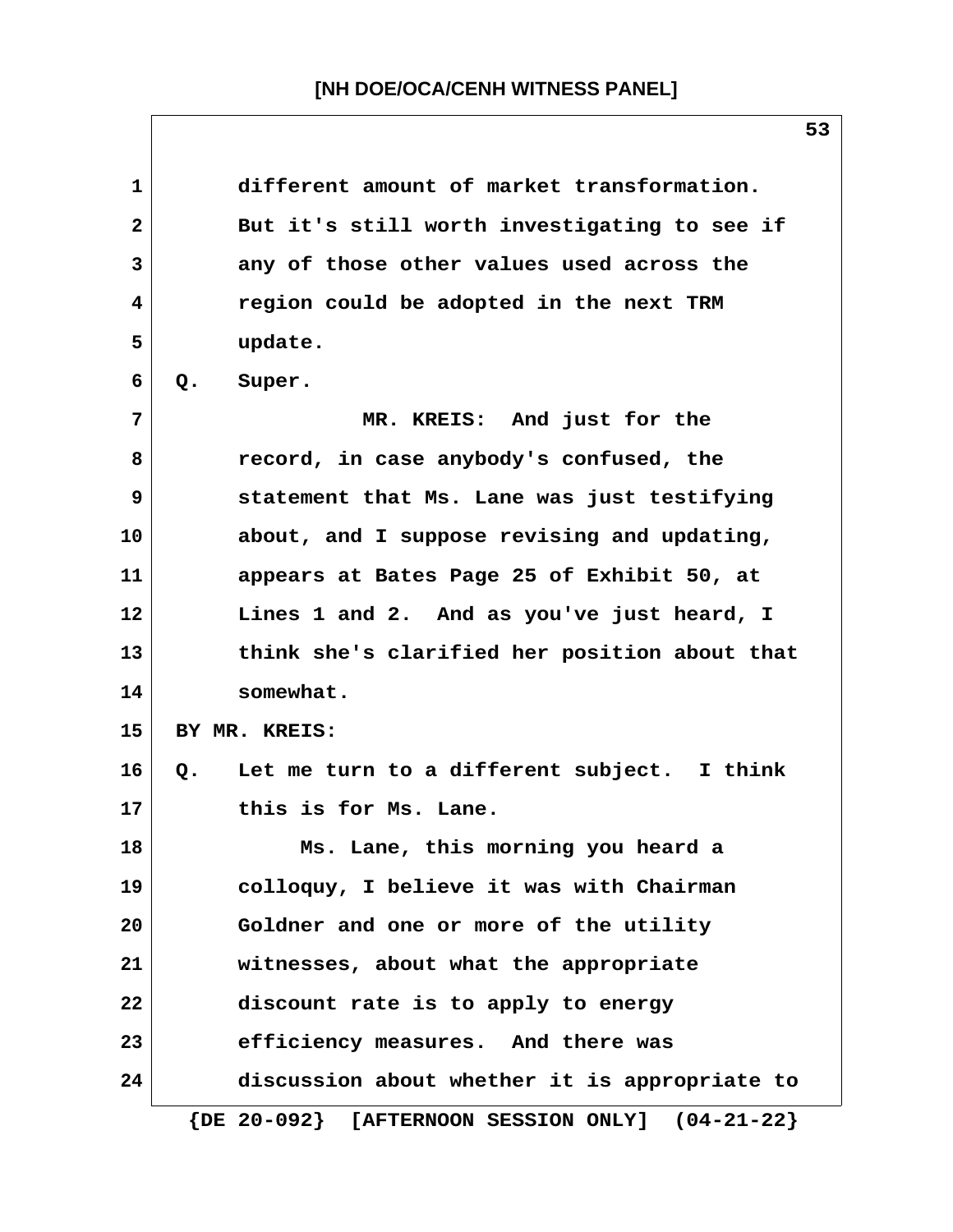different amount of market transformation. But it's still worth investigating to see if any of those other values used across the region could be adopted in the next TRM update.

Q. Super.

MR. KREIS: And just for the record, in case anybody's confused, the statement that Ms. Lane was just testifying about, and I suppose revising and updating, appears at Bates Page 25 of Exhibit 50, at Lines 1 and 2. And as you've just heard, I think she's clarified her position about that somewhat.

BY MR. KREIS:

Q. Let me turn to a different subject. I think this is for Ms. Lane.

Ms. Lane, this morning you heard a colloquy, I believe it was with Chairman Goldner and one or more of the utility witnesses, about what the appropriate discount rate is to apply to energy efficiency measures. And there was discussion about whether it is appropriate to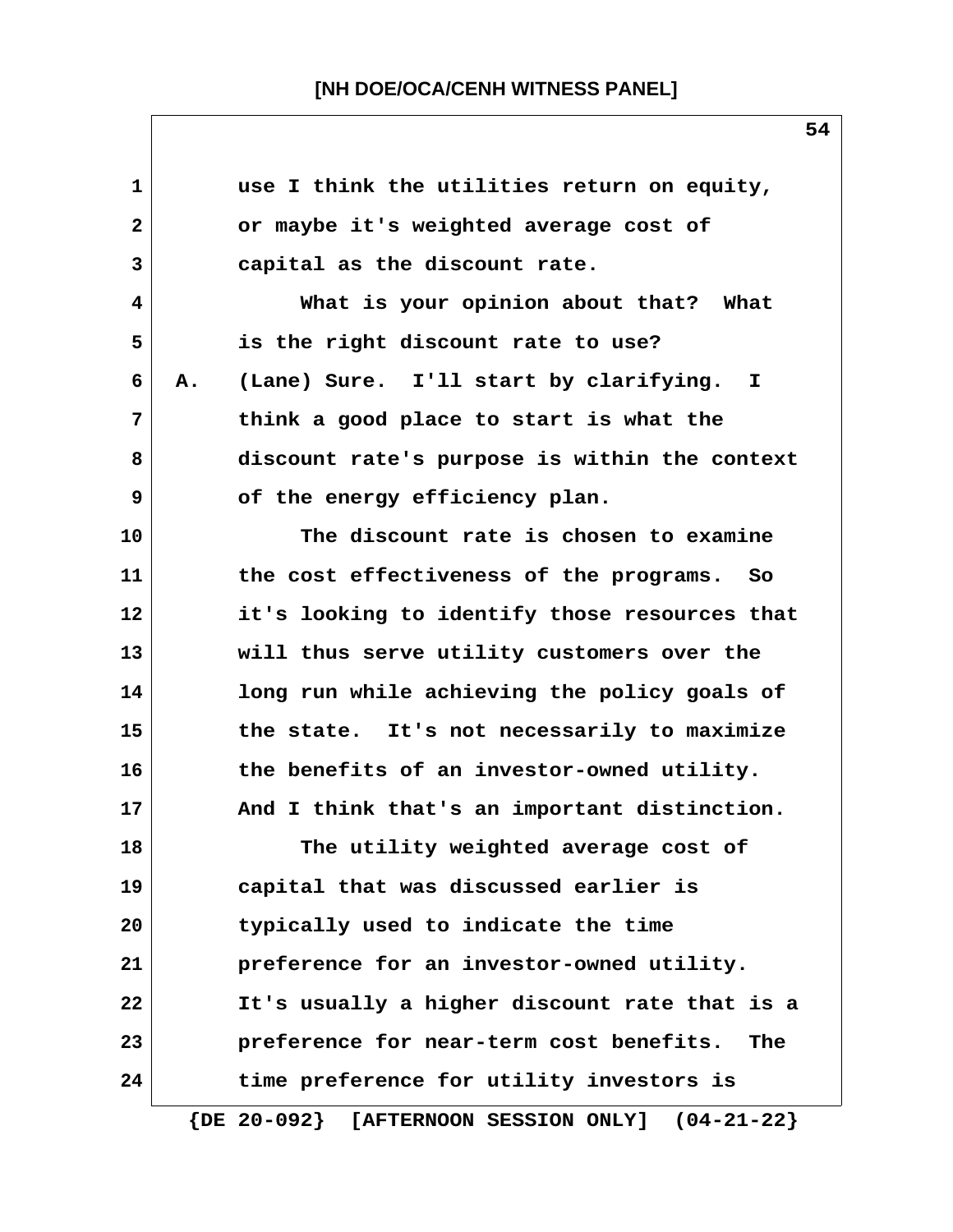use I think the utilities return on equity, or maybe it's weighted average cost of capital as the discount rate.

What is your opinion about that? What is the right discount rate to use?

A. (Lane) Sure. I'll start by clarifying. I think a good place to start is what the discount rate's purpose is within the context of the energy efficiency plan.

The discount rate is chosen to examine the cost effectiveness of the programs. So it's looking to identify those resources that will thus serve utility customers over the long run while achieving the policy goals of the state. It's not necessarily to maximize the benefits of an investor-owned utility. And I think that's an important distinction.

The utility weighted average cost of capital that was discussed earlier is typically used to indicate the time preference for an investor-owned utility. It's usually a higher discount rate that is a preference for near-term cost benefits. The time preference for utility investors is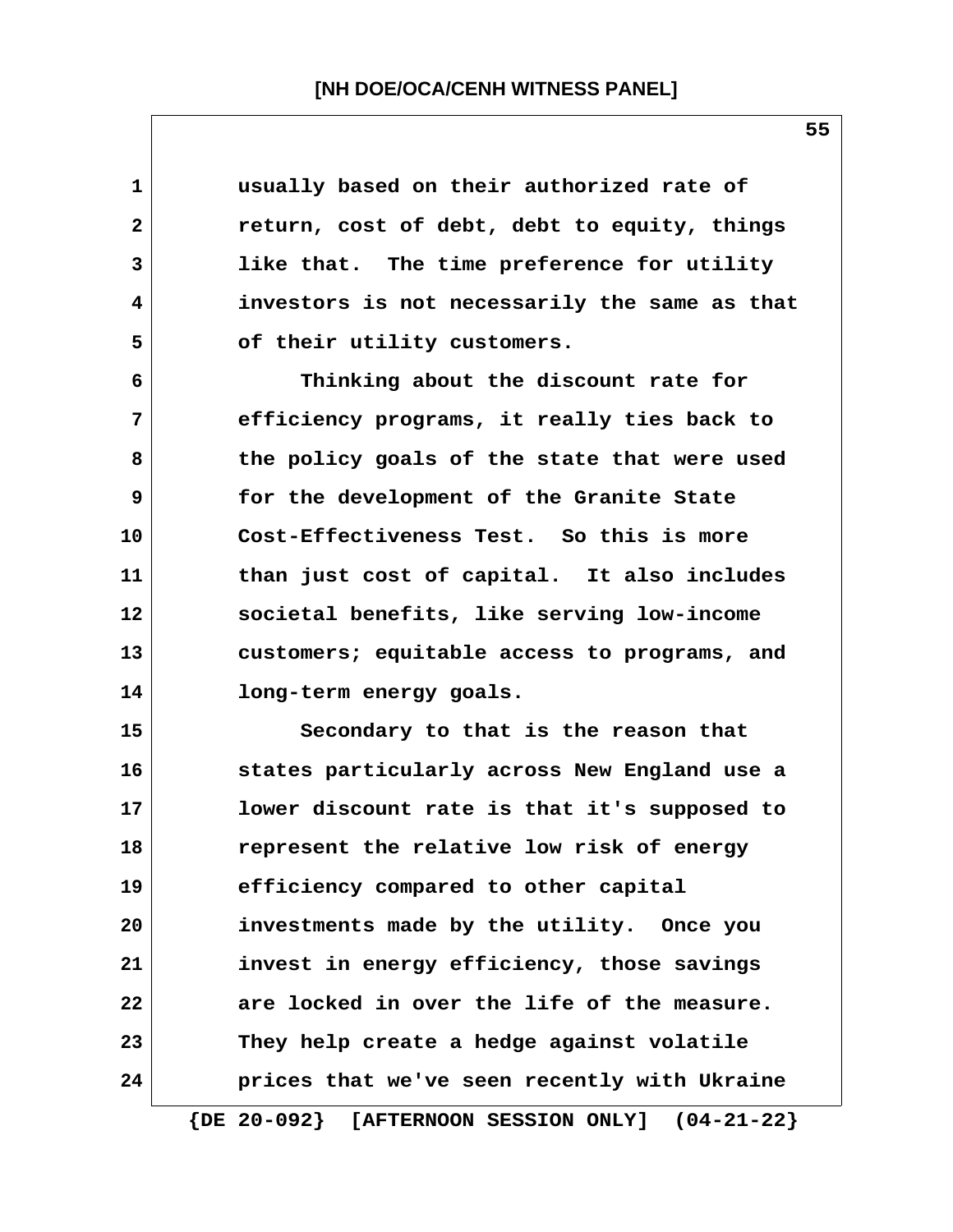usually based on their authorized rate of return, cost of debt, debt to equity, things like that. The time preference for utility investors is not necessarily the same as that of their utility customers.

Thinking about the discount rate for efficiency programs, it really ties back to the policy goals of the state that were used for the development of the Granite State Cost-Effectiveness Test. So this is more than just cost of capital. It also includes societal benefits, like serving low-income customers; equitable access to programs, and long-term energy goals.

Secondary to that is the reason that states particularly across New England use a lower discount rate is that it's supposed to represent the relative low risk of energy efficiency compared to other capital investments made by the utility. Once you invest in energy efficiency, those savings are locked in over the life of the measure. They help create a hedge against volatile prices that we've seen recently with Ukraine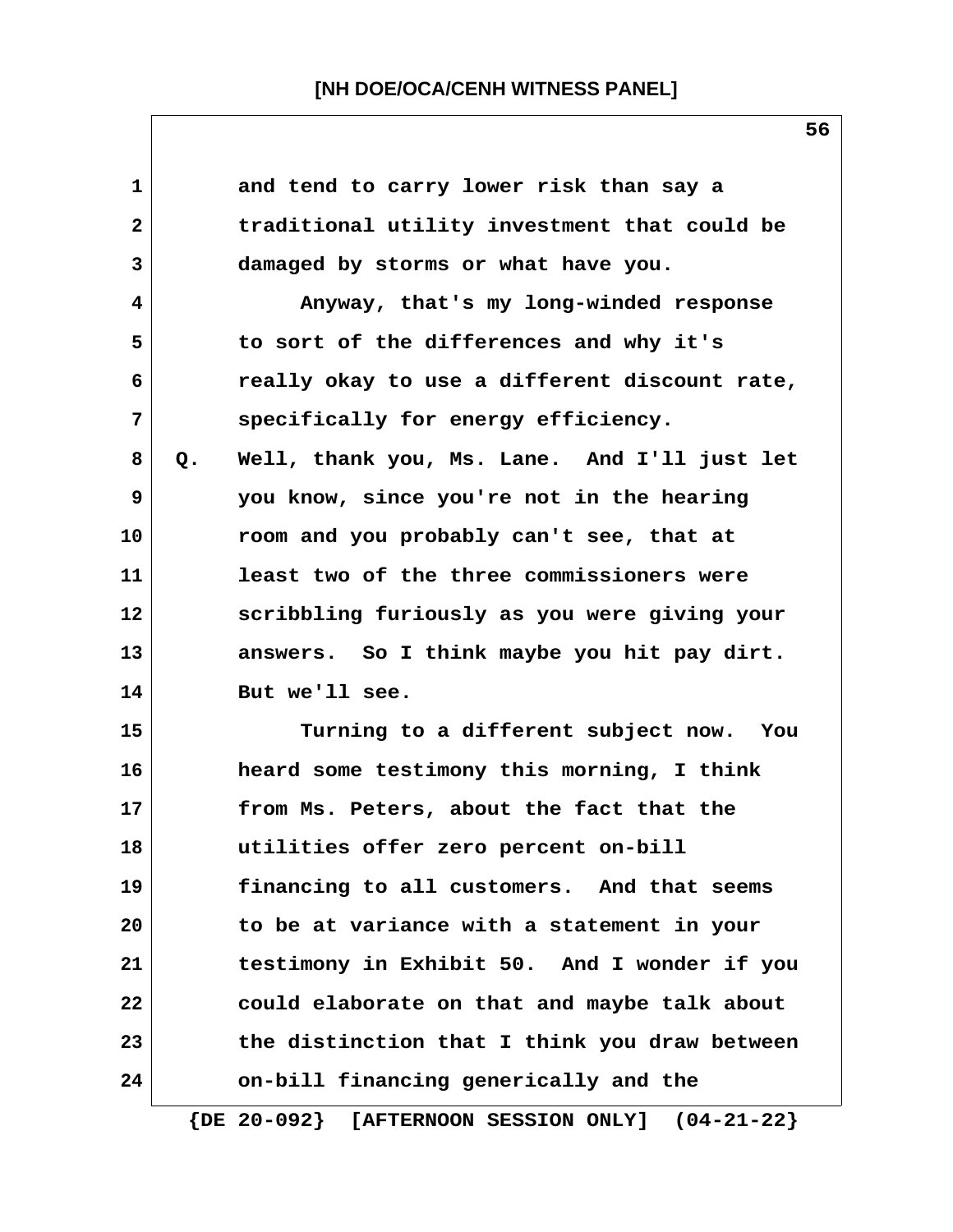and tend to carry lower risk than say a traditional utility investment that could be damaged by storms or what have you.

Anyway, that's my long-winded response to sort of the differences and why it's really okay to use a different discount rate, specifically for energy efficiency.

Q. Well, thank you, Ms. Lane. And I'll just let you know, since you're not in the hearing room and you probably can't see, that at least two of the three commissioners were scribbling furiously as you were giving your answers. So I think maybe you hit pay dirt. But we'll see.

Turning to a different subject now. You heard some testimony this morning, I think from Ms. Peters, about the fact that the utilities offer zero percent on-bill financing to all customers. And that seems to be at variance with a statement in your testimony in Exhibit 50. And I wonder if you could elaborate on that and maybe talk about the distinction that I think you draw between on-bill financing generically and the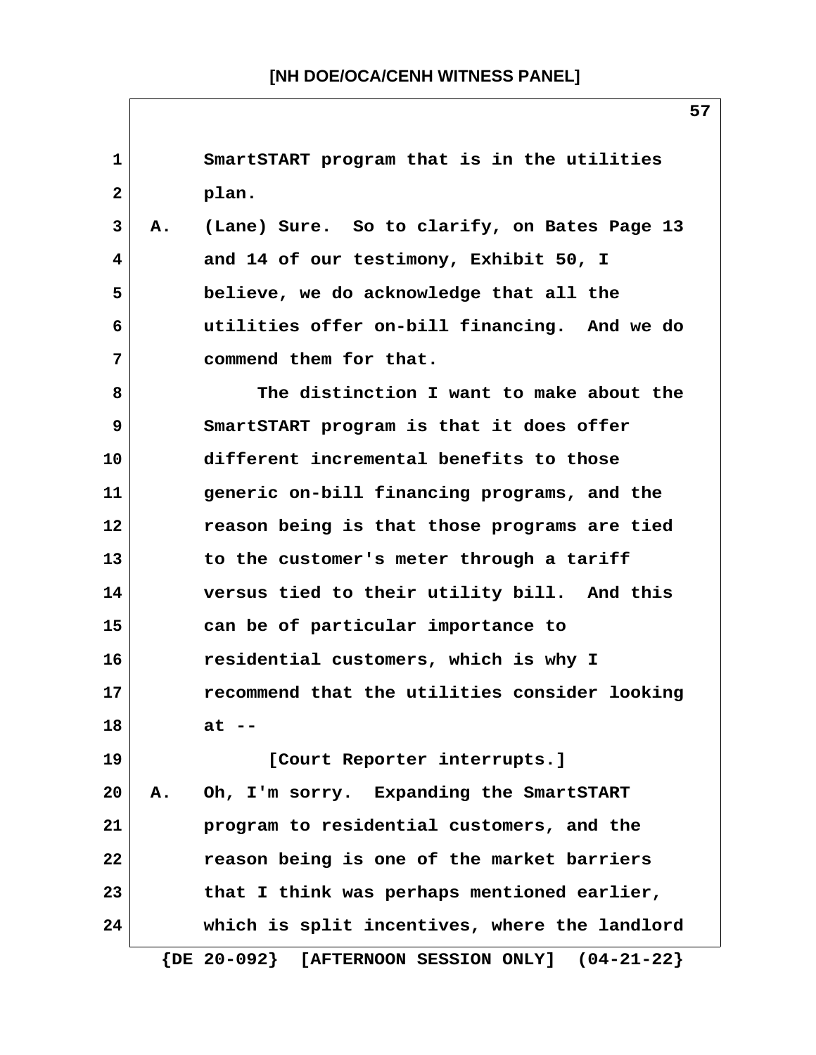SmartSTART program that is in the utilities plan.

A. (Lane) Sure. So to clarify, on Bates Page 13 and 14 of our testimony, Exhibit 50, I believe, we do acknowledge that all the utilities offer on-bill financing. And we do commend them for that.

The distinction I want to make about the SmartSTART program is that it does offer different incremental benefits to those generic on-bill financing programs, and the reason being is that those programs are tied to the customer's meter through a tariff versus tied to their utility bill. And this can be of particular importance to residential customers, which is why I recommend that the utilities consider looking at --

[Court Reporter interrupts.]

A. Oh, I'm sorry. Expanding the SmartSTART program to residential customers, and the reason being is one of the market barriers that I think was perhaps mentioned earlier, which is split incentives, where the landlord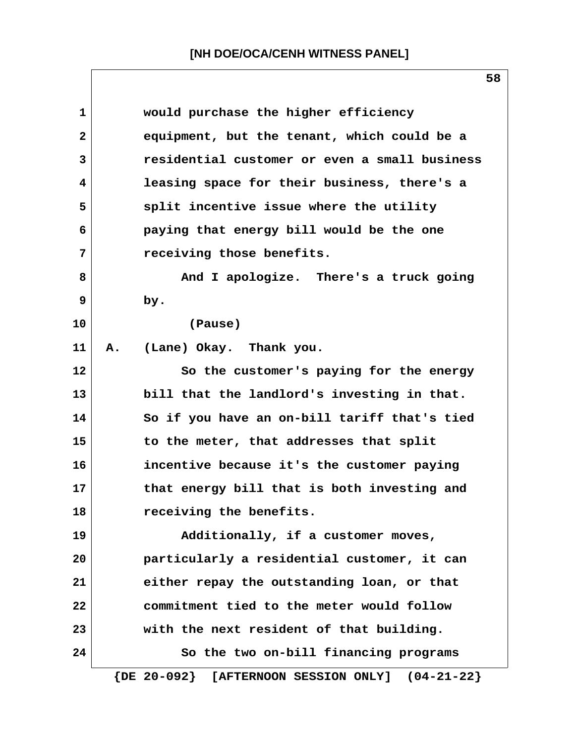would purchase the higher efficiency equipment, but the tenant, which could be a residential customer or even a small business leasing space for their business, there's a split incentive issue where the utility paying that energy bill would be the one receiving those benefits.

And I apologize. There's a truck going by.

(Pause)

A. (Lane) Okay. Thank you.

So the customer's paying for the energy bill that the landlord's investing in that. So if you have an on-bill tariff that's tied to the meter, that addresses that split incentive because it's the customer paying that energy bill that is both investing and receiving the benefits.

Additionally, if a customer moves, particularly a residential customer, it can either repay the outstanding loan, or that commitment tied to the meter would follow with the next resident of that building.

So the two on-bill financing programs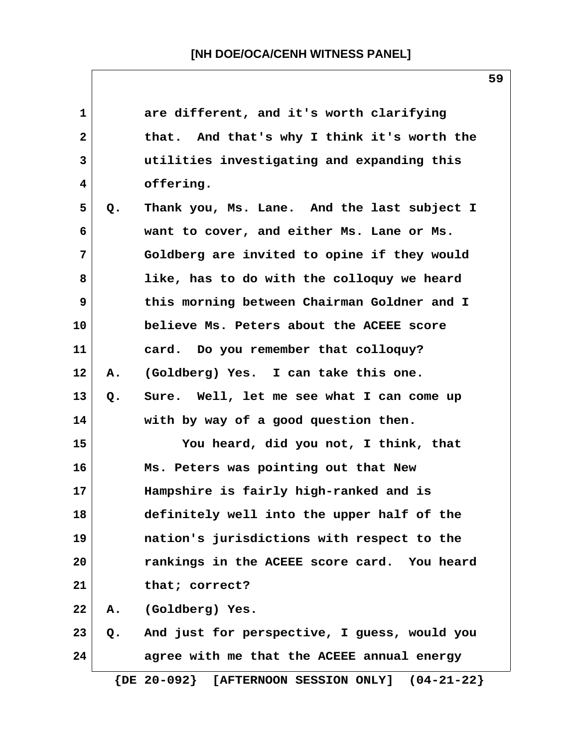1 are different, and it's worth clarifying
2 that. And that's why I think it's worth the
3 utilities investigating and expanding this
4 offering.
5 Q. Thank you, Ms. Lane. And the last subject I
6 want to cover, and either Ms. Lane or Ms.
7 Goldberg are invited to opine if they would
8 like, has to do with the colloquy we heard
9 this morning between Chairman Goldner and I
10 believe Ms. Peters about the ACEEE score
11 card. Do you remember that colloquy?
12 A. (Goldberg) Yes. I can take this one.
13 Q. Sure. Well, let me see what I can come up
14 with by way of a good question then.
15 You heard, did you not, I think, that
16 Ms. Peters was pointing out that New
17 Hampshire is fairly high-ranked and is
18 definitely well into the upper half of the
19 nation's jurisdictions with respect to the
20 rankings in the ACEEE score card. You heard
21 that; correct?
22 A. (Goldberg) Yes.
23 Q. And just for perspective, I guess, would you
24 agree with me that the ACEEE annual energy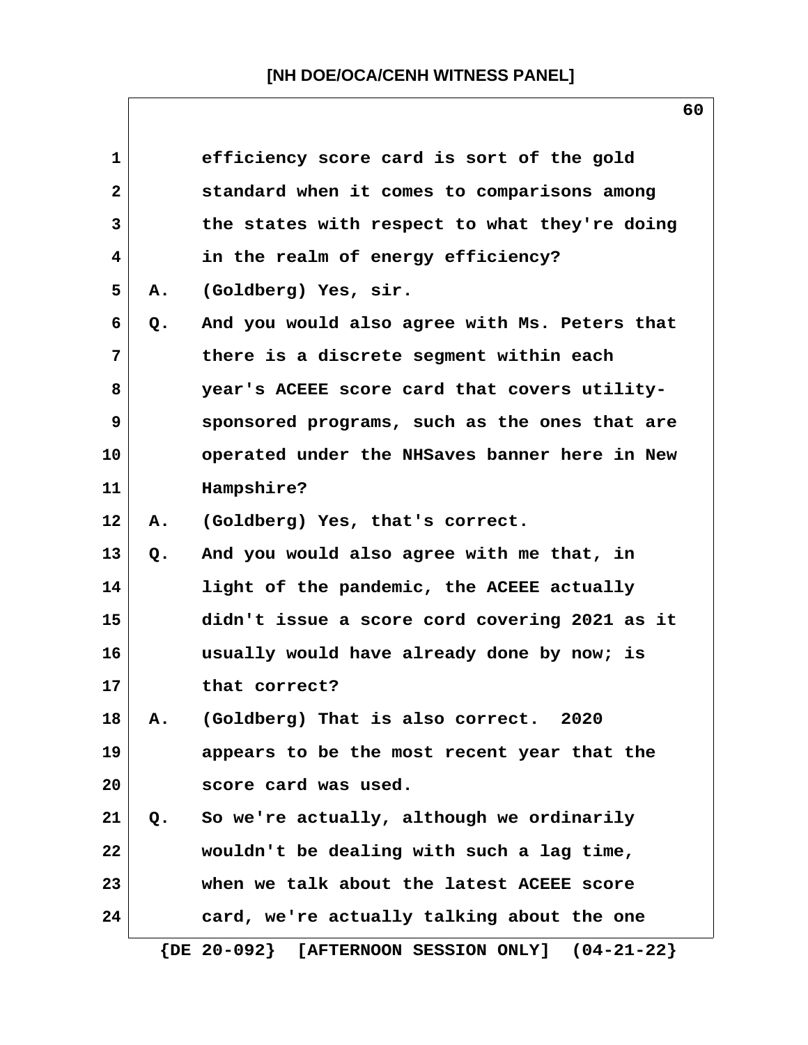efficiency score card is sort of the gold standard when it comes to comparisons among the states with respect to what they're doing in the realm of energy efficiency?

A. (Goldberg) Yes, sir.

Q. And you would also agree with Ms. Peters that there is a discrete segment within each year's ACEEE score card that covers utility-sponsored programs, such as the ones that are operated under the NHSaves banner here in New Hampshire?

A. (Goldberg) Yes, that's correct.

Q. And you would also agree with me that, in light of the pandemic, the ACEEE actually didn't issue a score cord covering 2021 as it usually would have already done by now; is that correct?

A. (Goldberg) That is also correct. 2020 appears to be the most recent year that the score card was used.

Q. So we're actually, although we ordinarily wouldn't be dealing with such a lag time, when we talk about the latest ACEEE score card, we're actually talking about the one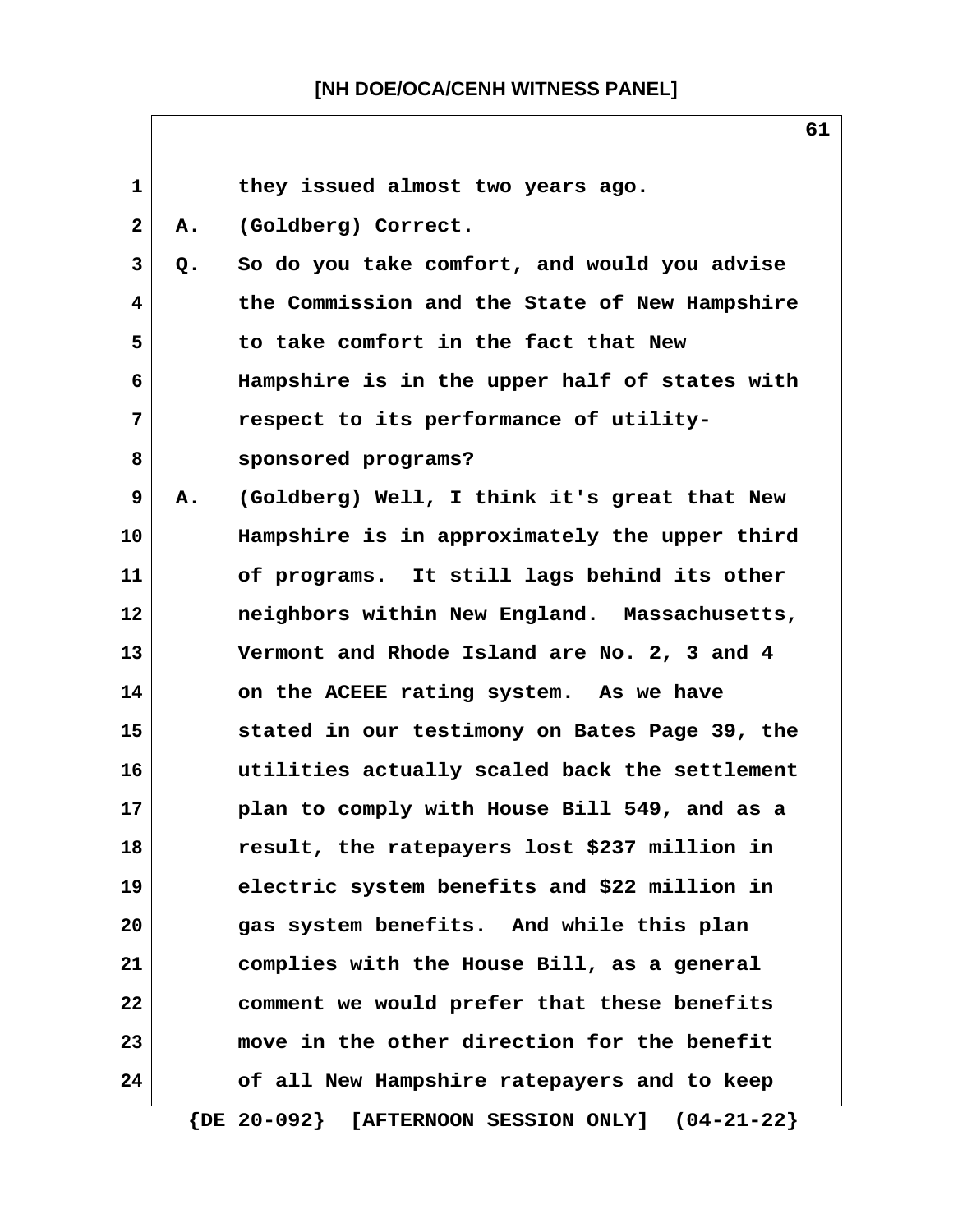they issued almost two years ago.

A. (Goldberg) Correct.

Q. So do you take comfort, and would you advise the Commission and the State of New Hampshire to take comfort in the fact that New Hampshire is in the upper half of states with respect to its performance of utility-sponsored programs?

A. (Goldberg) Well, I think it's great that New Hampshire is in approximately the upper third of programs. It still lags behind its other neighbors within New England. Massachusetts, Vermont and Rhode Island are No. 2, 3 and 4 on the ACEEE rating system. As we have stated in our testimony on Bates Page 39, the utilities actually scaled back the settlement plan to comply with House Bill 549, and as a result, the ratepayers lost $237 million in electric system benefits and $22 million in gas system benefits. And while this plan complies with the House Bill, as a general comment we would prefer that these benefits move in the other direction for the benefit of all New Hampshire ratepayers and to keep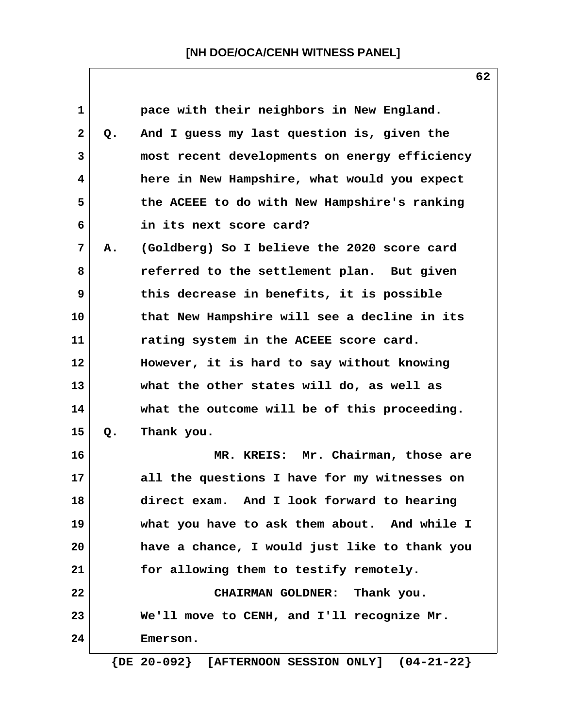pace with their neighbors in New England.

Q. And I guess my last question is, given the most recent developments on energy efficiency here in New Hampshire, what would you expect the ACEEE to do with New Hampshire's ranking in its next score card?

A. (Goldberg) So I believe the 2020 score card referred to the settlement plan. But given this decrease in benefits, it is possible that New Hampshire will see a decline in its rating system in the ACEEE score card. However, it is hard to say without knowing what the other states will do, as well as what the outcome will be of this proceeding.

Q. Thank you.

MR. KREIS: Mr. Chairman, those are all the questions I have for my witnesses on direct exam. And I look forward to hearing what you have to ask them about. And while I have a chance, I would just like to thank you for allowing them to testify remotely.

CHAIRMAN GOLDNER: Thank you. We'll move to CENH, and I'll recognize Mr. Emerson.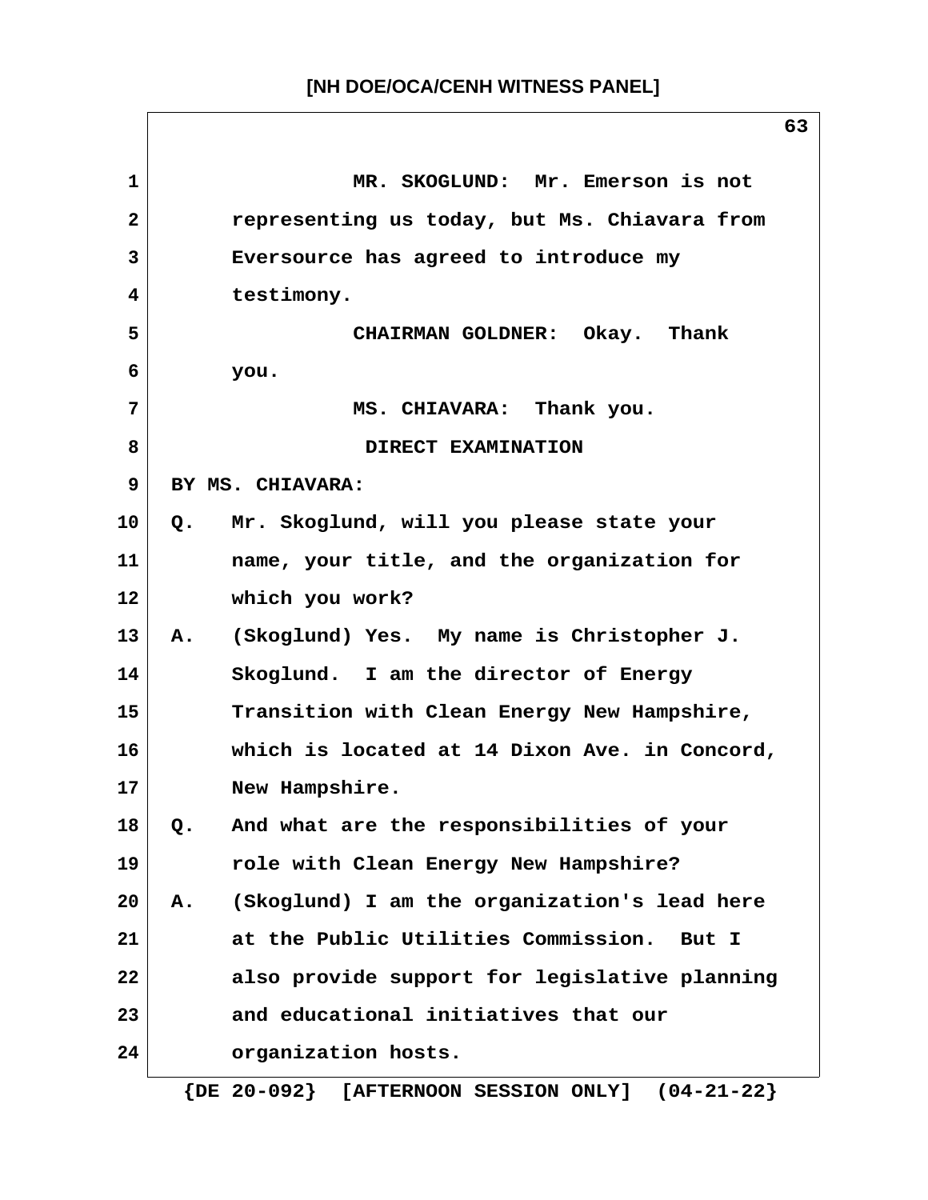MR. SKOGLUND: Mr. Emerson is not representing us today, but Ms. Chiavara from Eversource has agreed to introduce my testimony.

CHAIRMAN GOLDNER: Okay. Thank you.

MS. CHIAVARA: Thank you.

DIRECT EXAMINATION

BY MS. CHIAVARA:

Q. Mr. Skoglund, will you please state your name, your title, and the organization for which you work?

A. (Skoglund) Yes. My name is Christopher J. Skoglund. I am the director of Energy Transition with Clean Energy New Hampshire, which is located at 14 Dixon Ave. in Concord, New Hampshire.

Q. And what are the responsibilities of your role with Clean Energy New Hampshire?

A. (Skoglund) I am the organization's lead here at the Public Utilities Commission. But I also provide support for legislative planning and educational initiatives that our organization hosts.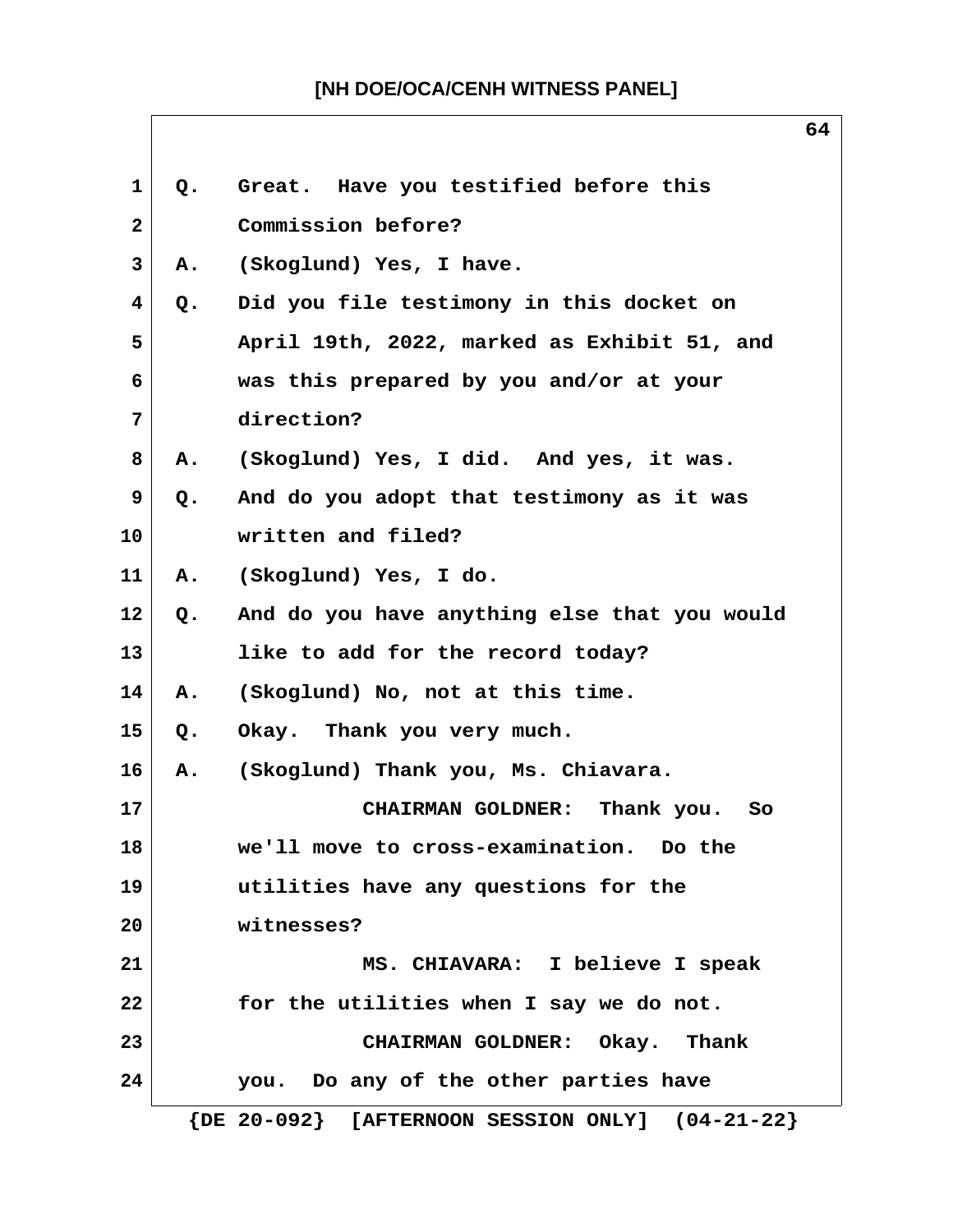Q. Great. Have you testified before this Commission before?

A. (Skoglund) Yes, I have.

Q. Did you file testimony in this docket on April 19th, 2022, marked as Exhibit 51, and was this prepared by you and/or at your direction?

A. (Skoglund) Yes, I did. And yes, it was.

Q. And do you adopt that testimony as it was written and filed?

A. (Skoglund) Yes, I do.

Q. And do you have anything else that you would like to add for the record today?

A. (Skoglund) No, not at this time.

Q. Okay. Thank you very much.

A. (Skoglund) Thank you, Ms. Chiavara.

CHAIRMAN GOLDNER: Thank you. So we'll move to cross-examination. Do the utilities have any questions for the witnesses?

MS. CHIAVARA: I believe I speak for the utilities when I say we do not.

CHAIRMAN GOLDNER: Okay. Thank you. Do any of the other parties have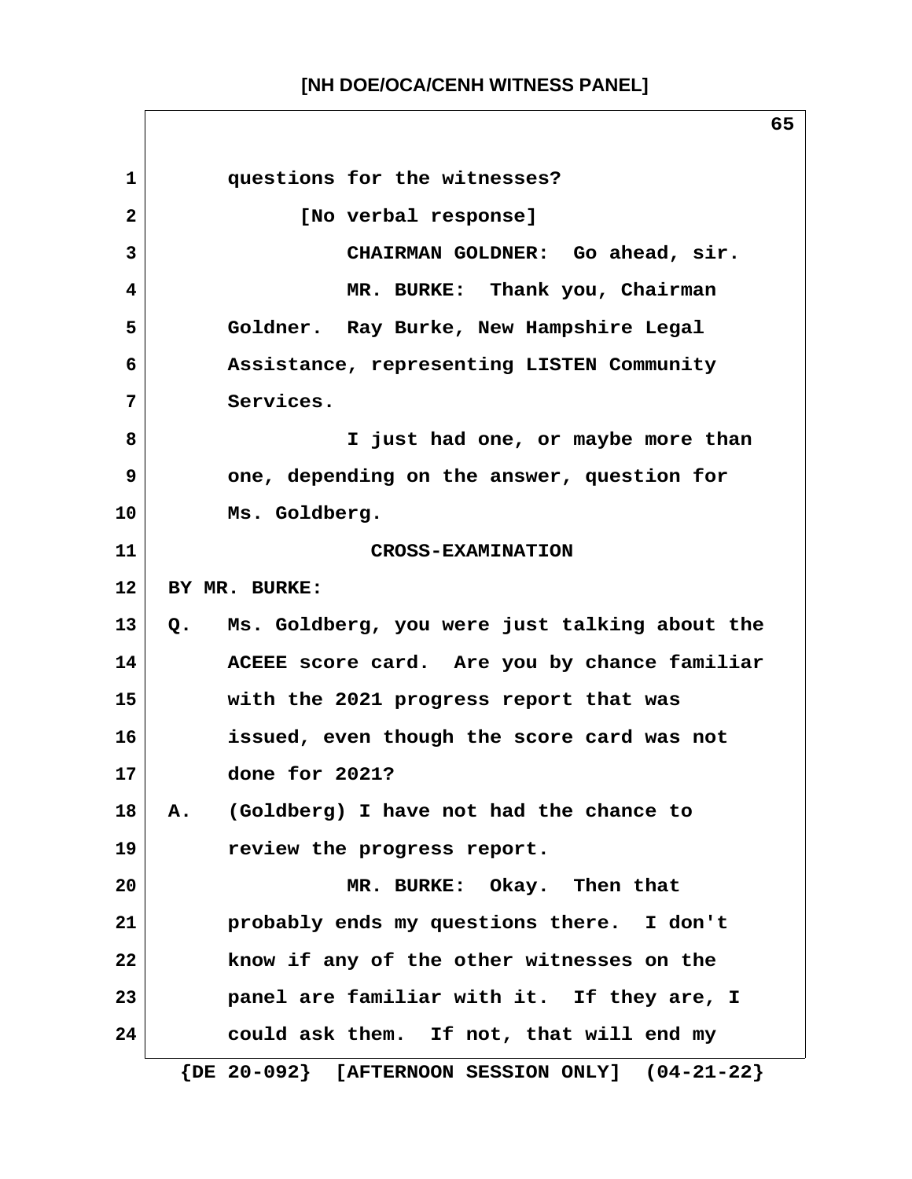questions for the witnesses?

[No verbal response]

CHAIRMAN GOLDNER: Go ahead, sir.

MR. BURKE: Thank you, Chairman Goldner. Ray Burke, New Hampshire Legal Assistance, representing LISTEN Community Services.

I just had one, or maybe more than one, depending on the answer, question for Ms. Goldberg.

CROSS-EXAMINATION

BY MR. BURKE:

Q. Ms. Goldberg, you were just talking about the ACEEE score card. Are you by chance familiar with the 2021 progress report that was issued, even though the score card was not done for 2021?

A. (Goldberg) I have not had the chance to review the progress report.

MR. BURKE: Okay. Then that probably ends my questions there. I don't know if any of the other witnesses on the panel are familiar with it. If they are, I could ask them. If not, that will end my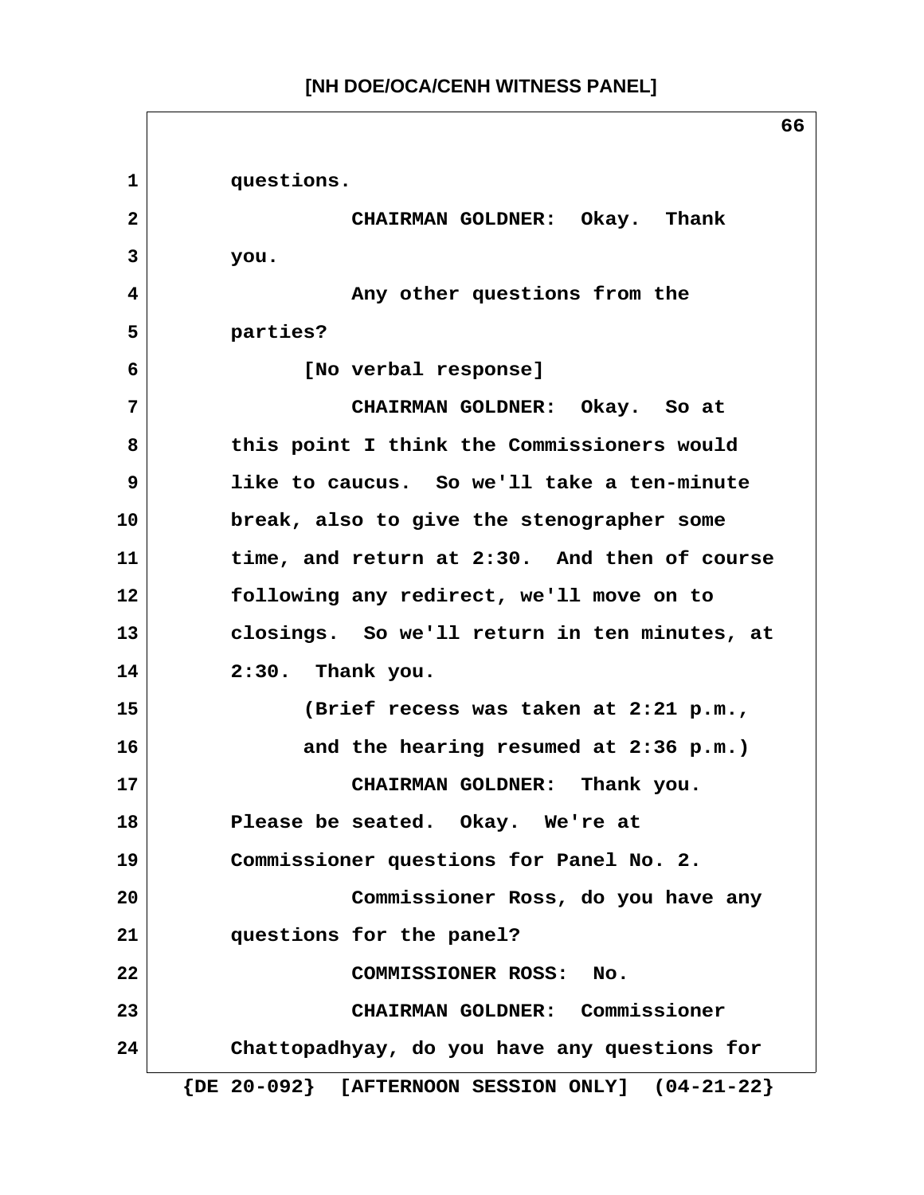questions.

CHAIRMAN GOLDNER: Okay. Thank you.

Any other questions from the parties?

[No verbal response]

CHAIRMAN GOLDNER: Okay. So at this point I think the Commissioners would like to caucus. So we'll take a ten-minute break, also to give the stenographer some time, and return at 2:30. And then of course following any redirect, we'll move on to closings. So we'll return in ten minutes, at 2:30. Thank you.

(Brief recess was taken at 2:21 p.m., and the hearing resumed at 2:36 p.m.)

CHAIRMAN GOLDNER: Thank you. Please be seated. Okay. We're at Commissioner questions for Panel No. 2.

Commissioner Ross, do you have any questions for the panel?

COMMISSIONER ROSS: No.

CHAIRMAN GOLDNER: Commissioner Chattopadhyay, do you have any questions for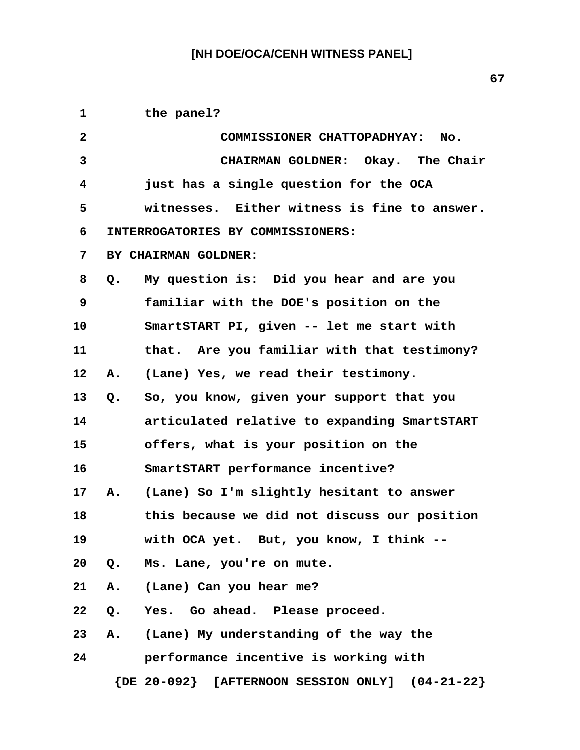the panel?

COMMISSIONER CHATTOPADHYAY: No.

CHAIRMAN GOLDNER: Okay. The Chair just has a single question for the OCA witnesses. Either witness is fine to answer.

INTERROGATORIES BY COMMISSIONERS:

BY CHAIRMAN GOLDNER:

Q. My question is: Did you hear and are you familiar with the DOE's position on the SmartSTART PI, given -- let me start with that. Are you familiar with that testimony?

A. (Lane) Yes, we read their testimony.

Q. So, you know, given your support that you articulated relative to expanding SmartSTART offers, what is your position on the SmartSTART performance incentive?

A. (Lane) So I'm slightly hesitant to answer this because we did not discuss our position with OCA yet. But, you know, I think --

Q. Ms. Lane, you're on mute.

A. (Lane) Can you hear me?

Q. Yes. Go ahead. Please proceed.

A. (Lane) My understanding of the way the performance incentive is working with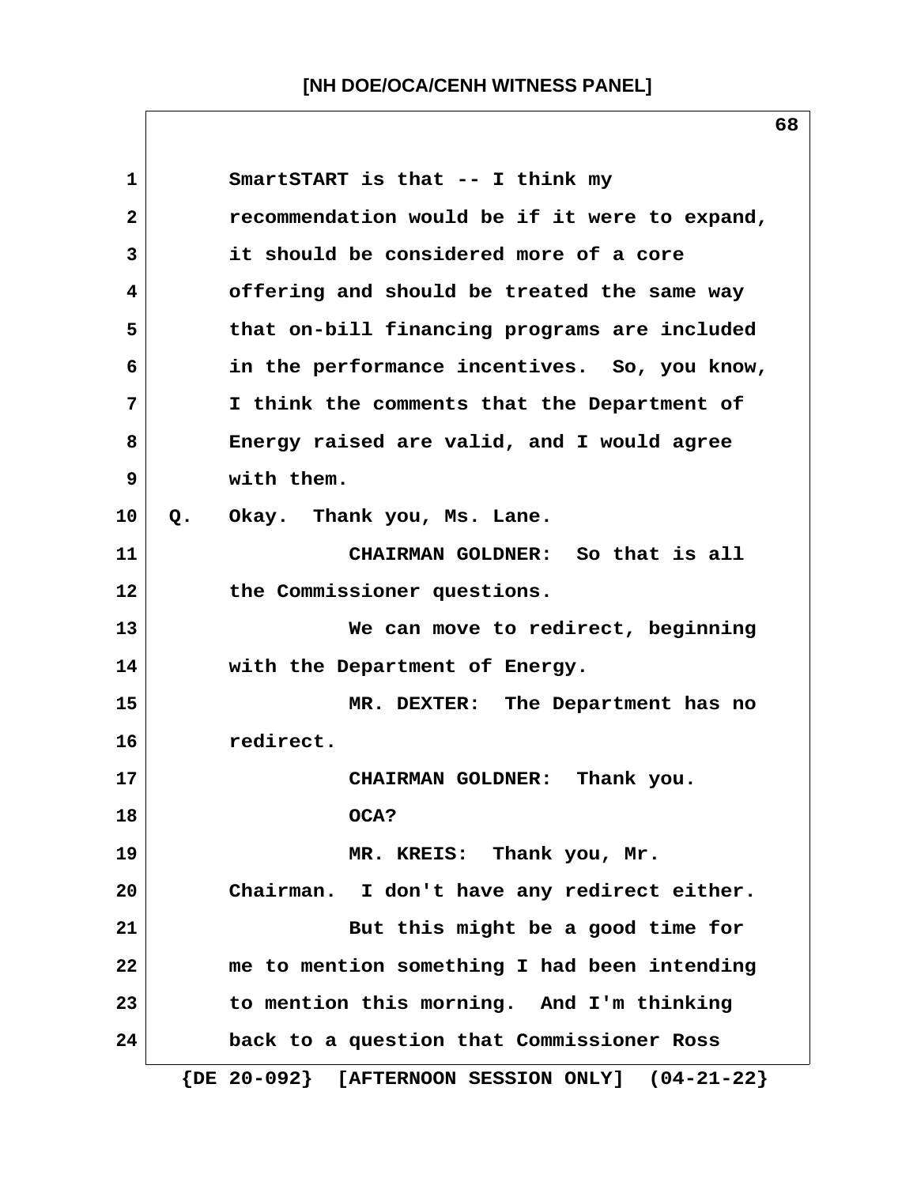SmartSTART is that -- I think my recommendation would be if it were to expand, it should be considered more of a core offering and should be treated the same way that on-bill financing programs are included in the performance incentives. So, you know, I think the comments that the Department of Energy raised are valid, and I would agree with them.

Q. Okay. Thank you, Ms. Lane.

CHAIRMAN GOLDNER: So that is all the Commissioner questions.

We can move to redirect, beginning with the Department of Energy.

MR. DEXTER: The Department has no redirect.

CHAIRMAN GOLDNER: Thank you.

OCA?

MR. KREIS: Thank you, Mr. Chairman. I don't have any redirect either.

But this might be a good time for me to mention something I had been intending to mention this morning. And I'm thinking back to a question that Commissioner Ross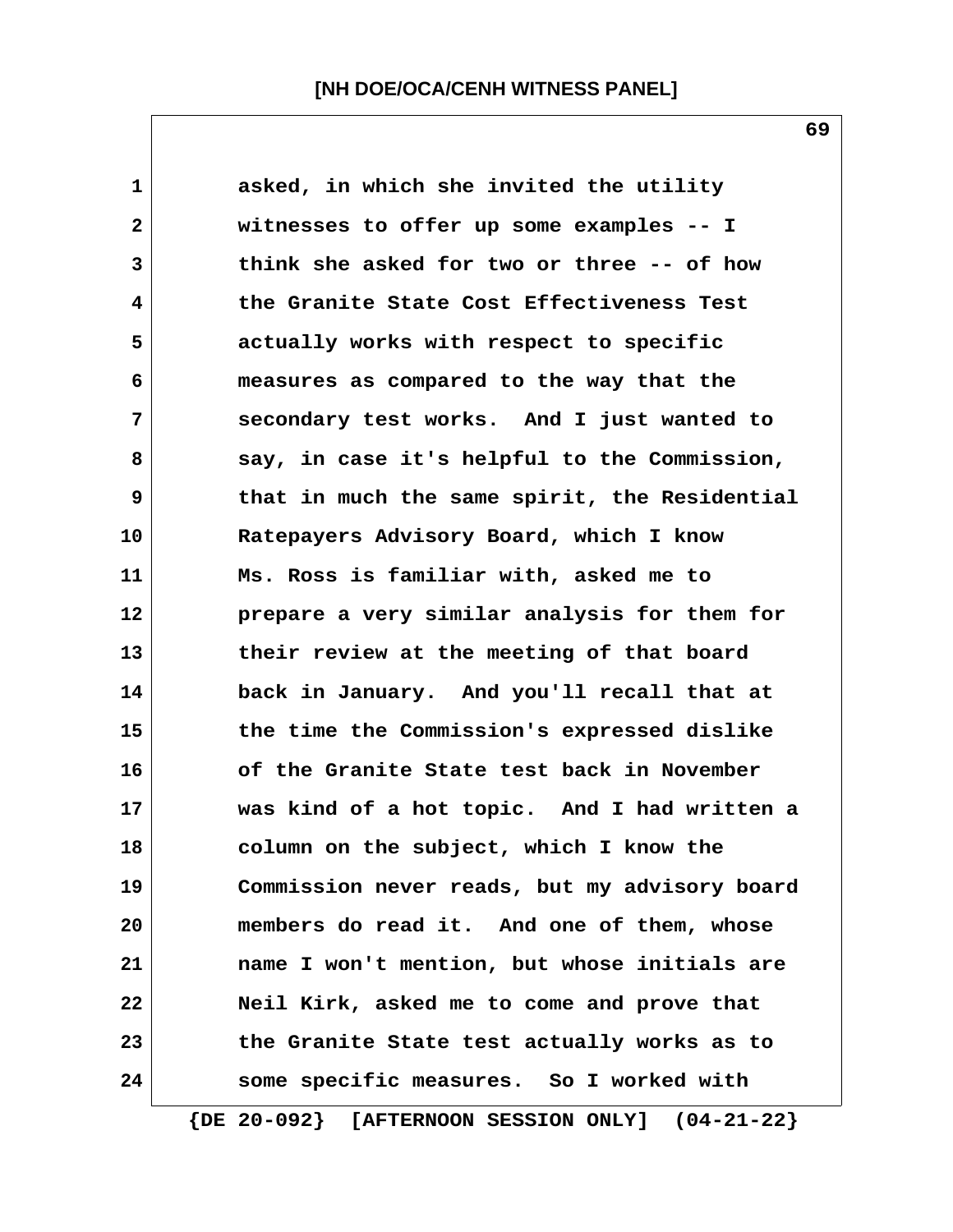asked, in which she invited the utility witnesses to offer up some examples -- I think she asked for two or three -- of how the Granite State Cost Effectiveness Test actually works with respect to specific measures as compared to the way that the secondary test works. And I just wanted to say, in case it's helpful to the Commission, that in much the same spirit, the Residential Ratepayers Advisory Board, which I know Ms. Ross is familiar with, asked me to prepare a very similar analysis for them for their review at the meeting of that board back in January. And you'll recall that at the time the Commission's expressed dislike of the Granite State test back in November was kind of a hot topic. And I had written a column on the subject, which I know the Commission never reads, but my advisory board members do read it. And one of them, whose name I won't mention, but whose initials are Neil Kirk, asked me to come and prove that the Granite State test actually works as to some specific measures. So I worked with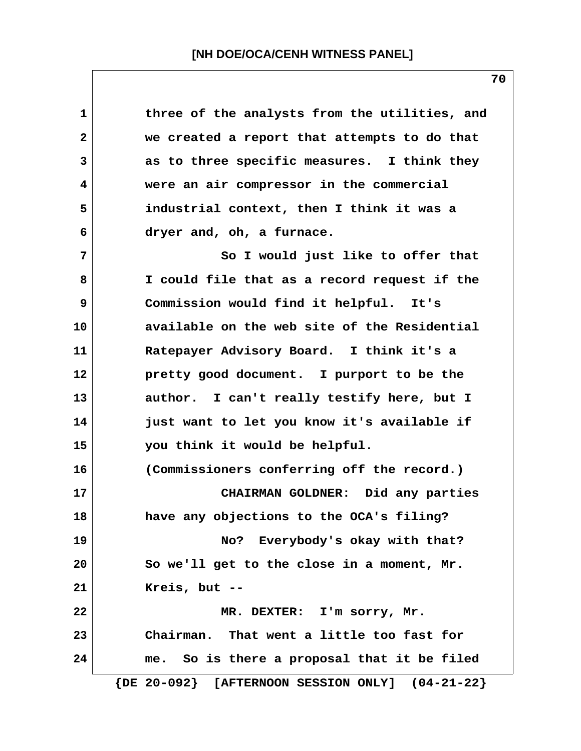three of the analysts from the utilities, and we created a report that attempts to do that as to three specific measures. I think they were an air compressor in the commercial industrial context, then I think it was a dryer and, oh, a furnace.

So I would just like to offer that I could file that as a record request if the Commission would find it helpful. It's available on the web site of the Residential Ratepayer Advisory Board. I think it's a pretty good document. I purport to be the author. I can't really testify here, but I just want to let you know it's available if you think it would be helpful.

(Commissioners conferring off the record.)

CHAIRMAN GOLDNER: Did any parties have any objections to the OCA's filing?

No? Everybody's okay with that? So we'll get to the close in a moment, Mr. Kreis, but --

MR. DEXTER: I'm sorry, Mr. Chairman. That went a little too fast for me. So is there a proposal that it be filed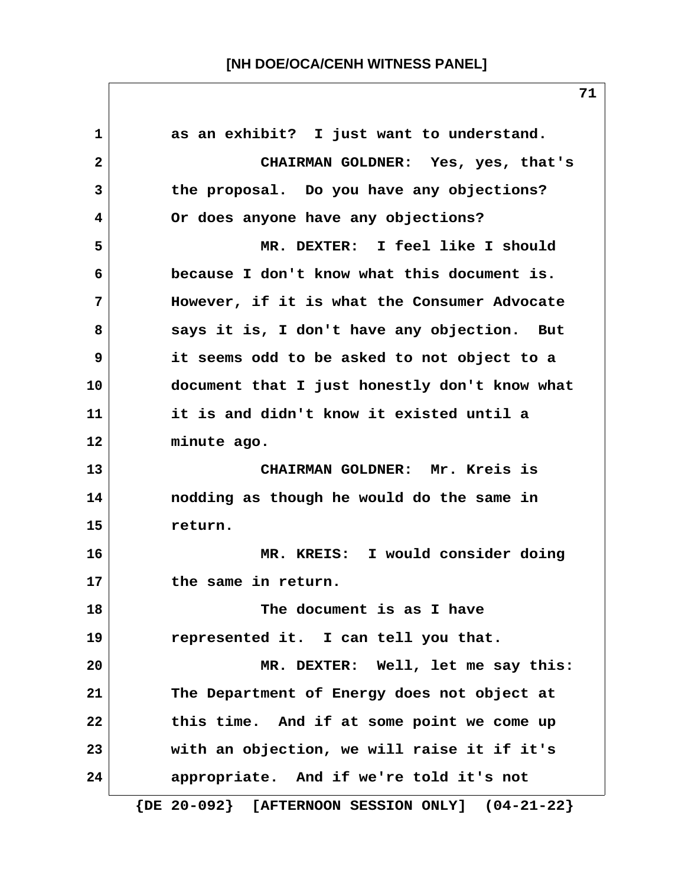as an exhibit? I just want to understand.

CHAIRMAN GOLDNER: Yes, yes, that's the proposal. Do you have any objections? Or does anyone have any objections?

MR. DEXTER: I feel like I should because I don't know what this document is. However, if it is what the Consumer Advocate says it is, I don't have any objection. But it seems odd to be asked to not object to a document that I just honestly don't know what it is and didn't know it existed until a minute ago.

CHAIRMAN GOLDNER: Mr. Kreis is nodding as though he would do the same in return.

MR. KREIS: I would consider doing the same in return.

The document is as I have represented it. I can tell you that.

MR. DEXTER: Well, let me say this: The Department of Energy does not object at this time. And if at some point we come up with an objection, we will raise it if it's appropriate. And if we're told it's not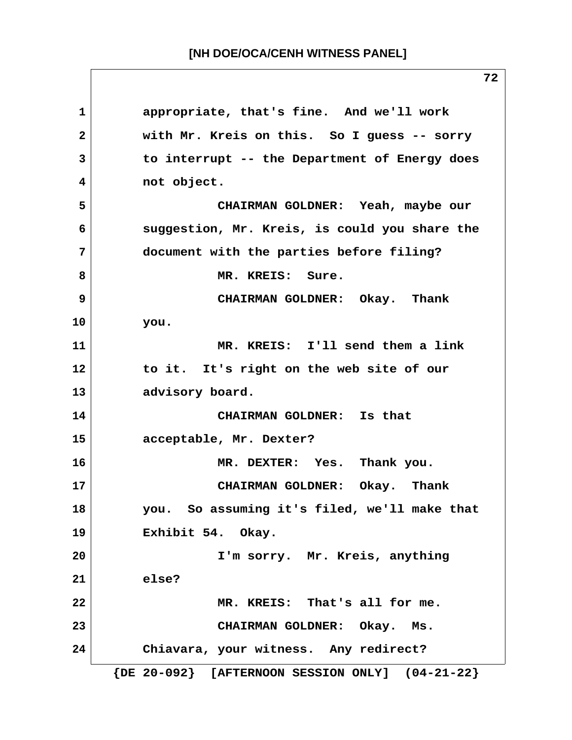appropriate, that's fine. And we'll work with Mr. Kreis on this. So I guess -- sorry to interrupt -- the Department of Energy does not object.

CHAIRMAN GOLDNER: Yeah, maybe our suggestion, Mr. Kreis, is could you share the document with the parties before filing?

MR. KREIS: Sure.

CHAIRMAN GOLDNER: Okay. Thank you.

MR. KREIS: I'll send them a link to it. It's right on the web site of our advisory board.

CHAIRMAN GOLDNER: Is that acceptable, Mr. Dexter?

MR. DEXTER: Yes. Thank you.

CHAIRMAN GOLDNER: Okay. Thank you. So assuming it's filed, we'll make that Exhibit 54. Okay.

I'm sorry. Mr. Kreis, anything else?

MR. KREIS: That's all for me.

CHAIRMAN GOLDNER: Okay. Ms. Chiavara, your witness. Any redirect?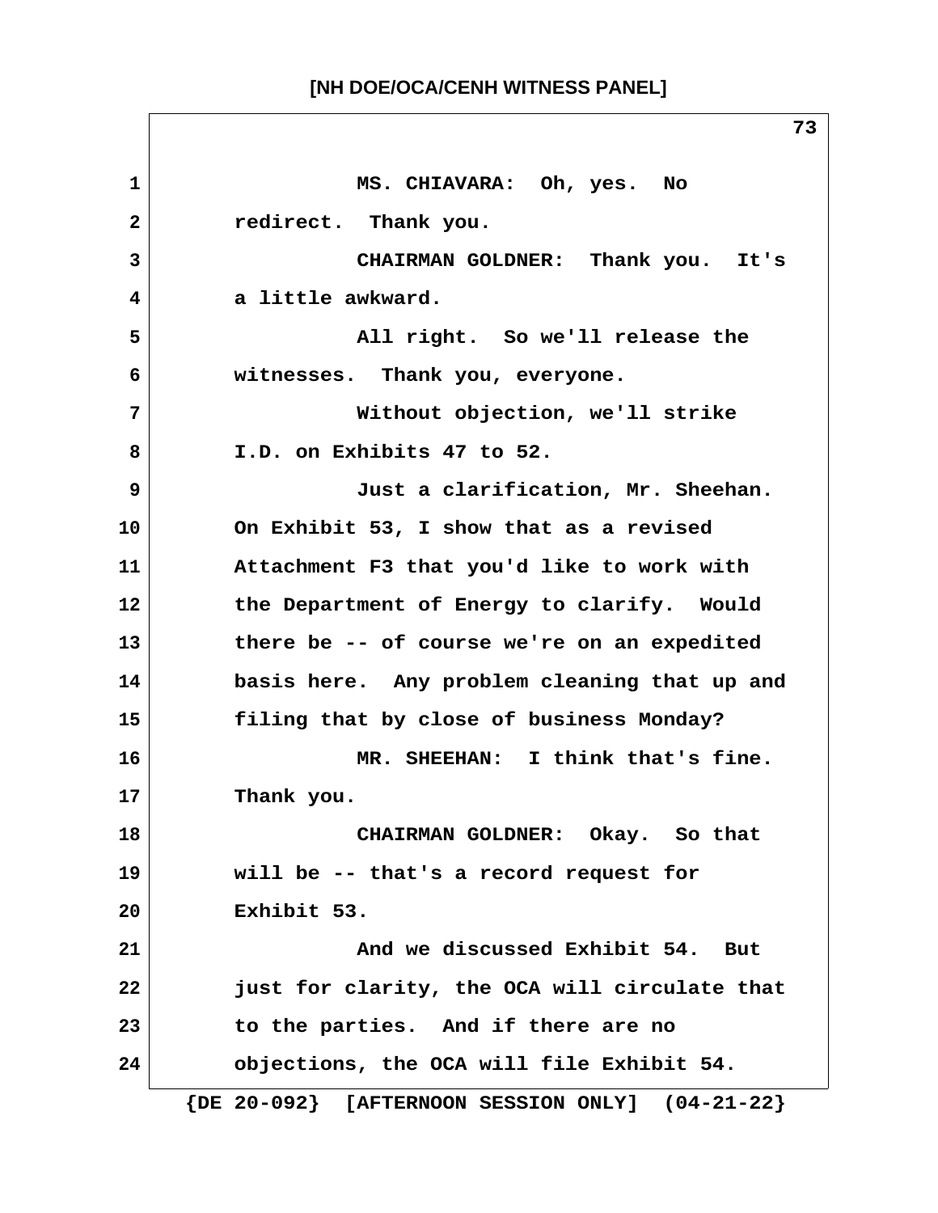MS. CHIAVARA: Oh, yes. No redirect. Thank you.

CHAIRMAN GOLDNER: Thank you. It's a little awkward.

All right. So we'll release the witnesses. Thank you, everyone.

Without objection, we'll strike I.D. on Exhibits 47 to 52.

Just a clarification, Mr. Sheehan. On Exhibit 53, I show that as a revised Attachment F3 that you'd like to work with the Department of Energy to clarify. Would there be -- of course we're on an expedited basis here. Any problem cleaning that up and filing that by close of business Monday?

MR. SHEEHAN: I think that's fine. Thank you.

CHAIRMAN GOLDNER: Okay. So that will be -- that's a record request for Exhibit 53.

And we discussed Exhibit 54. But just for clarity, the OCA will circulate that to the parties. And if there are no objections, the OCA will file Exhibit 54.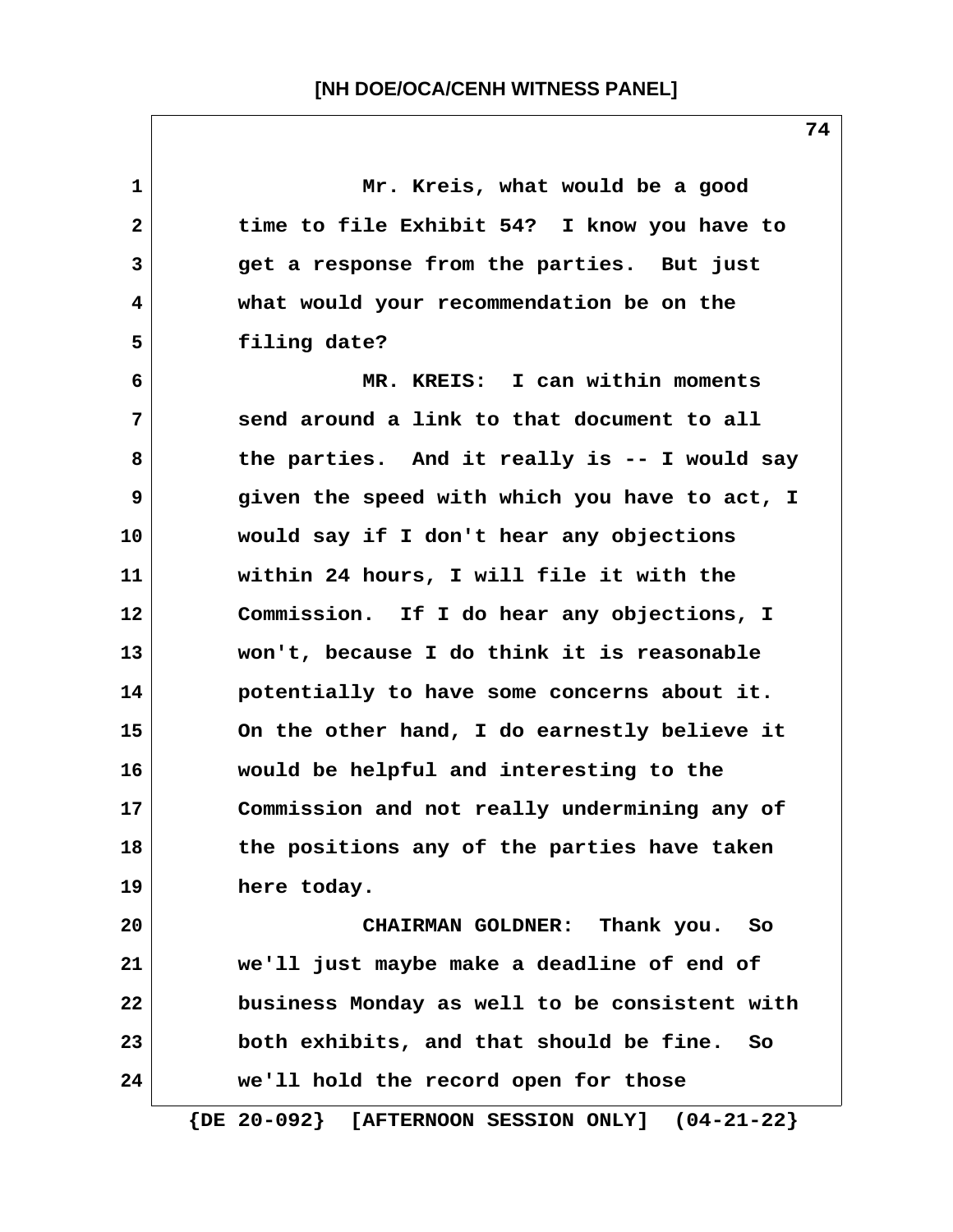Mr. Kreis, what would be a good time to file Exhibit 54? I know you have to get a response from the parties. But just what would your recommendation be on the filing date?

MR. KREIS: I can within moments send around a link to that document to all the parties. And it really is -- I would say given the speed with which you have to act, I would say if I don't hear any objections within 24 hours, I will file it with the Commission. If I do hear any objections, I won't, because I do think it is reasonable potentially to have some concerns about it. On the other hand, I do earnestly believe it would be helpful and interesting to the Commission and not really undermining any of the positions any of the parties have taken here today.

CHAIRMAN GOLDNER: Thank you. So we'll just maybe make a deadline of end of business Monday as well to be consistent with both exhibits, and that should be fine. So we'll hold the record open for those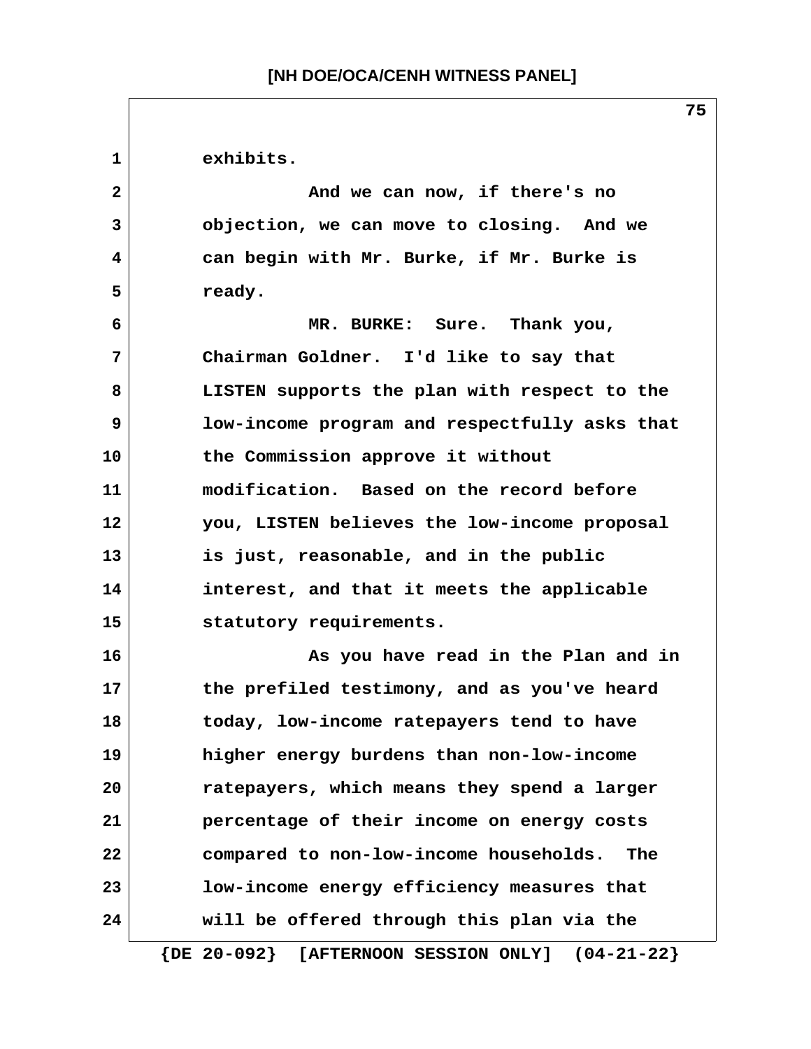exhibits.

And we can now, if there's no objection, we can move to closing. And we can begin with Mr. Burke, if Mr. Burke is ready.

MR. BURKE: Sure. Thank you, Chairman Goldner. I'd like to say that LISTEN supports the plan with respect to the low-income program and respectfully asks that the Commission approve it without modification. Based on the record before you, LISTEN believes the low-income proposal is just, reasonable, and in the public interest, and that it meets the applicable statutory requirements.

As you have read in the Plan and in the prefiled testimony, and as you've heard today, low-income ratepayers tend to have higher energy burdens than non-low-income ratepayers, which means they spend a larger percentage of their income on energy costs compared to non-low-income households. The low-income energy efficiency measures that will be offered through this plan via the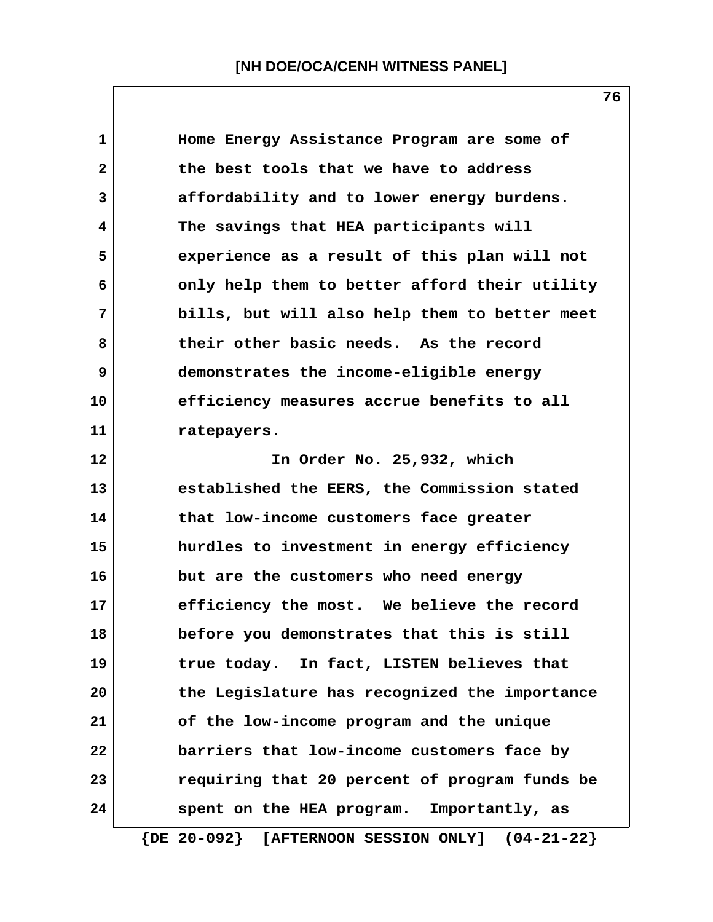Home Energy Assistance Program are some of the best tools that we have to address affordability and to lower energy burdens. The savings that HEA participants will experience as a result of this plan will not only help them to better afford their utility bills, but will also help them to better meet their other basic needs. As the record demonstrates the income-eligible energy efficiency measures accrue benefits to all ratepayers.

In Order No. 25,932, which established the EERS, the Commission stated that low-income customers face greater hurdles to investment in energy efficiency but are the customers who need energy efficiency the most. We believe the record before you demonstrates that this is still true today. In fact, LISTEN believes that the Legislature has recognized the importance of the low-income program and the unique barriers that low-income customers face by requiring that 20 percent of program funds be spent on the HEA program. Importantly, as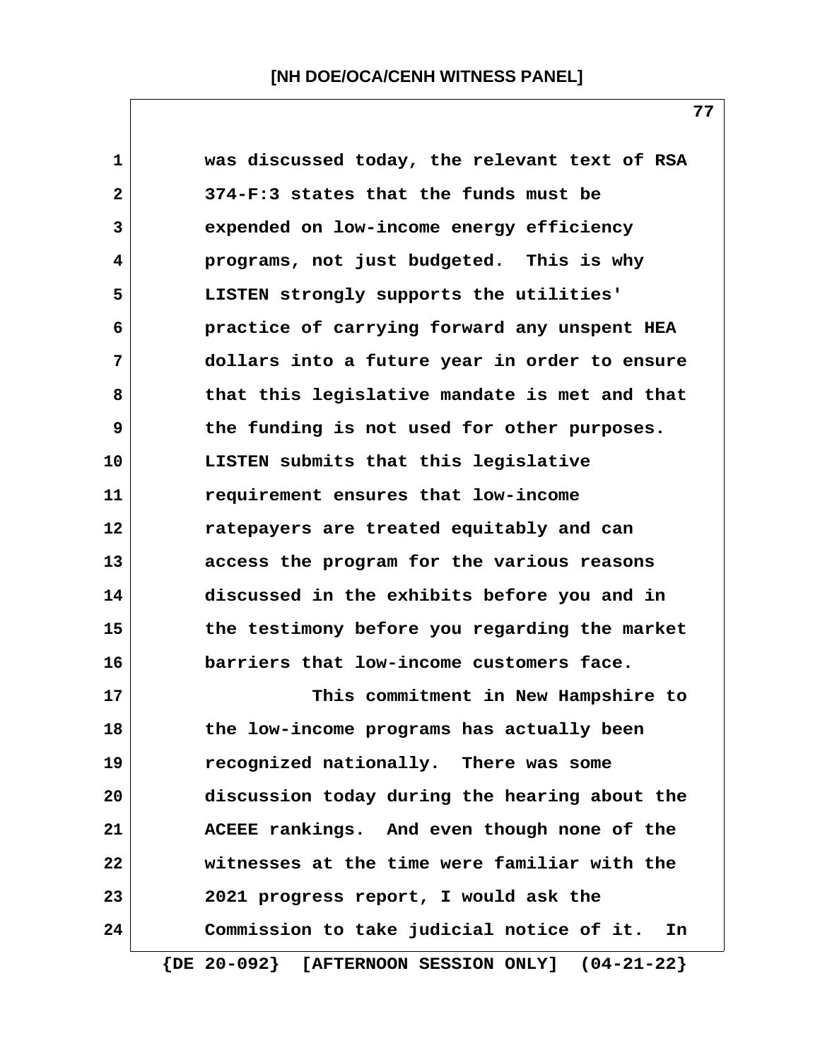was discussed today, the relevant text of RSA 374-F:3 states that the funds must be expended on low-income energy efficiency programs, not just budgeted. This is why LISTEN strongly supports the utilities' practice of carrying forward any unspent HEA dollars into a future year in order to ensure that this legislative mandate is met and that the funding is not used for other purposes. LISTEN submits that this legislative requirement ensures that low-income ratepayers are treated equitably and can access the program for the various reasons discussed in the exhibits before you and in the testimony before you regarding the market barriers that low-income customers face.

This commitment in New Hampshire to the low-income programs has actually been recognized nationally. There was some discussion today during the hearing about the ACEEE rankings. And even though none of the witnesses at the time were familiar with the 2021 progress report, I would ask the Commission to take judicial notice of it. In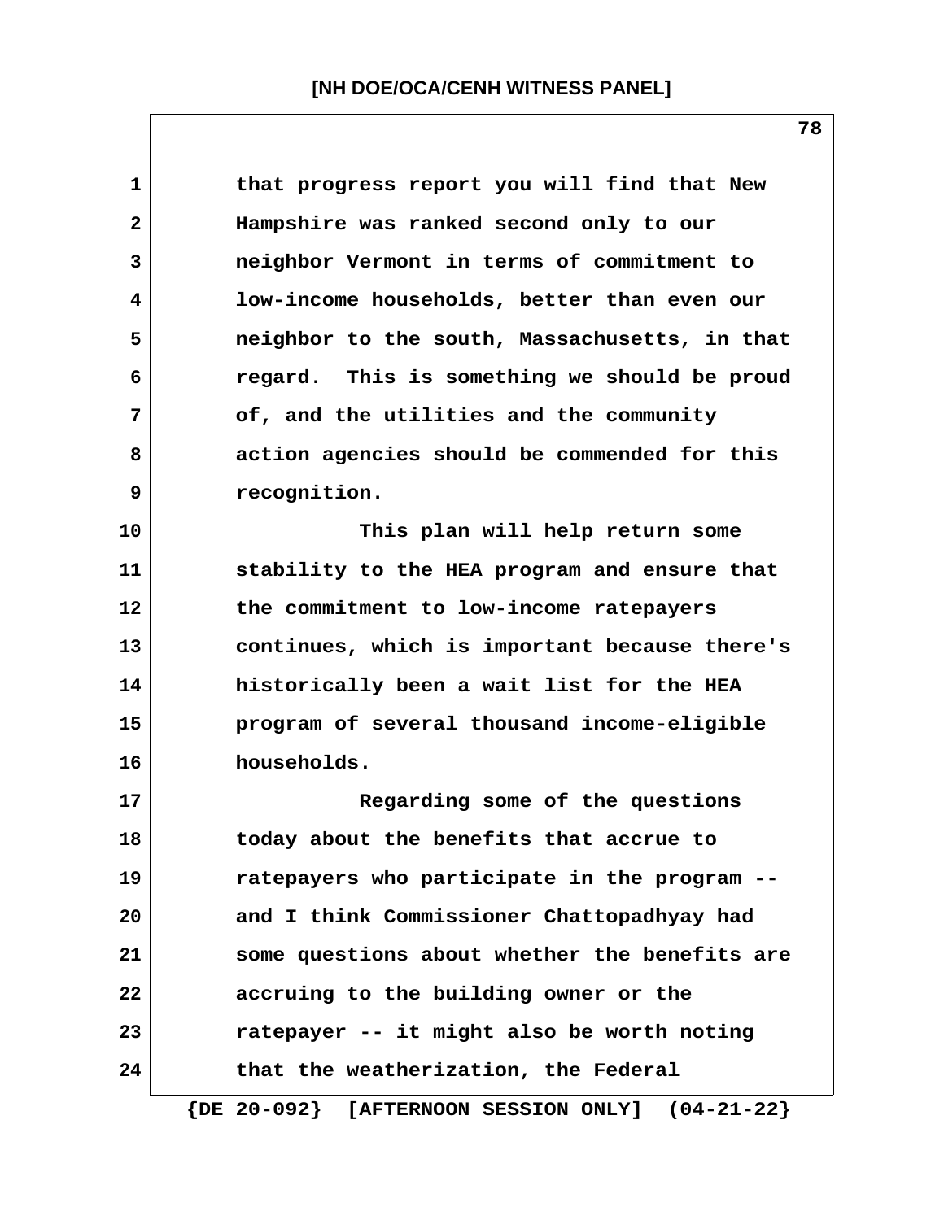that progress report you will find that New Hampshire was ranked second only to our neighbor Vermont in terms of commitment to low-income households, better than even our neighbor to the south, Massachusetts, in that regard. This is something we should be proud of, and the utilities and the community action agencies should be commended for this recognition.

This plan will help return some stability to the HEA program and ensure that the commitment to low-income ratepayers continues, which is important because there's historically been a wait list for the HEA program of several thousand income-eligible households.

Regarding some of the questions today about the benefits that accrue to ratepayers who participate in the program -- and I think Commissioner Chattopadhyay had some questions about whether the benefits are accruing to the building owner or the ratepayer -- it might also be worth noting that the weatherization, the Federal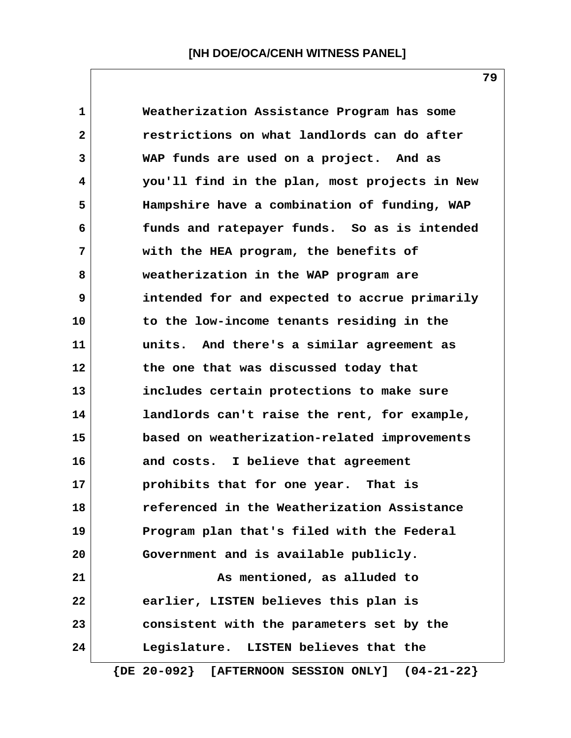Weatherization Assistance Program has some restrictions on what landlords can do after WAP funds are used on a project. And as you'll find in the plan, most projects in New Hampshire have a combination of funding, WAP funds and ratepayer funds. So as is intended with the HEA program, the benefits of weatherization in the WAP program are intended for and expected to accrue primarily to the low-income tenants residing in the units. And there's a similar agreement as the one that was discussed today that includes certain protections to make sure landlords can't raise the rent, for example, based on weatherization-related improvements and costs. I believe that agreement prohibits that for one year. That is referenced in the Weatherization Assistance Program plan that's filed with the Federal Government and is available publicly.

As mentioned, as alluded to earlier, LISTEN believes this plan is consistent with the parameters set by the Legislature. LISTEN believes that the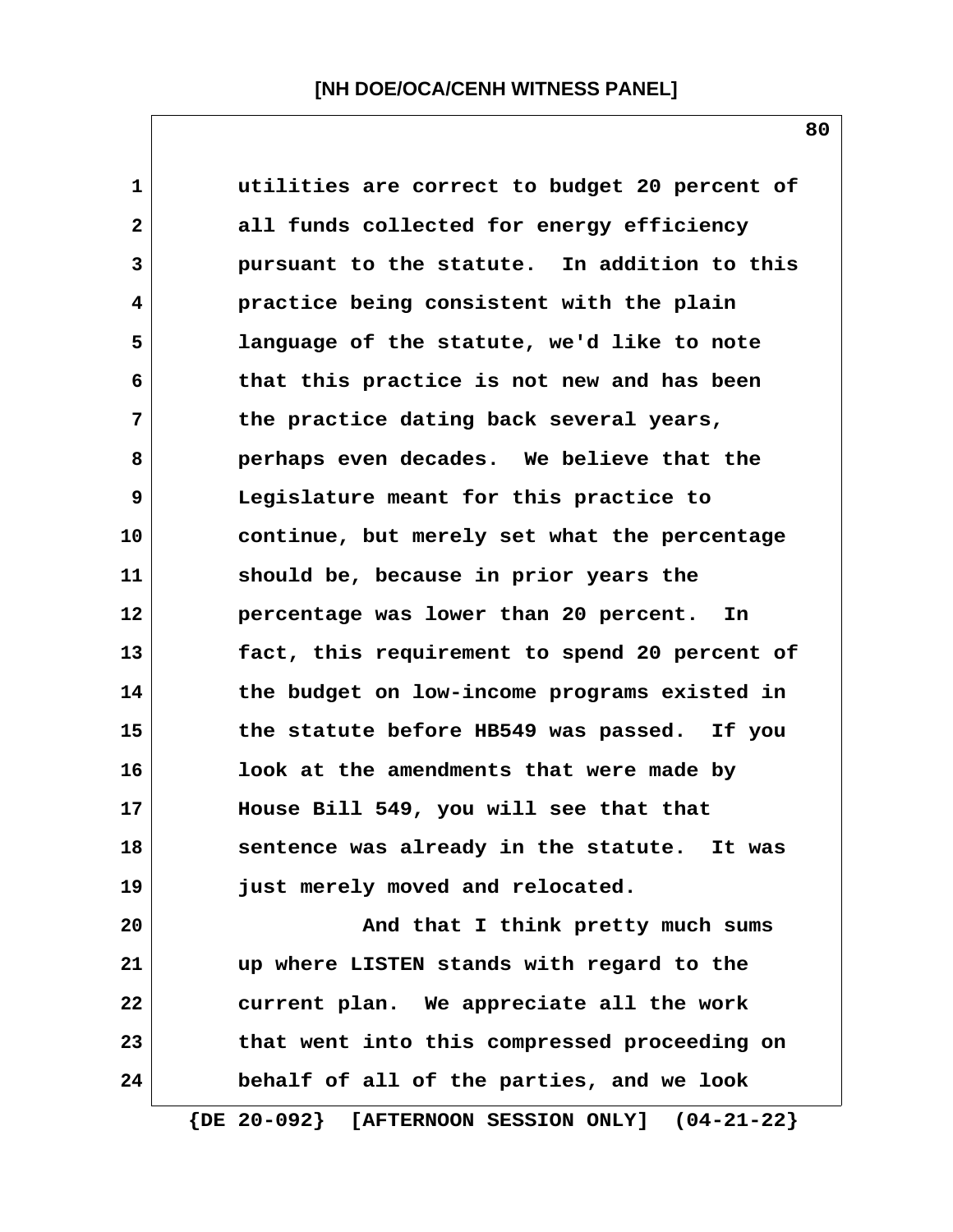utilities are correct to budget 20 percent of all funds collected for energy efficiency pursuant to the statute. In addition to this practice being consistent with the plain language of the statute, we'd like to note that this practice is not new and has been the practice dating back several years, perhaps even decades. We believe that the Legislature meant for this practice to continue, but merely set what the percentage should be, because in prior years the percentage was lower than 20 percent. In fact, this requirement to spend 20 percent of the budget on low-income programs existed in the statute before HB549 was passed. If you look at the amendments that were made by House Bill 549, you will see that that sentence was already in the statute. It was just merely moved and relocated.

And that I think pretty much sums up where LISTEN stands with regard to the current plan. We appreciate all the work that went into this compressed proceeding on behalf of all of the parties, and we look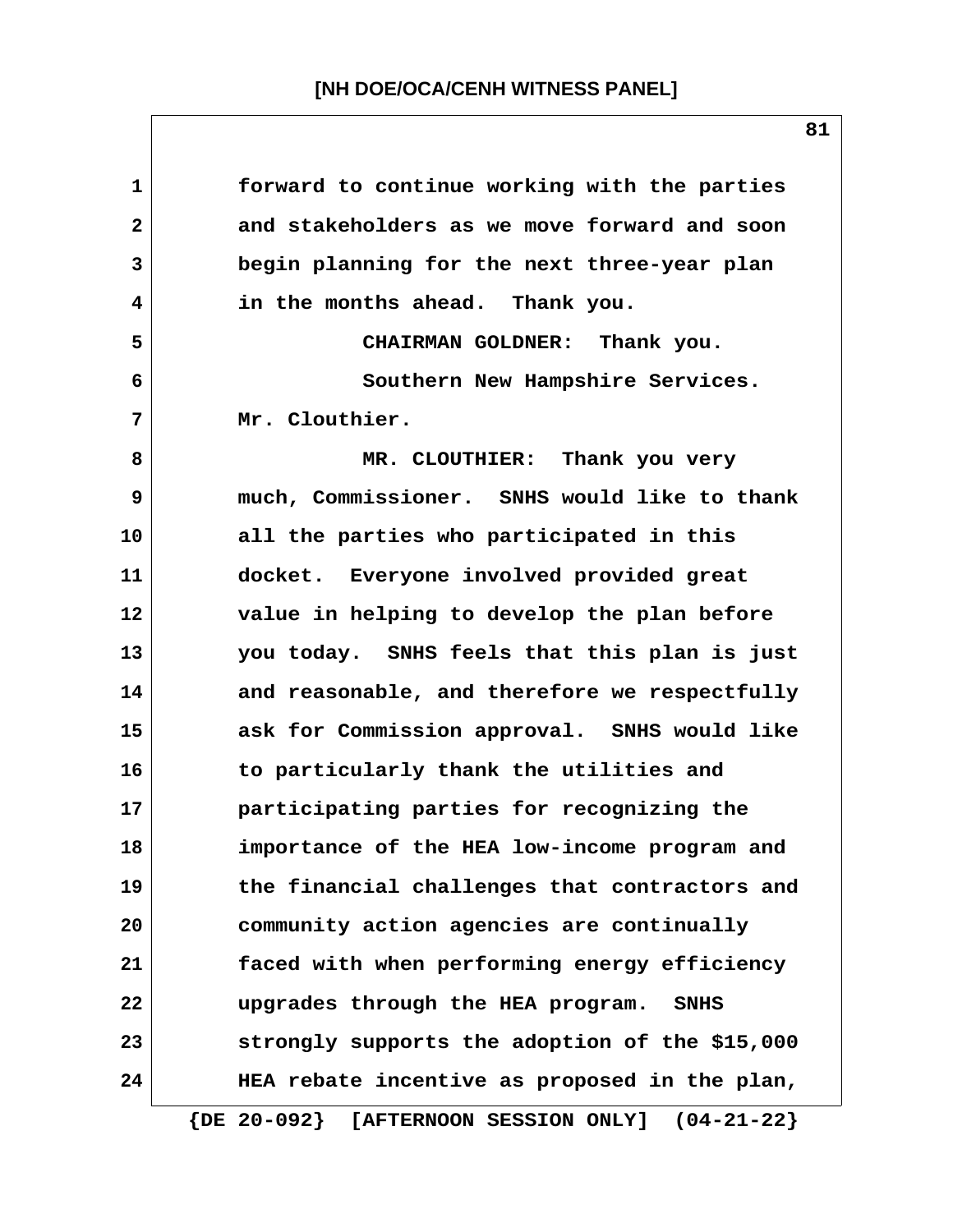forward to continue working with the parties and stakeholders as we move forward and soon begin planning for the next three-year plan in the months ahead. Thank you.

CHAIRMAN GOLDNER: Thank you.

Southern New Hampshire Services. Mr. Clouthier.

MR. CLOUTHIER: Thank you very much, Commissioner. SNHS would like to thank all the parties who participated in this docket. Everyone involved provided great value in helping to develop the plan before you today. SNHS feels that this plan is just and reasonable, and therefore we respectfully ask for Commission approval. SNHS would like to particularly thank the utilities and participating parties for recognizing the importance of the HEA low-income program and the financial challenges that contractors and community action agencies are continually faced with when performing energy efficiency upgrades through the HEA program. SNHS strongly supports the adoption of the $15,000 HEA rebate incentive as proposed in the plan,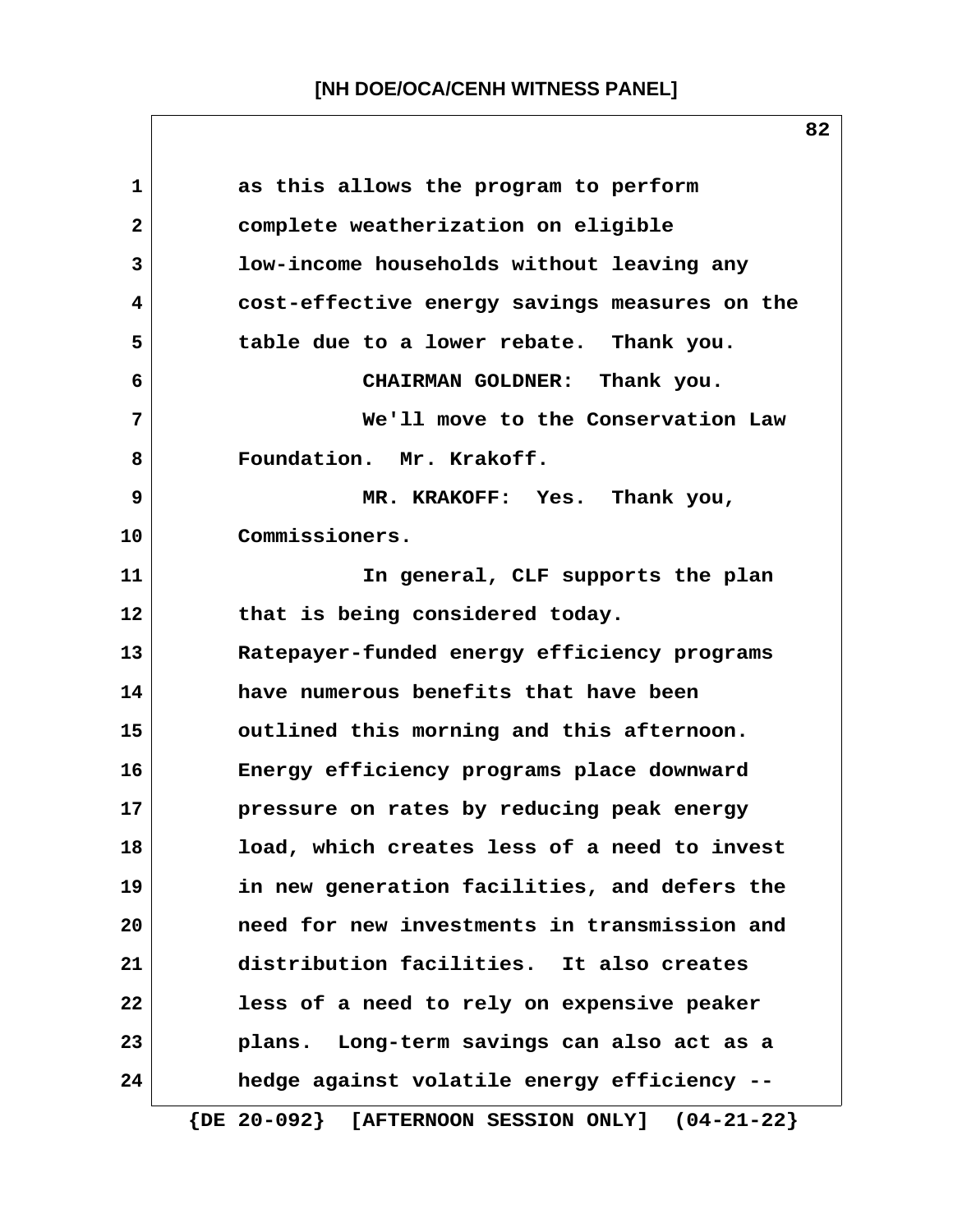as this allows the program to perform complete weatherization on eligible low-income households without leaving any cost-effective energy savings measures on the table due to a lower rebate. Thank you.

CHAIRMAN GOLDNER: Thank you.

We'll move to the Conservation Law Foundation. Mr. Krakoff.

MR. KRAKOFF: Yes. Thank you, Commissioners.

In general, CLF supports the plan that is being considered today. Ratepayer-funded energy efficiency programs have numerous benefits that have been outlined this morning and this afternoon. Energy efficiency programs place downward pressure on rates by reducing peak energy load, which creates less of a need to invest in new generation facilities, and defers the need for new investments in transmission and distribution facilities. It also creates less of a need to rely on expensive peaker plans. Long-term savings can also act as a hedge against volatile energy efficiency --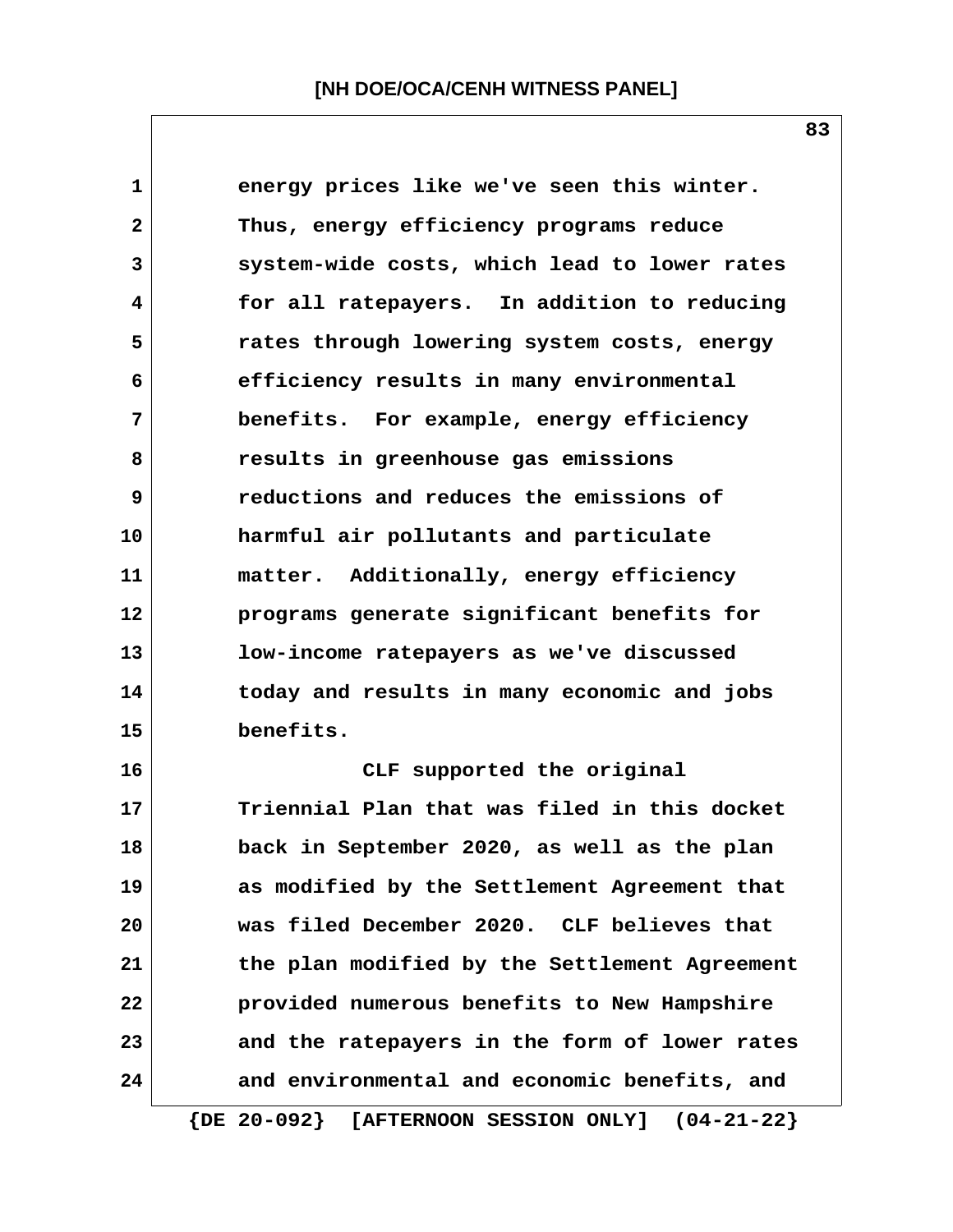energy prices like we've seen this winter. Thus, energy efficiency programs reduce system-wide costs, which lead to lower rates for all ratepayers. In addition to reducing rates through lowering system costs, energy efficiency results in many environmental benefits. For example, energy efficiency results in greenhouse gas emissions reductions and reduces the emissions of harmful air pollutants and particulate matter. Additionally, energy efficiency programs generate significant benefits for low-income ratepayers as we've discussed today and results in many economic and jobs benefits.

CLF supported the original Triennial Plan that was filed in this docket back in September 2020, as well as the plan as modified by the Settlement Agreement that was filed December 2020. CLF believes that the plan modified by the Settlement Agreement provided numerous benefits to New Hampshire and the ratepayers in the form of lower rates and environmental and economic benefits, and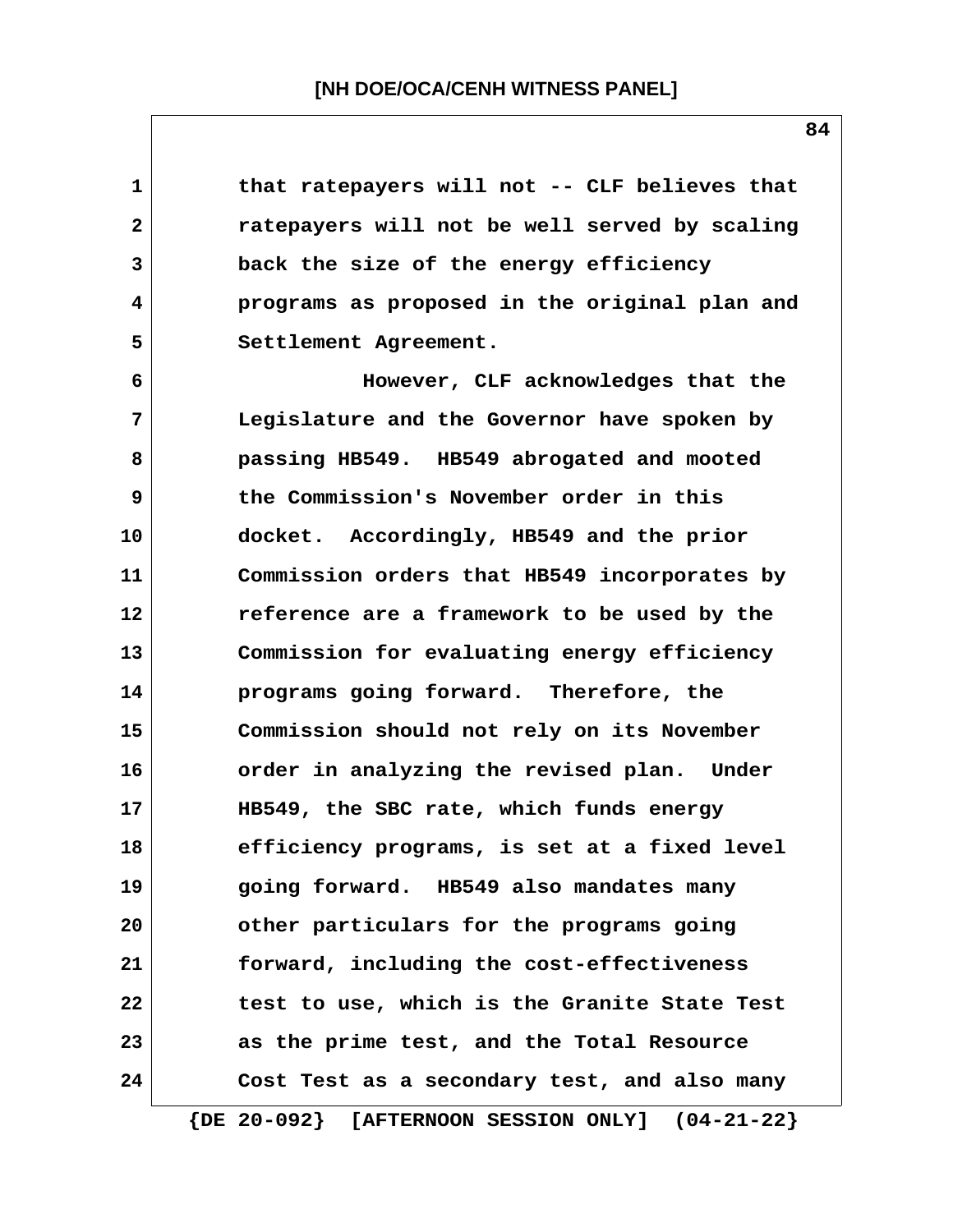that ratepayers will not -- CLF believes that ratepayers will not be well served by scaling back the size of the energy efficiency programs as proposed in the original plan and Settlement Agreement.

However, CLF acknowledges that the Legislature and the Governor have spoken by passing HB549. HB549 abrogated and mooted the Commission's November order in this docket. Accordingly, HB549 and the prior Commission orders that HB549 incorporates by reference are a framework to be used by the Commission for evaluating energy efficiency programs going forward. Therefore, the Commission should not rely on its November order in analyzing the revised plan. Under HB549, the SBC rate, which funds energy efficiency programs, is set at a fixed level going forward. HB549 also mandates many other particulars for the programs going forward, including the cost-effectiveness test to use, which is the Granite State Test as the prime test, and the Total Resource Cost Test as a secondary test, and also many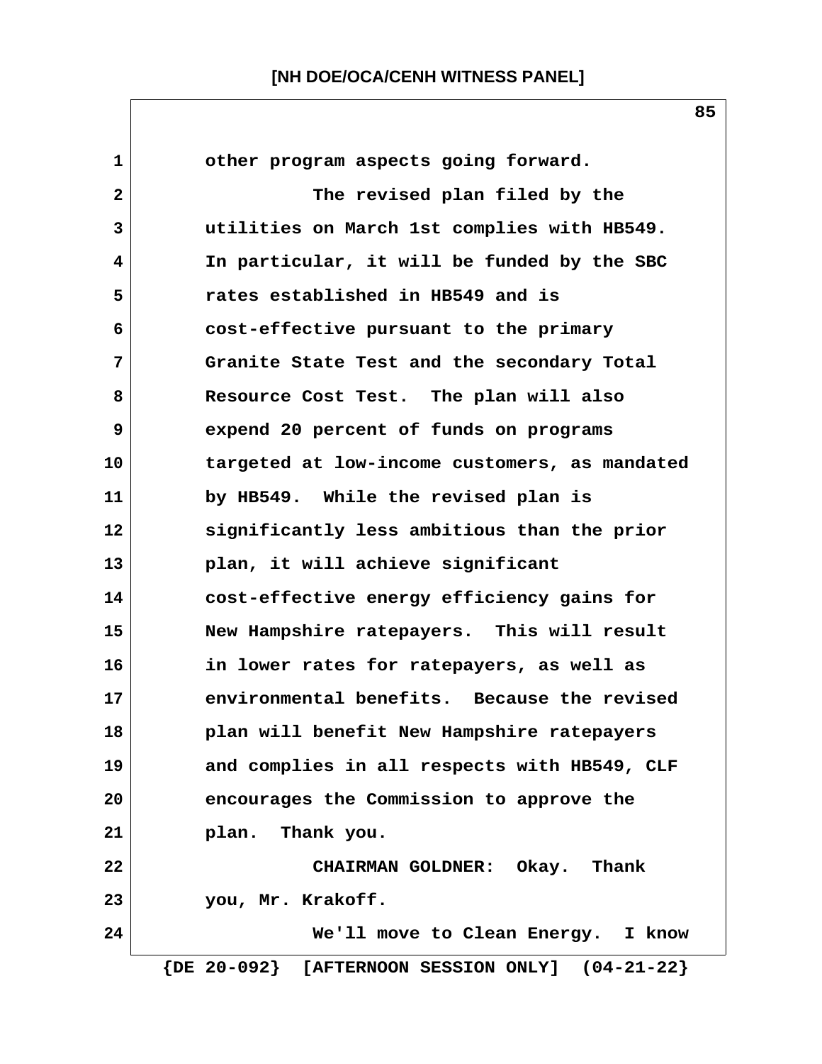other program aspects going forward.

The revised plan filed by the utilities on March 1st complies with HB549. In particular, it will be funded by the SBC rates established in HB549 and is cost-effective pursuant to the primary Granite State Test and the secondary Total Resource Cost Test. The plan will also expend 20 percent of funds on programs targeted at low-income customers, as mandated by HB549. While the revised plan is significantly less ambitious than the prior plan, it will achieve significant cost-effective energy efficiency gains for New Hampshire ratepayers. This will result in lower rates for ratepayers, as well as environmental benefits. Because the revised plan will benefit New Hampshire ratepayers and complies in all respects with HB549, CLF encourages the Commission to approve the plan. Thank you.

CHAIRMAN GOLDNER: Okay. Thank you, Mr. Krakoff.

We'll move to Clean Energy. I know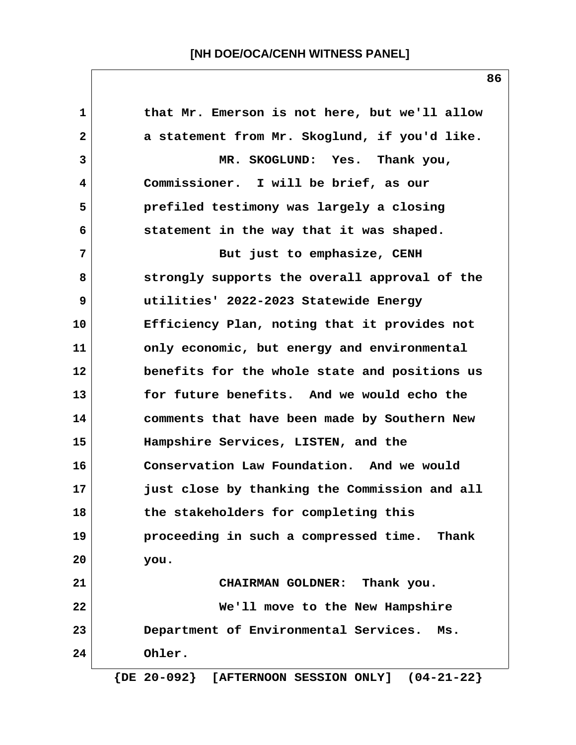that Mr. Emerson is not here, but we'll allow a statement from Mr. Skoglund, if you'd like.

MR. SKOGLUND: Yes. Thank you, Commissioner. I will be brief, as our prefiled testimony was largely a closing statement in the way that it was shaped.

But just to emphasize, CENH strongly supports the overall approval of the utilities' 2022-2023 Statewide Energy Efficiency Plan, noting that it provides not only economic, but energy and environmental benefits for the whole state and positions us for future benefits. And we would echo the comments that have been made by Southern New Hampshire Services, LISTEN, and the Conservation Law Foundation. And we would just close by thanking the Commission and all the stakeholders for completing this proceeding in such a compressed time. Thank you.

CHAIRMAN GOLDNER: Thank you.

We'll move to the New Hampshire Department of Environmental Services. Ms. Ohler.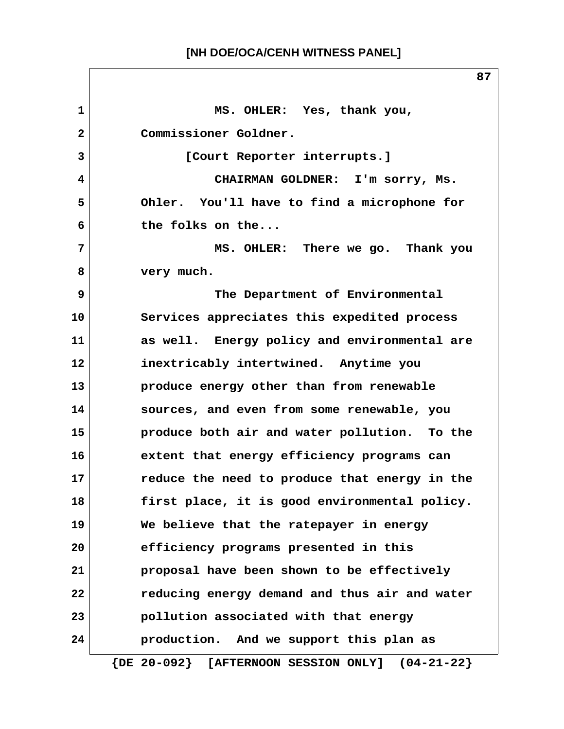MS. OHLER: Yes, thank you, Commissioner Goldner.

[Court Reporter interrupts.]

CHAIRMAN GOLDNER: I'm sorry, Ms. Ohler. You'll have to find a microphone for the folks on the...

MS. OHLER: There we go. Thank you very much.

The Department of Environmental Services appreciates this expedited process as well. Energy policy and environmental are inextricably intertwined. Anytime you produce energy other than from renewable sources, and even from some renewable, you produce both air and water pollution. To the extent that energy efficiency programs can reduce the need to produce that energy in the first place, it is good environmental policy. We believe that the ratepayer in energy efficiency programs presented in this proposal have been shown to be effectively reducing energy demand and thus air and water pollution associated with that energy production. And we support this plan as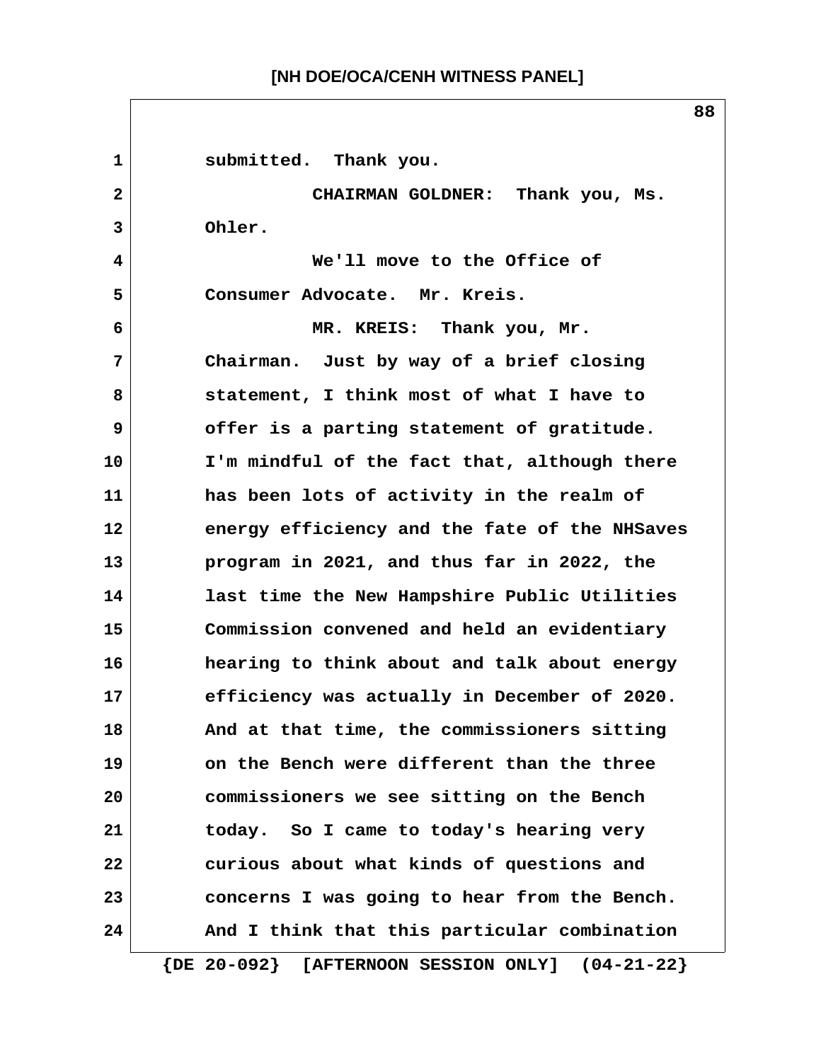submitted. Thank you.

CHAIRMAN GOLDNER: Thank you, Ms. Ohler.

We'll move to the Office of Consumer Advocate. Mr. Kreis.

MR. KREIS: Thank you, Mr. Chairman. Just by way of a brief closing statement, I think most of what I have to offer is a parting statement of gratitude. I'm mindful of the fact that, although there has been lots of activity in the realm of energy efficiency and the fate of the NHSaves program in 2021, and thus far in 2022, the last time the New Hampshire Public Utilities Commission convened and held an evidentiary hearing to think about and talk about energy efficiency was actually in December of 2020. And at that time, the commissioners sitting on the Bench were different than the three commissioners we see sitting on the Bench today. So I came to today's hearing very curious about what kinds of questions and concerns I was going to hear from the Bench. And I think that this particular combination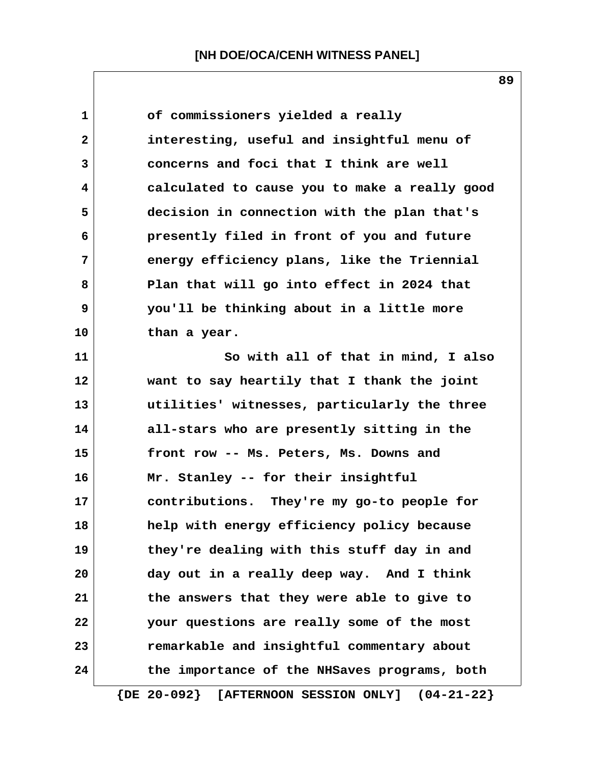of commissioners yielded a really interesting, useful and insightful menu of concerns and foci that I think are well calculated to cause you to make a really good decision in connection with the plan that's presently filed in front of you and future energy efficiency plans, like the Triennial Plan that will go into effect in 2024 that you'll be thinking about in a little more than a year.

So with all of that in mind, I also want to say heartily that I thank the joint utilities' witnesses, particularly the three all-stars who are presently sitting in the front row -- Ms. Peters, Ms. Downs and Mr. Stanley -- for their insightful contributions. They're my go-to people for help with energy efficiency policy because they're dealing with this stuff day in and day out in a really deep way. And I think the answers that they were able to give to your questions are really some of the most remarkable and insightful commentary about the importance of the NHSaves programs, both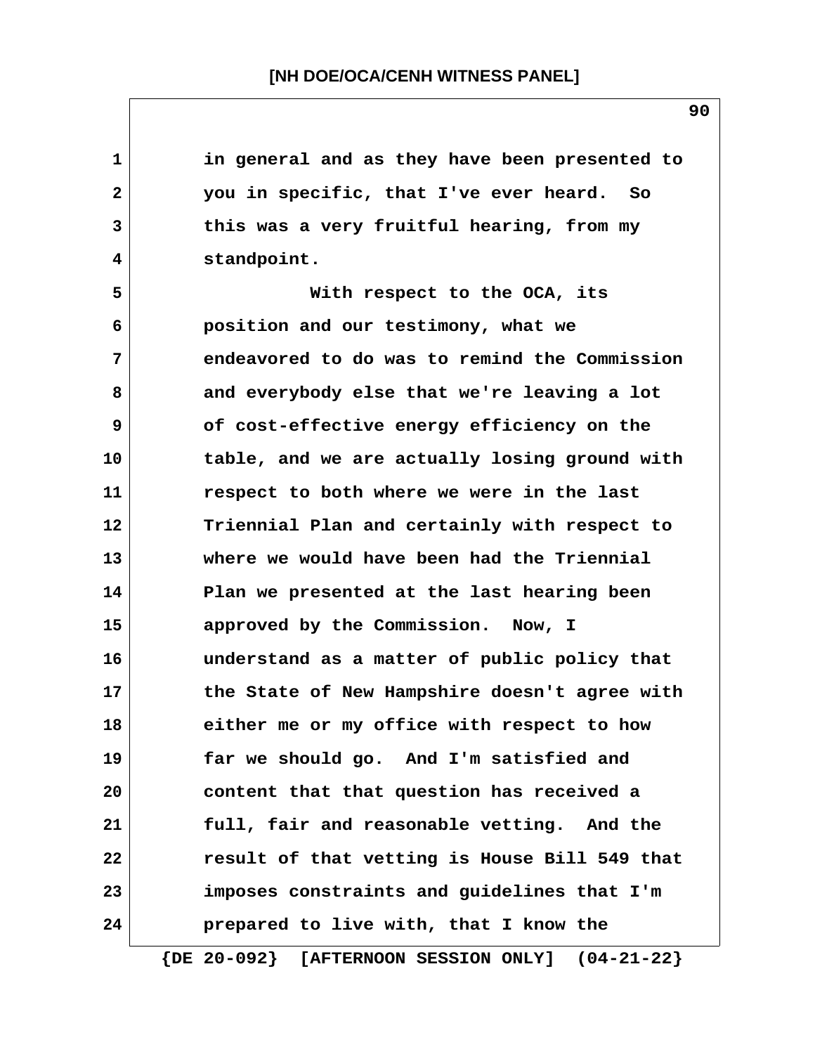in general and as they have been presented to you in specific, that I've ever heard. So this was a very fruitful hearing, from my standpoint.

With respect to the OCA, its position and our testimony, what we endeavored to do was to remind the Commission and everybody else that we're leaving a lot of cost-effective energy efficiency on the table, and we are actually losing ground with respect to both where we were in the last Triennial Plan and certainly with respect to where we would have been had the Triennial Plan we presented at the last hearing been approved by the Commission. Now, I understand as a matter of public policy that the State of New Hampshire doesn't agree with either me or my office with respect to how far we should go. And I'm satisfied and content that that question has received a full, fair and reasonable vetting. And the result of that vetting is House Bill 549 that imposes constraints and guidelines that I'm prepared to live with, that I know the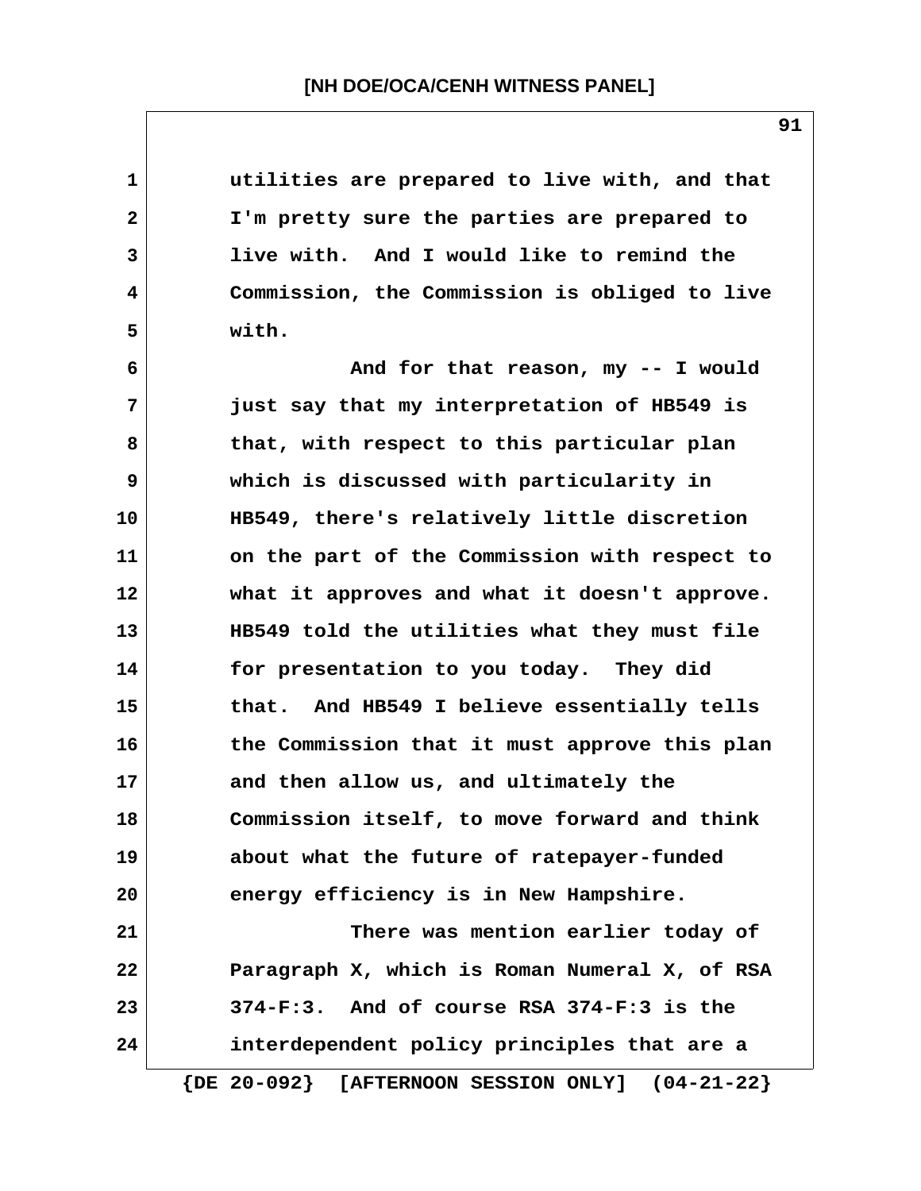utilities are prepared to live with, and that I'm pretty sure the parties are prepared to live with. And I would like to remind the Commission, the Commission is obliged to live with.

And for that reason, my -- I would just say that my interpretation of HB549 is that, with respect to this particular plan which is discussed with particularity in HB549, there's relatively little discretion on the part of the Commission with respect to what it approves and what it doesn't approve. HB549 told the utilities what they must file for presentation to you today. They did that. And HB549 I believe essentially tells the Commission that it must approve this plan and then allow us, and ultimately the Commission itself, to move forward and think about what the future of ratepayer-funded energy efficiency is in New Hampshire.

There was mention earlier today of Paragraph X, which is Roman Numeral X, of RSA 374-F:3. And of course RSA 374-F:3 is the interdependent policy principles that are a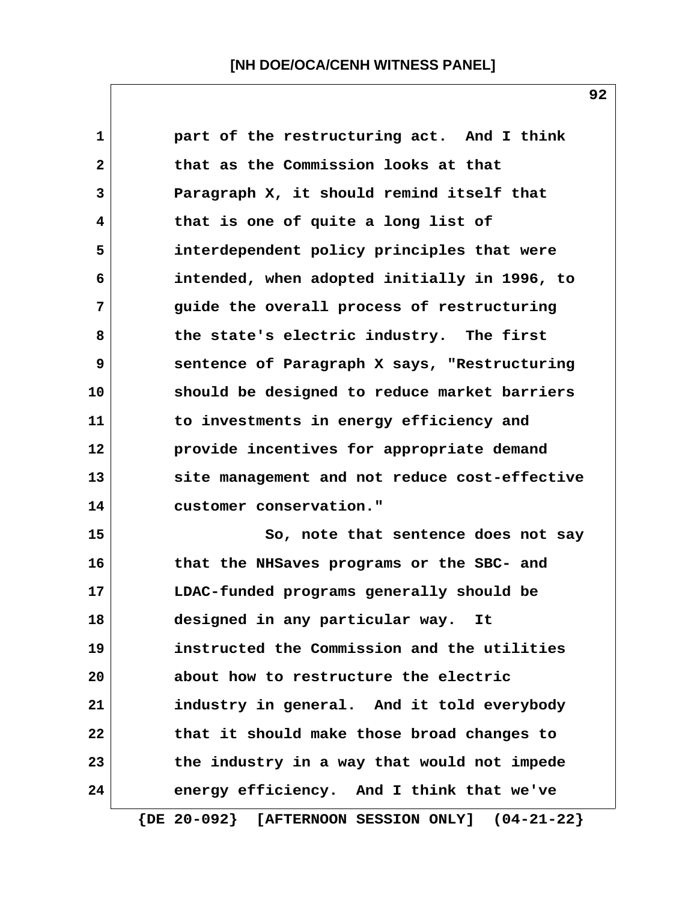part of the restructuring act. And I think that as the Commission looks at that Paragraph X, it should remind itself that that is one of quite a long list of interdependent policy principles that were intended, when adopted initially in 1996, to guide the overall process of restructuring the state's electric industry. The first sentence of Paragraph X says, "Restructuring should be designed to reduce market barriers to investments in energy efficiency and provide incentives for appropriate demand site management and not reduce cost-effective customer conservation."

So, note that sentence does not say that the NHSaves programs or the SBC- and LDAC-funded programs generally should be designed in any particular way. It instructed the Commission and the utilities about how to restructure the electric industry in general. And it told everybody that it should make those broad changes to the industry in a way that would not impede energy efficiency. And I think that we've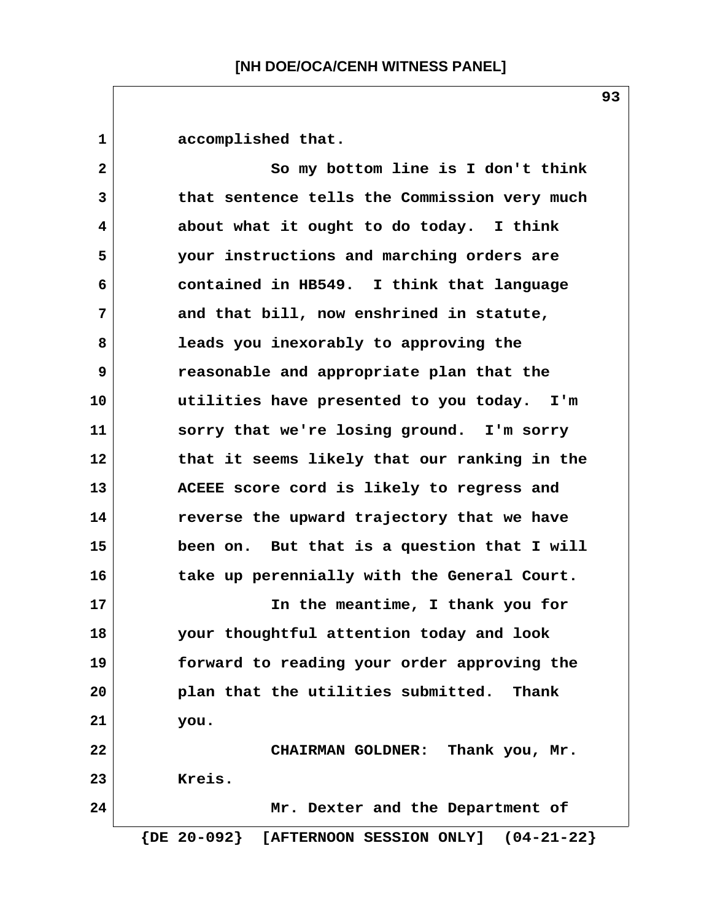accomplished that.

So my bottom line is I don't think that sentence tells the Commission very much about what it ought to do today. I think your instructions and marching orders are contained in HB549. I think that language and that bill, now enshrined in statute, leads you inexorably to approving the reasonable and appropriate plan that the utilities have presented to you today. I'm sorry that we're losing ground. I'm sorry that it seems likely that our ranking in the ACEEE score cord is likely to regress and reverse the upward trajectory that we have been on. But that is a question that I will take up perennially with the General Court.

In the meantime, I thank you for your thoughtful attention today and look forward to reading your order approving the plan that the utilities submitted. Thank you.

CHAIRMAN GOLDNER: Thank you, Mr. Kreis.

Mr. Dexter and the Department of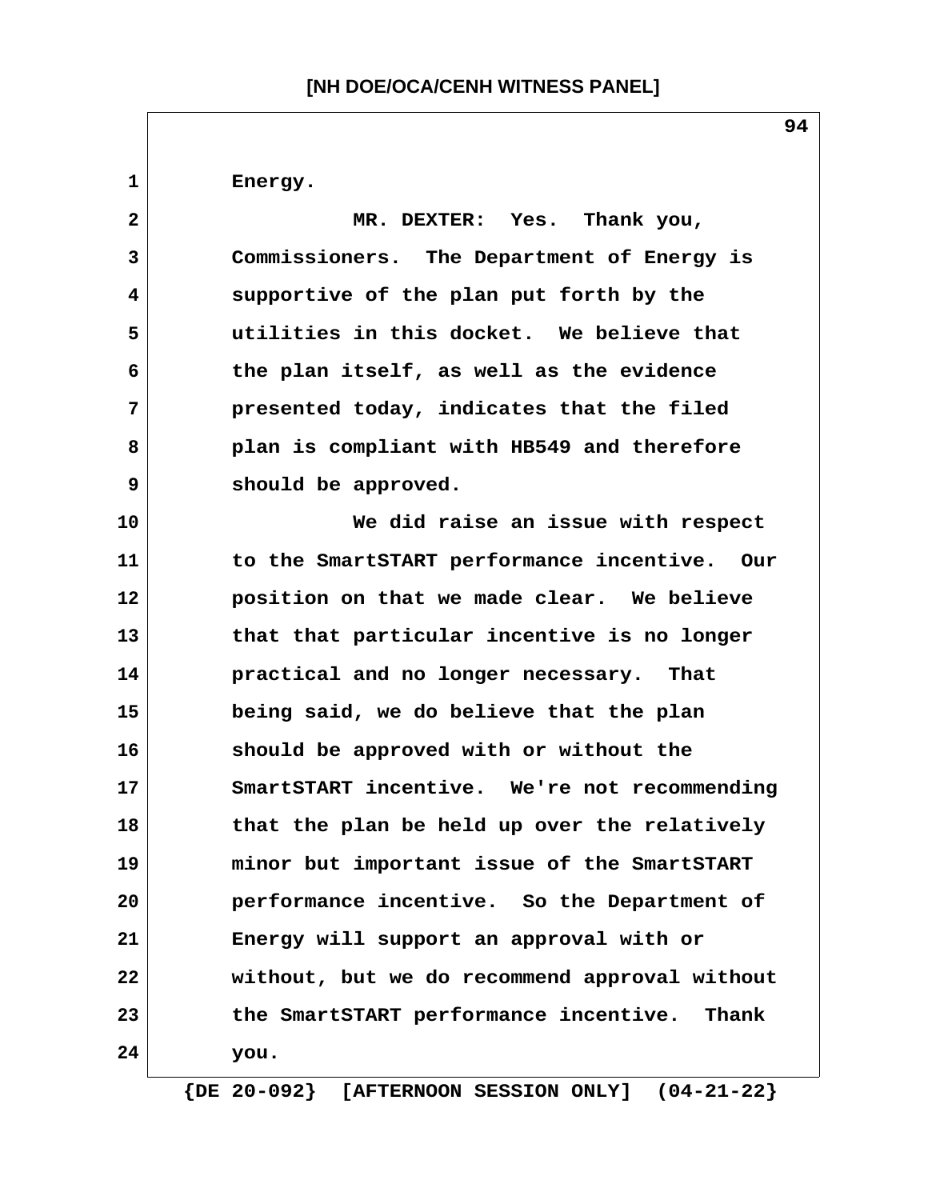Energy.

MR. DEXTER: Yes. Thank you, Commissioners. The Department of Energy is supportive of the plan put forth by the utilities in this docket. We believe that the plan itself, as well as the evidence presented today, indicates that the filed plan is compliant with HB549 and therefore should be approved.

We did raise an issue with respect to the SmartSTART performance incentive. Our position on that we made clear. We believe that that particular incentive is no longer practical and no longer necessary. That being said, we do believe that the plan should be approved with or without the SmartSTART incentive. We're not recommending that the plan be held up over the relatively minor but important issue of the SmartSTART performance incentive. So the Department of Energy will support an approval with or without, but we do recommend approval without the SmartSTART performance incentive. Thank you.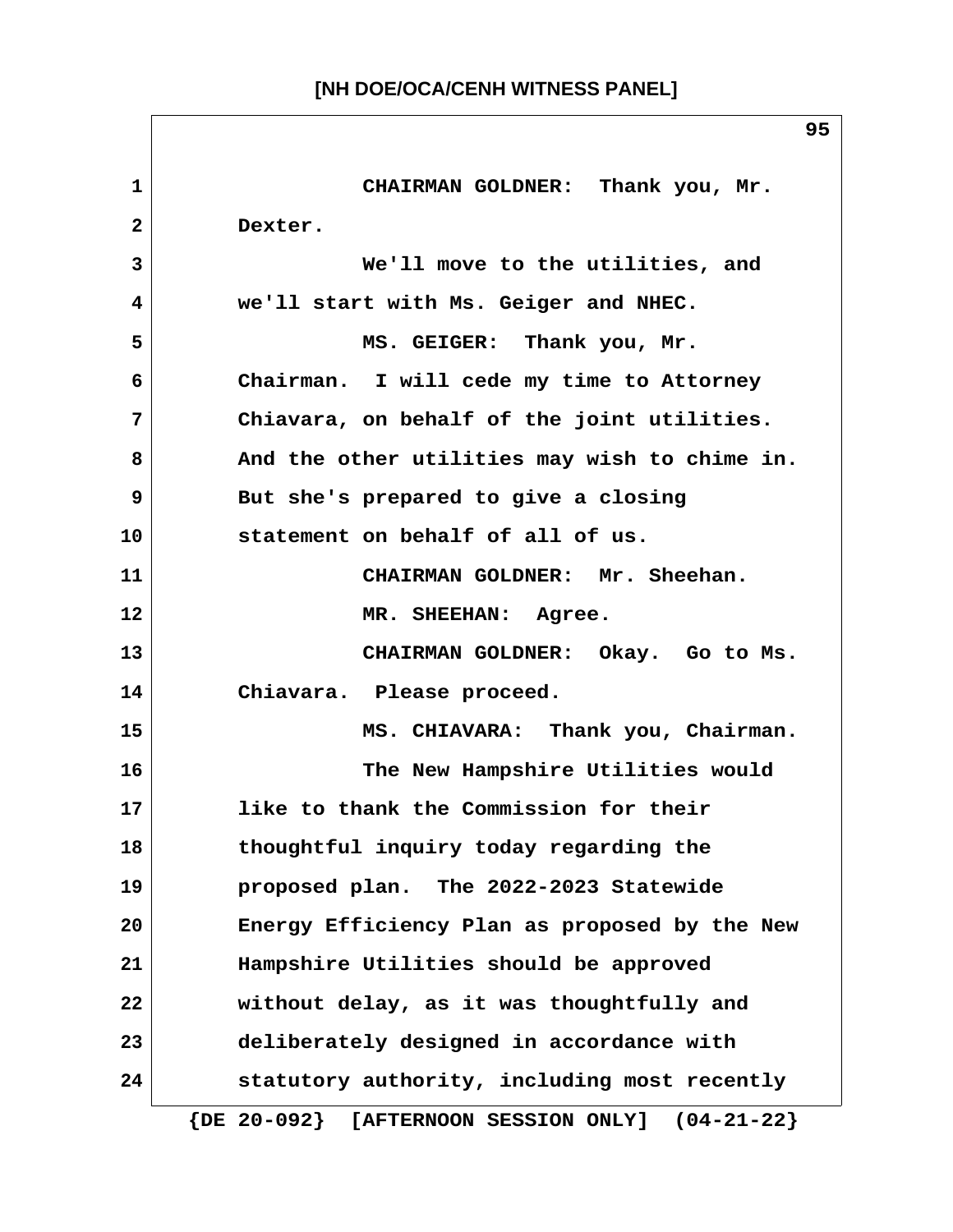CHAIRMAN GOLDNER: Thank you, Mr. Dexter.

We'll move to the utilities, and we'll start with Ms. Geiger and NHEC.

MS. GEIGER: Thank you, Mr. Chairman. I will cede my time to Attorney Chiavara, on behalf of the joint utilities. And the other utilities may wish to chime in. But she's prepared to give a closing statement on behalf of all of us.

CHAIRMAN GOLDNER: Mr. Sheehan.

MR. SHEEHAN: Agree.

CHAIRMAN GOLDNER: Okay. Go to Ms. Chiavara. Please proceed.

MS. CHIAVARA: Thank you, Chairman.

The New Hampshire Utilities would like to thank the Commission for their thoughtful inquiry today regarding the proposed plan. The 2022-2023 Statewide Energy Efficiency Plan as proposed by the New Hampshire Utilities should be approved without delay, as it was thoughtfully and deliberately designed in accordance with statutory authority, including most recently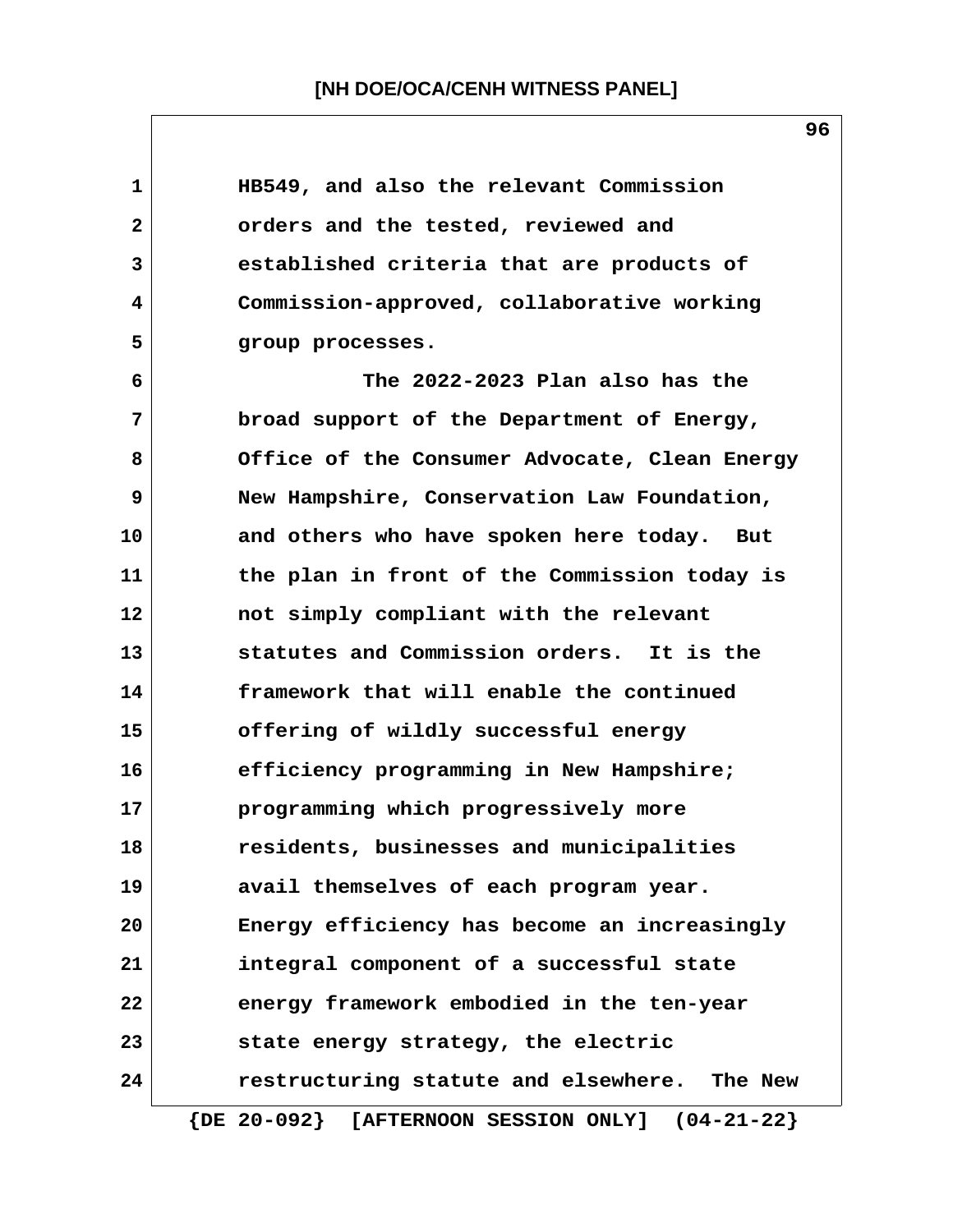HB549, and also the relevant Commission orders and the tested, reviewed and established criteria that are products of Commission-approved, collaborative working group processes.

The 2022-2023 Plan also has the broad support of the Department of Energy, Office of the Consumer Advocate, Clean Energy New Hampshire, Conservation Law Foundation, and others who have spoken here today. But the plan in front of the Commission today is not simply compliant with the relevant statutes and Commission orders. It is the framework that will enable the continued offering of wildly successful energy efficiency programming in New Hampshire; programming which progressively more residents, businesses and municipalities avail themselves of each program year. Energy efficiency has become an increasingly integral component of a successful state energy framework embodied in the ten-year state energy strategy, the electric restructuring statute and elsewhere. The New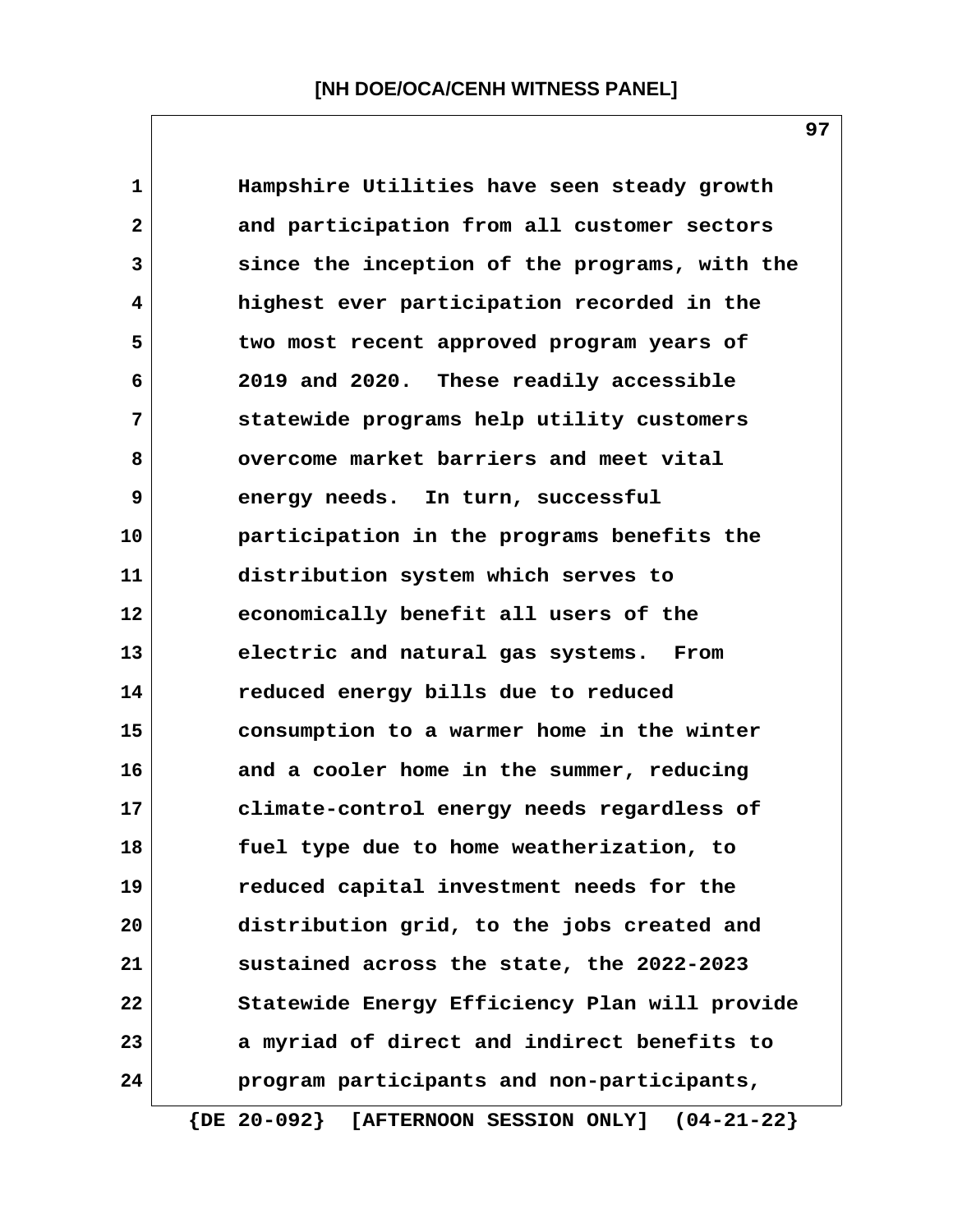Hampshire Utilities have seen steady growth and participation from all customer sectors since the inception of the programs, with the highest ever participation recorded in the two most recent approved program years of 2019 and 2020. These readily accessible statewide programs help utility customers overcome market barriers and meet vital energy needs. In turn, successful participation in the programs benefits the distribution system which serves to economically benefit all users of the electric and natural gas systems. From reduced energy bills due to reduced consumption to a warmer home in the winter and a cooler home in the summer, reducing climate-control energy needs regardless of fuel type due to home weatherization, to reduced capital investment needs for the distribution grid, to the jobs created and sustained across the state, the 2022-2023 Statewide Energy Efficiency Plan will provide a myriad of direct and indirect benefits to program participants and non-participants,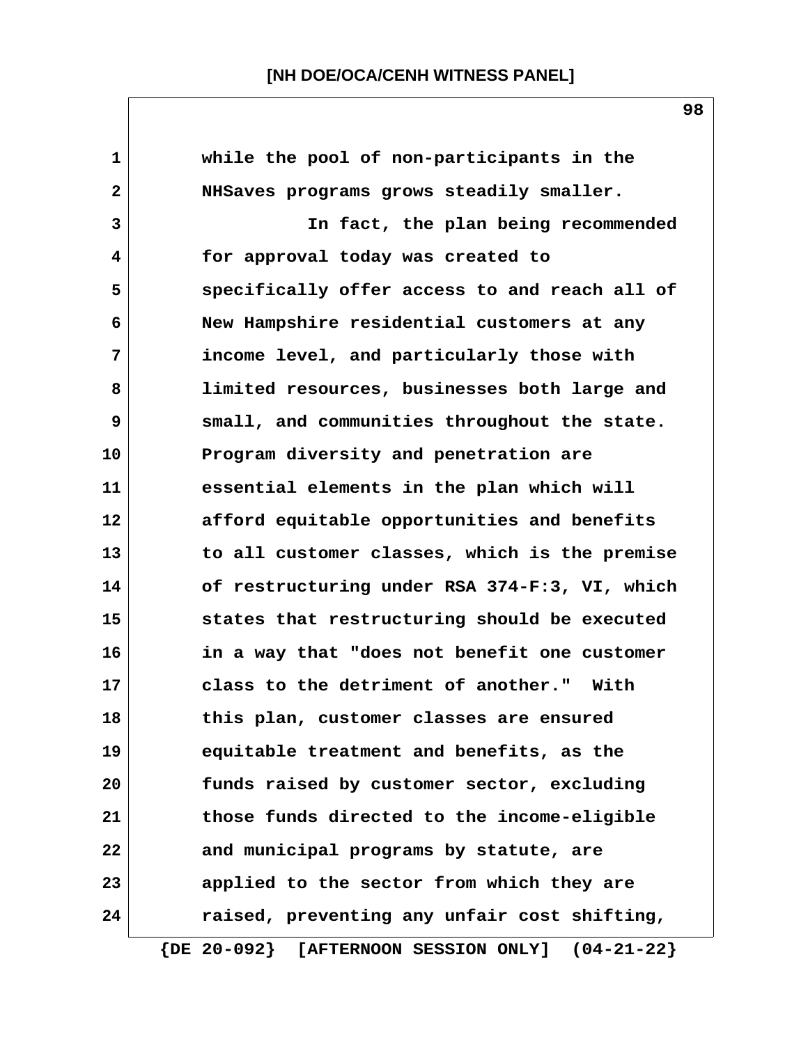while the pool of non-participants in the NHSaves programs grows steadily smaller.

In fact, the plan being recommended for approval today was created to specifically offer access to and reach all of New Hampshire residential customers at any income level, and particularly those with limited resources, businesses both large and small, and communities throughout the state. Program diversity and penetration are essential elements in the plan which will afford equitable opportunities and benefits to all customer classes, which is the premise of restructuring under RSA 374-F:3, VI, which states that restructuring should be executed in a way that "does not benefit one customer class to the detriment of another." With this plan, customer classes are ensured equitable treatment and benefits, as the funds raised by customer sector, excluding those funds directed to the income-eligible and municipal programs by statute, are applied to the sector from which they are raised, preventing any unfair cost shifting,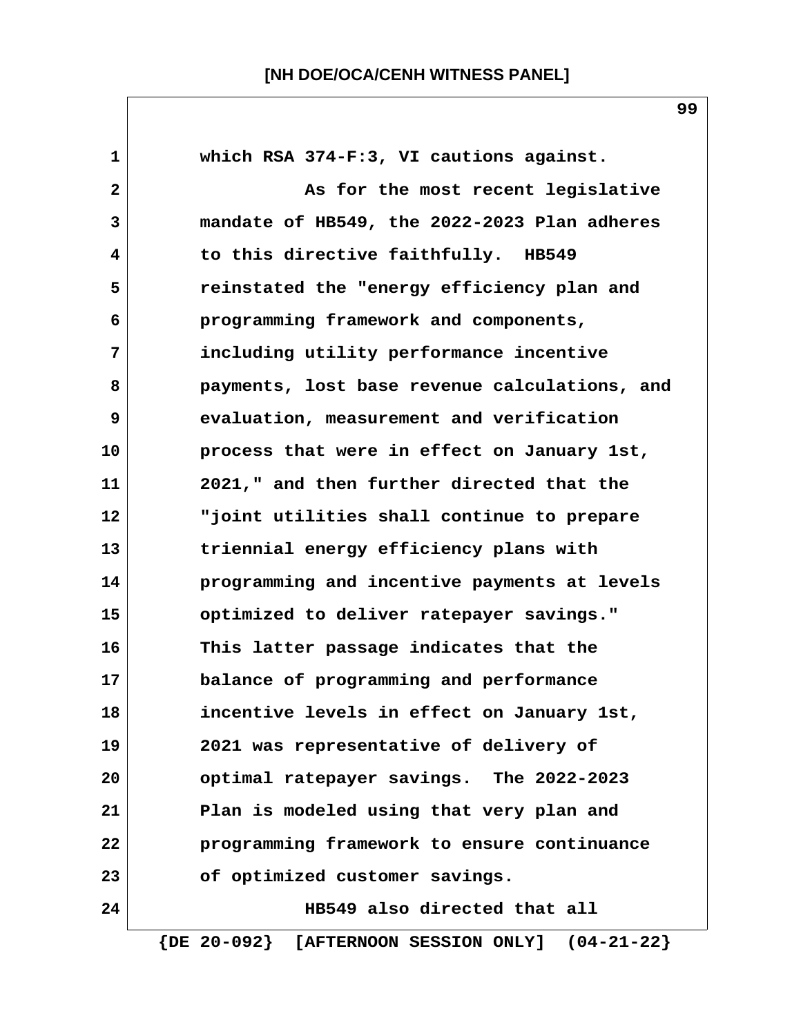which RSA 374-F:3, VI cautions against.

As for the most recent legislative mandate of HB549, the 2022-2023 Plan adheres to this directive faithfully. HB549 reinstated the "energy efficiency plan and programming framework and components, including utility performance incentive payments, lost base revenue calculations, and evaluation, measurement and verification process that were in effect on January 1st, 2021," and then further directed that the "joint utilities shall continue to prepare triennial energy efficiency plans with programming and incentive payments at levels optimized to deliver ratepayer savings." This latter passage indicates that the balance of programming and performance incentive levels in effect on January 1st, 2021 was representative of delivery of optimal ratepayer savings. The 2022-2023 Plan is modeled using that very plan and programming framework to ensure continuance of optimized customer savings.

HB549 also directed that all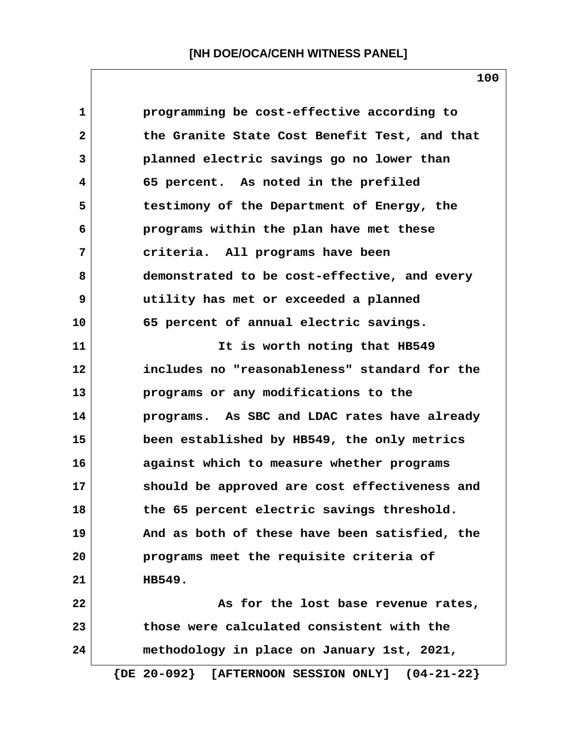programming be cost-effective according to the Granite State Cost Benefit Test, and that planned electric savings go no lower than 65 percent. As noted in the prefiled testimony of the Department of Energy, the programs within the plan have met these criteria. All programs have been demonstrated to be cost-effective, and every utility has met or exceeded a planned 65 percent of annual electric savings.

It is worth noting that HB549 includes no "reasonableness" standard for the programs or any modifications to the programs. As SBC and LDAC rates have already been established by HB549, the only metrics against which to measure whether programs should be approved are cost effectiveness and the 65 percent electric savings threshold. And as both of these have been satisfied, the programs meet the requisite criteria of HB549.

As for the lost base revenue rates, those were calculated consistent with the methodology in place on January 1st, 2021,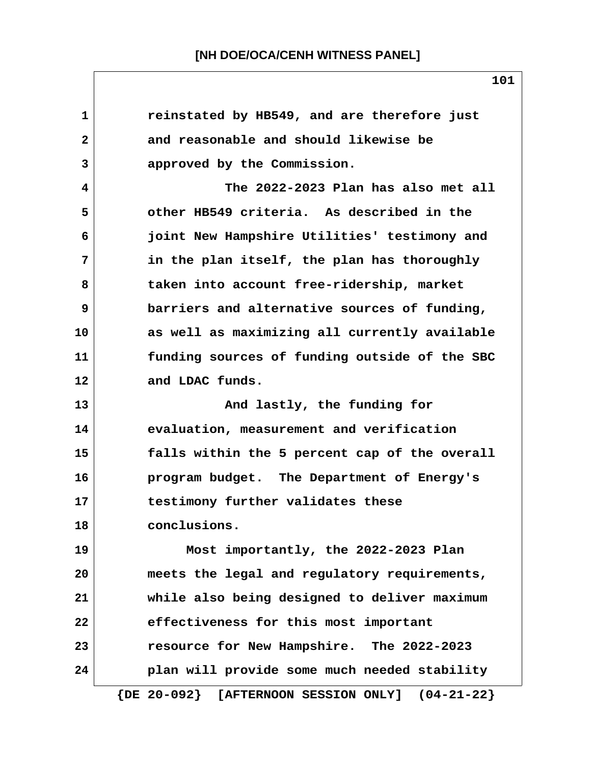reinstated by HB549, and are therefore just and reasonable and should likewise be approved by the Commission.

The 2022-2023 Plan has also met all other HB549 criteria. As described in the joint New Hampshire Utilities' testimony and in the plan itself, the plan has thoroughly taken into account free-ridership, market barriers and alternative sources of funding, as well as maximizing all currently available funding sources of funding outside of the SBC and LDAC funds.

And lastly, the funding for evaluation, measurement and verification falls within the 5 percent cap of the overall program budget. The Department of Energy's testimony further validates these conclusions.

Most importantly, the 2022-2023 Plan meets the legal and regulatory requirements, while also being designed to deliver maximum effectiveness for this most important resource for New Hampshire. The 2022-2023 plan will provide some much needed stability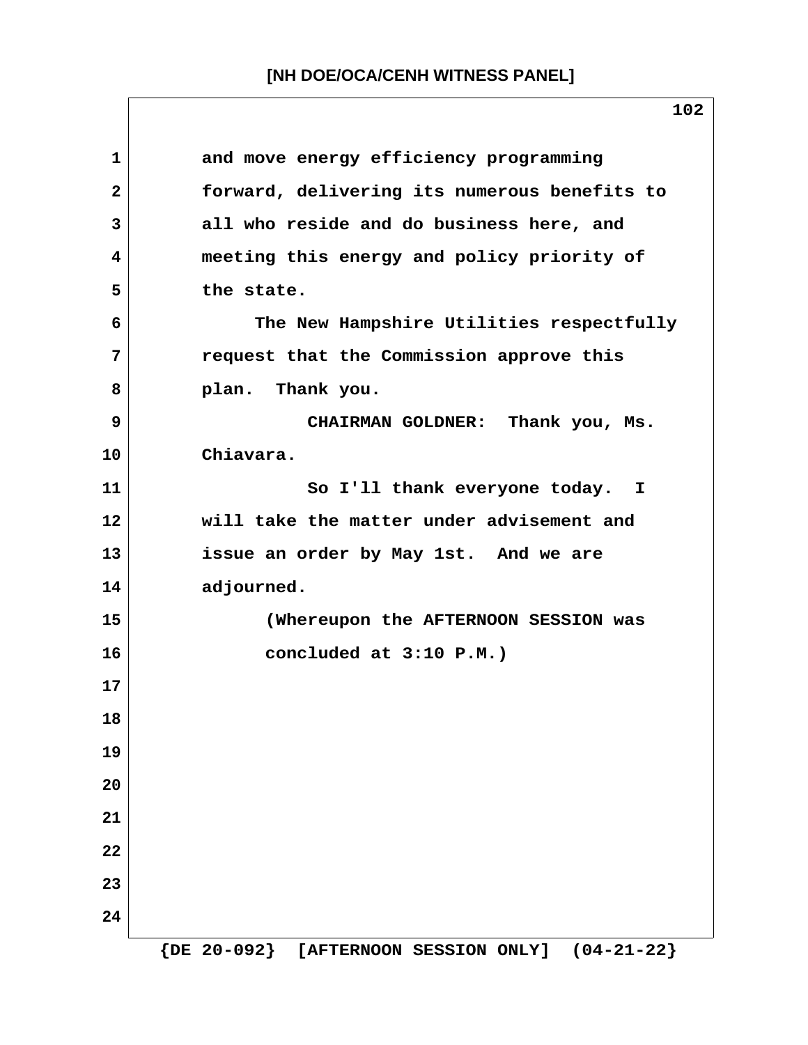and move energy efficiency programming forward, delivering its numerous benefits to all who reside and do business here, and meeting this energy and policy priority of the state.

The New Hampshire Utilities respectfully request that the Commission approve this plan. Thank you.

CHAIRMAN GOLDNER: Thank you, Ms. Chiavara.

So I'll thank everyone today. I will take the matter under advisement and issue an order by May 1st. And we are adjourned.

(Whereupon the AFTERNOON SESSION was concluded at 3:10 P.M.)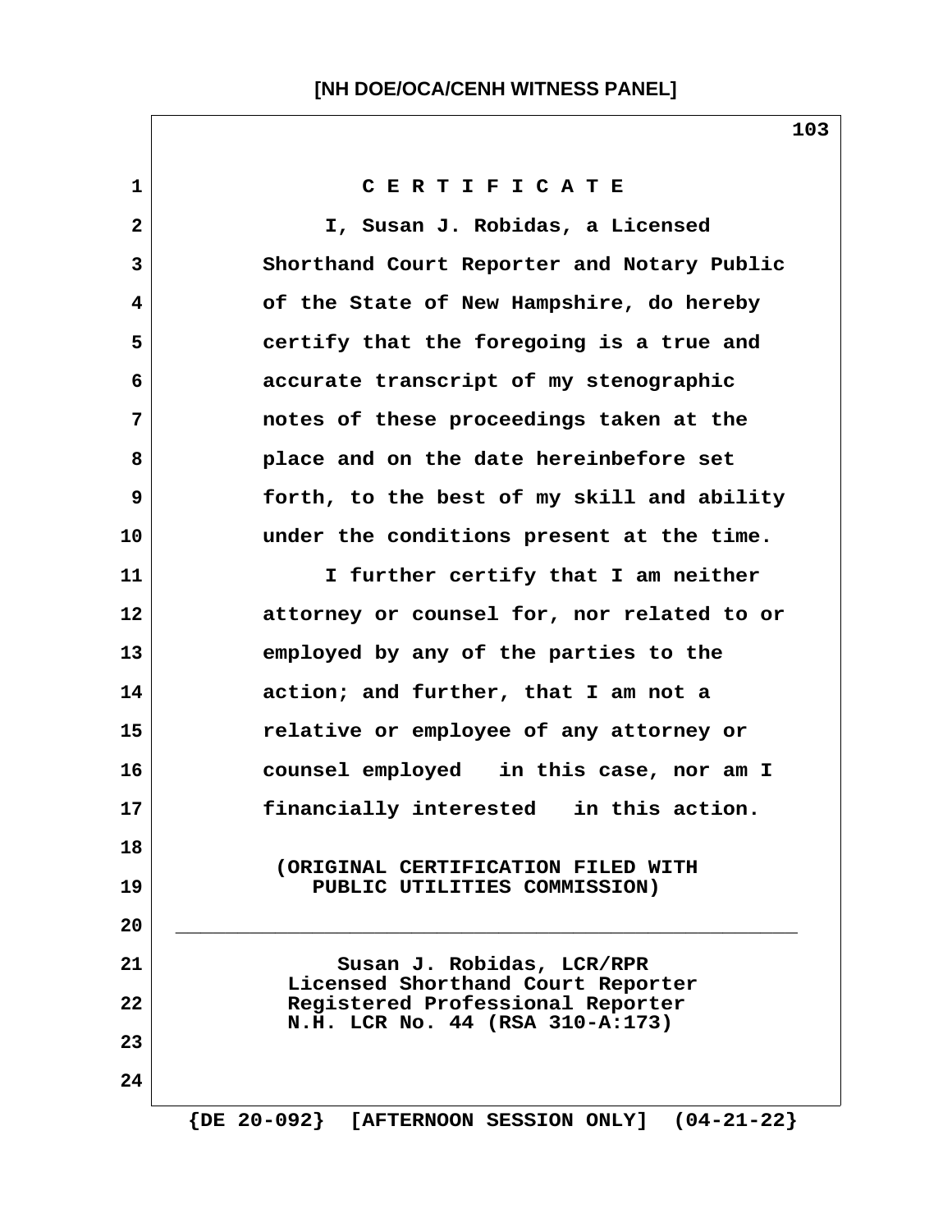# C E R T I F I C A T E

I, Susan J. Robidas, a Licensed Shorthand Court Reporter and Notary Public of the State of New Hampshire, do hereby certify that the foregoing is a true and accurate transcript of my stenographic notes of these proceedings taken at the place and on the date hereinbefore set forth, to the best of my skill and ability under the conditions present at the time.

I further certify that I am neither attorney or counsel for, nor related to or employed by any of the parties to the action; and further, that I am not a relative or employee of any attorney or counsel employed in this case, nor am I financially interested in this action.

(ORIGINAL CERTIFICATION FILED WITH PUBLIC UTILITIES COMMISSION)

______________________________________________

Susan J. Robidas, LCR/RPR
Licensed Shorthand Court Reporter
Registered Professional Reporter
N.H. LCR No. 44 (RSA 310-A:173)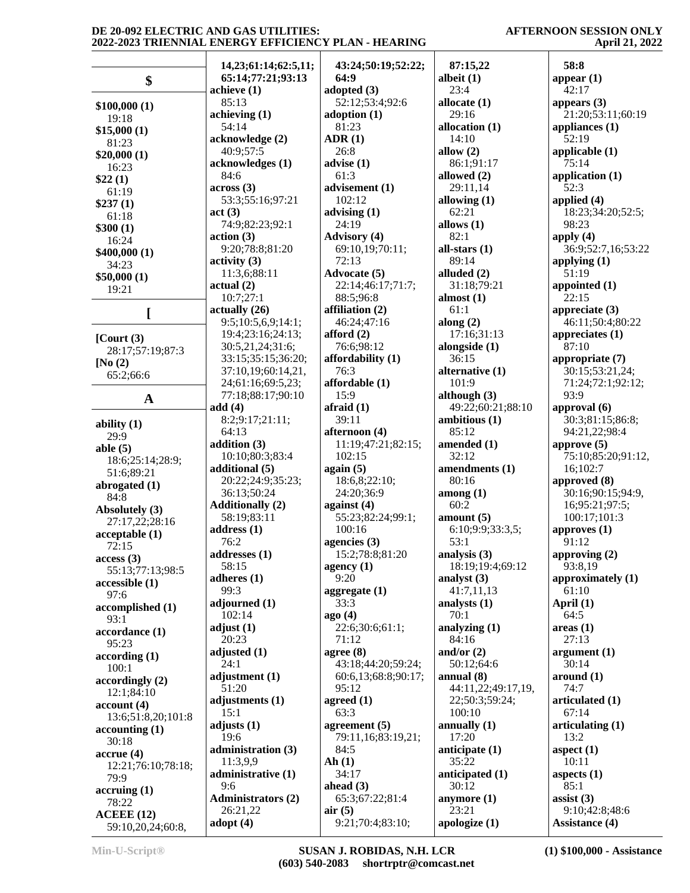## $

**$100,000 (1)**
19:18
**$15,000 (1)**
81:23
**$20,000 (1)**
16:23
**$22 (1)**
61:19
**$237 (1)**
61:18
**$300 (1)**
16:24
**$400,000 (1)**
34:23
**$50,000 (1)**
19:21

## [

**[Court (3)**
28:17;57:19;87:3
**[No (2)**
65:2;66:6

## A

**ability (1)**
29:9
**able (5)**
18:6;25:14;28:9;51:6;89:21
**abrogated (1)**
84:8
**Absolutely (3)**
27:17,22;28:16
**acceptable (1)**
72:15
**access (3)**
55:13;77:13;98:5
**accessible (1)**
97:6
**accomplished (1)**
93:1
**accordance (1)**
95:23
**according (1)**
100:1
**accordingly (2)**
12:1;84:10
**account (4)**
13:6;51:8,20;101:8
**accounting (1)**
30:18
**accrue (4)**
12:21;76:10;78:18;79:9
**accruing (1)**
78:22
**ACEEE (12)**
59:10,20,24;60:8,14,23;61:14;62:5,11;65:14;77:21;93:13
**achieve (1)**
85:13
**achieving (1)**
54:14
**acknowledge (2)**
40:9;57:5
**acknowledges (1)**
84:6
**across (3)**
53:3;55:16;97:21
**act (3)**
74:9;82:23;92:1
**action (3)**
9:20;78:8;81:20
**activity (3)**
11:3,6;88:11
**actual (2)**
10:7;27:1
**actually (26)**
9:5;10:5,6,9;14:1;19:4;23:16;24:13;30:5,21,24;31:6;33:15;35:15;36:20;37:10,19;60:14,21,24;61:16;69:5,23;77:18;88:17;90:10
**add (4)**
8:2;9:17;21:11;64:13
**addition (3)**
10:10;80:3;83:4
**additional (5)**
20:22;24:9;35:23;36:13;50:24
**Additionally (2)**
58:19;83:11
**address (1)**
76:2
**addresses (1)**
58:15
**adheres (1)**
99:3
**adjourned (1)**
102:14
**adjust (1)**
20:23
**adjusted (1)**
24:1
**adjustment (1)**
51:20
**adjustments (1)**
15:1
**adjusts (1)**
19:6
**administration (3)**
11:3,9,9
**administrative (1)**
9:6
**Administrators (2)**
26:21,22
**adopt (4)**
43:24;50:19;52:22;64:9
**adopted (3)**
52:12;53:4;92:6
**adoption (1)**
81:23
**ADR (1)**
26:8
**advise (1)**
61:3
**advisement (1)**
102:12
**advising (1)**
24:19
**Advisory (4)**
69:10,19;70:11;72:13
**Advocate (5)**
22:14;46:17;71:7;88:5;96:8
**affiliation (2)**
46:24;47:16
**afford (2)**
76:6;98:12
**affordability (1)**
76:3
**affordable (1)**
15:9
**afraid (1)**
39:11
**afternoon (4)**
11:19;47:21;82:15;102:15
**again (5)**
18:6,8;22:10;24:20;36:9
**against (4)**
55:23;82:24;99:1;100:16
**agencies (3)**
15:2;78:8;81:20
**agency (1)**
9:20
**aggregate (1)**
33:3
**ago (4)**
22:6;30:6;61:1;71:12
**agree (8)**
43:18;44:20;59:24;60:6,13;68:8;90:17;95:12
**agreed (1)**
63:3
**agreement (5)**
79:11,16;83:19,21;84:5
**Ah (1)**
34:17
**ahead (3)**
65:3;67:22;81:4
**air (5)**
9:21;70:4;83:10;87:15,22
**albeit (1)**
23:4
**allocate (1)**
29:16
**allocation (1)**
14:10
**allow (2)**
86:1;91:17
**allowed (2)**
29:11,14
**allowing (1)**
62:21
**allows (1)**
82:1
**all-stars (1)**
89:14
**alluded (2)**
31:18;79:21
**almost (1)**
61:1
**along (2)**
17:16;31:13
**alongside (1)**
36:15
**alternative (1)**
101:9
**although (3)**
49:22;60:21;88:10
**ambitious (1)**
85:12
**amended (1)**
32:12
**amendments (1)**
80:16
**among (1)**
60:2
**amount (5)**
6:10;9:9;33:3,5;53:1
**analysis (3)**
18:19;19:4;69:12
**analyst (3)**
41:7,11,13
**analysts (1)**
70:1
**analyzing (1)**
84:16
**and/or (2)**
50:12;64:6
**annual (8)**
44:11,22;49:17,19,22;50:3;59:24;100:10
**annually (1)**
17:20
**anticipate (1)**
35:22
**anticipated (1)**
30:12
**anymore (1)**
23:21
**apologize (1)**
58:8
**appear (1)**
42:17
**appears (3)**
21:20;53:11;60:19
**appliances (1)**
52:19
**applicable (1)**
75:14
**application (1)**
52:3
**applied (4)**
18:23;34:20;52:5;98:23
**apply (4)**
36:9;52:7,16;53:22
**applying (1)**
51:19
**appointed (1)**
22:15
**appreciate (3)**
46:11;50:4;80:22
**appreciates (1)**
87:10
**appropriate (7)**
30:15;53:21,24;71:24;72:1;92:12;93:9
**approval (6)**
30:3;81:15;86:8;94:21,22;98:4
**approve (5)**
75:10;85:20;91:12,16;102:7
**approved (8)**
30:16;90:15;94:9,16;95:21;97:5;100:17;101:3
**approves (1)**
91:12
**approving (2)**
93:8,19
**approximately (1)**
61:10
**April (1)**
64:5
**areas (1)**
27:13
**argument (1)**
30:14
**around (1)**
74:7
**articulated (1)**
67:14
**articulating (1)**
13:2
**aspect (1)**
10:11
**aspects (1)**
85:1
**assist (3)**
9:10;42:8;48:6
**Assistance (4)**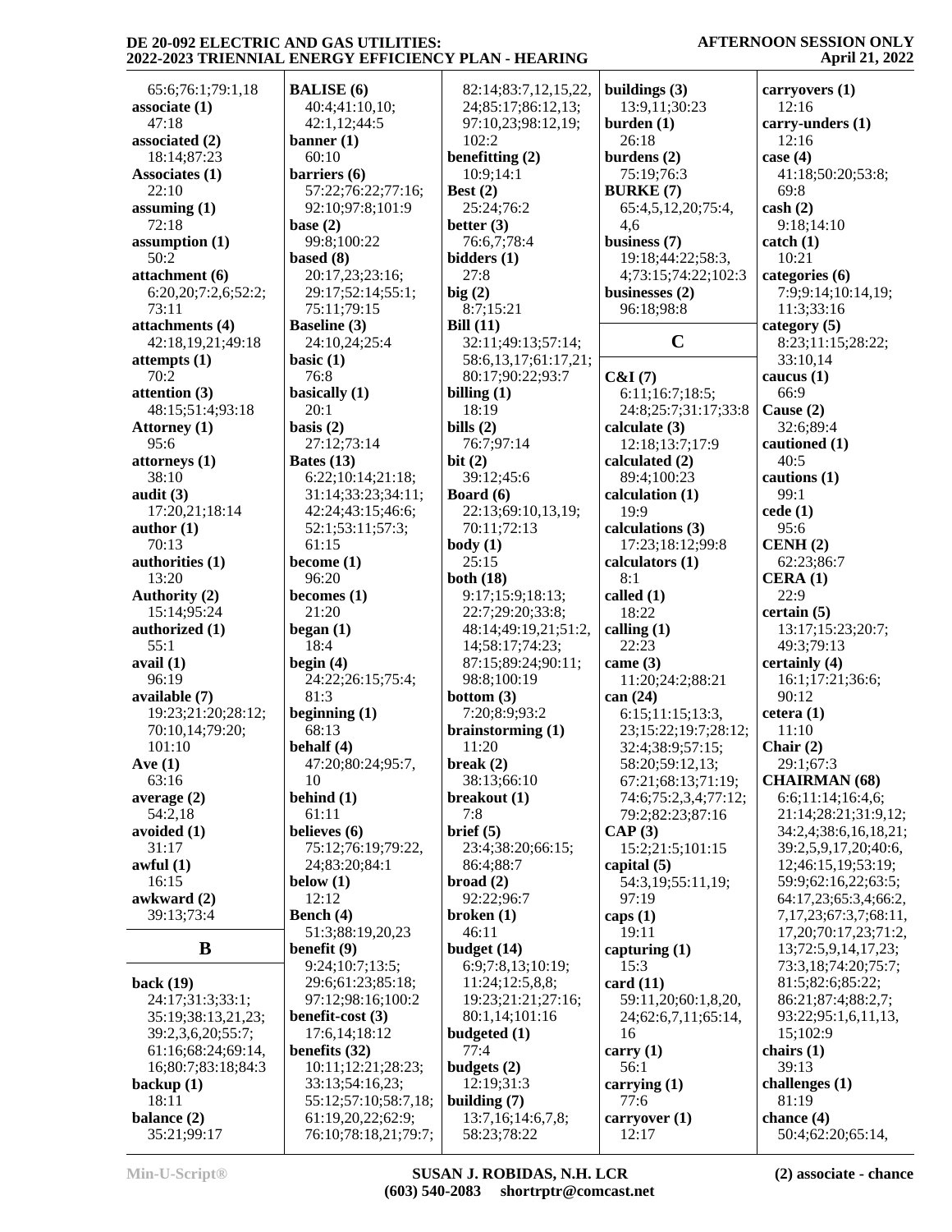65:6;76:1;79:1,18
**associate (1)**
47:18
**associated (2)**
18:14;87:23
**Associates (1)**
22:10
**assuming (1)**
72:18
**assumption (1)**
50:2
**attachment (6)**
6:20,20;7:2,6;52:2;
73:11
**attachments (4)**
42:18,19,21;49:18
**attempts (1)**
70:2
**attention (3)**
48:15;51:4;93:18
**Attorney (1)**
95:6
**attorneys (1)**
38:10
**audit (3)**
17:20,21;18:14
**author (1)**
70:13
**authorities (1)**
13:20
**Authority (2)**
15:14;95:24
**authorized (1)**
55:1
**avail (1)**
96:19
**available (7)**
19:23;21:20;28:12;
70:10,14;79:20;
101:10
**Ave (1)**
63:16
**average (2)**
54:2,18
**avoided (1)**
31:17
**awful (1)**
16:15
**awkward (2)**
39:13;73:4

## B

**back (19)**
24:17;31:3;33:1;
35:19;38:13,21,23;
39:2,3,6,20;55:7;
61:16;68:24;69:14,
16;80:7;83:18;84:3
**backup (1)**
18:11
**balance (2)**
35:21;99:17
**BALISE (6)**
40:4;41:10,10;
42:1,12;44:5
**banner (1)**
60:10
**barriers (6)**
57:22;76:22;77:16;
92:10;97:8;101:9
**base (2)**
99:8;100:22
**based (8)**
20:17,23;23:16;
29:17;52:14;55:1;
75:11;79:15
**Baseline (3)**
24:10,24;25:4
**basic (1)**
76:8
**basically (1)**
20:1
**basis (2)**
27:12;73:14
**Bates (13)**
6:22;10:14;21:18;
31:14;33:23;34:11;
42:24;43:15;46:6;
52:1;53:11;57:3;
61:15
**become (1)**
96:20
**becomes (1)**
21:20
**began (1)**
18:4
**begin (4)**
24:22;26:15;75:4;
81:3
**beginning (1)**
68:13
**behalf (4)**
47:20;80:24;95:7,
10
**behind (1)**
61:11
**believes (6)**
75:12;76:19;79:22,
24;83:20;84:1
**below (1)**
12:12
**Bench (4)**
51:3;88:19,20,23
**benefit (9)**
9:24;10:7;13:5;
29:6;61:23;85:18;
97:12;98:16;100:2
**benefit-cost (3)**
17:6,14;18:12
**benefits (32)**
10:11;12:21;28:23;
33:13;54:16,23;
55:12;57:10;58:7,18;
61:19,20,22;62:9;
76:10;78:18,21;79:7;
82:14;83:7,12,15,22,
24;85:17;86:12,13;
97:10,23;98:12,19;
102:2
**benefitting (2)**
10:9;14:1
**Best (2)**
25:24;76:2
**better (3)**
76:6,7;78:4
**bidders (1)**
27:8
**big (2)**
8:7;15:21
**Bill (11)**
32:11;49:13;57:14;
58:6,13,17;61:17,21;
80:17;90:22;93:7
**billing (1)**
18:19
**bills (2)**
76:7;97:14
**bit (2)**
39:12;45:6
**Board (6)**
22:13;69:10,13,19;
70:11;72:13
**body (1)**
25:15
**both (18)**
9:17;15:9;18:13;
22:7;29:20;33:8;
48:14;49:19,21;51:2,
14;58:17;74:23;
87:15;89:24;90:11;
98:8;100:19
**bottom (3)**
7:20;8:9;93:2
**brainstorming (1)**
11:20
**break (2)**
38:13;66:10
**breakout (1)**
7:8
**brief (5)**
23:4;38:20;66:15;
86:4;88:7
**broad (2)**
92:22;96:7
**broken (1)**
46:11
**budget (14)**
6:9;7:8,13;10:19;
11:24;12:5,8,8;
19:23;21:21;27:16;
80:1,14;101:16
**budgeted (1)**
77:4
**budgets (2)**
12:19;31:3
**building (7)**
13:7,16;14:6,7,8;
58:23;78:22
**buildings (3)**
13:9,11;30:23
**burden (1)**
26:18
**burdens (2)**
75:19;76:3
**BURKE (7)**
65:4,5,12,20;75:4,
4,6
**business (7)**
19:18;44:22;58:3,
4;73:15;74:22;102:3
**businesses (2)**
96:18;98:8

## C

**C&I (7)**
6:11;16:7;18:5;
24:8;25:7;31:17;33:8
**calculate (3)**
12:18;13:7;17:9
**calculated (2)**
89:4;100:23
**calculation (1)**
19:9
**calculations (3)**
17:23;18:12;99:8
**calculators (1)**
8:1
**called (1)**
18:22
**calling (1)**
22:23
**came (3)**
11:20;24:2;88:21
**can (24)**
6:15;11:15;13:3,
23;15:22;19:7;28:12;
32:4;38:9;57:15;
58:20;59:12,13;
67:21;68:13;71:19;
74:6;75:2,3,4;77:12;
79:2;82:23;87:16
**CAP (3)**
15:2;21:5;101:15
**capital (5)**
54:3,19;55:11,19;
97:19
**caps (1)**
19:11
**capturing (1)**
15:3
**card (11)**
59:11,20;60:1,8,20,
24;62:6,7,11;65:14,
16
**carry (1)**
56:1
**carrying (1)**
77:6
**carryover (1)**
12:17
**carryovers (1)**
12:16
**carry-unders (1)**
12:16
**case (4)**
41:18;50:20;53:8;
69:8
**cash (2)**
9:18;14:10
**catch (1)**
10:21
**categories (6)**
7:9;9:14;10:14,19;
11:3;33:16
**category (5)**
8:23;11:15;28:22;
33:10,14
**caucus (1)**
66:9
**Cause (2)**
32:6;89:4
**cautioned (1)**
40:5
**cautions (1)**
99:1
**cede (1)**
95:6
**CENH (2)**
62:23;86:7
**CERA (1)**
22:9
**certain (5)**
13:17;15:23;20:7;
49:3;79:13
**certainly (4)**
16:1;17:21;36:6;
90:12
**cetera (1)**
11:10
**Chair (2)**
29:1;67:3
**CHAIRMAN (68)**
6:6;11:14;16:4,6;
21:14;28:21;31:9,12;
34:2,4;38:6,16,18,21;
39:2,5,9,17,20;40:6,
12;46:15,19;53:19;
59:9;62:16,22;63:5;
64:17,23;65:3,4;66:2,
7,17,23;67:3,7;68:11,
17,20;70:17,23;71:2,
13;72:5,9,14,17,23;
73:3,18;74:20;75:7;
81:5;82:6;85:22;
86:21;87:4;88:2,7;
93:22;95:1,6,11,13,
15;102:9
**chairs (1)**
39:13
**challenges (1)**
81:19
**chance (4)**
50:4;62:20;65:14,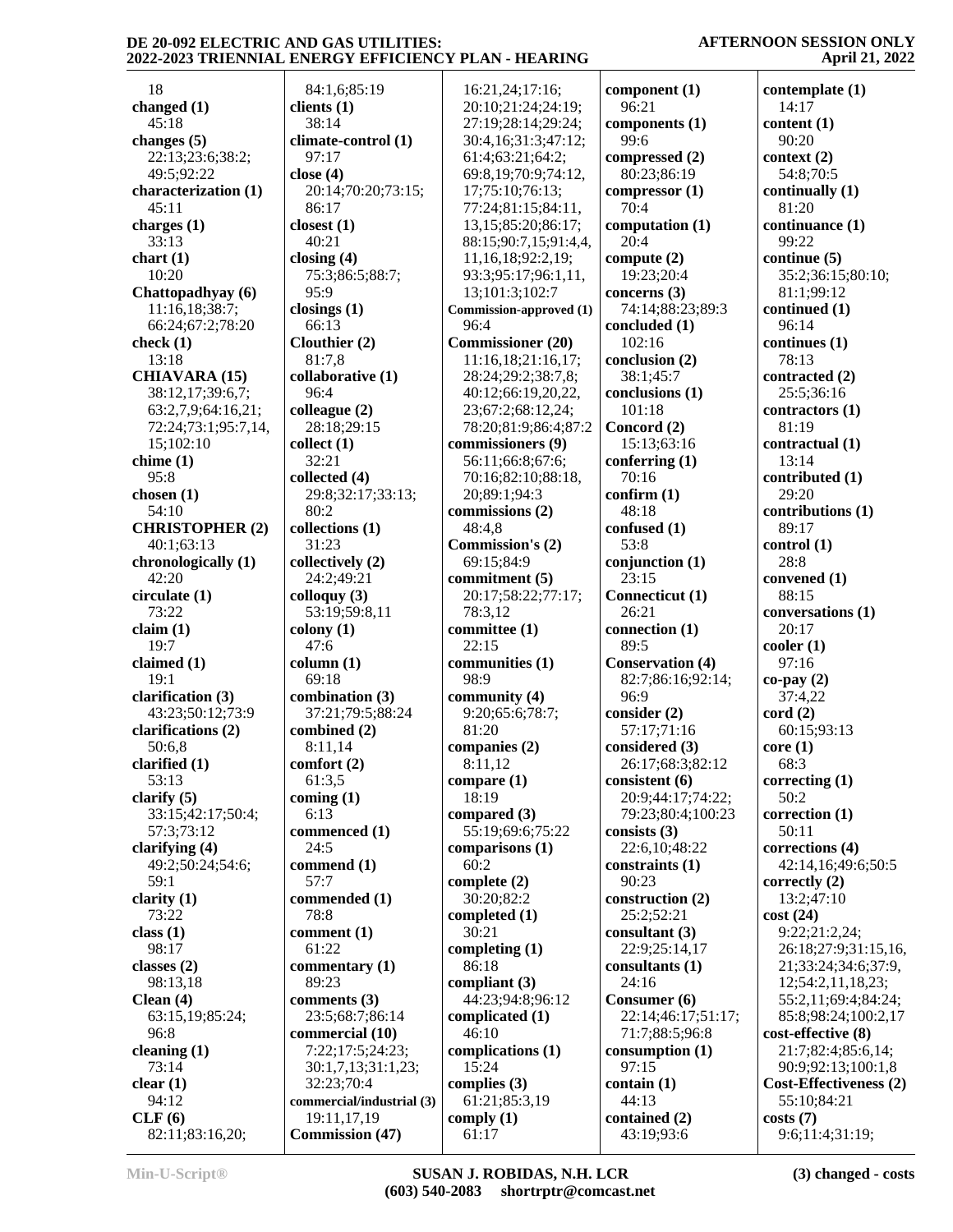18
**changed (1)**
45:18
**changes (5)**
22:13;23:6;38:2;
49:5;92:22
**characterization (1)**
45:11
**charges (1)**
33:13
**chart (1)**
10:20
**Chattopadhyay (6)**
11:16,18;38:7;
66:24;67:2;78:20
**check (1)**
13:18
**CHIAVARA (15)**
38:12,17;39:6,7;
63:2,7,9;64:16,21;
72:24;73:1;95:7,14,
15;102:10
**chime (1)**
95:8
**chosen (1)**
54:10
**CHRISTOPHER (2)**
40:1;63:13
**chronologically (1)**
42:20
**circulate (1)**
73:22
**claim (1)**
19:7
**claimed (1)**
19:1
**clarification (3)**
43:23;50:12;73:9
**clarifications (2)**
50:6,8
**clarified (1)**
53:13
**clarify (5)**
33:15;42:17;50:4;
57:3;73:12
**clarifying (4)**
49:2;50:24;54:6;
59:1
**clarity (1)**
73:22
**class (1)**
98:17
**classes (2)**
98:13,18
**Clean (4)**
63:15,19;85:24;
96:8
**cleaning (1)**
73:14
**clear (1)**
94:12
**CLF (6)**
82:11;83:16,20;
84:1,6;85:19
**clients (1)**
38:14
**climate-control (1)**
97:17
**close (4)**
20:14;70:20;73:15;
86:17
**closest (1)**
40:21
**closing (4)**
75:3;86:5;88:7;
95:9
**closings (1)**
66:13
**Clouthier (2)**
81:7,8
**collaborative (1)**
96:4
**colleague (2)**
28:18;29:15
**collect (1)**
32:21
**collected (4)**
29:8;32:17;33:13;
80:2
**collections (1)**
31:23
**collectively (2)**
24:2;49:21
**colloquy (3)**
53:19;59:8,11
**colony (1)**
47:6
**column (1)**
69:18
**combination (3)**
37:21;79:5;88:24
**combined (2)**
8:11,14
**comfort (2)**
61:3,5
**coming (1)**
6:13
**commenced (1)**
24:5
**commend (1)**
57:7
**commended (1)**
78:8
**comment (1)**
61:22
**commentary (1)**
89:23
**comments (3)**
23:5;68:7;86:14
**commercial (10)**
7:22;17:5;24:23;
30:1,7,13;31:1,23;
32:23;70:4
**commercial/industrial (3)**
19:11,17,19
**Commission (47)**
16:21,24;17:16;
20:10;21:24;24:19;
27:19;28:14;29:24;
30:4,16;31:3;47:12;
61:4;63:21;64:2;
69:8,19;70:9;74:12,
17;75:10;76:13;
77:24;81:15;84:11,
13,15;85:20;86:17;
88:15;90:7,15;91:4,4,
11,16,18;92:2,19;
93:3;95:17;96:1,11,
13;101:3;102:7
**Commission-approved (1)**
96:4
**Commissioner (20)**
11:16,18;21:16,17;
28:24;29:2;38:7,8;
40:12;66:19,20,22,
23;67:2;68:12,24;
78:20;81:9;86:4;87:2
**commissioners (9)**
56:11;66:8;67:6;
70:16;82:10;88:18,
20;89:1;94:3
**commissions (2)**
48:4,8
**Commission's (2)**
69:15;84:9
**commitment (5)**
20:17;58:22;77:17;
78:3,12
**committee (1)**
22:15
**communities (1)**
98:9
**community (4)**
9:20;65:6;78:7;
81:20
**companies (2)**
8:11,12
**compare (1)**
18:19
**compared (3)**
55:19;69:6;75:22
**comparisons (1)**
60:2
**complete (2)**
30:20;82:2
**completed (1)**
30:21
**completing (1)**
86:18
**compliant (3)**
44:23;94:8;96:12
**complicated (1)**
46:10
**complications (1)**
15:24
**complies (3)**
61:21;85:3,19
**comply (1)**
61:17
**component (1)**
96:21
**components (1)**
99:6
**compressed (2)**
80:23;86:19
**compressor (1)**
70:4
**computation (1)**
20:4
**compute (2)**
19:23;20:4
**concerns (3)**
74:14;88:23;89:3
**concluded (1)**
102:16
**conclusion (2)**
38:1;45:7
**conclusions (1)**
101:18
**Concord (2)**
15:13;63:16
**conferring (1)**
70:16
**confirm (1)**
48:18
**confused (1)**
53:8
**conjunction (1)**
23:15
**Connecticut (1)**
26:21
**connection (1)**
89:5
**Conservation (4)**
82:7;86:16;92:14;
96:9
**consider (2)**
57:17;71:16
**considered (3)**
26:17;68:3;82:12
**consistent (6)**
20:9;44:17;74:22;
79:23;80:4;100:23
**consists (3)**
22:6,10;48:22
**constraints (1)**
90:23
**construction (2)**
25:2;52:21
**consultant (3)**
22:9;25:14,17
**consultants (1)**
24:16
**Consumer (6)**
22:14;46:17;51:17;
71:7;88:5;96:8
**consumption (1)**
97:15
**contain (1)**
44:13
**contained (2)**
43:19;93:6
**contemplate (1)**
14:17
**content (1)**
90:20
**context (2)**
54:8;70:5
**continually (1)**
81:20
**continuance (1)**
99:22
**continue (5)**
35:2;36:15;80:10;
81:1;99:12
**continued (1)**
96:14
**continues (1)**
78:13
**contracted (2)**
25:5;36:16
**contractors (1)**
81:19
**contractual (1)**
13:14
**contributed (1)**
29:20
**contributions (1)**
89:17
**control (1)**
28:8
**convened (1)**
88:15
**conversations (1)**
20:17
**cooler (1)**
97:16
**co-pay (2)**
37:4,22
**cord (2)**
60:15;93:13
**core (1)**
68:3
**correcting (1)**
50:2
**correction (1)**
50:11
**corrections (4)**
42:14,16;49:6;50:5
**correctly (2)**
13:2;47:10
**cost (24)**
9:22;21:2,24;
26:18;27:9;31:15,16,
21;33:24;34:6;37:9,
12;54:2,11,18,23;
55:2,11;69:4;84:24;
85:8;98:24;100:2,17
**cost-effective (8)**
21:7;82:4;85:6,14;
90:9;92:13;100:1,8
**Cost-Effectiveness (2)**
55:10;84:21
**costs (7)**
9:6;11:4;31:19;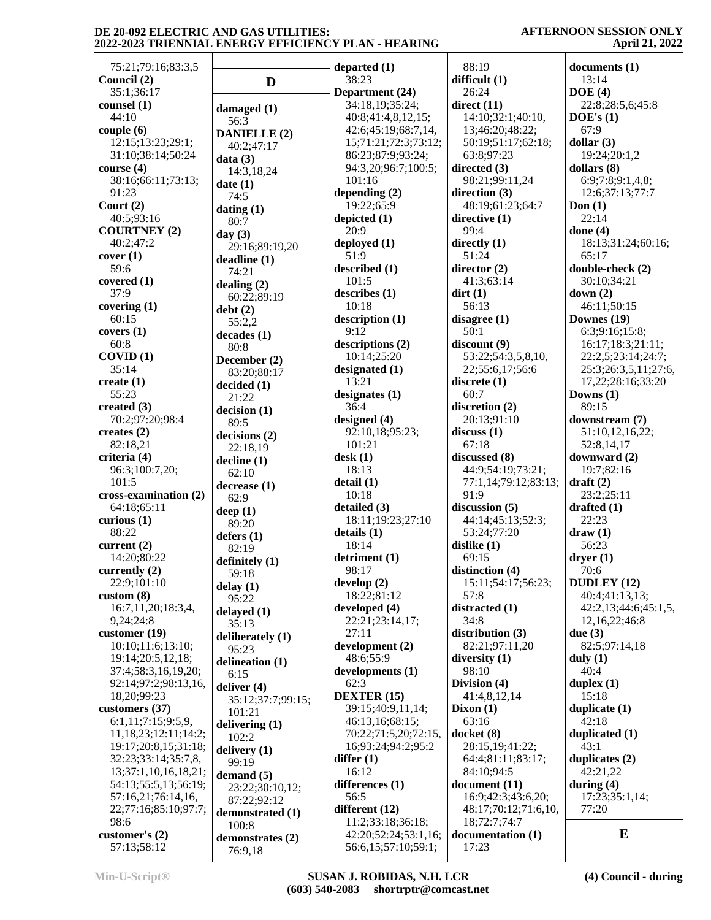75:21;79:16;83:3,5
**Council (2)**
35:1;36:17
**counsel (1)**
44:10
**couple (6)**
12:15;13:23;29:1;
31:10;38:14;50:24
**course (4)**
38:16;66:11;73:13;
91:23
**Court (2)**
40:5;93:16
**COURTNEY (2)**
40:2;47:2
**cover (1)**
59:6
**covered (1)**
37:9
**covering (1)**
60:15
**covers (1)**
60:8
**COVID (1)**
35:14
**create (1)**
55:23
**created (3)**
70:2;97:20;98:4
**creates (2)**
82:18,21
**criteria (4)**
96:3;100:7,20;
101:5
**cross-examination (2)**
64:18;65:11
**curious (1)**
88:22
**current (2)**
14:20;80:22
**currently (2)**
22:9;101:10
**custom (8)**
16:7,11,20;18:3,4,
9,24;24:8
**customer (19)**
10:10;11:6;13:10;
19:14;20:5,12,18;
37:4;58:3,16,19,20;
92:14;97:2;98:13,16,
18,20;99:23
**customers (37)**
6:1,11;7:15;9:5,9,
11,18,23;12:11;14:2;
19:17;20:8,15;31:18;
32:23;33:14;35:7,8,
13;37:1,10,16,18,21;
54:13;55:5,13;56:19;
57:16,21;76:14,16,
22;77:16;85:10;97:7;
98:6
**customer's (2)**
57:13;58:12

## D

**damaged (1)**
56:3
**DANIELLE (2)**
40:2;47:17
**data (3)**
14:3,18,24
**date (1)**
74:5
**dating (1)**
80:7
**day (3)**
29:16;89:19,20
**deadline (1)**
74:21
**dealing (2)**
60:22;89:19
**debt (2)**
55:2,2
**decades (1)**
80:8
**December (2)**
83:20;88:17
**decided (1)**
21:22
**decision (1)**
89:5
**decisions (2)**
22:18,19
**decline (1)**
62:10
**decrease (1)**
62:9
**deep (1)**
89:20
**defers (1)**
82:19
**definitely (1)**
59:18
**delay (1)**
95:22
**delayed (1)**
35:13
**deliberately (1)**
95:23
**delineation (1)**
6:15
**deliver (4)**
35:12;37:7;99:15;
101:21
**delivering (1)**
102:2
**delivery (1)**
99:19
**demand (5)**
23:22;30:10,12;
87:22;92:12
**demonstrated (1)**
100:8
**demonstrates (2)**
76:9,18
**departed (1)**
38:23
**Department (24)**
34:18,19;35:24;
40:8;41:4,8,12,15;
42:6;45:19;68:7,14,
15;71:21;72:3;73:12;
86:23;87:9;93:24;
94:3,20;96:7;100:5;
101:16
**depending (2)**
19:22;65:9
**depicted (1)**
20:9
**deployed (1)**
51:9
**described (1)**
101:5
**describes (1)**
10:18
**description (1)**
9:12
**descriptions (2)**
10:14;25:20
**designated (1)**
13:21
**designates (1)**
36:4
**designed (4)**
92:10,18;95:23;
101:21
**desk (1)**
18:13
**detail (1)**
10:18
**detailed (3)**
18:11;19:23;27:10
**details (1)**
18:14
**detriment (1)**
98:17
**develop (2)**
18:22;81:12
**developed (4)**
22:21;23:14,17;
27:11
**development (2)**
48:6;55:9
**developments (1)**
62:3
**DEXTER (15)**
39:15;40:9,11,14;
46:13,16;68:15;
70:22;71:5,20;72:15,
16;93:24;94:2;95:2
**differ (1)**
16:12
**differences (1)**
56:5
**different (12)**
11:2;33:18;36:18;
42:20;52:24;53:1,16;
56:6,15;57:10;59:1;
88:19
**difficult (1)**
26:24
**direct (11)**
14:10;32:1;40:10,
13;46:20;48:22;
50:19;51:17;62:18;
63:8;97:23
**directed (3)**
98:21;99:11,24
**direction (3)**
48:19;61:23;64:7
**directive (1)**
99:4
**directly (1)**
51:24
**director (2)**
41:3;63:14
**dirt (1)**
56:13
**disagree (1)**
50:1
**discount (9)**
53:22;54:3,5,8,10,
22;55:6,17;56:6
**discrete (1)**
60:7
**discretion (2)**
20:13;91:10
**discuss (1)**
67:18
**discussed (8)**
44:9;54:19;73:21;
77:1,14;79:12;83:13;
91:9
**discussion (5)**
44:14;45:13;52:3;
53:24;77:20
**dislike (1)**
69:15
**distinction (4)**
15:11;54:17;56:23;
57:8
**distracted (1)**
34:8
**distribution (3)**
82:21;97:11,20
**diversity (1)**
98:10
**Division (4)**
41:4,8,12,14
**Dixon (1)**
63:16
**docket (8)**
28:15,19;41:22;
64:4;81:11;83:17;
84:10;94:5
**document (11)**
16:9;42:3;43:6,20;
48:17;70:12;71:6,10,
18;72:7;74:7
**documentation (1)**
17:23
**documents (1)**
13:14
**DOE (4)**
22:8;28:5,6;45:8
**DOE's (1)**
67:9
**dollar (3)**
19:24;20:1,2
**dollars (8)**
6:9;7:8;9:1,4,8;
12:6;37:13;77:7
**Don (1)**
22:14
**done (4)**
18:13;31:24;60:16;
65:17
**double-check (2)**
30:10;34:21
**down (2)**
46:11;50:15
**Downes (19)**
6:3;9:16;15:8;
16:17;18:3;21:11;
22:2,5;23:14;24:7;
25:3;26:3,5,11;27:6,
17,22;28:16;33:20
**Downs (1)**
89:15
**downstream (7)**
51:10,12,16,22;
52:8,14,17
**downward (2)**
19:7;82:16
**draft (2)**
23:2;25:11
**drafted (1)**
22:23
**draw (1)**
56:23
**dryer (1)**
70:6
**DUDLEY (12)**
40:4;41:13,13;
42:2,13;44:6;45:1,5,
12,16,22;46:8
**due (3)**
82:5;97:14,18
**duly (1)**
40:4
**duplex (1)**
15:18
**duplicate (1)**
42:18
**duplicated (1)**
43:1
**duplicates (2)**
42:21,22
**during (4)**
17:23;35:1,14;
77:20

## E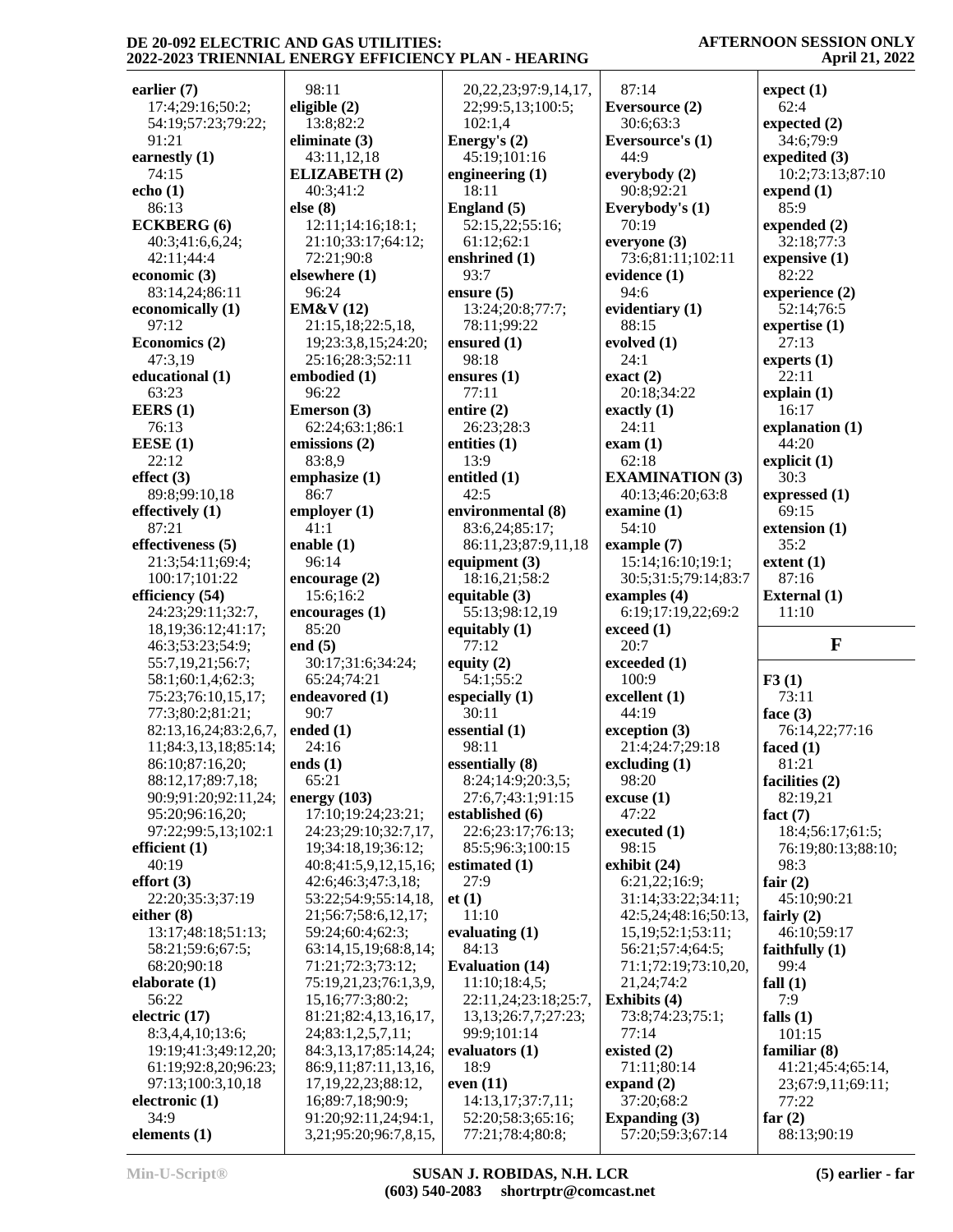**earlier (7)**
17:4;29:16;50:2;
54:19;57:23;79:22;
91:21

**earnestly (1)**
74:15

**echo (1)**
86:13

**ECKBERG (6)**
40:3;41:6,6,24;
42:11;44:4

**economic (3)**
83:14,24;86:11

**economically (1)**
97:12

**Economics (2)**
47:3,19

**educational (1)**
63:23

**EERS (1)**
76:13

**EESE (1)**
22:12

**effect (3)**
89:8;99:10,18

**effectively (1)**
87:21

**effectiveness (5)**
21:3;54:11;69:4;
100:17;101:22

**efficiency (54)**
24:23;29:11;32:7,
18,19;36:12;41:17;
46:3;53:23;54:9;
55:7,19,21;56:7;
58:1;60:1,4;62:3;
75:23;76:10,15,17;
77:3;80:2;81:21;
82:13,16,24;83:2,6,7,
11;84:3,13,18;85:14;
86:10;87:16,20;
88:12,17;89:7,18;
90:9;91:20;92:11,24;
95:20;96:16,20;
97:22;99:5,13;102:1

**efficient (1)**
40:19

**effort (3)**
22:20;35:3;37:19

**either (8)**
13:17;48:18;51:13;
58:21;59:6;67:5;
68:20;90:18

**elaborate (1)**
56:22

**electric (17)**
8:3,4,4,10;13:6;
19:19;41:3;49:12,20;
61:19;92:8,20;96:23;
97:13;100:3,10,18

**electronic (1)**
34:9

**elements (1)**
98:11

**eligible (2)**
13:8;82:2

**eliminate (3)**
43:11,12,18

**ELIZABETH (2)**
40:3;41:2

**else (8)**
12:11;14:16;18:1;
21:10;33:17;64:12;
72:21;90:8

**elsewhere (1)**
96:24

**EM&V (12)**
21:15,18;22:5,18,
19;23:3,8,15;24:20;
25:16;28:3;52:11

**embodied (1)**
96:22

**Emerson (3)**
62:24;63:1;86:1

**emissions (2)**
83:8,9

**emphasize (1)**
86:7

**employer (1)**
41:1

**enable (1)**
96:14

**encourage (2)**
15:6;16:2

**encourages (1)**
85:20

**end (5)**
30:17;31:6;34:24;
65:24;74:21

**endeavored (1)**
90:7

**ended (1)**
24:16

**ends (1)**
65:21

**energy (103)**
17:10;19:24;23:21;
24:23;29:10;32:7,17,
19;34:18,19;36:12;
40:8;41:5,9,12,15,16;
42:6;46:3;47:3,18;
53:22;54:9;55:14,18,
21;56:7;58:6,12,17;
59:24;60:4;62:3;
63:14,15,19;68:8,14;
71:21;72:3;73:12;
75:19,21,23;76:1,3,9,
15,16;77:3;80:2;
81:21;82:4,13,16,17,
24;83:1,2,5,7,11;
84:3,13,17;85:14,24;
86:9,11;87:11,13,16,
17,19,22,23;88:12,
16;89:7,18;90:9;
91:20;92:11,24;94:1,
3,21;95:20;96:7,8,15,
20,22,23;97:9,14,17,
22;99:5,13;100:5;
102:1,4

**Energy's (2)**
45:19;101:16

**engineering (1)**
18:11

**England (5)**
52:15,22;55:16;
61:12;62:1

**enshrined (1)**
93:7

**ensure (5)**
13:24;20:8;77:7;
78:11;99:22

**ensured (1)**
98:18

**ensures (1)**
77:11

**entire (2)**
26:23;28:3

**entities (1)**
13:9

**entitled (1)**
42:5

**environmental (8)**
83:6,24;85:17;
86:11,23;87:9,11,18

**equipment (3)**
18:16,21;58:2

**equitable (3)**
55:13;98:12,19

**equitably (1)**
77:12

**equity (2)**
54:1;55:2

**especially (1)**
30:11

**essential (1)**
98:11

**essentially (8)**
8:24;14:9;20:3,5;
27:6,7;43:1;91:15

**established (6)**
22:6;23:17;76:13;
85:5;96:3;100:15

**estimated (1)**
27:9

**et (1)**
11:10

**evaluating (1)**
84:13

**Evaluation (14)**
11:10;18:4,5;
22:11,24;23:18;25:7,
13,13;26:7,7;27:23;
99:9;101:14

**evaluators (1)**
18:9

**even (11)**
14:13,17;37:7,11;
52:20;58:3;65:16;
77:21;78:4;80:8;
87:14

**Eversource (2)**
30:6;63:3

**Eversource's (1)**
44:9

**everybody (2)**
90:8;92:21

**Everybody's (1)**
70:19

**everyone (3)**
73:6;81:11;102:11

**evidence (1)**
94:6

**evidentiary (1)**
88:15

**evolved (1)**
24:1

**exact (2)**
20:18;34:22

**exactly (1)**
24:11

**exam (1)**
62:18

**EXAMINATION (3)**
40:13;46:20;63:8

**examine (1)**
54:10

**example (7)**
15:14;16:10;19:1;
30:5;31:5;79:14;83:7

**examples (4)**
6:19;17:19,22;69:2

**exceed (1)**
20:7

**exceeded (1)**
100:9

**excellent (1)**
44:19

**exception (3)**
21:4;24:7;29:18

**excluding (1)**
98:20

**excuse (1)**
47:22

**executed (1)**
98:15

**exhibit (24)**
6:21,22;16:9;
31:14;33:22;34:11;
42:5,24;48:16;50:13,
15,19;52:1;53:11;
56:21;57:4;64:5;
71:1;72:19;73:10,20,
21,24;74:2

**Exhibits (4)**
73:8;74:23;75:1;
77:14

**existed (2)**
71:11;80:14

**expand (2)**
37:20;68:2

**Expanding (3)**
57:20;59:3;67:14

**expect (1)**
62:4

**expected (2)**
34:6;79:9

**expedited (3)**
10:2;73:13;87:10

**expend (1)**
85:9

**expended (2)**
32:18;77:3

**expensive (1)**
82:22

**experience (2)**
52:14;76:5

**expertise (1)**
27:13

**experts (1)**
22:11

**explain (1)**
16:17

**explanation (1)**
44:20

**explicit (1)**
30:3

**expressed (1)**
69:15

**extension (1)**
35:2

**extent (1)**
87:16

**External (1)**
11:10

## F

**F3 (1)**
73:11

**face (3)**
76:14,22;77:16

**faced (1)**
81:21

**facilities (2)**
82:19,21

**fact (7)**
18:4;56:17;61:5;
76:19;80:13;88:10;
98:3

**fair (2)**
45:10;90:21

**fairly (2)**
46:10;59:17

**faithfully (1)**
99:4

**fall (1)**
7:9

**falls (1)**
101:15

**familiar (8)**
41:21;45:4;65:14,
23;67:9,11;69:11;
77:22

**far (2)**
88:13;90:19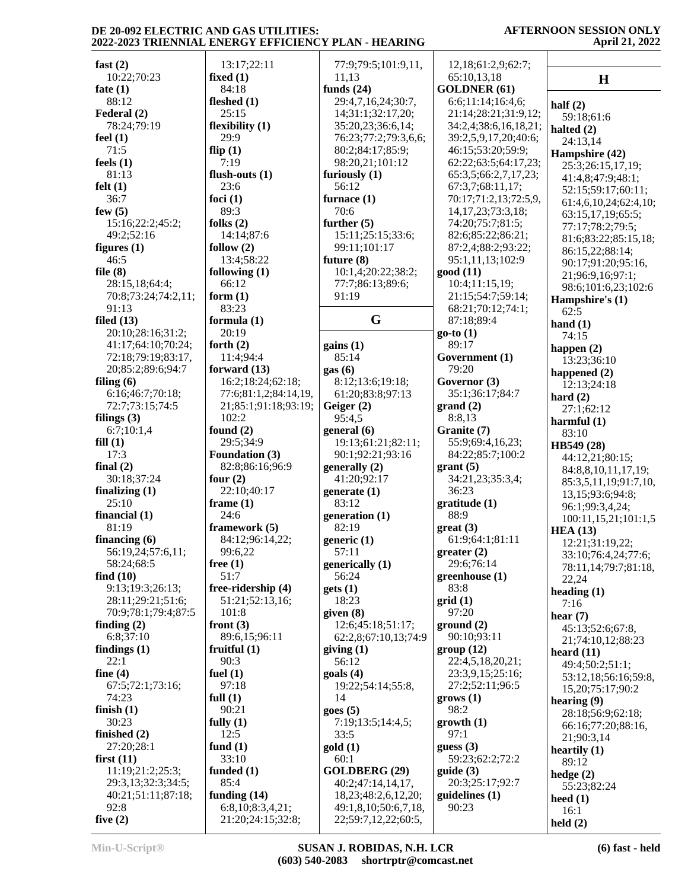**fast (2)**
10:22;70:23
**fate (1)**
88:12
**Federal (2)**
78:24;79:19
**feel (1)**
71:5
**feels (1)**
81:13
**felt (1)**
36:7
**few (5)**
15:16;22:2;45:2;
49:2;52:16
**figures (1)**
46:5
**file (8)**
28:15,18;64:4;
70:8;73:24;74:2,11;
91:13
**filed (13)**
20:10;28:16;31:2;
41:17;64:10;70:24;
72:18;79:19;83:17,
20;85:2;89:6;94:7
**filing (6)**
6:16;46:7;70:18;
72:7;73:15;74:5
**filings (3)**
6:7;10:1,4
**fill (1)**
17:3
**final (2)**
30:18;37:24
**finalizing (1)**
25:10
**financial (1)**
81:19
**financing (6)**
56:19,24;57:6,11;
58:24;68:5
**find (10)**
9:13;19:3;26:13;
28:11;29:21;51:6;
70:9;78:1;79:4;87:5
**finding (2)**
6:8;37:10
**findings (1)**
22:1
**fine (4)**
67:5;72:1;73:16;
74:23
**finish (1)**
30:23
**finished (2)**
27:20;28:1
**first (11)**
11:19;21:2;25:3;
29:3,13;32:3;34:5;
40:21;51:11;87:18;
92:8
**five (2)**
13:17;22:11
**fixed (1)**
84:18
**fleshed (1)**
25:15
**flexibility (1)**
29:9
**flip (1)**
7:19
**flush-outs (1)**
23:6
**foci (1)**
89:3
**folks (2)**
14:14;87:6
**follow (2)**
13:4;58:22
**following (1)**
66:12
**form (1)**
83:23
**formula (1)**
20:19
**forth (2)**
11:4;94:4
**forward (13)**
16:2;18:24;62:18;
77:6;81:1,2;84:14,19,
21;85:1;91:18;93:19;
102:2
**found (2)**
29:5;34:9
**Foundation (3)**
82:8;86:16;96:9
**four (2)**
22:10;40:17
**frame (1)**
24:6
**framework (5)**
84:12;96:14,22;
99:6,22
**free (1)**
51:7
**free-ridership (4)**
51:21;52:13,16;
101:8
**front (3)**
89:6,15;96:11
**fruitful (1)**
90:3
**fuel (1)**
97:18
**full (1)**
90:21
**fully (1)**
12:5
**fund (1)**
33:10
**funded (1)**
85:4
**funding (14)**
6:8,10;8:3,4,21;
21:20;24:15;32:8;
77:9;79:5;101:9,11,
11,13
**funds (24)**
29:4,7,16,24;30:7,
14;31:1;32:17,20;
35:20,23;36:6,14;
76:23;77:2;79:3,6,6;
80:2;84:17;85:9;
98:20,21;101:12
**furiously (1)**
56:12
**furnace (1)**
70:6
**further (5)**
15:11;25:15;33:6;
99:11;101:17
**future (8)**
10:1,4;20:22;38:2;
77:7;86:13;89:6;
91:19

## G

**gains (1)**
85:14
**gas (6)**
8:12;13:6;19:18;
61:20;83:8;97:13
**Geiger (2)**
95:4,5
**general (6)**
19:13;61:21;82:11;
90:1;92:21;93:16
**generally (2)**
41:20;92:17
**generate (1)**
83:12
**generation (1)**
82:19
**generic (1)**
57:11
**generically (1)**
56:24
**gets (1)**
18:23
**given (8)**
12:6;45:18;51:17;
62:2,8;67:10,13;74:9
**giving (1)**
56:12
**goals (4)**
19:22;54:14;55:8,
14
**goes (5)**
7:19;13:5;14:4,5;
33:5
**gold (1)**
60:1
**GOLDBERG (29)**
40:2;47:14,14,17,
18,23;48:2,6,12,20;
49:1,8,10;50:6,7,18,
22;59:7,12,22;60:5,
12,18;61:2,9;62:7;
65:10,13,18
**GOLDNER (61)**
6:6;11:14;16:4,6;
21:14;28:21;31:9,12;
34:2,4;38:6,16,18,21;
39:2,5,9,17,20;40:6;
46:15;53:20;59:9;
62:22;63:5;64:17,23;
65:3,5;66:2,7,17,23;
67:3,7;68:11,17;
70:17;71:2,13;72:5,9,
14,17,23;73:3,18;
74:20;75:7;81:5;
82:6;85:22;86:21;
87:2,4;88:2;93:22;
95:1,11,13;102:9
**good (11)**
10:4;11:15,19;
21:15;54:7;59:14;
68:21;70:12;74:1;
87:18;89:4
**go-to (1)**
89:17
**Government (1)**
79:20
**Governor (3)**
35:1;36:17;84:7
**grand (2)**
8:8,13
**Granite (7)**
55:9;69:4,16,23;
84:22;85:7;100:2
**grant (5)**
34:21,23;35:3,4;
36:23
**gratitude (1)**
88:9
**great (3)**
61:9;64:1;81:11
**greater (2)**
29:6;76:14
**greenhouse (1)**
83:8
**grid (1)**
97:20
**ground (2)**
90:10;93:11
**group (12)**
22:4,5,18,20,21;
23:3,9,15;25:16;
27:2;52:11;96:5
**grows (1)**
98:2
**growth (1)**
97:1
**guess (3)**
59:23;62:2;72:2
**guide (3)**
20:3;25:17;92:7
**guidelines (1)**
90:23

## H

**half (2)**
59:18;61:6
**halted (2)**
24:13,14
**Hampshire (42)**
25:3;26:15,17,19;
41:4,8;47:9;48:1;
52:15;59:17;60:11;
61:4,6,10,24;62:4,10;
63:15,17,19;65:5;
77:17;78:2;79:5;
81:6;83:22;85:15,18;
86:15,22;88:14;
90:17;91:20;95:16,
21;96:9,16;97:1;
98:6;101:6,23;102:6
**Hampshire's (1)**
62:5
**hand (1)**
74:15
**happen (2)**
13:23;36:10
**happened (2)**
12:13;24:18
**hard (2)**
27:1;62:12
**harmful (1)**
83:10
**HB549 (28)**
44:12,21;80:15;
84:8,8,10,11,17,19;
85:3,5,11,19;91:7,10,
13,15;93:6;94:8;
96:1;99:3,4,24;
100:11,15,21;101:1,5
**HEA (13)**
12:21;31:19,22;
33:10;76:4,24;77:6;
78:11,14;79:7;81:18,
22,24
**heading (1)**
7:16
**hear (7)**
45:13;52:6;67:8,
21;74:10,12;88:23
**heard (11)**
49:4;50:2;51:1;
53:12,18;56:16;59:8,
15,20;75:17;90:2
**hearing (9)**
28:18;56:9;62:18;
66:16;77:20;88:16,
21;90:3,14
**heartily (1)**
89:12
**hedge (2)**
55:23;82:24
**heed (1)**
16:1
**held (2)**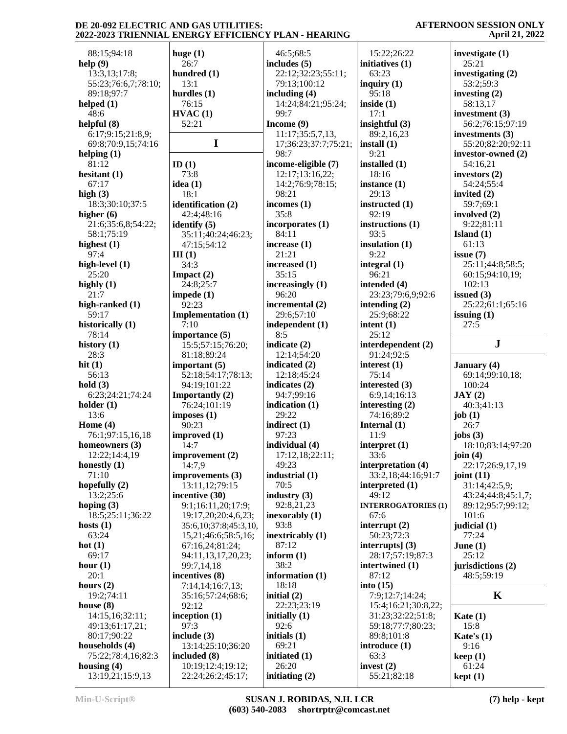88:15;94:18
**help (9)**
13:3,13;17:8;
55:23;76:6,7;78:10;
89:18;97:7
**helped (1)**
48:6
**helpful (8)**
6:17;9:15;21:8,9;
69:8;70:9,15;74:16
**helping (1)**
81:12
**hesitant (1)**
67:17
**high (3)**
18:3;30:10;37:5
**higher (6)**
21:6;35:6,8;54:22;
58:1;75:19
**highest (1)**
97:4
**high-level (1)**
25:20
**highly (1)**
21:7
**high-ranked (1)**
59:17
**historically (1)**
78:14
**history (1)**
28:3
**hit (1)**
56:13
**hold (3)**
6:23;24:21;74:24
**holder (1)**
13:6
**Home (4)**
76:1;97:15,16,18
**homeowners (3)**
12:22;14:4,19
**honestly (1)**
71:10
**hopefully (2)**
13:2;25:6
**hoping (3)**
18:5;25:11;36:22
**hosts (1)**
63:24
**hot (1)**
69:17
**hour (1)**
20:1
**hours (2)**
19:2;74:11
**house (8)**
14:15,16;32:11;
49:13;61:17,21;
80:17;90:22
**households (4)**
75:22;78:4,16;82:3
**housing (4)**
13:19,21;15:9,13
**huge (1)**
26:7
**hundred (1)**
13:1
**hurdles (1)**
76:15
**HVAC (1)**
52:21

## I

**ID (1)**
73:8
**idea (1)**
18:1
**identification (2)**
42:4;48:16
**identify (5)**
35:11;40:24;46:23;
47:15;54:12
**III (1)**
34:3
**Impact (2)**
24:8;25:7
**impede (1)**
92:23
**Implementation (1)**
7:10
**importance (5)**
15:5;57:15;76:20;
81:18;89:24
**important (5)**
52:18;54:17;78:13;
94:19;101:22
**Importantly (2)**
76:24;101:19
**imposes (1)**
90:23
**improved (1)**
14:7
**improvement (2)**
14:7,9
**improvements (3)**
13:11,12;79:15
**incentive (30)**
9:1;16:11,20;17:9;
19:17,20;20:4,6,23;
35:6,10;37:8;45:3,10,
15,21;46:6;58:5,16;
67:16,24;81:24;
94:11,13,17,20,23;
99:7,14,18
**incentives (8)**
7:14,14;16:7,13;
35:16;57:24;68:6;
92:12
**inception (1)**
97:3
**include (3)**
13:14;25:10;36:20
**included (8)**
10:19;12:4;19:12;
22:24;26:2;45:17;
46:5;68:5
**includes (5)**
22:12;32:23;55:11;
79:13;100:12
**including (4)**
14:24;84:21;95:24;
99:7
**Income (9)**
11:17;35:5,7,13,
17;36:23;37:7;75:21;
98:7
**income-eligible (7)**
12:17;13:16,22;
14:2;76:9;78:15;
98:21
**incomes (1)**
35:8
**incorporates (1)**
84:11
**increase (1)**
21:21
**increased (1)**
35:15
**increasingly (1)**
96:20
**incremental (2)**
29:6;57:10
**independent (1)**
8:5
**indicate (2)**
12:14;54:20
**indicated (2)**
12:18;45:24
**indicates (2)**
94:7;99:16
**indication (1)**
29:22
**indirect (1)**
97:23
**individual (4)**
17:12,18;22:11;
49:23
**industrial (1)**
70:5
**industry (3)**
92:8,21,23
**inexorably (1)**
93:8
**inextricably (1)**
87:12
**inform (1)**
38:2
**information (1)**
18:18
**initial (2)**
22:23;23:19
**initially (1)**
92:6
**initials (1)**
69:21
**initiated (1)**
26:20
**initiating (2)**
15:22;26:22
**initiatives (1)**
63:23
**inquiry (1)**
95:18
**inside (1)**
17:1
**insightful (3)**
89:2,16,23
**install (1)**
9:21
**installed (1)**
18:16
**instance (1)**
29:13
**instructed (1)**
92:19
**instructions (1)**
93:5
**insulation (1)**
9:22
**integral (1)**
96:21
**intended (4)**
23:23;79:6,9;92:6
**intending (2)**
25:9;68:22
**intent (1)**
25:12
**interdependent (2)**
91:24;92:5
**interest (1)**
75:14
**interested (3)**
6:9,14;16:13
**interesting (2)**
74:16;89:2
**Internal (1)**
11:9
**interpret (1)**
33:6
**interpretation (4)**
33:2,18;44:16;91:7
**interpreted (1)**
49:12
**INTERROGATORIES (1)**
67:6
**interrupt (2)**
50:23;72:3
**interrupts] (3)**
28:17;57:19;87:3
**intertwined (1)**
87:12
**into (15)**
7:9;12:7;14:24;
15:4;16:21;30:8,22;
31:23;32:22;51:8;
59:18;77:7;80:23;
89:8;101:8
**introduce (1)**
63:3
**invest (2)**
55:21;82:18
**investigate (1)**
25:21
**investigating (2)**
53:2;59:3
**investing (2)**
58:13,17
**investment (3)**
56:2;76:15;97:19
**investments (3)**
55:20;82:20;92:11
**investor-owned (2)**
54:16,21
**investors (2)**
54:24;55:4
**invited (2)**
59:7;69:1
**involved (2)**
9:22;81:11
**Island (1)**
61:13
**issue (7)**
25:11;44:8;58:5;
60:15;94:10,19;
102:13
**issued (3)**
25:22;61:1;65:16
**issuing (1)**
27:5

## J

**January (4)**
69:14;99:10,18;
100:24
**JAY (2)**
40:3;41:13
**job (1)**
26:7
**jobs (3)**
18:10;83:14;97:20
**join (4)**
22:17;26:9,17,19
**joint (11)**
31:14;42:5,9;
43:24;44:8;45:1,7;
89:12;95:7;99:12;
101:6
**judicial (1)**
77:24
**June (1)**
25:12
**jurisdictions (2)**
48:5;59:19

## K

**Kate (1)**
15:8
**Kate's (1)**
9:16
**keep (1)**
61:24
**kept (1)**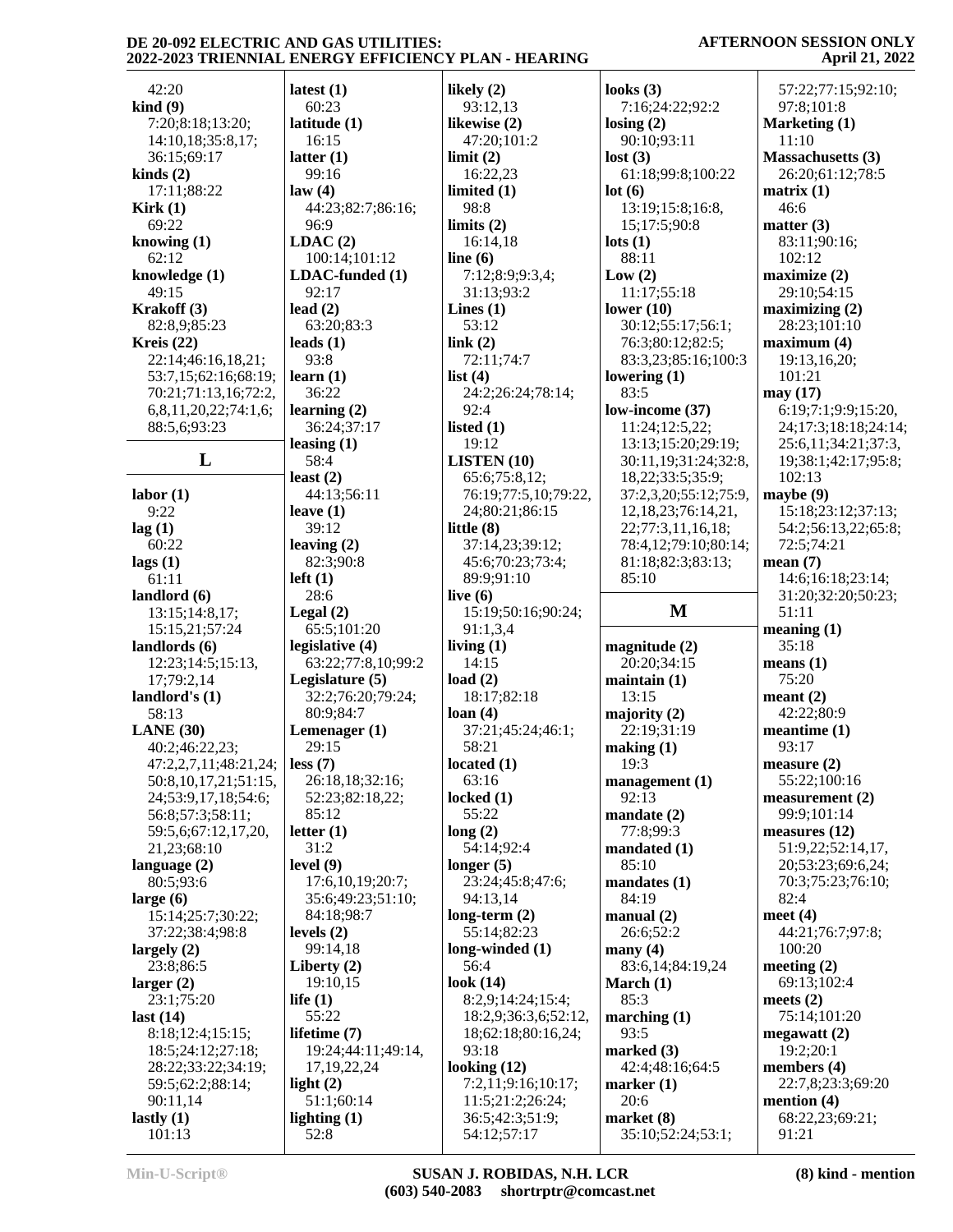42:20
**kind (9)**
7:20;8:18;13:20;
14:10,18;35:8,17;
36:15;69:17
**kinds (2)**
17:11;88:22
**Kirk (1)**
69:22
**knowing (1)**
62:12
**knowledge (1)**
49:15
**Krakoff (3)**
82:8,9;85:23
**Kreis (22)**
22:14;46:16,18,21;
53:7,15;62:16;68:19;
70:21;71:13,16;72:2,
6,8,11,20,22;74:1,6;
88:5,6;93:23

## L

**labor (1)**
9:22
**lag (1)**
60:22
**lags (1)**
61:11
**landlord (6)**
13:15;14:8,17;
15:15,21;57:24
**landlords (6)**
12:23;14:5;15:13,
17;79:2,14
**landlord's (1)**
58:13
**LANE (30)**
40:2;46:22,23;
47:2,2,7,11;48:21,24;
50:8,10,17,21;51:15,
24;53:9,17,18;54:6;
56:8;57:3;58:11;
59:5,6;67:12,17,20,
21,23;68:10
**language (2)**
80:5;93:6
**large (6)**
15:14;25:7;30:22;
37:22;38:4;98:8
**largely (2)**
23:8;86:5
**larger (2)**
23:1;75:20
**last (14)**
8:18;12:4;15:15;
18:5;24:12;27:18;
28:22;33:22;34:19;
59:5;62:2;88:14;
90:11,14
**lastly (1)**
101:13
**latest (1)**
60:23
**latitude (1)**
16:15
**latter (1)**
99:16
**law (4)**
44:23;82:7;86:16;
96:9
**LDAC (2)**
100:14;101:12
**LDAC-funded (1)**
92:17
**lead (2)**
63:20;83:3
**leads (1)**
93:8
**learn (1)**
36:22
**learning (2)**
36:24;37:17
**leasing (1)**
58:4
**least (2)**
44:13;56:11
**leave (1)**
39:12
**leaving (2)**
82:3;90:8
**left (1)**
28:6
**Legal (2)**
65:5;101:20
**legislative (4)**
63:22;77:8,10;99:2
**Legislature (5)**
32:2;76:20;79:24;
80:9;84:7
**Lemenager (1)**
29:15
**less (7)**
26:18,18;32:16;
52:23;82:18,22;
85:12
**letter (1)**
31:2
**level (9)**
17:6,10,19;20:7;
35:6;49:23;51:10;
84:18;98:7
**levels (2)**
99:14,18
**Liberty (2)**
19:10,15
**life (1)**
55:22
**lifetime (7)**
19:24;44:11;49:14,
17,19,22,24
**light (2)**
51:1;60:14
**lighting (1)**
52:8
**likely (2)**
93:12,13
**likewise (2)**
47:20;101:2
**limit (2)**
16:22,23
**limited (1)**
98:8
**limits (2)**
16:14,18
**line (6)**
7:12;8:9;9:3,4;
31:13;93:2
**Lines (1)**
53:12
**link (2)**
72:11;74:7
**list (4)**
24:2;26:24;78:14;
92:4
**listed (1)**
19:12
**LISTEN (10)**
65:6;75:8,12;
76:19;77:5,10;79:22,
24;80:21;86:15
**little (8)**
37:14,23;39:12;
45:6;70:23;73:4;
89:9;91:10
**live (6)**
15:19;50:16;90:24;
91:1,3,4
**living (1)**
14:15
**load (2)**
18:17;82:18
**loan (4)**
37:21;45:24;46:1;
58:21
**located (1)**
63:16
**locked (1)**
55:22
**long (2)**
54:14;92:4
**longer (5)**
23:24;45:8;47:6;
94:13,14
**long-term (2)**
55:14;82:23
**long-winded (1)**
56:4
**look (14)**
8:2,9;14:24;15:4;
18:2,9;36:3,6;52:12,
18;62:18;80:16,24;
93:18
**looking (12)**
7:2,11;9:16;10:17;
11:5;21:2;26:24;
36:5;42:3;51:9;
54:12;57:17
**looks (3)**
7:16;24:22;92:2
**losing (2)**
90:10;93:11
**lost (3)**
61:18;99:8;100:22
**lot (6)**
13:19;15:8;16:8,
15;17:5;90:8
**lots (1)**
88:11
**Low (2)**
11:17;55:18
**lower (10)**
30:12;55:17;56:1;
76:3;80:12;82:5;
83:3,23;85:16;100:3
**lowering (1)**
83:5
**low-income (37)**
11:24;12:5,22;
13:13;15:20;29:19;
30:11,19;31:24;32:8,
18,22;33:5;35:9;
37:2,3,20;55:12;75:9,
12,18,23;76:14,21,
22;77:3,11,16,18;
78:4,12;79:10;80:14;
81:18;82:3;83:13;
85:10

## M

**magnitude (2)**
20:20;34:15
**maintain (1)**
13:15
**majority (2)**
22:19;31:19
**making (1)**
19:3
**management (1)**
92:13
**mandate (2)**
77:8;99:3
**mandated (1)**
85:10
**mandates (1)**
84:19
**manual (2)**
26:6;52:2
**many (4)**
83:6,14;84:19,24
**March (1)**
85:3
**marching (1)**
93:5
**marked (3)**
42:4;48:16;64:5
**marker (1)**
20:6
**market (8)**
35:10;52:24;53:1;
57:22;77:15;92:10;
97:8;101:8
**Marketing (1)**
11:10
**Massachusetts (3)**
26:20;61:12;78:5
**matrix (1)**
46:6
**matter (3)**
83:11;90:16;
102:12
**maximize (2)**
29:10;54:15
**maximizing (2)**
28:23;101:10
**maximum (4)**
19:13,16,20;
101:21
**may (17)**
6:19;7:1;9:9;15:20,
24;17:3;18:18;24:14;
25:6,11;34:21;37:3,
19;38:1;42:17;95:8;
102:13
**maybe (9)**
15:18;23:12;37:13;
54:2;56:13,22;65:8;
72:5;74:21
**mean (7)**
14:6;16:18;23:14;
31:20;32:20;50:23;
51:11
**meaning (1)**
35:18
**means (1)**
75:20
**meant (2)**
42:22;80:9
**meantime (1)**
93:17
**measure (2)**
55:22;100:16
**measurement (2)**
99:9;101:14
**measures (12)**
51:9,22;52:14,17,
20;53:23;69:6,24;
70:3;75:23;76:10;
82:4
**meet (4)**
44:21;76:7;97:8;
100:20
**meeting (2)**
69:13;102:4
**meets (2)**
75:14;101:20
**megawatt (2)**
19:2;20:1
**members (4)**
22:7,8;23:3;69:20
**mention (4)**
68:22,23;69:21;
91:21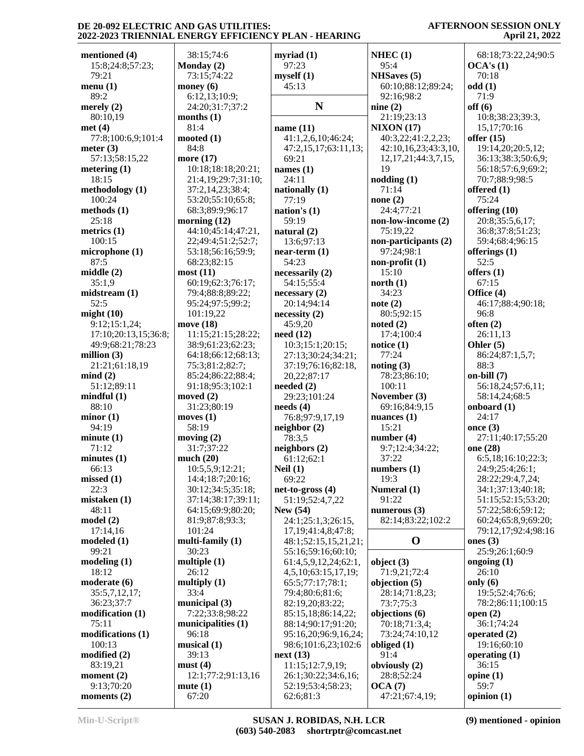**mentioned (4)**
15:8;24:8;57:23;
79:21
**menu (1)**
89:2
**merely (2)**
80:10,19
**met (4)**
77:8;100:6,9;101:4
**meter (3)**
57:13;58:15,22
**metering (1)**
18:15
**methodology (1)**
100:24
**methods (1)**
25:18
**metrics (1)**
100:15
**microphone (1)**
87:5
**middle (2)**
35:1,9
**midstream (1)**
52:5
**might (10)**
9:12;15:1,24;
17:10;20:13,15;36:8;
49:9;68:21;78:23
**million (3)**
21:21;61:18,19
**mind (2)**
51:12;89:11
**mindful (1)**
88:10
**minor (1)**
94:19
**minute (1)**
71:12
**minutes (1)**
66:13
**missed (1)**
22:3
**mistaken (1)**
48:11
**model (2)**
17:14,16
**modeled (1)**
99:21
**modeling (1)**
18:12
**moderate (6)**
35:5,7,12,17;
36:23;37:7
**modification (1)**
75:11
**modifications (1)**
100:13
**modified (2)**
83:19,21
**moment (2)**
9:13;70:20
**moments (2)**
38:15;74:6
**Monday (2)**
73:15;74:22
**money (6)**
6:12,13;10:9;
24:20;31:7;37:2
**months (1)**
81:4
**mooted (1)**
84:8
**more (17)**
10:18;18:18;20:21;
21:4,19;29:7;31:10;
37:2,14,23;38:4;
53:20;55:10;65:8;
68:3;89:9;96:17
**morning (12)**
44:10;45:14;47:21,
22;49:4;51:2;52:7;
53:18;56:16;59:9;
68:23;82:15
**most (11)**
60:19;62:3;76:17;
79:4;88:8;89:22;
95:24;97:5;99:2;
101:19,22
**move (18)**
11:15;21:15;28:22;
38:9;61:23;62:23;
64:18;66:12;68:13;
75:3;81:2;82:7;
85:24;86:22;88:4;
91:18;95:3;102:1
**moved (2)**
31:23;80:19
**moves (1)**
58:19
**moving (2)**
31:7;37:22
**much (20)**
10:5,5,9;12:21;
14:4;18:7;20:16;
30:12;34:5;35:18;
37:14;38:17;39:11;
64:15;69:9;80:20;
81:9;87:8;93:3;
101:24
**multi-family (1)**
30:23
**multiple (1)**
26:12
**multiply (1)**
33:4
**municipal (3)**
7:22;33:8;98:22
**municipalities (1)**
96:18
**musical (1)**
39:13
**must (4)**
12:1;77:2;91:13,16
**mute (1)**
67:20
**myriad (1)**
97:23
**myself (1)**
45:13

## N

**name (11)**
41:1,2,6,10;46:24;
47:2,15,17;63:11,13;
69:21
**names (1)**
24:11
**nationally (1)**
77:19
**nation's (1)**
59:19
**natural (2)**
13:6;97:13
**near-term (1)**
54:23
**necessarily (2)**
54:15;55:4
**necessary (2)**
20:14;94:14
**necessity (2)**
45:9,20
**need (12)**
10:3;15:1;20:15;
27:13;30:24;34:21;
37:19;76:16;82:18,
20,22;87:17
**needed (2)**
29:23;101:24
**needs (4)**
76:8;97:9,17,19
**neighbor (2)**
78:3,5
**neighbors (2)**
61:12;62:1
**Neil (1)**
69:22
**net-to-gross (4)**
51:19;52:4,7,22
**New (54)**
24:1;25:1,3;26:15,
17,19;41:4,8;47:8;
48:1;52:15,15,21,21;
55:16;59:16;60:10;
61:4,5,9,12,24;62:1,
4,5,10;63:15,17,19;
65:5;77:17;78:1;
79:4;80:6;81:6;
82:19,20;83:22;
85:15,18;86:14,22;
88:14;90:17;91:20;
95:16,20;96:9,16,24;
98:6;101:6,23;102:6
**next (13)**
11:15;12:7,9,19;
26:1;30:22;34:6,16;
52:19;53:4;58:23;
62:6;81:3
**NHEC (1)**
95:4
**NHSaves (5)**
60:10;88:12;89:24;
92:16;98:2
**nine (2)**
21:19;23:13
**NIXON (17)**
40:3,22;41:2,2,23;
42:10,16,23;43:3,10,
12,17,21;44:3,7,15,
19
**nodding (1)**
71:14
**none (2)**
24:4;77:21
**non-low-income (2)**
75:19,22
**non-participants (2)**
97:24;98:1
**non-profit (1)**
15:10
**north (1)**
34:23
**note (2)**
80:5;92:15
**noted (2)**
17:4;100:4
**notice (1)**
77:24
**noting (3)**
78:23;86:10;
100:11
**November (3)**
69:16;84:9,15
**nuances (1)**
15:21
**number (4)**
9:7;12:4;34:22;
37:22
**numbers (1)**
19:3
**Numeral (1)**
91:22
**numerous (3)**
82:14;83:22;102:2

## O

**object (3)**
71:9,21;72:4
**objection (5)**
28:14;71:8,23;
73:7;75:3
**objections (6)**
70:18;71:3,4;
73:24;74:10,12
**obliged (1)**
91:4
**obviously (2)**
28:8;52:24
**OCA (7)**
47:21;67:4,19;
68:18;73:22,24;90:5
**OCA's (1)**
70:18
**odd (1)**
71:9
**off (6)**
10:8;38:23;39:3,
15,17;70:16
**offer (15)**
19:14,20;20:5,12;
36:13;38:3;50:6,9;
56:18;57:6,9;69:2;
70:7;88:9;98:5
**offered (1)**
75:24
**offering (10)**
20:8;35:5,6,17;
36:8;37:8;51:23;
59:4;68:4;96:15
**offerings (1)**
52:5
**offers (1)**
67:15
**Office (4)**
46:17;88:4;90:18;
96:8
**often (2)**
26:11,13
**Ohler (5)**
86:24;87:1,5,7;
88:3
**on-bill (7)**
56:18,24;57:6,11;
58:14,24;68:5
**onboard (1)**
24:17
**once (3)**
27:11;40:17;55:20
**one (28)**
6:5,18;16:10;22:3;
24:9;25:4;26:1;
28:22;29:4,7,24;
34:1;37:13;40:18;
51:15;52:15;53:20;
57:22;58:6;59:12;
60:24;65:8,9;69:20;
79:12,17;92:4;98:16
**ones (3)**
25:9;26:1;60:9
**ongoing (1)**
26:10
**only (6)**
19:5;52:4;76:6;
78:2;86:11;100:15
**open (2)**
36:1;74:24
**operated (2)**
19:16;60:10
**operating (1)**
36:15
**opine (1)**
59:7
**opinion (1)**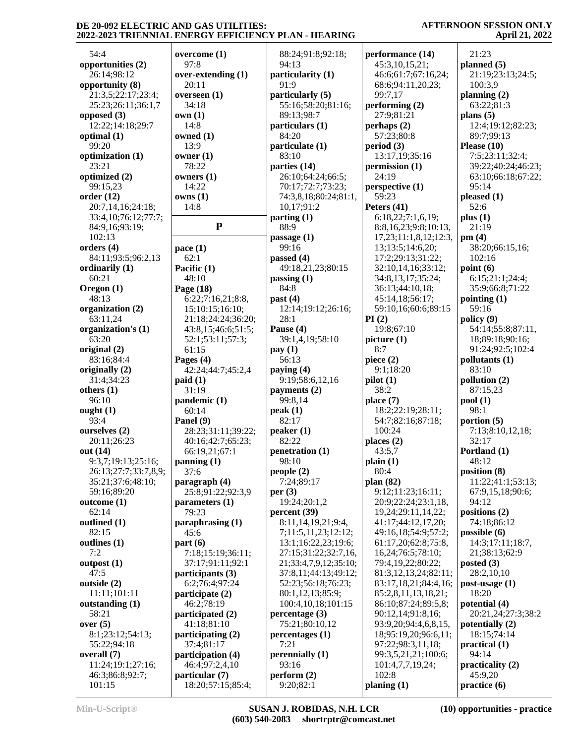54:4
**opportunities (2)**
26:14;98:12
**opportunity (8)**
21:3,5;22:17;23:4;
25:23;26:11;36:1,7
**opposed (3)**
12:22;14:18;29:7
**optimal (1)**
99:20
**optimization (1)**
23:21
**optimized (2)**
99:15,23
**order (12)**
20:7,14,16;24:18;
33:4,10;76:12;77:7;
84:9,16;93:19;
102:13
**orders (4)**
84:11;93:5;96:2,13
**ordinarily (1)**
60:21
**Oregon (1)**
48:13
**organization (2)**
63:11,24
**organization's (1)**
63:20
**original (2)**
83:16;84:4
**originally (2)**
31:4;34:23
**others (1)**
96:10
**ought (1)**
93:4
**ourselves (2)**
20:11;26:23
**out (14)**
9:3,7;19:13;25:16;
26:13;27:7;33:7,8,9;
35:21;37:6;48:10;
59:16;89:20
**outcome (1)**
62:14
**outlined (1)**
82:15
**outlines (1)**
7:2
**outpost (1)**
47:5
**outside (2)**
11:11;101:11
**outstanding (1)**
58:21
**over (5)**
8:1;23:12;54:13;
55:22;94:18
**overall (7)**
11:24;19:1;27:16;
46:3;86:8;92:7;
101:15
**overcome (1)**
97:8
**over-extending (1)**
20:11
**overseen (1)**
34:18
**own (1)**
14:8
**owned (1)**
13:9
**owner (1)**
78:22
**owners (1)**
14:22
**owns (1)**
14:8

## P

**pace (1)**
62:1
**Pacific (1)**
48:10
**Page (18)**
6:22;7:16,21;8:8,
15;10:15;16:10;
21:18;24:24;36:20;
43:8,15;46:6;51:5;
52:1;53:11;57:3;
61:15
**Pages (4)**
42:24;44:7;45:2,4
**paid (1)**
31:19
**pandemic (1)**
60:14
**Panel (9)**
28:23;31:11;39:22;
40:16;42:7;65:23;
66:19,21;67:1
**panning (1)**
37:6
**paragraph (4)**
25:8;91:22;92:3,9
**parameters (1)**
79:23
**paraphrasing (1)**
45:6
**part (6)**
7:18;15:19;36:11;
37:17;91:11;92:1
**participants (3)**
6:2;76:4;97:24
**participate (2)**
46:2;78:19
**participated (2)**
41:18;81:10
**participating (2)**
37:4;81:17
**participation (4)**
46:4;97:2,4,10
**particular (7)**
18:20;57:15;85:4;
88:24;91:8;92:18;
94:13
**particularity (1)**
91:9
**particularly (5)**
55:16;58:20;81:16;
89:13;98:7
**particulars (1)**
84:20
**particulate (1)**
83:10
**parties (14)**
26:10;64:24;66:5;
70:17;72:7;73:23;
74:3,8,18;80:24;81:1,
10,17;91:2
**parting (1)**
88:9
**passage (1)**
99:16
**passed (4)**
49:18,21,23;80:15
**passing (1)**
84:8
**past (4)**
12:14;19:12;26:16;
28:1
**Pause (4)**
39:1,4,19;58:10
**pay (1)**
56:13
**paying (4)**
9:19;58:6,12,16
**payments (2)**
99:8,14
**peak (1)**
82:17
**peaker (1)**
82:22
**penetration (1)**
98:10
**people (2)**
7:24;89:17
**per (3)**
19:24;20:1,2
**percent (39)**
8:11,14,19,21;9:4,
7;11:5,11,23;12:12;
13:1;16:22,23;19:6;
27:15;31:22;32:7,16,
21;33:4,7,9,12;35:10;
37:8,11;44:13;49:12;
52:23;56:18;76:23;
80:1,12,13;85:9;
100:4,10,18;101:15
**percentage (3)**
75:21;80:10,12
**percentages (1)**
7:21
**perennially (1)**
93:16
**perform (2)**
9:20;82:1
**performance (14)**
45:3,10,15,21;
46:6;61:7;67:16,24;
68:6;94:11,20,23;
99:7,17
**performing (2)**
27:9;81:21
**perhaps (2)**
57:23;80:8
**period (3)**
13:17,19;35:16
**permission (1)**
24:19
**perspective (1)**
59:23
**Peters (41)**
6:18,22;7:1,6,19;
8:8,16,23;9:8;10:13,
17,23;11:1,8,12;12:3,
13;13:5;14:6,20;
17:2;29:13;31:22;
32:10,14,16;33:12;
34:8,13,17;35:24;
36:13;44:10,18;
45:14,18;56:17;
59:10,16;60:6;89:15
**PI (2)**
19:8;67:10
**picture (1)**
8:7
**piece (2)**
9:1;18:20
**pilot (1)**
38:2
**place (7)**
18:2;22:19;28:11;
54:7;82:16;87:18;
100:24
**places (2)**
43:5,7
**plain (1)**
80:4
**plan (82)**
9:12;11:23;16:11;
20:9;22:24;23:1,18,
19,24;29:11,14,22;
41:17;44:12,17,20;
49:16,18;54:9;57:2;
61:17,20;62:8;75:8,
16,24;76:5;78:10;
79:4,19,22;80:22;
81:3,12,13,24;82:11;
83:17,18,21;84:4,16;
85:2,8,11,13,18,21;
86:10;87:24;89:5,8;
90:12,14;91:8,16;
93:9,20;94:4,6,8,15,
18;95:19,20;96:6,11;
97:22;98:3,11,18;
99:3,5,21,21;100:6;
101:4,7,7,19,24;
102:8
**planing (1)**
21:23
**planned (5)**
21:19;23:13;24:5;
100:3,9
**planning (2)**
63:22;81:3
**plans (5)**
12:4;19:12;82:23;
89:7;99:13
**Please (10)**
7:5;23:11;32:4;
39:22;40:24;46:23;
63:10;66:18;67:22;
95:14
**pleased (1)**
52:6
**plus (1)**
21:19
**pm (4)**
38:20;66:15,16;
102:16
**point (6)**
6:15;21:1;24:4;
35:9;66:8;71:22
**pointing (1)**
59:16
**policy (9)**
54:14;55:8;87:11,
18;89:18;90:16;
91:24;92:5;102:4
**pollutants (1)**
83:10
**pollution (2)**
87:15,23
**pool (1)**
98:1
**portion (5)**
7:13;8:10,12,18;
32:17
**Portland (1)**
48:12
**position (8)**
11:22;41:1;53:13;
67:9,15,18;90:6;
94:12
**positions (2)**
74:18;86:12
**possible (6)**
14:3;17:11;18:7,
21;38:13;62:9
**posted (3)**
28:2,10,10
**post-usage (1)**
18:20
**potential (4)**
20:21,24;27:3;38:2
**potentially (2)**
18:15;74:14
**practical (1)**
94:14
**practicality (2)**
45:9,20
**practice (6)**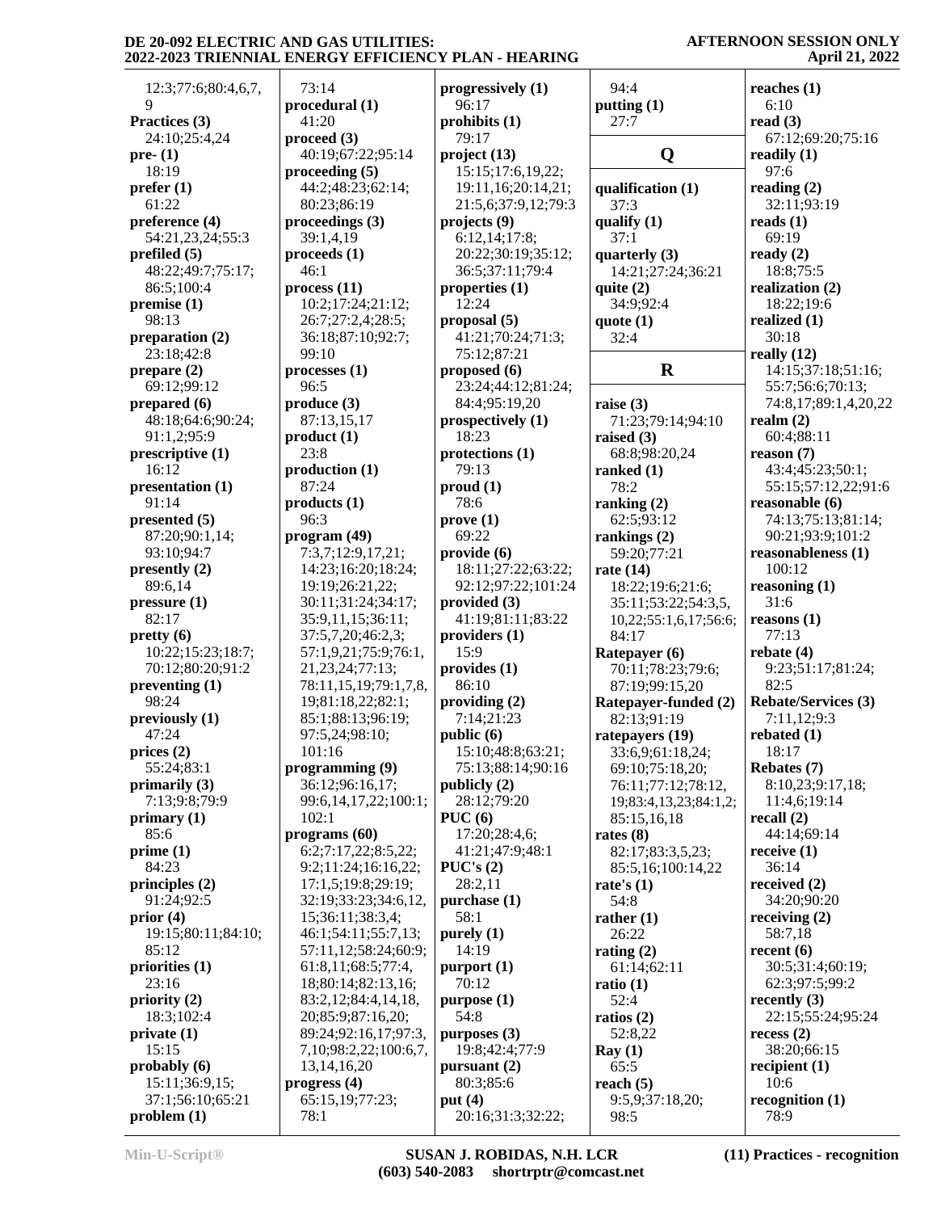12:3;77:6;80:4,6,7,9
**Practices (3)**
24:10;25:4,24
**pre- (1)**
18:19
**prefer (1)**
61:22
**preference (4)**
54:21,23,24;55:3
**prefiled (5)**
48:22;49:7;75:17;86:5;100:4
**premise (1)**
98:13
**preparation (2)**
23:18;42:8
**prepare (2)**
69:12;99:12
**prepared (6)**
48:18;64:6;90:24;91:1,2;95:9
**prescriptive (1)**
16:12
**presentation (1)**
91:14
**presented (5)**
87:20;90:1,14;93:10;94:7
**presently (2)**
89:6,14
**pressure (1)**
82:17
**pretty (6)**
10:22;15:23;18:7;70:12;80:20;91:2
**preventing (1)**
98:24
**previously (1)**
47:24
**prices (2)**
55:24;83:1
**primarily (3)**
7:13;9:8;79:9
**primary (1)**
85:6
**prime (1)**
84:23
**principles (2)**
91:24;92:5
**prior (4)**
19:15;80:11;84:10;85:12
**priorities (1)**
23:16
**priority (2)**
18:3;102:4
**private (1)**
15:15
**probably (6)**
15:11;36:9,15;37:1;56:10;65:21
**problem (1)**
73:14
**procedural (1)**
41:20
**proceed (3)**
40:19;67:22;95:14
**proceeding (5)**
44:2;48:23;62:14;80:23;86:19
**proceedings (3)**
39:1,4,19
**proceeds (1)**
46:1
**process (11)**
10:2;17:24;21:12;26:7;27:2,4;28:5;36:18;87:10;92:7;99:10
**processes (1)**
96:5
**produce (3)**
87:13,15,17
**product (1)**
23:8
**production (1)**
87:24
**products (1)**
96:3
**program (49)**
7:3,7;12:9,17,21;14:23;16:20;18:24;19:19;26:21,22;30:11;31:24;34:17;35:9,11,15;36:11;37:5,7,20;46:2,3;57:1,9,21;75:9;76:1,21,23,24;77:13;78:11,15,19;79:1,7,8,19;81:18,22;82:1;85:1;88:13;96:19;97:5,24;98:10;101:16
**programming (9)**
36:12;96:16,17;99:6,14,17,22;100:1;102:1
**programs (60)**
6:2;7:17,22;8:5,22;9:2;11:24;16:16,22;17:1,5;19:8;29:19;32:19;33:23;34:6,12,15;36:11;38:3,4;46:1;54:11;55:7,13;57:11,12;58:24;60:9;61:8,11;68:5;77:4,18;80:14;82:13,16;83:2,12;84:4,14,18,20;85:9;87:16,20;89:24;92:16,17;97:3,7,10;98:2,22;100:6,7,13,14,16,20
**progress (4)**
65:15,19;77:23;78:1
**progressively (1)**
96:17
**prohibits (1)**
79:17
**project (13)**
15:15;17:6,19,22;19:11,16;20:14,21;21:5,6;37:9,12;79:3
**projects (9)**
6:12,14;17:8;20:22;30:19;35:12;36:5;37:11;79:4
**properties (1)**
12:24
**proposal (5)**
41:21;70:24;71:3;75:12;87:21
**proposed (6)**
23:24;44:12;81:24;84:4;95:19,20
**prospectively (1)**
18:23
**protections (1)**
79:13
**proud (1)**
78:6
**prove (1)**
69:22
**provide (6)**
18:11;27:22;63:22;92:12;97:22;101:24
**provided (3)**
41:19;81:11;83:22
**providers (1)**
15:9
**provides (1)**
86:10
**providing (2)**
7:14;21:23
**public (6)**
15:10;48:8;63:21;75:13;88:14;90:16
**publicly (2)**
28:12;79:20
**PUC (6)**
17:20;28:4,6;41:21;47:9;48:1
**PUC's (2)**
28:2,11
**purchase (1)**
58:1
**purely (1)**
14:19
**purport (1)**
70:12
**purpose (1)**
54:8
**purposes (3)**
19:8;42:4;77:9
**pursuant (2)**
80:3;85:6
**put (4)**
20:16;31:3;32:22;94:4
**putting (1)**
27:7

## Q

**qualification (1)**
37:3
**qualify (1)**
37:1
**quarterly (3)**
14:21;27:24;36:21
**quite (2)**
34:9;92:4
**quote (1)**
32:4

## R

**raise (3)**
71:23;79:14;94:10
**raised (3)**
68:8;98:20,24
**ranked (1)**
78:2
**ranking (2)**
62:5;93:12
**rankings (2)**
59:20;77:21
**rate (14)**
18:22;19:6;21:6;35:11;53:22;54:3,5,10,22;55:1,6,17;56:6;84:17
**Ratepayer (6)**
70:11;78:23;79:6;87:19;99:15,20
**Ratepayer-funded (2)**
82:13;91:19
**ratepayers (19)**
33:6,9;61:18,24;69:10;75:18,20;76:11;77:12;78:12,19;83:4,13,23;84:1,2;85:15,16,18
**rates (8)**
82:17;83:3,5,23;85:5,16;100:14,22
**rate's (1)**
54:8
**rather (1)**
26:22
**rating (2)**
61:14;62:11
**ratio (1)**
52:4
**ratios (2)**
52:8,22
**Ray (1)**
65:5
**reach (5)**
9:5,9;37:18,20;98:5
**reaches (1)**
6:10
**read (3)**
67:12;69:20;75:16
**readily (1)**
97:6
**reading (2)**
32:11;93:19
**reads (1)**
69:19
**ready (2)**
18:8;75:5
**realization (2)**
18:22;19:6
**realized (1)**
30:18
**really (12)**
14:15;37:18;51:16;55:7;56:6;70:13;74:8,17;89:1,4,20,22
**realm (2)**
60:4;88:11
**reason (7)**
43:4;45:23;50:1;55:15;57:12,22;91:6
**reasonable (6)**
74:13;75:13;81:14;90:21;93:9;101:2
**reasonableness (1)**
100:12
**reasoning (1)**
31:6
**reasons (1)**
77:13
**rebate (4)**
9:23;51:17;81:24;82:5
**Rebate/Services (3)**
7:11,12;9:3
**rebated (1)**
18:17
**Rebates (7)**
8:10,23;9:17,18;11:4,6;19:14
**recall (2)**
44:14;69:14
**receive (1)**
36:14
**received (2)**
34:20;90:20
**receiving (2)**
58:7,18
**recent (6)**
30:5;31:4;60:19;62:3;97:5;99:2
**recently (3)**
22:15;55:24;95:24
**recess (2)**
38:20;66:15
**recipient (1)**
10:6
**recognition (1)**
78:9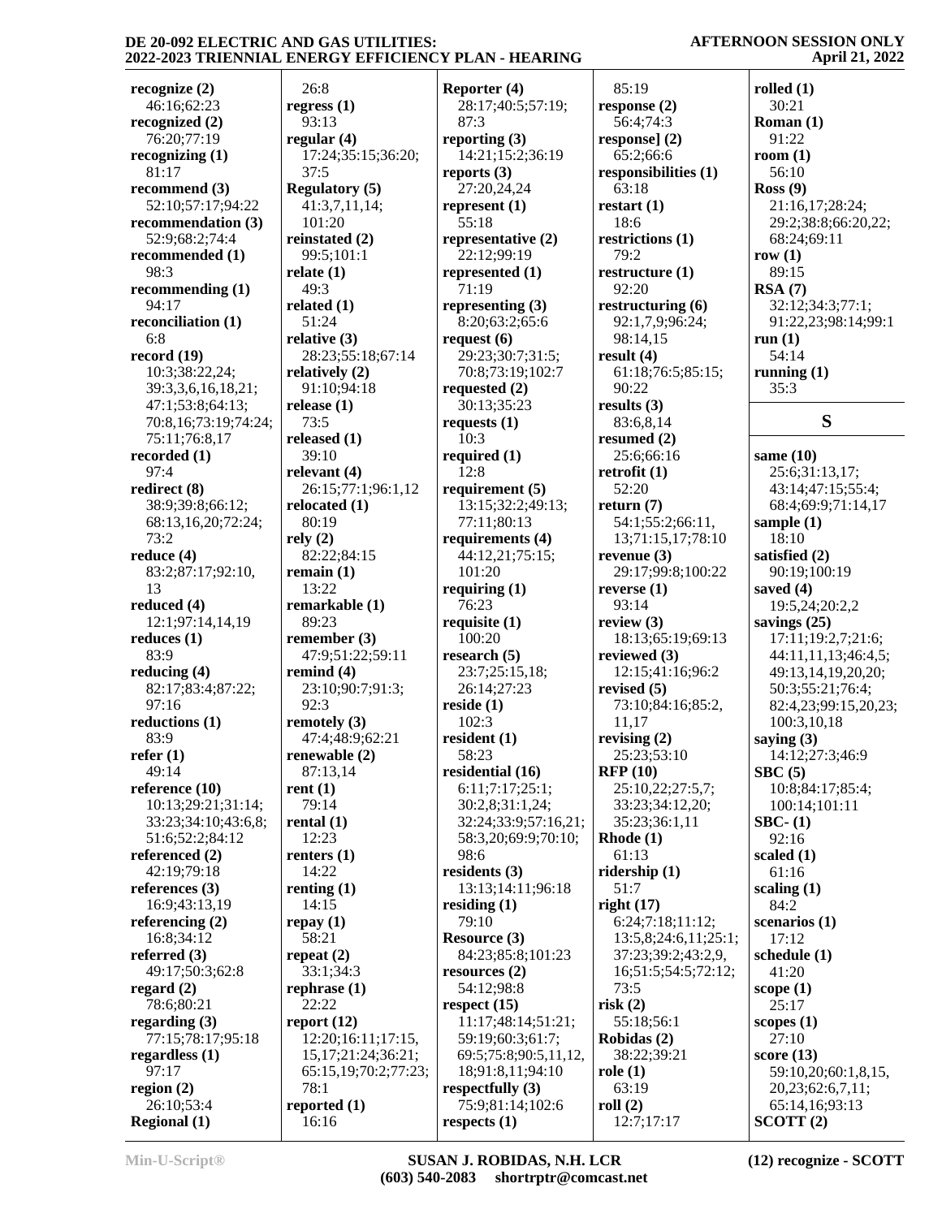**recognize (2)**
46:16;62:23
**recognized (2)**
76:20;77:19
**recognizing (1)**
81:17
**recommend (3)**
52:10;57:17;94:22
**recommendation (3)**
52:9;68:2;74:4
**recommended (1)**
98:3
**recommending (1)**
94:17
**reconciliation (1)**
6:8
**record (19)**
10:3;38:22,24;
39:3,3,6,16,18,21;
47:1;53:8;64:13;
70:8,16;73:19;74:24;
75:11;76:8,17
**recorded (1)**
97:4
**redirect (8)**
38:9;39:8;66:12;
68:13,16,20;72:24;
73:2
**reduce (4)**
83:2;87:17;92:10,
13
**reduced (4)**
12:1;97:14,14,19
**reduces (1)**
83:9
**reducing (4)**
82:17;83:4;87:22;
97:16
**reductions (1)**
83:9
**refer (1)**
49:14
**reference (10)**
10:13;29:21;31:14;
33:23;34:10;43:6,8;
51:6;52:2;84:12
**referenced (2)**
42:19;79:18
**references (3)**
16:9;43:13,19
**referencing (2)**
16:8;34:12
**referred (3)**
49:17;50:3;62:8
**regard (2)**
78:6;80:21
**regarding (3)**
77:15;78:17;95:18
**regardless (1)**
97:17
**region (2)**
26:10;53:4
**Regional (1)**
26:8
**regress (1)**
93:13
**regular (4)**
17:24;35:15;36:20;
37:5
**Regulatory (5)**
41:3,7,11,14;
101:20
**reinstated (2)**
99:5;101:1
**relate (1)**
49:3
**related (1)**
51:24
**relative (3)**
28:23;55:18;67:14
**relatively (2)**
91:10;94:18
**release (1)**
73:5
**released (1)**
39:10
**relevant (4)**
26:15;77:1;96:1,12
**relocated (1)**
80:19
**rely (2)**
82:22;84:15
**remain (1)**
13:22
**remarkable (1)**
89:23
**remember (3)**
47:9;51:22;59:11
**remind (4)**
23:10;90:7;91:3;
92:3
**remotely (3)**
47:4;48:9;62:21
**renewable (2)**
87:13,14
**rent (1)**
79:14
**rental (1)**
12:23
**renters (1)**
14:22
**renting (1)**
14:15
**repay (1)**
58:21
**repeat (2)**
33:1;34:3
**rephrase (1)**
22:22
**report (12)**
12:20;16:11;17:15,
15,17;21:24;36:21;
65:15,19;70:2;77:23;
78:1
**reported (1)**
16:16
**Reporter (4)**
28:17;40:5;57:19;
87:3
**reporting (3)**
14:21;15:2;36:19
**reports (3)**
27:20,24,24
**represent (1)**
55:18
**representative (2)**
22:12;99:19
**represented (1)**
71:19
**representing (3)**
8:20;63:2;65:6
**request (6)**
29:23;30:7;31:5;
70:8;73:19;102:7
**requested (2)**
30:13;35:23
**requests (1)**
10:3
**required (1)**
12:8
**requirement (5)**
13:15;32:2;49:13;
77:11;80:13
**requirements (4)**
44:12,21;75:15;
101:20
**requiring (1)**
76:23
**requisite (1)**
100:20
**research (5)**
23:7;25:15,18;
26:14;27:23
**reside (1)**
102:3
**resident (1)**
58:23
**residential (16)**
6:11;7:17;25:1;
30:2,8;31:1,24;
32:24;33:9;57:16,21;
58:3,20;69:9;70:10;
98:6
**residents (3)**
13:13;14:11;96:18
**residing (1)**
79:10
**Resource (3)**
84:23;85:8;101:23
**resources (2)**
54:12;98:8
**respect (15)**
11:17;48:14;51:21;
59:19;60:3;61:7;
69:5;75:8;90:5,11,12,
18;91:8,11;94:10
**respectfully (3)**
75:9;81:14;102:6
**respects (1)**
85:19
**response (2)**
56:4;74:3
**response] (2)**
65:2;66:6
**responsibilities (1)**
63:18
**restart (1)**
18:6
**restrictions (1)**
79:2
**restructure (1)**
92:20
**restructuring (6)**
92:1,7,9;96:24;
98:14,15
**result (4)**
61:18;76:5;85:15;
90:22
**results (3)**
83:6,8,14
**resumed (2)**
25:6;66:16
**retrofit (1)**
52:20
**return (7)**
54:1;55:2;66:11,
13;71:15,17;78:10
**revenue (3)**
29:17;99:8;100:22
**reverse (1)**
93:14
**review (3)**
18:13;65:19;69:13
**reviewed (3)**
12:15;41:16;96:2
**revised (5)**
73:10;84:16;85:2,
11,17
**revising (2)**
25:23;53:10
**RFP (10)**
25:10,22;27:5,7;
33:23;34:12,20;
35:23;36:1,11
**Rhode (1)**
61:13
**ridership (1)**
51:7
**right (17)**
6:24;7:18;11:12;
13:5,8;24:6,11;25:1;
37:23;39:2;43:2,9,
16;51:5;54:5;72:12;
73:5
**risk (2)**
55:18;56:1
**Robidas (2)**
38:22;39:21
**role (1)**
63:19
**roll (2)**
12:7;17:17
**rolled (1)**
30:21
**Roman (1)**
91:22
**room (1)**
56:10
**Ross (9)**
21:16,17;28:24;
29:2;38:8;66:20,22;
68:24;69:11
**row (1)**
89:15
**RSA (7)**
32:12;34:3;77:1;
91:22,23;98:14;99:1
**run (1)**
54:14
**running (1)**
35:3

## S

**same (10)**
25:6;31:13,17;
43:14;47:15;55:4;
68:4;69:9;71:14,17
**sample (1)**
18:10
**satisfied (2)**
90:19;100:19
**saved (4)**
19:5,24;20:2,2
**savings (25)**
17:11;19:2,7;21:6;
44:11,11,13;46:4,5;
49:13,14,19,20,20;
50:3;55:21;76:4;
82:4,23;99:15,20,23;
100:3,10,18
**saying (3)**
14:12;27:3;46:9
**SBC (5)**
10:8;84:17;85:4;
100:14;101:11
**SBC- (1)**
92:16
**scaled (1)**
61:16
**scaling (1)**
84:2
**scenarios (1)**
17:12
**schedule (1)**
41:20
**scope (1)**
25:17
**scopes (1)**
27:10
**score (13)**
59:10,20;60:1,8,15,
20,23;62:6,7,11;
65:14,16;93:13
**SCOTT (2)**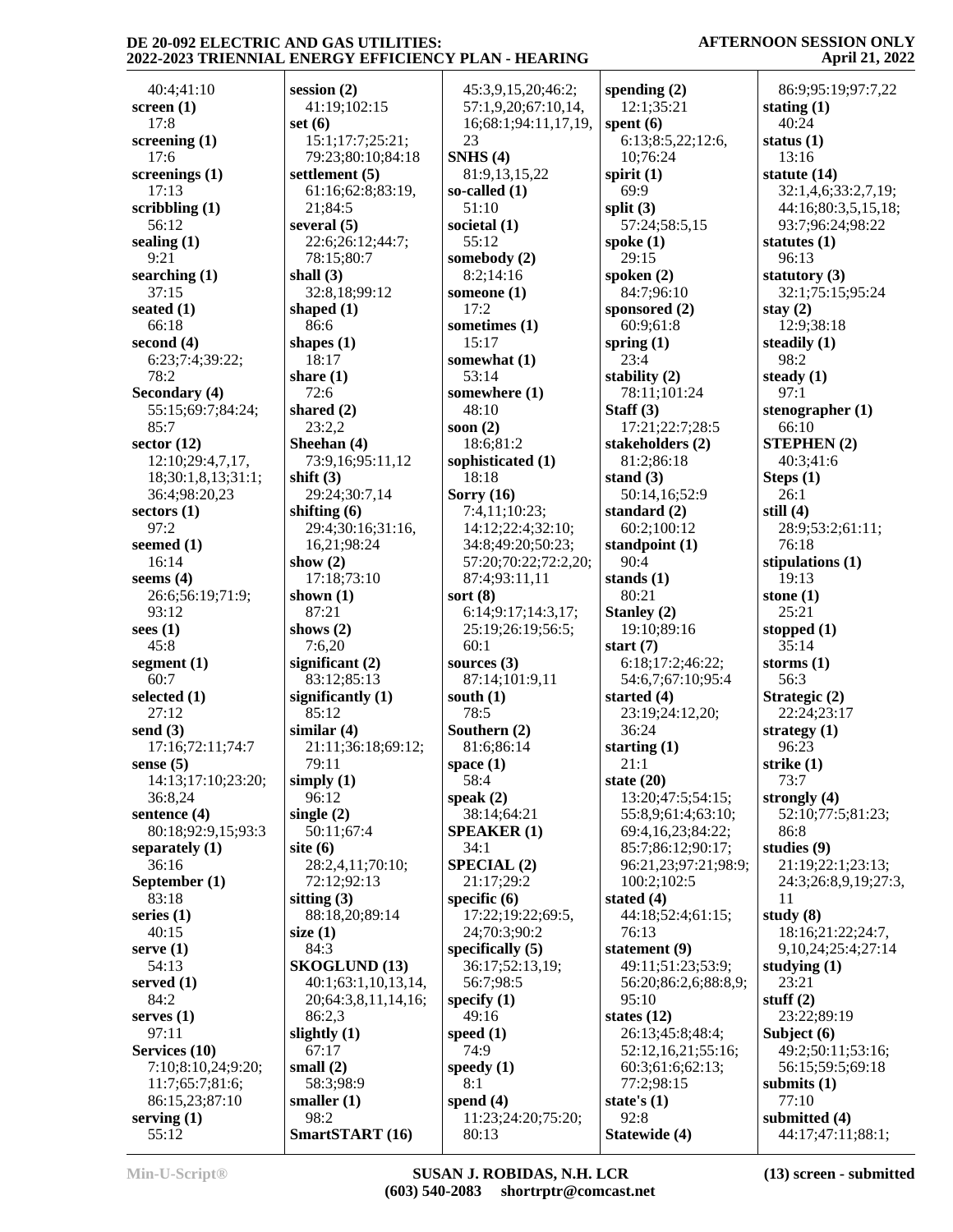40:4;41:10
**screen (1)**
17:8
**screening (1)**
17:6
**screenings (1)**
17:13
**scribbling (1)**
56:12
**sealing (1)**
9:21
**searching (1)**
37:15
**seated (1)**
66:18
**second (4)**
6:23;7:4;39:22;
78:2
**Secondary (4)**
55:15;69:7;84:24;
85:7
**sector (12)**
12:10;29:4,7,17,
18;30:1,8,13;31:1;
36:4;98:20,23
**sectors (1)**
97:2
**seemed (1)**
16:14
**seems (4)**
26:6;56:19;71:9;
93:12
**sees (1)**
45:8
**segment (1)**
60:7
**selected (1)**
27:12
**send (3)**
17:16;72:11;74:7
**sense (5)**
14:13;17:10;23:20;
36:8,24
**sentence (4)**
80:18;92:9,15;93:3
**separately (1)**
36:16
**September (1)**
83:18
**series (1)**
40:15
**serve (1)**
54:13
**served (1)**
84:2
**serves (1)**
97:11
**Services (10)**
7:10;8:10,24;9:20;
11:7;65:7;81:6;
86:15,23;87:10
**serving (1)**
55:12
**session (2)**
41:19;102:15
**set (6)**
15:1;17:7;25:21;
79:23;80:10;84:18
**settlement (5)**
61:16;62:8;83:19,
21;84:5
**several (5)**
22:6;26:12;44:7;
78:15;80:7
**shall (3)**
32:8,18;99:12
**shaped (1)**
86:6
**shapes (1)**
18:17
**share (1)**
72:6
**shared (2)**
23:2,2
**Sheehan (4)**
73:9,16;95:11,12
**shift (3)**
29:24;30:7,14
**shifting (6)**
29:4;30:16;31:16,
16,21;98:24
**show (2)**
17:18;73:10
**shown (1)**
87:21
**shows (2)**
7:6,20
**significant (2)**
83:12;85:13
**significantly (1)**
85:12
**similar (4)**
21:11;36:18;69:12;
79:11
**simply (1)**
96:12
**single (2)**
50:11;67:4
**site (6)**
28:2,4,11;70:10;
72:12;92:13
**sitting (3)**
88:18,20;89:14
**size (1)**
84:3
**SKOGLUND (13)**
40:1;63:1,10,13,14,
20;64:3,8,11,14,16;
86:2,3
**slightly (1)**
67:17
**small (2)**
58:3;98:9
**smaller (1)**
98:2
**SmartSTART (16)**
45:3,9,15,20;46:2;
57:1,9,20;67:10,14,
16;68:1;94:11,17,19,
23
**SNHS (4)**
81:9,13,15,22
**so-called (1)**
51:10
**societal (1)**
55:12
**somebody (2)**
8:2;14:16
**someone (1)**
17:2
**sometimes (1)**
15:17
**somewhat (1)**
53:14
**somewhere (1)**
48:10
**soon (2)**
18:6;81:2
**sophisticated (1)**
18:18
**Sorry (16)**
7:4,11;10:23;
14:12;22:4;32:10;
34:8;49:20;50:23;
57:20;70:22;72:2,20;
87:4;93:11,11
**sort (8)**
6:14;9:17;14:3,17;
25:19;26:19;56:5;
60:1
**sources (3)**
87:14;101:9,11
**south (1)**
78:5
**Southern (2)**
81:6;86:14
**space (1)**
58:4
**speak (2)**
38:14;64:21
**SPEAKER (1)**
34:1
**SPECIAL (2)**
21:17;29:2
**specific (6)**
17:22;19:22;69:5,
24;70:3;90:2
**specifically (5)**
36:17;52:13,19;
56:7;98:5
**specify (1)**
49:16
**speed (1)**
74:9
**speedy (1)**
8:1
**spend (4)**
11:23;24:20;75:20;
80:13
**spending (2)**
12:1;35:21
**spent (6)**
6:13;8:5,22;12:6,
10;76:24
**spirit (1)**
69:9
**split (3)**
57:24;58:5,15
**spoke (1)**
29:15
**spoken (2)**
84:7;96:10
**sponsored (2)**
60:9;61:8
**spring (1)**
23:4
**stability (2)**
78:11;101:24
**Staff (3)**
17:21;22:7;28:5
**stakeholders (2)**
81:2;86:18
**stand (3)**
50:14,16;52:9
**standard (2)**
60:2;100:12
**standpoint (1)**
90:4
**stands (1)**
80:21
**Stanley (2)**
19:10;89:16
**start (7)**
6:18;17:2;46:22;
54:6,7;67:10;95:4
**started (4)**
23:19;24:12,20;
36:24
**starting (1)**
21:1
**state (20)**
13:20;47:5;54:15;
55:8,9;61:4;63:10;
69:4,16,23;84:22;
85:7;86:12;90:17;
96:21,23;97:21;98:9;
100:2;102:5
**stated (4)**
44:18;52:4;61:15;
76:13
**statement (9)**
49:11;51:23;53:9;
56:20;86:2,6;88:8,9;
95:10
**states (12)**
26:13;45:8;48:4;
52:12,16,21;55:16;
60:3;61:6;62:13;
77:2;98:15
**state's (1)**
92:8
**Statewide (4)**
86:9;95:19;97:7,22
**stating (1)**
40:24
**status (1)**
13:16
**statute (14)**
32:1,4,6;33:2,7,19;
44:16;80:3,5,15,18;
93:7;96:24;98:22
**statutes (1)**
96:13
**statutory (3)**
32:1;75:15;95:24
**stay (2)**
12:9;38:18
**steadily (1)**
98:2
**steady (1)**
97:1
**stenographer (1)**
66:10
**STEPHEN (2)**
40:3;41:6
**Steps (1)**
26:1
**still (4)**
28:9;53:2;61:11;
76:18
**stipulations (1)**
19:13
**stone (1)**
25:21
**stopped (1)**
35:14
**storms (1)**
56:3
**Strategic (2)**
22:24;23:17
**strategy (1)**
96:23
**strike (1)**
73:7
**strongly (4)**
52:10;77:5;81:23;
86:8
**studies (9)**
21:19;22:1;23:13;
24:3;26:8,9,19;27:3,
11
**study (8)**
18:16;21:22;24:7,
9,10,24;25:4;27:14
**studying (1)**
23:21
**stuff (2)**
23:22;89:19
**Subject (6)**
49:2;50:11;53:16;
56:15;59:5;69:18
**submits (1)**
77:10
**submitted (4)**
44:17;47:11;88:1;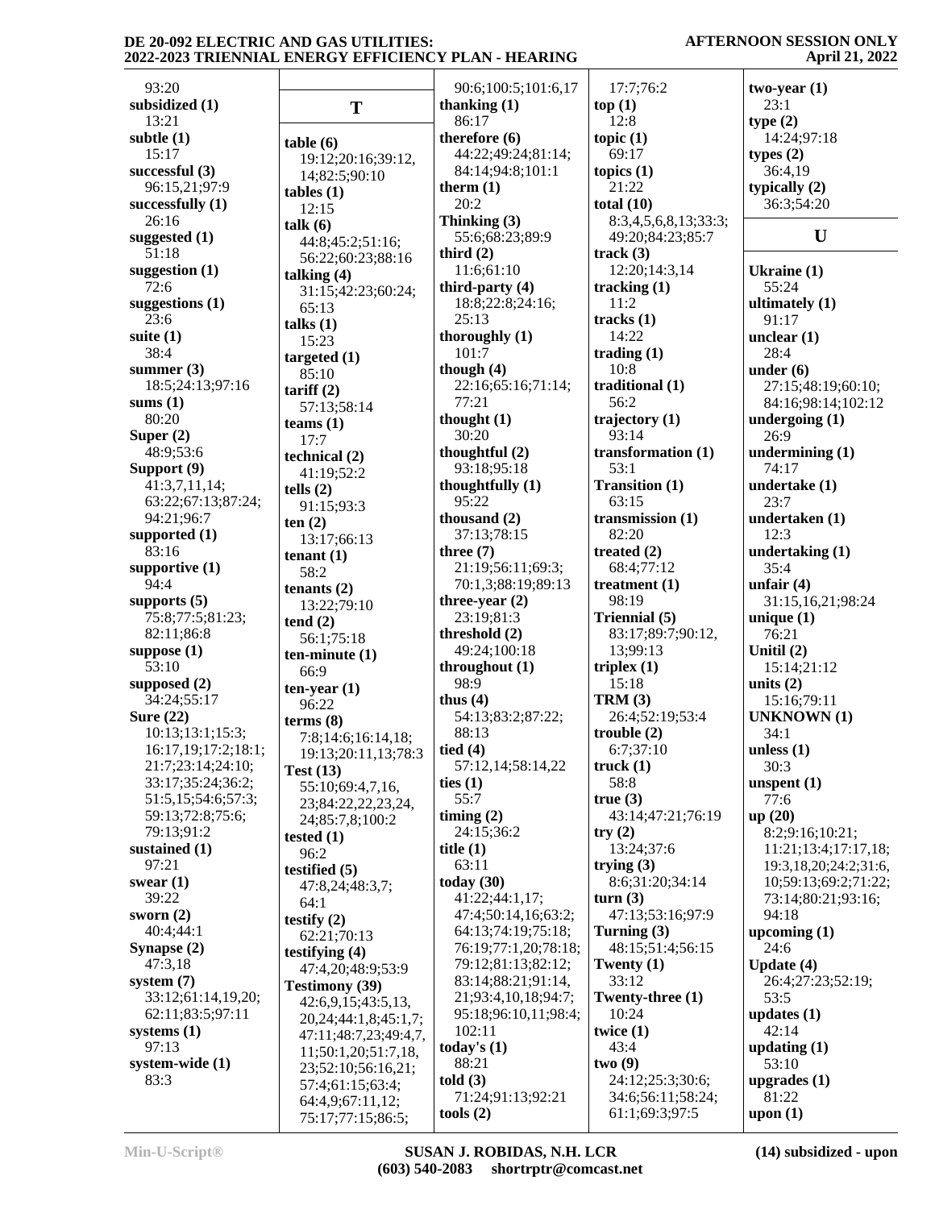93:20
**subsidized (1)**
13:21
**subtle (1)**
15:17
**successful (3)**
96:15,21;97:9
**successfully (1)**
26:16
**suggested (1)**
51:18
**suggestion (1)**
72:6
**suggestions (1)**
23:6
**suite (1)**
38:4
**summer (3)**
18:5;24:13;97:16
**sums (1)**
80:20
**Super (2)**
48:9;53:6
**Support (9)**
41:3,7,11,14; 63:22;67:13;87:24; 94:21;96:7
**supported (1)**
83:16
**supportive (1)**
94:4
**supports (5)**
75:8;77:5;81:23; 82:11;86:8
**suppose (1)**
53:10
**supposed (2)**
34:24;55:17
**Sure (22)**
10:13;13:1;15:3; 16:17,19;17:2;18:1; 21:7;23:14;24:10; 33:17;35:24;36:2; 51:5,15;54:6;57:3; 59:13;72:8;75:6; 79:13;91:2
**sustained (1)**
97:21
**swear (1)**
39:22
**sworn (2)**
40:4;44:1
**Synapse (2)**
47:3,18
**system (7)**
33:12;61:14,19,20; 62:11;83:5;97:11
**systems (1)**
97:13
**system-wide (1)**
83:3

## T

**table (6)**
19:12;20:16;39:12, 14;82:5;90:10
**tables (1)**
12:15
**talk (6)**
44:8;45:2;51:16; 56:22;60:23;88:16
**talking (4)**
31:15;42:23;60:24; 65:13
**talks (1)**
15:23
**targeted (1)**
85:10
**tariff (2)**
57:13;58:14
**teams (1)**
17:7
**technical (2)**
41:19;52:2
**tells (2)**
91:15;93:3
**ten (2)**
13:17;66:13
**tenant (1)**
58:2
**tenants (2)**
13:22;79:10
**tend (2)**
56:1;75:18
**ten-minute (1)**
66:9
**ten-year (1)**
96:22
**terms (8)**
7:8;14:6;16:14,18; 19:13;20:11,13;78:3
**Test (13)**
55:10;69:4,7,16, 23;84:22,22,23,24, 24;85:7,8;100:2
**tested (1)**
96:2
**testified (5)**
47:8,24;48:3,7; 64:1
**testify (2)**
62:21;70:13
**testifying (4)**
47:4,20;48:9;53:9
**Testimony (39)**
42:6,9,15;43:5,13, 20,24;44:1,8;45:1,7; 47:11;48:7,23;49:4,7, 11;50:1,20;51:7,18, 23;52:10;56:16,21; 57:4;61:15;63:4; 64:4,9;67:11,12; 75:17;77:15;86:5; 90:6;100:5;101:6,17
**thanking (1)**
86:17
**therefore (6)**
44:22;49:24;81:14; 84:14;94:8;101:1
**therm (1)**
20:2
**Thinking (3)**
55:6;68:23;89:9
**third (2)**
11:6;61:10
**third-party (4)**
18:8;22:8;24:16; 25:13
**thoroughly (1)**
101:7
**though (4)**
22:16;65:16;71:14; 77:21
**thought (1)**
30:20
**thoughtful (2)**
93:18;95:18
**thoughtfully (1)**
95:22
**thousand (2)**
37:13;78:15
**three (7)**
21:19;56:11;69:3; 70:1,3;88:19;89:13
**three-year (2)**
23:19;81:3
**threshold (2)**
49:24;100:18
**throughout (1)**
98:9
**thus (4)**
54:13;83:2;87:22; 88:13
**tied (4)**
57:12,14;58:14,22
**ties (1)**
55:7
**timing (2)**
24:15;36:2
**title (1)**
63:11
**today (30)**
41:22;44:1,17; 47:4;50:14,16;63:2; 64:13;74:19;75:18; 76:19;77:1,20;78:18; 79:12;81:13;82:12; 83:14;88:21;91:14, 21;93:4,10,18;94:7; 95:18;96:10,11;98:4; 102:11
**today's (1)**
88:21
**told (3)**
71:24;91:13;92:21
**tools (2)**
17:7;76:2
**top (1)**
12:8
**topic (1)**
69:17
**topics (1)**
21:22
**total (10)**
8:3,4,5,6,8,13;33:3; 49:20;84:23;85:7
**track (3)**
12:20;14:3,14
**tracking (1)**
11:2
**tracks (1)**
14:22
**trading (1)**
10:8
**traditional (1)**
56:2
**trajectory (1)**
93:14
**transformation (1)**
53:1
**Transition (1)**
63:15
**transmission (1)**
82:20
**treated (2)**
68:4;77:12
**treatment (1)**
98:19
**Triennial (5)**
83:17;89:7;90:12, 13;99:13
**triplex (1)**
15:18
**TRM (3)**
26:4;52:19;53:4
**trouble (2)**
6:7;37:10
**truck (1)**
58:8
**true (3)**
43:14;47:21;76:19
**try (2)**
13:24;37:6
**trying (3)**
8:6;31:20;34:14
**turn (3)**
47:13;53:16;97:9
**Turning (3)**
48:15;51:4;56:15
**Twenty (1)**
33:12
**Twenty-three (1)**
10:24
**twice (1)**
43:4
**two (9)**
24:12;25:3;30:6; 34:6;56:11;58:24; 61:1;69:3;97:5
**two-year (1)**
23:1
**type (2)**
14:24;97:18
**types (2)**
36:4,19
**typically (2)**
36:3;54:20

## U

**Ukraine (1)**
55:24
**ultimately (1)**
91:17
**unclear (1)**
28:4
**under (6)**
27:15;48:19;60:10; 84:16;98:14;102:12
**undergoing (1)**
26:9
**undermining (1)**
74:17
**undertake (1)**
23:7
**undertaken (1)**
12:3
**undertaking (1)**
35:4
**unfair (4)**
31:15,16,21;98:24
**unique (1)**
76:21
**Unitil (2)**
15:14;21:12
**units (2)**
15:16;79:11
**UNKNOWN (1)**
34:1
**unless (1)**
30:3
**unspent (1)**
77:6
**up (20)**
8:2;9:16;10:21; 11:21;13:4;17:17,18; 19:3,18,20;24:2;31:6, 10;59:13;69:2;71:22; 73:14;80:21;93:16; 94:18
**upcoming (1)**
24:6
**Update (4)**
26:4;27:23;52:19; 53:5
**updates (1)**
42:14
**updating (1)**
53:10
**upgrades (1)**
81:22
**upon (1)**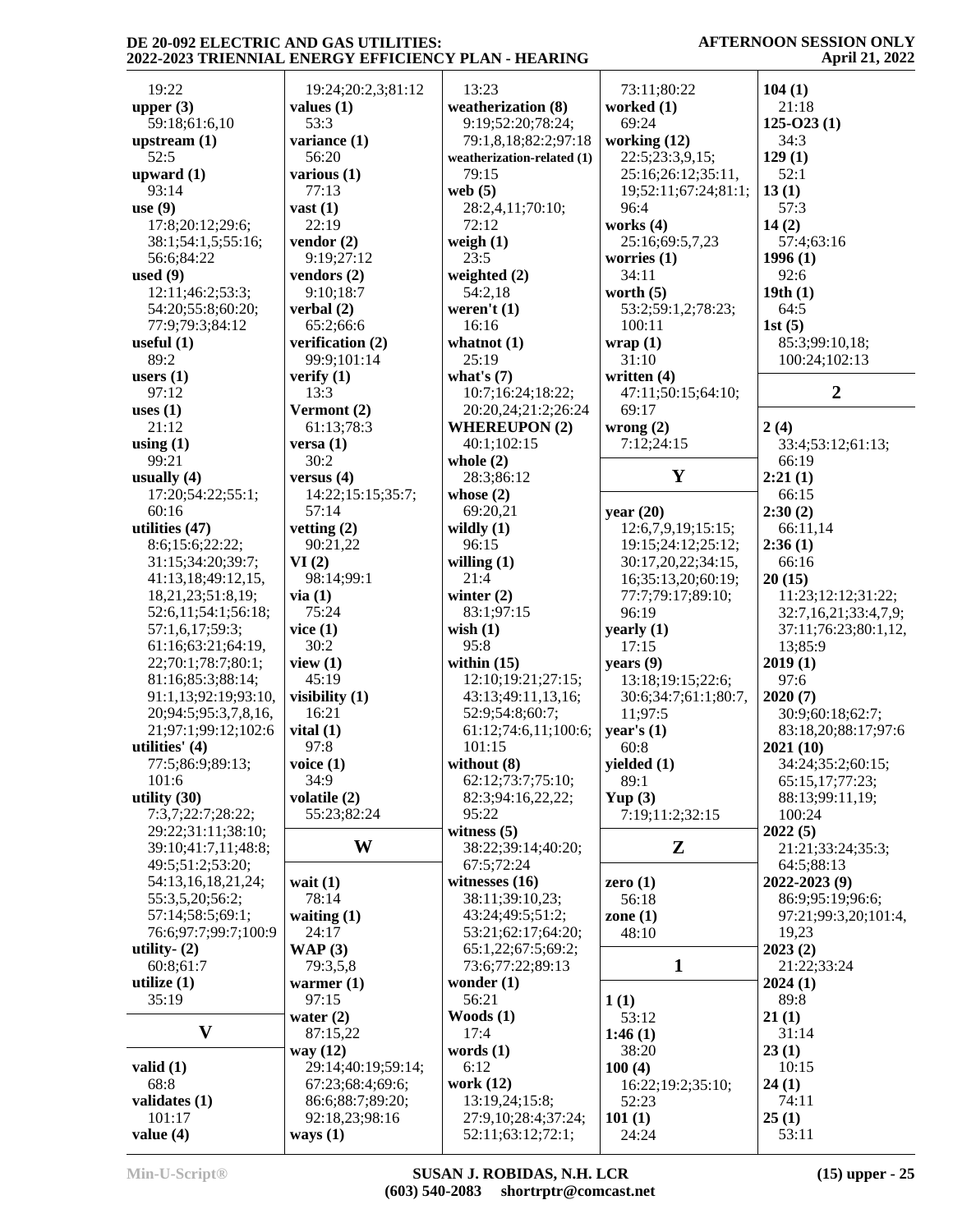19:22
**upper (3)**
59:18;61:6,10
**upstream (1)**
52:5
**upward (1)**
93:14
**use (9)**
17:8;20:12;29:6;
38:1;54:1,5;55:16;
56:6;84:22
**used (9)**
12:11;46:2;53:3;
54:20;55:8;60:20;
77:9;79:3;84:12
**useful (1)**
89:2
**users (1)**
97:12
**uses (1)**
21:12
**using (1)**
99:21
**usually (4)**
17:20;54:22;55:1;
60:16
**utilities (47)**
8:6;15:6;22:22;
31:15;34:20;39:7;
41:13,18;49:12,15,
18,21,23;51:8,19;
52:6,11;54:1;56:18;
57:1,6,17;59:3;
61:16;63:21;64:19,
22;70:1;78:7;80:1;
81:16;85:3;88:14;
91:1,13;92:19;93:10,
20;94:5;95:3,7,8,16,
21;97:1;99:12;102:6
**utilities' (4)**
77:5;86:9;89:13;
101:6
**utility (30)**
7:3,7;22:7;28:22;
29:22;31:11;38:10;
39:10;41:7,11;48:8;
49:5;51:2;53:20;
54:13,16,18,21,24;
55:3,5,20;56:2;
57:14;58:5;69:1;
76:6;97:7;99:7;100:9
**utility- (2)**
60:8;61:7
**utilize (1)**
35:19

## V

**valid (1)**
68:8
**validates (1)**
101:17
**value (4)**
19:24;20:2,3;81:12
**values (1)**
53:3
**variance (1)**
56:20
**various (1)**
77:13
**vast (1)**
22:19
**vendor (2)**
9:19;27:12
**vendors (2)**
9:10;18:7
**verbal (2)**
65:2;66:6
**verification (2)**
99:9;101:14
**verify (1)**
13:3
**Vermont (2)**
61:13;78:3
**versa (1)**
30:2
**versus (4)**
14:22;15:15;35:7;
57:14
**vetting (2)**
90:21,22
**VI (2)**
98:14;99:1
**via (1)**
75:24
**vice (1)**
30:2
**view (1)**
45:19
**visibility (1)**
16:21
**vital (1)**
97:8
**voice (1)**
34:9
**volatile (2)**
55:23;82:24

## W

**wait (1)**
78:14
**waiting (1)**
24:17
**WAP (3)**
79:3,5,8
**warmer (1)**
97:15
**water (2)**
87:15,22
**way (12)**
29:14;40:19;59:14;
67:23;68:4;69:6;
86:6;88:7;89:20;
92:18,23;98:16
**ways (1)**
13:23
**weatherization (8)**
9:19;52:20;78:24;
79:1,8,18;82:2;97:18
**weatherization-related (1)**
79:15
**web (5)**
28:2,4,11;70:10;
72:12
**weigh (1)**
23:5
**weighted (2)**
54:2,18
**weren't (1)**
16:16
**whatnot (1)**
25:19
**what's (7)**
10:7;16:24;18:22;
20:20,24;21:2;26:24
**WHEREUPON (2)**
40:1;102:15
**whole (2)**
28:3;86:12
**whose (2)**
69:20,21
**wildly (1)**
96:15
**willing (1)**
21:4
**winter (2)**
83:1;97:15
**wish (1)**
95:8
**within (15)**
12:10;19:21;27:15;
43:13;49:11,13,16;
52:9;54:8;60:7;
61:12;74:6,11;100:6;
101:15
**without (8)**
62:12;73:7;75:10;
82:3;94:16,22,22;
95:22
**witness (5)**
38:22;39:14;40:20;
67:5;72:24
**witnesses (16)**
38:11;39:10,23;
43:24;49:5;51:2;
53:21;62:17;64:20;
65:1,22;67:5;69:2;
73:6;77:22;89:13
**wonder (1)**
56:21
**Woods (1)**
17:4
**words (1)**
6:12
**work (12)**
13:19,24;15:8;
27:9,10;28:4;37:24;
52:11;63:12;72:1;
73:11;80:22
**worked (1)**
69:24
**working (12)**
22:5;23:3,9,15;
25:16;26:12;35:11,
19;52:11;67:24;81:1;
96:4
**works (4)**
25:16;69:5,7,23
**worries (1)**
34:11
**worth (5)**
53:2;59:1,2;78:23;
100:11
**wrap (1)**
31:10
**written (4)**
47:11;50:15;64:10;
69:17
**wrong (2)**
7:12;24:15

## Y

**year (20)**
12:6,7,9,19;15:15;
19:15;24:12;25:12;
30:17,20,22;34:15,
16;35:13,20;60:19;
77:7;79:17;89:10;
96:19
**yearly (1)**
17:15
**years (9)**
13:18;19:15;22:6;
30:6;34:7;61:1;80:7,
11;97:5
**year's (1)**
60:8
**yielded (1)**
89:1
**Yup (3)**
7:19;11:2;32:15

## Z

**zero (1)**
56:18
**zone (1)**
48:10

## 1

**1 (1)**
53:12
**1:46 (1)**
38:20
**100 (4)**
16:22;19:2;35:10;
52:23
**101 (1)**
24:24
**104 (1)**
21:18
**125-O23 (1)**
34:3
**129 (1)**
52:1
**13 (1)**
57:3
**14 (2)**
57:4;63:16
**1996 (1)**
92:6
**19th (1)**
64:5
**1st (5)**
85:3;99:10,18;
100:24;102:13

## 2

**2 (4)**
33:4;53:12;61:13;
66:19
**2:21 (1)**
66:15
**2:30 (2)**
66:11,14
**2:36 (1)**
66:16
**20 (15)**
11:23;12:12;31:22;
32:7,16,21;33:4,7,9;
37:11;76:23;80:1,12,
13;85:9
**2019 (1)**
97:6
**2020 (7)**
30:9;60:18;62:7;
83:18,20;88:17;97:6
**2021 (10)**
34:24;35:2;60:15;
65:15,17;77:23;
88:13;99:11,19;
100:24
**2022 (5)**
21:21;33:24;35:3;
64:5;88:13
**2022-2023 (9)**
86:9;95:19;96:6;
97:21;99:3,20;101:4,
19,23
**2023 (2)**
21:22;33:24
**2024 (1)**
89:8
**21 (1)**
31:14
**23 (1)**
10:15
**24 (1)**
74:11
**25 (1)**
53:11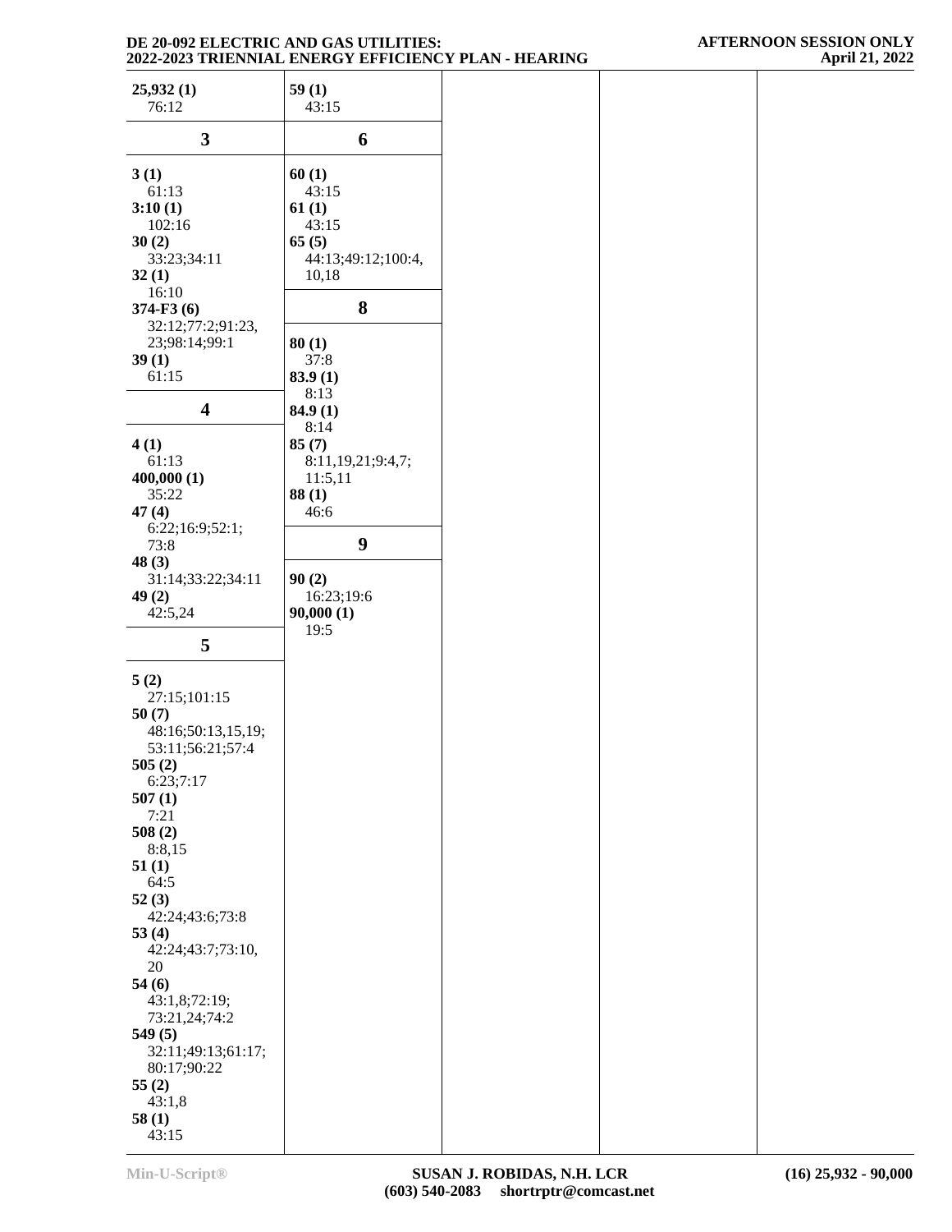**25,932 (1)**
76:12

### 3

**3 (1)**
61:13
**3:10 (1)**
102:16
**30 (2)**
33:23;34:11
**32 (1)**
16:10
**374-F3 (6)**
32:12;77:2;91:23,
23;98:14;99:1
**39 (1)**
61:15

### 4

**4 (1)**
61:13
**400,000 (1)**
35:22
**47 (4)**
6:22;16:9;52:1;
73:8
**48 (3)**
31:14;33:22;34:11
**49 (2)**
42:5,24

### 5

**5 (2)**
27:15;101:15
**50 (7)**
48:16;50:13,15,19;
53:11;56:21;57:4
**505 (2)**
6:23;7:17
**507 (1)**
7:21
**508 (2)**
8:8,15
**51 (1)**
64:5
**52 (3)**
42:24;43:6;73:8
**53 (4)**
42:24;43:7;73:10,
20
**54 (6)**
43:1,8;72:19;
73:21,24;74:2
**549 (5)**
32:11;49:13;61:17;
80:17;90:22
**55 (2)**
43:1,8
**58 (1)**
43:15
**59 (1)**
43:15

### 6

**60 (1)**
43:15
**61 (1)**
43:15
**65 (5)**
44:13;49:12;100:4,
10,18

### 8

**80 (1)**
37:8
**83.9 (1)**
8:13
**84.9 (1)**
8:14
**85 (7)**
8:11,19,21;9:4,7;
11:5,11
**88 (1)**
46:6

### 9

**90 (2)**
16:23;19:6
**90,000 (1)**
19:5